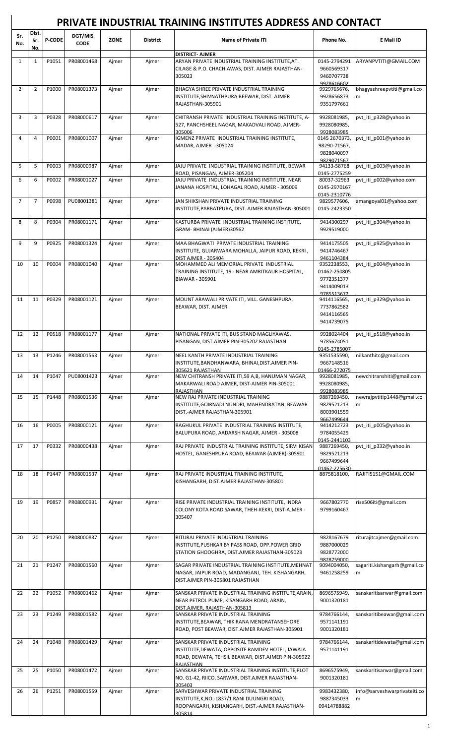# PRIVATE INDUSTRIAL TRAINING INSTITUTES ADDRESS AND CONTACT

| Sr. No. | Dist. Sr. No. | P-CODE | DGT/MIS CODE | ZONE | District | Name of Private ITI | Phone No. | E Mail ID |
|---|---|---|---|---|---|---|---|---|
| | | | | | | **DISTRICT- AJMER** | | |
| 1 | 1 | P1051 | PR08001468 | Ajmer | Ajmer | ARYAN PRIVATE INDUSTRIAL TRAINING INSTITUTE,AT. CILAGE & P.O. CHACHIAWAS, DIST. AJMER RAJASTHAN-305023 | 0145-2794291 9660569317 9460707738 9928616602 | ARYANPVTITI@GMAIL.COM |
| 2 | 2 | P1000 | PR08001373 | Ajmer | Ajmer | BHAGYA SHREE PRIVATE INDUSTRIAL TRAINING INSTITUTE,SHIVNATHPURA BEEWAR, DIST. AJMER RAJASTHAN-305901 | 9929765676, 9928656873 9351797661 | bhagyashreepvtiti@gmail.com |
| 3 | 3 | P0328 | PR08000617 | Ajmer | Ajmer | CHITRANSH PRIVATE INDUSTRIAL TRAINING INSTITUTE, A-527, PANCHSHEEL NAGAR, MAKADVALI ROAD, AJMER-305006 | 9928081985, 9928080985, 9928083985 | pvt_iti_p328@yahoo.in |
| 4 | 4 | P0001 | PR08001007 | Ajmer | Ajmer | IGMENZ PRIVATE INDUSTRIAL TRAINING INSTITUTE, MADAR, AJMER -305024 | 0145 2670373, 98290-71567, 9828040097 9829071567 | pvt_iti_p001@yahoo.in |
| 5 | 5 | P0003 | PR08000987 | Ajmer | Ajmer | JAJU PRIVATE INDUSTRIAL TRAINING INSTITUTE, BEWAR ROAD, PISANGAN, AJMER-305204 | 94133-58768 0145-2775259 | pvt_iti_p003@yahoo.in |
| 6 | 6 | P0002 | PR08001027 | Ajmer | Ajmer | JAJU PRIVATE INDUSTRIAL TRAINING INSTITUTE, NEAR JANANA HOSPITAL, LOHAGAL ROAD, AJMER - 305009 | 80037-32963 0145-2970167 0145-2310776 | pvt_iti_p002@yahoo.com |
| 7 | 7 | P0998 | PU08001381 | Ajmer | Ajmer | JAN SHIKSHAN PRIVATE INDUSTRIAL TRAINING INSTITUTE,PARBATPURA, DIST. AJMER RAJASTHAN-305001 | 9829577606, 0145-2423350 | amangoyal01@yahoo.com |
| 8 | 8 | P0304 | PR08001171 | Ajmer | Ajmer | KASTURBA PRIVATE INDUSTRIAL TRAINING INSTITUTE, GRAM- BHINAI (AJMER)30562 | 9414300297 9929519000 | pvt_iti_p304@yahoo.in |
| 9 | 9 | P0925 | PR08001324 | Ajmer | Ajmer | MAA BHAGWATI PRIVATE INDUSTRIAL TRAINING INSTITUTE, GUJARWARA MOHALLA, JAIPUR ROAD, KEKRI , DIST AJMER - 305404 | 9414175505 9414746467 9461104384 | pvt_iti_p925@yahoo.in |
| 10 | 10 | P0004 | PR08001040 | Ajmer | Ajmer | MOHAMMED ALI MEMORIAL PRIVATE INDUSTRIAL TRAINING INSTITUTE, 19 - NEAR AMRITKAUR HOSPITAL, BIAWAR - 305901 | 9352238553, 01462-250805 9772351377 9414009013 9785513672 | pvt_iti_p004@yahoo.in |
| 11 | 11 | P0329 | PR08001121 | Ajmer | Ajmer | MOUNT ARAWALI PRIVATE ITI, VILL. GANESHPURA, BEAWAR, DIST. AJMER | 9414116565, 7737862582 9414116565 9414739075 | pvt_iti_p329@yahoo.in |
| 12 | 12 | P0518 | PR08001177 | Ajmer | Ajmer | NATIONAL PRIVATE ITI, BUS STAND MAGLIYAWAS, PISANGAN, DIST.AJMER PIN-305202 RAJASTHAN | 9928024404 9785674051 0145-2785007 | pvt_iti_p518@yahoo.in |
| 13 | 13 | P1246 | PR08001563 | Ajmer | Ajmer | NEEL KANTH PRIVATE INDUSTRIAL TRAINING INSTITUTE,BANDHANWARA, BHINAI,DIST.AJMER PIN-305621 RAJASTHAN | 9351535590, 9667148516 01466-272075 | nilkanthitc@gmail.com |
| 14 | 14 | P1047 | PU08001423 | Ajmer | Ajmer | NEW CHITRANSH PRIVATE ITI,59 A,B, HANUMAN NAGAR, MAKARWALI ROAD AJMER, DIST-AJMER PIN-305001 RAJASTHAN | 9928081985, 9928080985, 9928083985 | newchitranshiti@gmail.com |
| 15 | 15 | P1448 | PR08001536 | Ajmer | Ajmer | NEW RAJ PRIVATE INDUSTRIAL TRAINING INSTITUTE,GOIRNADI NUNDRI, MAHENDRATAN, BEAWAR DIST.-AJMER RAJASTHAN-305901 | 9887269450, 9829521213 8003901559 9667499644 | newrajpvtitip1448@gmail.com |
| 16 | 16 | P0005 | PR08000121 | Ajmer | Ajmer | RAGHUKUL PRIVATE INDUSTRIAL TRAINING INSTITUTE, BALUPURA ROAD, AADARSH NAGAR, AJMER - 305008 | 9414212723 9784055429 0145-2441103 | pvt_iti_p005@yahoo.in |
| 17 | 17 | P0332 | PR08000438 | Ajmer | Ajmer | RAJ PRIVATE INDUSTRIAL TRAINING INSTITUTE, SIRVI KISAN HOSTEL, GANESHPURA ROAD, BEAWAR (AJMER)-305901 | 9887269450, 9829521213 9667499644 01462-225630 | pvt_iti_p332@yahoo.in |
| 18 | 18 | P1447 | PR08001537 | Ajmer | Ajmer | RAJ PRIVATE INDUSTRIAL TRAINING INSTITUTE, KISHANGARH, DIST.AJMER RAJASTHAN-305801 | 8875818100, | RAJITI5151@GMAIL.COM |
| 19 | 19 | P0857 | PR08000931 | Ajmer | Ajmer | RISE PRIVATE INDUSTRIAL TRAINING INSTITUTE, INDRA COLONY KOTA ROAD SAWAR, THEH-KEKRI, DIST-AJMER - 305407 | 9667802770 9799160467 | rise506iti@gmail.com |
| 20 | 20 | P1250 | PR08000837 | Ajmer | Ajmer | RITURAJ PRIVATE INDUSTRIAL TRAINING INSTITUTE,PUSHKAR BY PASS ROAD, OPP.POWER GRID STATION GHOOGHRA, DIST.AJMER RAJASTHAN-305023 | 9828167679 9887000029 9828772000 9828759000 | riturajitcajmer@gmail.com |
| 21 | 21 | P1247 | PR08001560 | Ajmer | Ajmer | SAGAR PRIVATE INDUSTRIAL TRAINING INSTITUTE,MEHNAT NAGAR, JAIPUR ROAD, MADANGANJ, TEH. KISHANGARH, DIST.AJMER PIN-305801 RAJASTHAN | 9094004050, 9461258259 | sagariti.kishangarh@gmail.com |
| 22 | 22 | P1052 | PR08001462 | Ajmer | Ajmer | SANSKAR PRIVATE INDUSTRIAL TRAINING INSTITUTE,ARAIN, NEAR PETROL PUMP, KISANGARH ROAD, ARAIN, DIST.AJMER, RAJASTHAN-305813 | 8696575949, 9001320181 | sanskaritisarwar@gmail.com |
| 23 | 23 | P1249 | PR08001582 | Ajmer | Ajmer | SANSKAR PRIVATE INDUSTRIAL TRAINING INSTITUTE,BEAWAR, THIK RANA MENDRATANSEHORE ROAD, POST BEAWAR, DIST.AJMER RAJASTHAN-305901 | 9784766144, 9571141191 9001320181 | sanskaritibeawar@gmail.com |
| 24 | 24 | P1048 | PR08001429 | Ajmer | Ajmer | SANSKAR PRIVATE INDUSTRIAL TRAINING INSTITUTE,DEWATA, OPPOSITE RAMDEV HOTEL, JAWAJA ROAD, DEWATA, TEHSIL BEAWAR, DIST.AJMER PIN-305922 RAJASTHAN | 9784766144, 9571141191 | sanskaritidewata@gmail.com |
| 25 | 25 | P1050 | PR08001472 | Ajmer | Ajmer | SANSKAR PRIVATE INDUSTRIAL TRAINING INSTITUTE,PLOT NO. G1-42, RIICO, SARWAR, DIST.AJMER RAJASTHAN-305403 | 8696575949, 9001320181 | sanskaritisarwar@gmail.com |
| 26 | 26 | P1251 | PR08001559 | Ajmer | Ajmer | SARVESHWAR PRIVATE INDUSTRIAL TRAINING INSTITUTE,K,NO.-1837/1 RANI DUUNGRI ROAD, ROOPANGARH, KISHANGARH, DIST.-AJMER RAJASTHAN-305814 | 9983432380, 9887345033 09414788882 | info@sarveshwarprivateiti.com |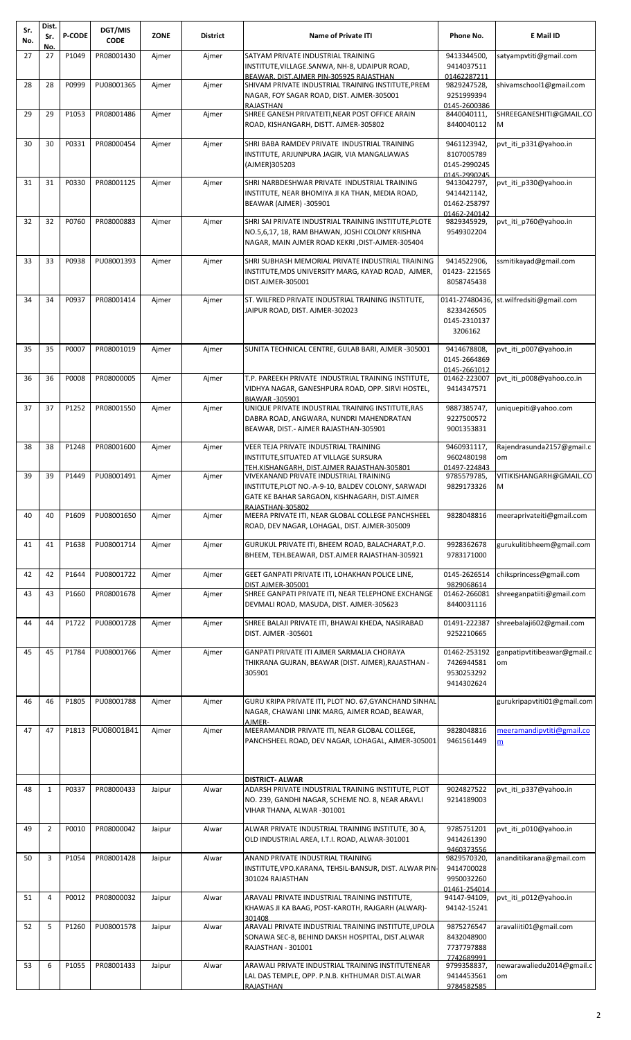| Sr. No. | Dist. Sr. No. | P-CODE | DGT/MIS CODE | ZONE | District | Name of Private ITI | Phone No. | E Mail ID |
|---|---|---|---|---|---|---|---|---|
| 27 | 27 | P1049 | PR08001430 | Ajmer | Ajmer | SATYAM PRIVATE INDUSTRIAL TRAINING INSTITUTE,VILLAGE.SANWA, NH-8, UDAIPUR ROAD, BEAWAR, DIST.AJMER PIN-305925 RAJASTHAN | 9413344500, 9414037511 01462287211 | satyampvtiti@gmail.com |
| 28 | 28 | P0999 | PU08001365 | Ajmer | Ajmer | SHIVAM PRIVATE INDUSTRIAL TRAINING INSTITUTE,PREM NAGAR, FOY SAGAR ROAD, DIST. AJMER-305001 RAJASTHAN | 9829247528, 9251999394 0145-2600386 | shivamschool1@gmail.com |
| 29 | 29 | P1053 | PR08001486 | Ajmer | Ajmer | SHREE GANESH PRIVATEITI,NEAR POST OFFICE ARAIN ROAD, KISHANGARH, DISTT. AJMER-305802 | 8440040111, 8440040112 | SHREEGANESHITI@GMAIL.COM |
| 30 | 30 | P0331 | PR08000454 | Ajmer | Ajmer | SHRI BABA RAMDEV PRIVATE INDUSTRIAL TRAINING INSTITUTE, ARJUNPURA JAGIR, VIA MANGALIAWAS (AJMER)305203 | 9461123942, 8107005789 0145-2990245 0145-2990245 | pvt_iti_p331@yahoo.in |
| 31 | 31 | P0330 | PR08001125 | Ajmer | Ajmer | SHRI NARBDESHWAR PRIVATE INDUSTRIAL TRAINING INSTITUTE, NEAR BHOMIYA JI KA THAN, MEDIA ROAD, BEAWAR (AJMER) -305901 | 9413042797, 9414421142, 01462-258797 01462-240142 | pvt_iti_p330@yahoo.in |
| 32 | 32 | P0760 | PR08000883 | Ajmer | Ajmer | SHRI SAI PRIVATE INDUSTRIAL TRAINING INSTITUTE,PLOTE NO.5,6,17, 18, RAM BHAWAN, JOSHI COLONY KRISHNA NAGAR, MAIN AJMER ROAD KEKRI ,DIST-AJMER-305404 | 9829345929, 9549302204 | pvt_iti_p760@yahoo.in |
| 33 | 33 | P0938 | PU08001393 | Ajmer | Ajmer | SHRI SUBHASH MEMORIAL PRIVATE INDUSTRIAL TRAINING INSTITUTE,MDS UNIVERSITY MARG, KAYAD ROAD, AJMER, DIST.AJMER-305001 | 9414522906, 01423- 221565 8058745438 | ssmitikayad@gmail.com |
| 34 | 34 | P0937 | PR08001414 | Ajmer | Ajmer | ST. WILFRED PRIVATE INDUSTRIAL TRAINING INSTITUTE, JAIPUR ROAD, DIST. AJMER-302023 | 0141-27480436, 8233426505 0145-2310137 3206162 | st.wilfredsiti@gmail.com |
| 35 | 35 | P0007 | PR08001019 | Ajmer | Ajmer | SUNITA TECHNICAL CENTRE, GULAB BARI, AJMER -305001 | 9414678808, 0145-2664869 0145-2661012 | pvt_iti_p007@yahoo.in |
| 36 | 36 | P0008 | PR08000005 | Ajmer | Ajmer | T.P. PAREEKH PRIVATE INDUSTRIAL TRAINING INSTITUTE, VIDHYA NAGAR, GANESHPURA ROAD, OPP. SIRVI HOSTEL, BIAWAR -305901 | 01462-223007 9414347571 | pvt_iti_p008@yahoo.co.in |
| 37 | 37 | P1252 | PR08001550 | Ajmer | Ajmer | UNIQUE PRIVATE INDUSTRIAL TRAINING INSTITUTE,RAS DABRA ROAD, ANGWARA, NUNDRI MAHENDRATAN BEAWAR, DIST.- AJMER RAJASTHAN-305901 | 9887385747, 9227500572 9001353831 | uniquepiti@yahoo.com |
| 38 | 38 | P1248 | PR08001600 | Ajmer | Ajmer | VEER TEJA PRIVATE INDUSTRIAL TRAINING INSTITUTE,SITUATED AT VILLAGE SURSURA TEH.KISHANGARH, DIST.AJMER RAJASTHAN-305801 | 9460931117, 9602480198 01497-224843 | Rajendrasunda2157@gmail.com |
| 39 | 39 | P1449 | PU08001491 | Ajmer | Ajmer | VIVEKANAND PRIVATE INDUSTRIAL TRAINING INSTITUTE,PLOT NO.-A-9-10, BALDEV COLONY, SARWADI GATE KE BAHAR SARGAON, KISHNAGARH, DIST.AJMER RAJASTHAN-305802 | 9785579785, 9829173326 | VITIKISHANGARH@GMAIL.COM |
| 40 | 40 | P1609 | PU08001650 | Ajmer | Ajmer | MEERA PRIVATE ITI, NEAR GLOBAL COLLEGE PANCHSHEEL ROAD, DEV NAGAR, LOHAGAL. DIST. AJMER-305009 | 9828048816 | meeraprivateiti@gmail.com |
| 41 | 41 | P1638 | PU08001714 | Ajmer | Ajmer | GURUKUL PRIVATE ITI, BHEEM ROAD, BALACHARAT,P.O. BHEEM, TEH.BEAWAR, DIST.AJMER RAJASTHAN-305921 | 9928362678 9783171000 | gurukulitibheem@gmail.com |
| 42 | 42 | P1644 | PU08001722 | Ajmer | Ajmer | GEET GANPATI PRIVATE ITI, LOHAKHAN POLICE LINE, DIST.AJMER-305001 | 0145-2626514 9829068614 | chiksprincess@gmail.com |
| 43 | 43 | P1660 | PR08001678 | Ajmer | Ajmer | SHREE GANPATI PRIVATE ITI, NEAR TELEPHONE EXCHANGE DEVMALI ROAD, MASUDA, DIST. AJMER-305623 | 01462-266081 8440031116 | shreeganpatiiti@gmail.com |
| 44 | 44 | P1722 | PU08001728 | Ajmer | Ajmer | SHREE BALAJI PRIVATE ITI, BHAWAI KHEDA, NASIRABAD DIST. AJMER -305601 | 01491-222387 9252210665 | shreebalaji602@gmail.com |
| 45 | 45 | P1784 | PU08001766 | Ajmer | Ajmer | GANPATI PRIVATE ITI AJMER SARMALIA CHORAYA THIKRANA GUJRAN, BEAWAR (DIST. AJMER),RAJASTHAN - 305901 | 01462-253192 7426944581 9530253292 9414302624 | ganpatipvtitibeawar@gmail.com |
| 46 | 46 | P1805 | PU08001788 | Ajmer | Ajmer | GURU KRIPA PRIVATE ITI, PLOT NO. 67,GYANCHAND SINHAL NAGAR, CHAWANI LINK MARG, AJMER ROAD, BEAWAR, AJMER- | | gurukripapvtiti01@gmail.com |
| 47 | 47 | P1813 | PU08001841 | Ajmer | Ajmer | MEERAMANDIR PRIVATE ITI, NEAR GLOBAL COLLEGE, PANCHSHEEL ROAD, DEV NAGAR, LOHAGAL, AJMER-305001 | 9828048816 9461561449 | meeramandirpvtiti@gmail.com |
| | | | | | | **DISTRICT- ALWAR** | | |
| 48 | 1 | P0337 | PR08000433 | Jaipur | Alwar | ADARSH PRIVATE INDUSTRIAL TRAINING INSTITUTE, PLOT NO. 239, GANDHI NAGAR, SCHEME NO. 8, NEAR ARAVLI VIHAR THANA, ALWAR -301001 | 9024827522 9214189003 | pvt_iti_p337@yahoo.in |
| 49 | 2 | P0010 | PR08000042 | Jaipur | Alwar | ALWAR PRIVATE INDUSTRIAL TRAINING INSTITUTE, 30 A, OLD INDUSTRIAL AREA, I.T.I. ROAD, ALWAR-301001 | 9785751201 9414261390 9460373556 | pvt_iti_p010@yahoo.in |
| 50 | 3 | P1054 | PR08001428 | Jaipur | Alwar | ANAND PRIVATE INDUSTRIAL TRAINING INSTITUTE,VPO.KARANA, TEHSIL-BANSUR, DIST. ALWAR PIN-301024 RAJASTHAN | 9829570320, 9414700028 9950032260 01461-254014 | ananditikarana@gmail.com |
| 51 | 4 | P0012 | PR08000032 | Jaipur | Alwar | ARAVALI PRIVATE INDUSTRIAL TRAINING INSTITUTE, KHAWAS JI KA BAAG, POST-KAROTH, RAJGARH (ALWAR)-301408 | 94147-94109, 94142-15241 | pvt_iti_p012@yahoo.in |
| 52 | 5 | P1260 | PU08001578 | Jaipur | Alwar | ARAVALI PRIVATE INDUSTRIAL TRAINING INSTITUTE,UPOLA SONAWA SEC-8, BEHIND DAKSH HOSPITAL, DIST.ALWAR RAJASTHAN - 301001 | 9875276547 8432048900 7737797888 7742689991 | aravaliiti01@gmail.com |
| 53 | 6 | P1055 | PR08001433 | Jaipur | Alwar | ARAWALI PRIVATE INDUSTRIAL TRAINING INSTITUTENEAR LAL DAS TEMPLE, OPP. P.N.B. KHTHUMAR DIST.ALWAR RAJASTHAN | 9799358837, 9414453561 9784582585 | newarawaliedu2014@gmail.com |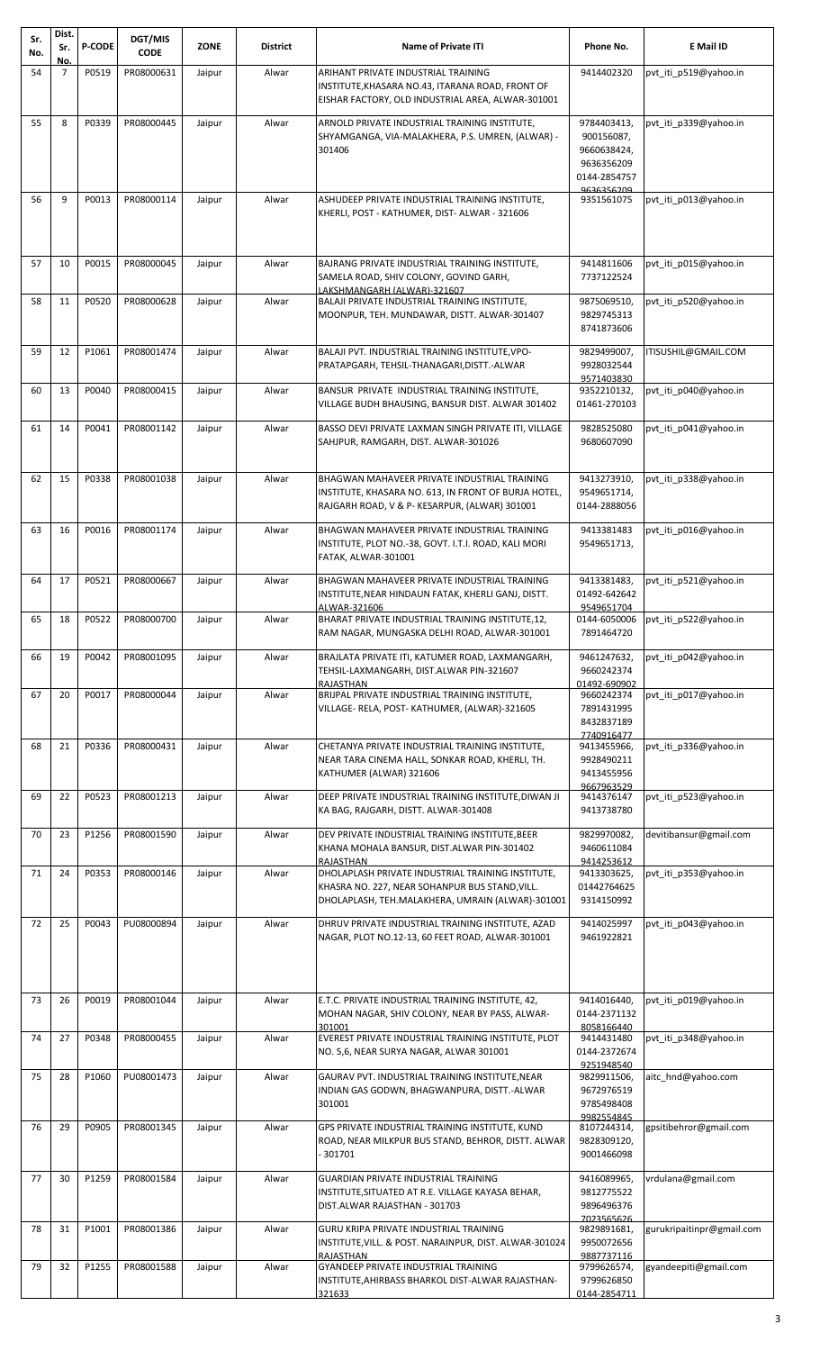| Sr. No. | Dist. Sr. No. | P-CODE | DGT/MIS CODE | ZONE | District | Name of Private ITI | Phone No. | E Mail ID |
|---|---|---|---|---|---|---|---|---|
| 54 | 7 | P0519 | PR08000631 | Jaipur | Alwar | ARIHANT PRIVATE INDUSTRIAL TRAINING INSTITUTE,KHASARA NO.43, ITARANA ROAD, FRONT OF EISHAR FACTORY, OLD INDUSTRIAL AREA, ALWAR-301001 | 9414402320 | pvt_iti_p519@yahoo.in |
| 55 | 8 | P0339 | PR08000445 | Jaipur | Alwar | ARNOLD PRIVATE INDUSTRIAL TRAINING INSTITUTE, SHYAMGANGA, VIA-MALAKHERA, P.S. UMREN, (ALWAR) - 301406 | 9784403413, 900156087, 9660638424, 9636356209 0144-2854757 9636356209 | pvt_iti_p339@yahoo.in |
| 56 | 9 | P0013 | PR08000114 | Jaipur | Alwar | ASHUDEEP PRIVATE INDUSTRIAL TRAINING INSTITUTE, KHERLI, POST - KATHUMER, DIST- ALWAR - 321606 | 9351561075 | pvt_iti_p013@yahoo.in |
| 57 | 10 | P0015 | PR08000045 | Jaipur | Alwar | BAJRANG PRIVATE INDUSTRIAL TRAINING INSTITUTE, SAMELA ROAD, SHIV COLONY, GOVIND GARH, LAKSHMANGARH (ALWAR)-321607 | 9414811606 7737122524 | pvt_iti_p015@yahoo.in |
| 58 | 11 | P0520 | PR08000628 | Jaipur | Alwar | BALAJI PRIVATE INDUSTRIAL TRAINING INSTITUTE, MOONPUR, TEH. MUNDAWAR, DISTT. ALWAR-301407 | 9875069510, 9829745313 8741873606 | pvt_iti_p520@yahoo.in |
| 59 | 12 | P1061 | PR08001474 | Jaipur | Alwar | BALAJI PVT. INDUSTRIAL TRAINING INSTITUTE,VPO-PRATAPGARH, TEHSIL-THANAGARI,DISTT.-ALWAR | 9829499007, 9928032544 9571403830 | ITISUSHIL@GMAIL.COM |
| 60 | 13 | P0040 | PR08000415 | Jaipur | Alwar | BANSUR PRIVATE INDUSTRIAL TRAINING INSTITUTE, VILLAGE BUDH BHAUSING, BANSUR DIST. ALWAR 301402 | 9352210132, 01461-270103 | pvt_iti_p040@yahoo.in |
| 61 | 14 | P0041 | PR08001142 | Jaipur | Alwar | BASSO DEVI PRIVATE LAXMAN SINGH PRIVATE ITI, VILLAGE SAHJPUR, RAMGARH, DIST. ALWAR-301026 | 9828525080 9680607090 | pvt_iti_p041@yahoo.in |
| 62 | 15 | P0338 | PR08001038 | Jaipur | Alwar | BHAGWAN MAHAVEER PRIVATE INDUSTRIAL TRAINING INSTITUTE, KHASARA NO. 613, IN FRONT OF BURJA HOTEL, RAJGARH ROAD, V & P- KESARPUR, (ALWAR) 301001 | 9413273910, 9549651714, 0144-2888056 | pvt_iti_p338@yahoo.in |
| 63 | 16 | P0016 | PR08001174 | Jaipur | Alwar | BHAGWAN MAHAVEER PRIVATE INDUSTRIAL TRAINING INSTITUTE, PLOT NO.-38, GOVT. I.T.I. ROAD, KALI MORI FATAK, ALWAR-301001 | 9413381483 9549651713, | pvt_iti_p016@yahoo.in |
| 64 | 17 | P0521 | PR08000667 | Jaipur | Alwar | BHAGWAN MAHAVEER PRIVATE INDUSTRIAL TRAINING INSTITUTE,NEAR HINDAUN FATAK, KHERLI GANJ, DISTT. ALWAR-321606 | 9413381483, 01492-642642 9549651704 | pvt_iti_p521@yahoo.in |
| 65 | 18 | P0522 | PR08000700 | Jaipur | Alwar | BHARAT PRIVATE INDUSTRIAL TRAINING INSTITUTE,12, RAM NAGAR, MUNGASKA DELHI ROAD, ALWAR-301001 | 0144-6050006 7891464720 | pvt_iti_p522@yahoo.in |
| 66 | 19 | P0042 | PR08001095 | Jaipur | Alwar | BRAJLATA PRIVATE ITI, KATUMER ROAD, LAXMANGARH, TEHSIL-LAXMANGARH, DIST.ALWAR PIN-321607 RAJASTHAN | 9461247632, 9660242374 01492-690902 | pvt_iti_p042@yahoo.in |
| 67 | 20 | P0017 | PR08000044 | Jaipur | Alwar | BRIJPAL PRIVATE INDUSTRIAL TRAINING INSTITUTE, VILLAGE- RELA, POST- KATHUMER, (ALWAR)-321605 | 9660242374 7891431995 8432837189 7740916477 | pvt_iti_p017@yahoo.in |
| 68 | 21 | P0336 | PR08000431 | Jaipur | Alwar | CHETANYA PRIVATE INDUSTRIAL TRAINING INSTITUTE, NEAR TARA CINEMA HALL, SONKAR ROAD, KHERLI, TH. KATHUMER (ALWAR) 321606 | 9413455966, 9928490211 9413455956 9667963529 | pvt_iti_p336@yahoo.in |
| 69 | 22 | P0523 | PR08001213 | Jaipur | Alwar | DEEP PRIVATE INDUSTRIAL TRAINING INSTITUTE,DIWAN JI KA BAG, RAJGARH, DISTT. ALWAR-301408 | 9414376147 9413738780 | pvt_iti_p523@yahoo.in |
| 70 | 23 | P1256 | PR08001590 | Jaipur | Alwar | DEV PRIVATE INDUSTRIAL TRAINING INSTITUTE,BEER KHANA MOHALA BANSUR, DIST.ALWAR PIN-301402 RAJASTHAN | 9829970082, 9460611084 9414253612 | devitibansur@gmail.com |
| 71 | 24 | P0353 | PR08000146 | Jaipur | Alwar | DHOLAPLASH PRIVATE INDUSTRIAL TRAINING INSTITUTE, KHASRA NO. 227, NEAR SOHANPUR BUS STAND,VILL. DHOLAPLASH, TEH.MALAKHERA, UMRAIN (ALWAR)-301001 | 9413303625, 01442764625 9314150992 | pvt_iti_p353@yahoo.in |
| 72 | 25 | P0043 | PU08000894 | Jaipur | Alwar | DHRUV PRIVATE INDUSTRIAL TRAINING INSTITUTE, AZAD NAGAR, PLOT NO.12-13, 60 FEET ROAD, ALWAR-301001 | 9414025997 9461922821 | pvt_iti_p043@yahoo.in |
| 73 | 26 | P0019 | PR08001044 | Jaipur | Alwar | E.T.C. PRIVATE INDUSTRIAL TRAINING INSTITUTE, 42, MOHAN NAGAR, SHIV COLONY, NEAR BY PASS, ALWAR-301001 | 9414016440, 0144-2371132 8058166440 | pvt_iti_p019@yahoo.in |
| 74 | 27 | P0348 | PR08000455 | Jaipur | Alwar | EVEREST PRIVATE INDUSTRIAL TRAINING INSTITUTE, PLOT NO. 5,6, NEAR SURYA NAGAR, ALWAR 301001 | 9414431480 0144-2372674 9251948540 | pvt_iti_p348@yahoo.in |
| 75 | 28 | P1060 | PU08001473 | Jaipur | Alwar | GAURAV PVT. INDUSTRIAL TRAINING INSTITUTE,NEAR INDIAN GAS GODWN, BHAGWANPURA, DISTT.-ALWAR 301001 | 9829911506, 9672976519 9785498408 9982554845 | aitc_hnd@yahoo.com |
| 76 | 29 | P0905 | PR08001345 | Jaipur | Alwar | GPS PRIVATE INDUSTRIAL TRAINING INSTITUTE, KUND ROAD, NEAR MILKPUR BUS STAND, BEHROR, DISTT. ALWAR - 301701 | 8107244314, 9828309120, 9001466098 | gpsitibehror@gmail.com |
| 77 | 30 | P1259 | PR08001584 | Jaipur | Alwar | GUARDIAN PRIVATE INDUSTRIAL TRAINING INSTITUTE,SITUATED AT R.E. VILLAGE KAYASA BEHAR, DIST.ALWAR RAJASTHAN - 301703 | 9416089965, 9812775522 9896496376 7023565626 | vrdulana@gmail.com |
| 78 | 31 | P1001 | PR08001386 | Jaipur | Alwar | GURU KRIPA PRIVATE INDUSTRIAL TRAINING INSTITUTE,VILL. & POST. NARAINPUR, DIST. ALWAR-301024 RAJASTHAN | 9829891681, 9950072656 9887737116 | gurukripaitinpr@gmail.com |
| 79 | 32 | P1255 | PR08001588 | Jaipur | Alwar | GYANDEEP PRIVATE INDUSTRIAL TRAINING INSTITUTE,AHIRBASS BHARKOL DIST-ALWAR RAJASTHAN-321633 | 9799626574, 9799626850 0144-2854711 | gyandeepiti@gmail.com |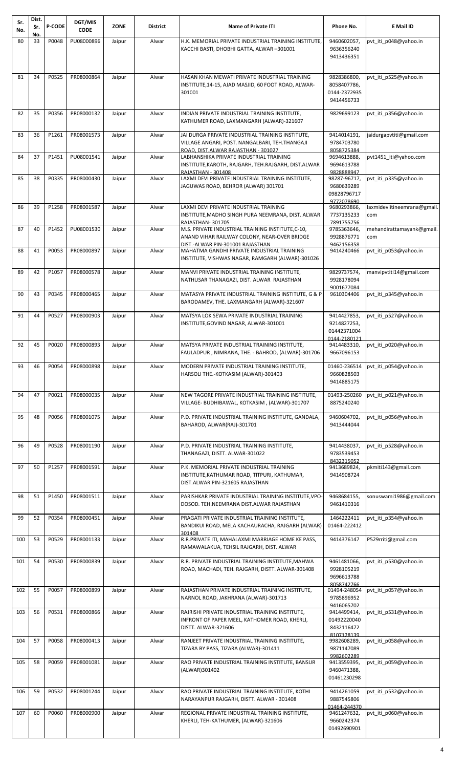| Sr. No. | Dist. Sr. No. | P-CODE | DGT/MIS CODE | ZONE | District | Name of Private ITI | Phone No. | E Mail ID |
|---|---|---|---|---|---|---|---|---|
| 80 | 33 | P0048 | PU08000896 | Jaipur | Alwar | H.K. MEMORIAL PRIVATE INDUSTRIAL TRAINING INSTITUTE, KACCHI BASTI, DHOBHI GATTA, ALWAR –301001 | 9460602057, 9636356240 9413436351 | pvt_iti_p048@yahoo.in |
| 81 | 34 | P0525 | PR08000864 | Jaipur | Alwar | HASAN KHAN MEWATI PRIVATE INDUSTRIAL TRAINING INSTITUTE,14-15, AJAD MASJID, 60 FOOT ROAD, ALWAR-301001 | 9828386800, 8058407786, 0144-2372935 9414456733 | pvt_iti_p525@yahoo.in |
| 82 | 35 | P0356 | PR08000132 | Jaipur | Alwar | INDIAN PRIVATE INDUSTRIAL TRAINING INSTITUTE, KATHUMER ROAD, LAXMANGARH (ALWAR)-321607 | 9829699123 | pvt_iti_p356@yahoo.in |
| 83 | 36 | P1261 | PR08001573 | Jaipur | Alwar | JAI DURGA PRIVATE INDUSTRIAL TRAINING INSTITUTE, VILLAGE ANGARI, POST. NANGALBARI, TEH.THANGAJI ROAD, DIST.ALWAR RAJASTHAN - 301027 | 9414014191, 9784703780 8058725384 | jaidurgapvtiti@gmail.com |
| 84 | 37 | P1451 | PU08001541 | Jaipur | Alwar | LABHANSHIKA PRIVATE INDUSTRIAL TRAINING INSTITUTE,KAROTH, RAJGARH, TEH.RAJGARH, DIST.ALWAR RAJASTHAN - 301408 | 9694613888, 9694613788 9828888947 | pvt1451_iti@yahoo.com |
| 85 | 38 | P0335 | PR08000430 | Jaipur | Alwar | LAXMI DEVI PRIVATE INDUSTRIAL TRAINING INSTITUTE, JAGUWAS ROAD, BEHROR (ALWAR) 301701 | 98287-96717, 9680639289 09828796717 9772078690 | pvt_iti_p335@yahoo.in |
| 86 | 39 | P1258 | PR08001587 | Jaipur | Alwar | LAXMI DEVI PRIVATE INDUSTRIAL TRAINING INSTITUTE,MADHO SINGH PURA NEEMRANA, DIST. ALWAR RAJASTHAN- 301705 | 9680293866, 7737135233 7891755756 | laxmideviitineemrana@gmail.com |
| 87 | 40 | P1452 | PU08001530 | Jaipur | Alwar | M.S. PRIVATE INDUSTRIAL TRAINING INSTITUTE,C-10, ANAND VIHAR RAILWAY COLONY, NEAR-OVER BRIDGE DIST.-ALWAR PIN-301001 RAJASTHAN | 9785363646, 9928876771 9462156358 | mehandirattamayank@gmail.com |
| 88 | 41 | P0053 | PR08000897 | Jaipur | Alwar | MAHATMA GANDHI PRIVATE INDUSTRIAL TRAINING INSTITUTE, VISHWAS NAGAR, RAMGARH (ALWAR)-301026 | 9414240466 | pvt_iti_p053@yahoo.in |
| 89 | 42 | P1057 | PR08000578 | Jaipur | Alwar | MANVI PRIVATE INDUSTRIAL TRAINING INSTITUTE, NATHUSAR THANAGAZI, DIST. ALWAR RAJASTHAN | 9829737574, 9928178094 9001677084 | manvipvtiti14@gmail.com |
| 90 | 43 | P0345 | PR08000465 | Jaipur | Alwar | MATASYA PRIVATE INDUSTRIAL TRAINING INSTITUTE, G & P BARODAMEV, THE. LAXMANGARH (ALWAR)-321607 | 9610304406 | pvt_iti_p345@yahoo.in |
| 91 | 44 | P0527 | PR08000903 | Jaipur | Alwar | MATSYA LOK SEWA PRIVATE INDUSTRIAL TRAINING INSTITUTE,GOVIND NAGAR, ALWAR-301001 | 9414427853, 9214827253, 01442371004 0144-2180121 | pvt_iti_p527@yahoo.in |
| 92 | 45 | P0020 | PR08000893 | Jaipur | Alwar | MATSYA PRIVATE INDUSTRIAL TRAINING INSTITUTE, FAULADPUR , NIMRANA, THE. - BAHROD, (ALWAR)-301706 | 9414483310, 9667096153 | pvt_iti_p020@yahoo.in |
| 93 | 46 | P0054 | PR08000898 | Jaipur | Alwar | MODERN PRIVATE INDUSTRIAL TRAINING INSTITUTE, HARSOLI THE.-KOTKASIM (ALWAR)-301403 | 01460-236514 9660828503 9414885175 | pvt_iti_p054@yahoo.in |
| 94 | 47 | P0021 | PR08000035 | Jaipur | Alwar | NEW TAGORE PRIVATE INDUSTRIAL TRAINING INSTITUTE, VILLAGE- BUDHIBAWAL, KOTKASIM , (ALWAR)-301707 | 01493-250260 8875240240 | pvt_iti_p021@yahoo.in |
| 95 | 48 | P0056 | PR08001075 | Jaipur | Alwar | P.D. PRIVATE INDUSTRIAL TRAINING INSTITUTE, GANDALA, BAHAROD, ALWAR(RAJ)-301701 | 9460604702, 9413444044 | pvt_iti_p056@yahoo.in |
| 96 | 49 | P0528 | PR08001190 | Jaipur | Alwar | P.D. PRIVATE INDUSTRIAL TRAINING INSTITUTE, THANAGAZI, DISTT. ALWAR-301022 | 9414438037, 9783539453 8432315052 | pvt_iti_p528@yahoo.in |
| 97 | 50 | P1257 | PR08001591 | Jaipur | Alwar | P.K. MEMORIAL PRIVATE INDUSTRIAL TRAINING INSTITUTE,KATHUMAR ROAD, TITPURI, KATHUMAR, DIST.ALWAR PIN-321605 RAJASTHAN | 9413689824, 9414908724 | pkmiti143@gmail.com |
| 98 | 51 | P1450 | PR08001511 | Jaipur | Alwar | PARISHKAR PRIVATE INDUSTRIAL TRAINING INSTITUTE,VPO-DOSOD. TEH.NEEMRANA DIST.ALWAR RAJASTHAN | 9468684155, 9461410316 | sonuswami1986@gmail.com |
| 99 | 52 | P0354 | PR08000451 | Jaipur | Alwar | PRAGATI PRIVATE INDUSTRIAL TRAINING INSTITUTE, BANDIKUI ROAD, MELA KACHAURACHA, RAJGARH (ALWAR) 301408 | 1464222411 01464-222412 | pvt_iti_p354@yahoo.in |
| 100 | 53 | P0529 | PR08001133 | Jaipur | Alwar | R.R.PRIVATE ITI, MAHALAXMI MARRIAGE HOME KE PASS, RAMAWALAKUA, TEHSIL RAJGARH, DIST. ALWAR | 9414376147 | P529rriti@gmail.com |
| 101 | 54 | P0530 | PR08000839 | Jaipur | Alwar | R.R. PRIVATE INDUSTRIAL TRAINING INSTITUTE,MAHWA ROAD, MACHADI, TEH. RAJGARH, DISTT. ALWAR-301408 | 9461481066, 9928105219 9696613788 8058742766 | pvt_iti_p530@yahoo.in |
| 102 | 55 | P0057 | PR08000899 | Jaipur | Alwar | RAJASTHAN PRIVATE INDUSTRIAL TRAINING INSTITUTE, NARNOL ROAD, JAKHRANA (ALWAR)-301713 | 01494-248054 9785896952 9416065702 | pvt_iti_p057@yahoo.in |
| 103 | 56 | P0531 | PR08000866 | Jaipur | Alwar | RAJRISHI PRIVATE INDUSTRIAL TRAINING INSTITUTE, INFRONT OF PAPER MEEL, KATHOMER ROAD, KHERLI, DISTT. ALWAR-321606 | 9414499414, 01492220040 8432116472 8107128139 | pvt_iti_p531@yahoo.in |
| 104 | 57 | P0058 | PR08000413 | Jaipur | Alwar | RANJEET PRIVATE INDUSTRIAL TRAINING INSTITUTE, TIZARA BY PASS, TIZARA (ALWAR)-301411 | 9982608289, 9871147089 9982602289 | pvt_iti_p058@yahoo.in |
| 105 | 58 | P0059 | PR08001081 | Jaipur | Alwar | RAO PRIVATE INDUSTRIAL TRAINING INSTITUTE, BANSUR (ALWAR)301402 | 9413559395, 9460471388, 01461230298 | pvt_iti_p059@yahoo.in |
| 106 | 59 | P0532 | PR08001244 | Jaipur | Alwar | RAO PRIVATE INDUSTRIAL TRAINING INSTITUTE, KOTHI NARAYANPUR RAJGARH, DISTT. ALWAR - 301408 | 9414261059 9887545806 01464-244370 | pvt_iti_p532@yahoo.in |
| 107 | 60 | P0060 | PR08000900 | Jaipur | Alwar | REGIONAL PRIVATE INDUSTRIAL TRAINING INSTITUTE, KHERLI, TEH-KATHUMER, (ALWAR)-321606 | 9461247632, 9660242374 01492690901 | pvt_iti_p060@yahoo.in |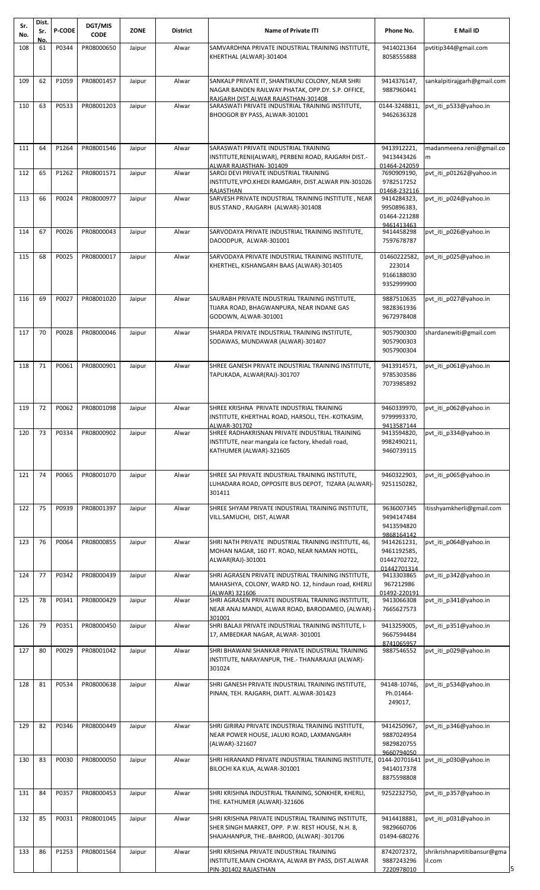| Sr. No. | Dist. Sr. No. | P-CODE | DGT/MIS CODE | ZONE | District | Name of Private ITI | Phone No. | E Mail ID |
|---|---|---|---|---|---|---|---|---|
| 108 | 61 | P0344 | PR08000650 | Jaipur | Alwar | SAMVARDHNA PRIVATE INDUSTRIAL TRAINING INSTITUTE, KHERTHAL (ALWAR)-301404 | 9414021364 8058555888 | pvtitip344@gmail.com |
| 109 | 62 | P1059 | PR08001457 | Jaipur | Alwar | SANKALP PRIVATE IT, SHANTIKUNJ COLONY, NEAR SHRI NAGAR BANDEN RAILWAY PHATAK, OPP.DY. S.P. OFFICE, RAJGARH DIST.ALWAR RAJASTHAN-301408 | 9414376147, 9887960441 | sankalpitirajgarh@gmail.com |
| 110 | 63 | P0533 | PR08001203 | Jaipur | Alwar | SARASWATI PRIVATE INDUSTRIAL TRAINING INSTITUTE, BHOOGOR BY PASS, ALWAR-301001 | 0144-3248811, 9462636328 | pvt_iti_p533@yahoo.in |
| 111 | 64 | P1264 | PR08001546 | Jaipur | Alwar | SARASWATI PRIVATE INDUSTRIAL TRAINING INSTITUTE,RENI(ALWAR), PERBENI ROAD, RAJGARH DIST.-ALWAR RAJASTHAN- 301409 | 9413912221, 9413443426 01464-242059 | madanmeena.reni@gmail.com |
| 112 | 65 | P1262 | PR08001571 | Jaipur | Alwar | SAROJ DEVI PRIVATE INDUSTRIAL TRAINING INSTITUTE,VPO.KHEDI RAMGARH, DIST.ALWAR PIN-301026 RAJASTHAN | 7690909190, 9782517252 01468-232116 | pvt_iti_p01262@yahoo.in |
| 113 | 66 | P0024 | PR08000977 | Jaipur | Alwar | SARVESH PRIVATE INDUSTRIAL TRAINING INSTITUTE , NEAR BUS STAND , RAJGARH (ALWAR)-301408 | 9414284323, 9950896383, 01464-221288 9461413463 | pvt_iti_p024@yahoo.in |
| 114 | 67 | P0026 | PR08000043 | Jaipur | Alwar | SARVODAYA PRIVATE INDUSTRIAL TRAINING INSTITUTE, DAOODPUR, ALWAR-301001 | 9414458298 7597678787 | pvt_iti_p026@yahoo.in |
| 115 | 68 | P0025 | PR08000017 | Jaipur | Alwar | SARVODAYA PRIVATE INDUSTRIAL TRAINING INSTITUTE, KHERTHEL, KISHANGARH BAAS (ALWAR)-301405 | 01460222582, 223014 9166188030 9352999900 | pvt_iti_p025@yahoo.in |
| 116 | 69 | P0027 | PR08001020 | Jaipur | Alwar | SAURABH PRIVATE INDUSTRIAL TRAINING INSTITUTE, TIJARA ROAD, BHAGWANPURA, NEAR INDANE GAS GODOWN, ALWAR-301001 | 9887510635 9828361936 9672978408 | pvt_iti_p027@yahoo.in |
| 117 | 70 | P0028 | PR08000046 | Jaipur | Alwar | SHARDA PRIVATE INDUSTRIAL TRAINING INSTITUTE, SODAWAS, MUNDAWAR (ALWAR)-301407 | 9057900300 9057900303 9057900304 | shardanewiti@gmail.com |
| 118 | 71 | P0061 | PR08000901 | Jaipur | Alwar | SHREE GANESH PRIVATE INDUSTRIAL TRAINING INSTITUTE, TAPUKADA, ALWAR(RAJ)-301707 | 9413914571, 9785303586 7073985892 | pvt_iti_p061@yahoo.in |
| 119 | 72 | P0062 | PR08001098 | Jaipur | Alwar | SHREE KRISHNA PRIVATE INDUSTRIAL TRAINING INSTITUTE, KHERTHAL ROAD, HARSOLI, TEH.-KOTKASIM, ALWAR-301702 | 9460339970, 9799993370, 9413587144 | pvt_iti_p062@yahoo.in |
| 120 | 73 | P0334 | PR08000902 | Jaipur | Alwar | SHREE RADHAKRISNAN PRIVATE INDUSTRIAL TRAINING INSTITUTE, near mangala ice factory, khedali road, KATHUMER (ALWAR)-321605 | 9413594820, 9982490211, 9460739115 | pvt_iti_p334@yahoo.in |
| 121 | 74 | P0065 | PR08001070 | Jaipur | Alwar | SHREE SAI PRIVATE INDUSTRIAL TRAINING INSTITUTE, LUHADARA ROAD, OPPOSITE BUS DEPOT, TIZARA (ALWAR)-301411 | 9460322903, 9251150282, | pvt_iti_p065@yahoo.in |
| 122 | 75 | P0939 | PR08001397 | Jaipur | Alwar | SHREE SHYAM PRIVATE INDUSTRIAL TRAINING INSTITUTE, VILL.SAMUCHI, DIST, ALWAR | 9636007345 9494147484 9413594820 9868164142 | itisshyamkherli@gmail.com |
| 123 | 76 | P0064 | PR08000855 | Jaipur | Alwar | SHRI NATH PRIVATE INDUSTRIAL TRAINING INSTITUTE, 46, MOHAN NAGAR, 160 FT. ROAD, NEAR NAMAN HOTEL, ALWAR(RAJ)-301001 | 9414261231, 9461192585, 01442702722, 01442701314 | pvt_iti_p064@yahoo.in |
| 124 | 77 | P0342 | PR08000439 | Jaipur | Alwar | SHRI AGRASEN PRIVATE INDUSTRIAL TRAINING INSTITUTE, MAHASHYA, COLONY, WARD NO. 12, hindaun road, KHERLI (ALWAR) 321606 | 9413303865 967212986 01492-220191 | pvt_iti_p342@yahoo.in |
| 125 | 78 | P0341 | PR08000429 | Jaipur | Alwar | SHRI AGRASEN PRIVATE INDUSTRIAL TRAINING INSTITUTE, NEAR ANAJ MANDI, ALWAR ROAD, BARODAMEO, (ALWAR) - 301001 | 9413066308 7665627573 | pvt_iti_p341@yahoo.in |
| 126 | 79 | P0351 | PR08000450 | Jaipur | Alwar | SHRI BALAJI PRIVATE INDUSTRIAL TRAINING INSTITUTE, I-17, AMBEDKAR NAGAR, ALWAR- 301001 | 9413259005, 9667594484 8741065957 | pvt_iti_p351@yahoo.in |
| 127 | 80 | P0029 | PR08001042 | Jaipur | Alwar | SHRI BHAWANI SHANKAR PRIVATE INDUSTRIAL TRAINING INSTITUTE, NARAYANPUR, THE.- THANARAJAJI (ALWAR)-301024 | 9887546552 | pvt_iti_p029@yahoo.in |
| 128 | 81 | P0534 | PR08000638 | Jaipur | Alwar | SHRI GANESH PRIVATE INDUSTRIAL TRAINING INSTITUTE, PINAN, TEH. RAJGARH, DIATT. ALWAR-301423 | 94148-10746, Ph.01464-249017, | pvt_iti_p534@yahoo.in |
| 129 | 82 | P0346 | PR08000449 | Jaipur | Alwar | SHRI GIRIRAJ PRIVATE INDUSTRIAL TRAINING INSTITUTE, NEAR POWER HOUSE, JALUKI ROAD, LAXMANGARH (ALWAR)-321607 | 9414250967, 9887024954 9829820755 9660794050 | pvt_iti_p346@yahoo.in |
| 130 | 83 | P0030 | PR08000050 | Jaipur | Alwar | SHRI HIRANAND PRIVATE INDUSTRIAL TRAINING INSTITUTE, BILOCHI KA KUA, ALWAR-301001 | 0144-20701641 9414017378 8875598808 | pvt_iti_p030@yahoo.in |
| 131 | 84 | P0357 | PR08000453 | Jaipur | Alwar | SHRI KRISHNA INDUSTRIAL TRAINING, SONKHER, KHERLI, THE. KATHUMER (ALWAR)-321606 | 9252232750, | pvt_iti_p357@yahoo.in |
| 132 | 85 | P0031 | PR08001045 | Jaipur | Alwar | SHRI KRISHNA PRIVATE INDUSTRIAL TRAINING INSTITUTE, SHER SINGH MARKET, OPP. P.W. REST HOUSE, N.H. 8, SHAJAHANPUR, THE.-BAHROD, (ALWAR) -301706 | 9414418881, 9829660706 01494-680276 | pvt_iti_p031@yahoo.in |
| 133 | 86 | P1253 | PR08001564 | Jaipur | Alwar | SHRI KRISHNA PRIVATE INDUSTRIAL TRAINING INSTITUTE,MAIN CHORAYA, ALWAR BY PASS, DIST.ALWAR PIN-301402 RAJASTHAN | 8742072372, 9887243296 7220978010 | shrikrishnapvtitibansur@gmail.com |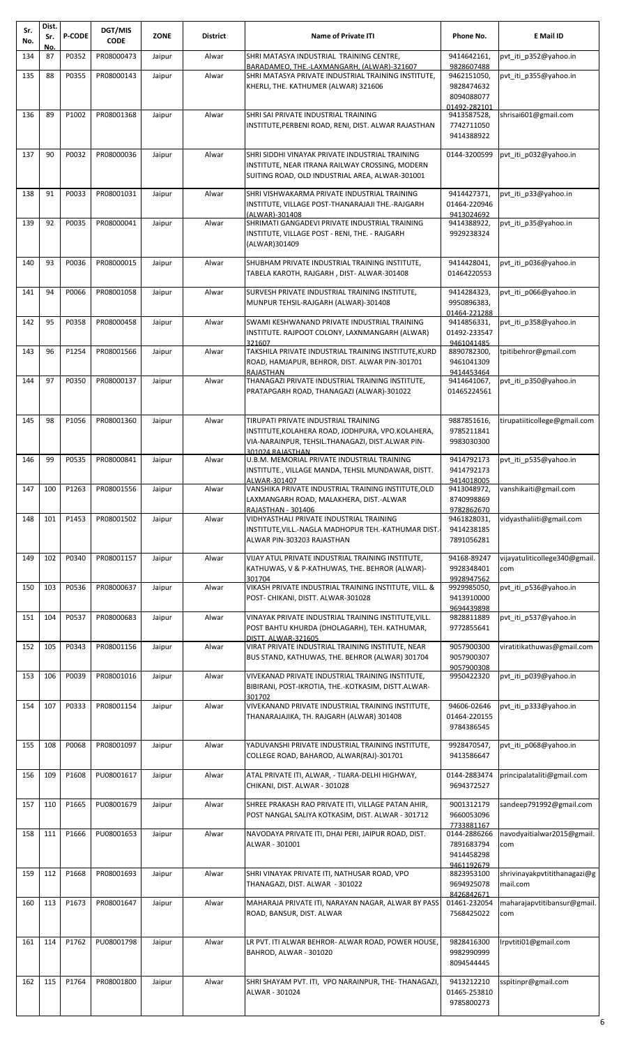| Sr. No. | Dist. Sr. No. | P-CODE | DGT/MIS CODE | ZONE | District | Name of Private ITI | Phone No. | E Mail ID |
|---|---|---|---|---|---|---|---|---|
| 134 | 87 | P0352 | PR08000473 | Jaipur | Alwar | SHRI MATASYA INDUSTRIAL TRAINING CENTRE, BARADAMEO, THE.-LAXMANGARH, (ALWAR)-321607 | 9414642161, 9828607488 | pvt_iti_p352@yahoo.in |
| 135 | 88 | P0355 | PR08000143 | Jaipur | Alwar | SHRI MATASYA PRIVATE INDUSTRIAL TRAINING INSTITUTE, KHERLI, THE. KATHUMER (ALWAR) 321606 | 9462151050, 9828474632 8094088077 01492-282101 | pvt_iti_p355@yahoo.in |
| 136 | 89 | P1002 | PR08001368 | Jaipur | Alwar | SHRI SAI PRIVATE INDUSTRIAL TRAINING INSTITUTE,PERBENI ROAD, RENI, DIST. ALWAR RAJASTHAN | 9413587528, 7742711050 9414388922 | shrisai601@gmail.com |
| 137 | 90 | P0032 | PR08000036 | Jaipur | Alwar | SHRI SIDDHI VINAYAK PRIVATE INDUSTRIAL TRAINING INSTITUTE, NEAR ITRANA RAILWAY CROSSING, MODERN SUITING ROAD, OLD INDUSTRIAL AREA, ALWAR-301001 | 0144-3200599 | pvt_iti_p032@yahoo.in |
| 138 | 91 | P0033 | PR08001031 | Jaipur | Alwar | SHRI VISHWAKARMA PRIVATE INDUSTRIAL TRAINING INSTITUTE, VILLAGE POST-THANARAJAJI THE.-RAJGARH (ALWAR)-301408 | 9414427371, 01464-220946 9413024692 | pvt_iti_p33@yahoo.in |
| 139 | 92 | P0035 | PR08000041 | Jaipur | Alwar | SHRIMATI GANGADEVI PRIVATE INDUSTRIAL TRAINING INSTITUTE, VILLAGE POST - RENI, THE. - RAJGARH (ALWAR)301409 | 9414388922, 9929238324 | pvt_iti_p35@yahoo.in |
| 140 | 93 | P0036 | PR08000015 | Jaipur | Alwar | SHUBHAM PRIVATE INDUSTRIAL TRAINING INSTITUTE, TABELA KAROTH, RAJGARH , DIST- ALWAR-301408 | 9414428041, 01464220553 | pvt_iti_p036@yahoo.in |
| 141 | 94 | P0066 | PR08001058 | Jaipur | Alwar | SURVESH PRIVATE INDUSTRIAL TRAINING INSTITUTE, MUNPUR TEHSIL-RAJGARH (ALWAR)-301408 | 9414284323, 9950896383, 01464-221288 | pvt_iti_p066@yahoo.in |
| 142 | 95 | P0358 | PR08000458 | Jaipur | Alwar | SWAMI KESHWANAND PRIVATE INDUSTRIAL TRAINING INSTITUTE. RAJPOOT COLONY, LAXNMANGARH (ALWAR) 321607 | 9414856331, 01492-233547 9461041485 | pvt_iti_p358@yahoo.in |
| 143 | 96 | P1254 | PR08001566 | Jaipur | Alwar | TAKSHILA PRIVATE INDUSTRIAL TRAINING INSTITUTE,KURD ROAD, HAMJAPUR, BEHROR, DIST. ALWAR PIN-301701 RAJASTHAN | 8890782300, 9461041309 9414453464 | tpitibehror@gmail.com |
| 144 | 97 | P0350 | PR08000137 | Jaipur | Alwar | THANAGAZI PRIVATE INDUSTRIAL TRAINING INSTITUTE, PRATAPGARH ROAD, THANAGAZI (ALWAR)-301022 | 9414641067, 01465224561 | pvt_iti_p350@yahoo.in |
| 145 | 98 | P1056 | PR08001360 | Jaipur | Alwar | TIRUPATI PRIVATE INDUSTRIAL TRAINING INSTITUTE,KOLAHERA ROAD, JODHPURA, VPO.KOLAHERA, VIA-NARAINPUR, TEHSIL.THANAGAZI, DIST.ALWAR PIN-301024 RAJASTHAN | 9887851616, 9785211841 9983030300 | tirupatiiticollege@gmail.com |
| 146 | 99 | P0535 | PR08000841 | Jaipur | Alwar | U.B.M. MEMORIAL PRIVATE INDUSTRIAL TRAINING INSTITUTE., VILLAGE MANDA, TEHSIL MUNDAWAR, DISTT. ALWAR-301407 | 9414792173 9414792173 9414018005 | pvt_iti_p535@yahoo.in |
| 147 | 100 | P1263 | PR08001556 | Jaipur | Alwar | VANSHIKA PRIVATE INDUSTRIAL TRAINING INSTITUTE,OLD LAXMANGARH ROAD, MALAKHERA, DIST.-ALWAR RAJASTHAN - 301406 | 9413048972, 8740998869 9782862670 | vanshikaiti@gmail.com |
| 148 | 101 | P1453 | PR08001502 | Jaipur | Alwar | VIDHYASTHALI PRIVATE INDUSTRIAL TRAINING INSTITUTE,VILL.-NAGLA MADHOPUR TEH.-KATHUMAR DIST.-ALWAR PIN-303203 RAJASTHAN | 9461828031, 9414238185 7891056281 | vidyasthaliiti@gmail.com |
| 149 | 102 | P0340 | PR08001157 | Jaipur | Alwar | VIJAY ATUL PRIVATE INDUSTRIAL TRAINING INSTITUTE, KATHUWAS, V & P-KATHUWAS, THE. BEHROR (ALWAR)-301704 | 94168-89247 9928348401 9928947562 | vijayatuliticollege340@gmail.com |
| 150 | 103 | P0536 | PR08000637 | Jaipur | Alwar | VIKASH PRIVATE INDUSTRIAL TRAINING INSTITUTE, VILL. & POST- CHIKANI, DISTT. ALWAR-301028 | 9929985050, 9413910000 9694439898 | pvt_iti_p536@yahoo.in |
| 151 | 104 | P0537 | PR08000683 | Jaipur | Alwar | VINAYAK PRIVATE INDUSTRIAL TRAINING INSTITUTE,VILL. POST BAHTU KHURDA (DHOLAGARH), TEH. KATHUMAR, DISTT. ALWAR-321605 | 9828811889 9772855641 | pvt_iti_p537@yahoo.in |
| 152 | 105 | P0343 | PR08001156 | Jaipur | Alwar | VIRAT PRIVATE INDUSTRIAL TRAINING INSTITUTE, NEAR BUS STAND, KATHUWAS, THE. BEHROR (ALWAR) 301704 | 9057900300 9057900307 9057900308 | viratitikathuwas@gmail.com |
| 153 | 106 | P0039 | PR08001016 | Jaipur | Alwar | VIVEKANAD PRIVATE INDUSTRIAL TRAINING INSTITUTE, BIBIRANI, POST-IKROTIA, THE.-KOTKASIM, DISTT.ALWAR-301702 | 9950422320 | pvt_iti_p039@yahoo.in |
| 154 | 107 | P0333 | PR08001154 | Jaipur | Alwar | VIVEKANAND PRIVATE INDUSTRIAL TRAINING INSTITUTE, THANARAJAJIKA, TH. RAJGARH (ALWAR) 301408 | 94606-02646 01464-220155 9784386545 | pvt_iti_p333@yahoo.in |
| 155 | 108 | P0068 | PR08001097 | Jaipur | Alwar | YADUVANSHI PRIVATE INDUSTRIAL TRAINING INSTITUTE, COLLEGE ROAD, BAHAROD, ALWAR(RAJ)-301701 | 9928470547, 9413586647 | pvt_iti_p068@yahoo.in |
| 156 | 109 | P1608 | PU08001617 | Jaipur | Alwar | ATAL PRIVATE ITI, ALWAR, - TIJARA-DELHI HIGHWAY, CHIKANI, DIST. ALWAR - 301028 | 0144-2883474 9694372527 | principalataliti@gmail.com |
| 157 | 110 | P1665 | PU08001679 | Jaipur | Alwar | SHREE PRAKASH RAO PRIVATE ITI, VILLAGE PATAN AHIR, POST NANGAL SALIYA KOTKASIM, DIST. ALWAR - 301712 | 9001312179 9660053096 7733881167 | sandeep791992@gmail.com |
| 158 | 111 | P1666 | PU08001653 | Jaipur | Alwar | NAVODAYA PRIVATE ITI, DHAI PERI, JAIPUR ROAD, DIST. ALWAR - 301001 | 0144-2886266 7891683794 9414458298 9461192679 | navodyaitialwar2015@gmail.com |
| 159 | 112 | P1668 | PR08001693 | Jaipur | Alwar | SHRI VINAYAK PRIVATE ITI, NATHUSAR ROAD, VPO THANAGAZI, DIST. ALWAR - 301022 | 8823953100 9694925078 8426842671 | shrivinayakpvtitithanagazi@gmail.com |
| 160 | 113 | P1673 | PR08001647 | Jaipur | Alwar | MAHARAJA PRIVATE ITI, NARAYAN NAGAR, ALWAR BY PASS ROAD, BANSUR, DIST. ALWAR | 01461-232054 7568425022 | maharajapvtitibansur@gmail.com |
| 161 | 114 | P1762 | PU08001798 | Jaipur | Alwar | LR PVT. ITI ALWAR BEHROR- ALWAR ROAD, POWER HOUSE, BAHROD, ALWAR - 301020 | 9828416300 9982990999 8094544445 | lrpvtiti01@gmail.com |
| 162 | 115 | P1764 | PR08001800 | Jaipur | Alwar | SHRI SHAYAM PVT. ITI, VPO NARAINPUR, THE- THANAGAZI, ALWAR - 301024 | 9413212210 01465-253810 9785800273 | sspitinpr@gmail.com |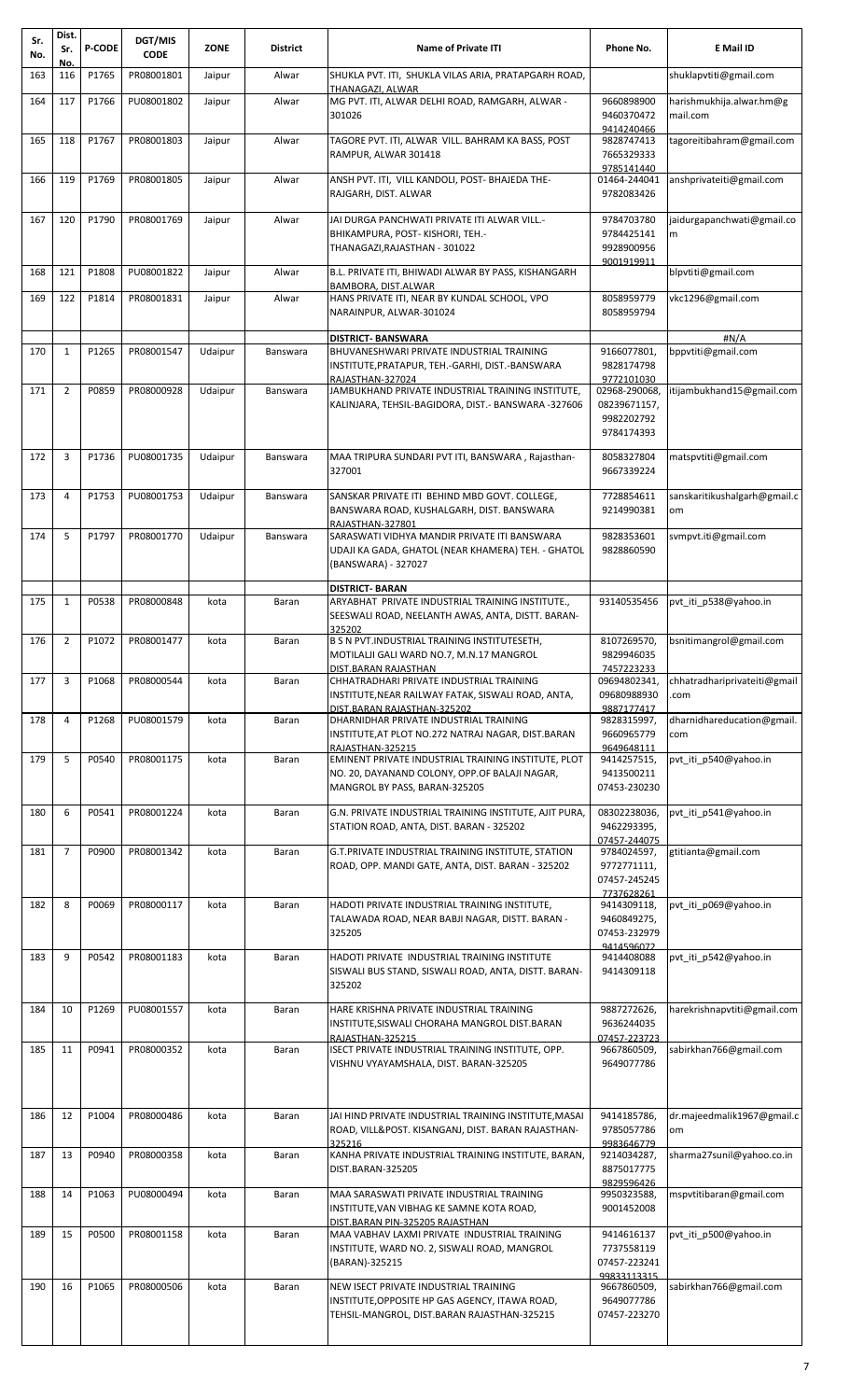| Sr. No. | Dist. Sr. No. | P-CODE | DGT/MIS CODE | ZONE | District | Name of Private ITI | Phone No. | E Mail ID |
|---|---|---|---|---|---|---|---|---|
| 163 | 116 | P1765 | PR08001801 | Jaipur | Alwar | SHUKLA PVT. ITI, SHUKLA VILAS ARIA, PRATAPGARH ROAD, THANAGAZI, ALWAR | | shuklapvtiti@gmail.com |
| 164 | 117 | P1766 | PU08001802 | Jaipur | Alwar | MG PVT. ITI, ALWAR DELHI ROAD, RAMGARH, ALWAR - 301026 | 9660898900 9460370472 9414240466 | harishmukhija.alwar.hm@gmail.com |
| 165 | 118 | P1767 | PR08001803 | Jaipur | Alwar | TAGORE PVT. ITI, ALWAR VILL. BAHRAM KA BASS, POST RAMPUR, ALWAR 301418 | 9828747413 7665329333 9785141440 | tagoreitibahram@gmail.com |
| 166 | 119 | P1769 | PR08001805 | Jaipur | Alwar | ANSH PVT. ITI, VILL KANDOLI, POST- BHAJEDA THE- RAJGARH, DIST. ALWAR | 01464-244041 9782083426 | anshprivateiti@gmail.com |
| 167 | 120 | P1790 | PR08001769 | Jaipur | Alwar | JAI DURGA PANCHWATI PRIVATE ITI ALWAR VILL.- BHIKAMPURA, POST- KISHORI, TEH.- THANAGAZI,RAJASTHAN - 301022 | 9784703780 9784425141 9928900956 9001919911 | jaidurgapanchwati@gmail.com |
| 168 | 121 | P1808 | PU08001822 | Jaipur | Alwar | B.L. PRIVATE ITI, BHIWADI ALWAR BY PASS, KISHANGARH BAMBORA, DIST.ALWAR | | blpvtiti@gmail.com |
| 169 | 122 | P1814 | PR08001831 | Jaipur | Alwar | HANS PRIVATE ITI, NEAR BY KUNDAL SCHOOL, VPO NARAINPUR, ALWAR-301024 | 8058959779 8058959794 | vkc1296@gmail.com |
| | | | | | | **DISTRICT- BANSWARA** | | #N/A |
| 170 | 1 | P1265 | PR08001547 | Udaipur | Banswara | BHUVANESHWARI PRIVATE INDUSTRIAL TRAINING INSTITUTE,PRATAPUR, TEH.-GARHI, DIST.-BANSWARA RAJASTHAN-327024 | 9166077801, 9828174798 9772101030 | bppvtiti@gmail.com |
| 171 | 2 | P0859 | PR08000928 | Udaipur | Banswara | JAMBUKHAND PRIVATE INDUSTRIAL TRAINING INSTITUTE, KALINJARA, TEHSIL-BAGIDORA, DIST.- BANSWARA -327606 | 02968-290068, 08239671157, 9982202792 9784174393 | itijambukhand15@gmail.com |
| 172 | 3 | P1736 | PU08001735 | Udaipur | Banswara | MAA TRIPURA SUNDARI PVT ITI, BANSWARA , Rajasthan- 327001 | 8058327804 9667339224 | matspvtiti@gmail.com |
| 173 | 4 | P1753 | PU08001753 | Udaipur | Banswara | SANSKAR PRIVATE ITI BEHIND MBD GOVT. COLLEGE, BANSWARA ROAD, KUSHALGARH, DIST. BANSWARA RAJASTHAN-327801 | 7728854611 9214990381 | sanskaritikushalgarh@gmail.com |
| 174 | 5 | P1797 | PR08001770 | Udaipur | Banswara | SARASWATI VIDHYA MANDIR PRIVATE ITI BANSWARA UDAJI KA GADA, GHATOL (NEAR KHAMERA) TEH. - GHATOL (BANSWARA) - 327027 | 9828353601 9828860590 | svmpvt.iti@gmail.com |
| | | | | | | **DISTRICT- BARAN** | | |
| 175 | 1 | P0538 | PR08000848 | kota | Baran | ARYABHAT PRIVATE INDUSTRIAL TRAINING INSTITUTE., SEESWALI ROAD, NEELANTH AWAS, ANTA, DISTT. BARAN- 325202 | 93140535456 | pvt_iti_p538@yahoo.in |
| 176 | 2 | P1072 | PR08001477 | kota | Baran | B S N PVT.INDUSTRIAL TRAINING INSTITUTESETH, MOTILALJI GALI WARD NO.7, M.N.17 MANGROL DIST.BARAN RAJASTHAN | 8107269570, 9829946035 7457223233 | bsnitimangrol@gmail.com |
| 177 | 3 | P1068 | PR08000544 | kota | Baran | CHHATRADHARI PRIVATE INDUSTRIAL TRAINING INSTITUTE,NEAR RAILWAY FATAK, SISWALI ROAD, ANTA, DIST.BARAN RAJASTHAN-325202 | 09694802341, 09680988930 9887177417 | chhatradhariprivateiti@gmail.com |
| 178 | 4 | P1268 | PU08001579 | kota | Baran | DHARNIDHAR PRIVATE INDUSTRIAL TRAINING INSTITUTE,AT PLOT NO.272 NATRAJ NAGAR, DIST.BARAN RAJASTHAN-325215 | 9828315997, 9660965779 9649648111 | dharnidhareducation@gmail.com |
| 179 | 5 | P0540 | PR08001175 | kota | Baran | EMINENT PRIVATE INDUSTRIAL TRAINING INSTITUTE, PLOT NO. 20, DAYANAND COLONY, OPP.OF BALAJI NAGAR, MANGROL BY PASS, BARAN-325205 | 9414257515, 9413500211 07453-230230 | pvt_iti_p540@yahoo.in |
| 180 | 6 | P0541 | PR08001224 | kota | Baran | G.N. PRIVATE INDUSTRIAL TRAINING INSTITUTE, AJIT PURA, STATION ROAD, ANTA, DIST. BARAN - 325202 | 08302238036, 9462293395, 07457-244075 | pvt_iti_p541@yahoo.in |
| 181 | 7 | P0900 | PR08001342 | kota | Baran | G.T.PRIVATE INDUSTRIAL TRAINING INSTITUTE, STATION ROAD, OPP. MANDI GATE, ANTA, DIST. BARAN - 325202 | 9784024597, 9772771111, 07457-245245 7737628261 | gtitianta@gmail.com |
| 182 | 8 | P0069 | PR08000117 | kota | Baran | HADOTI PRIVATE INDUSTRIAL TRAINING INSTITUTE, TALAWADA ROAD, NEAR BABJI NAGAR, DISTT. BARAN - 325205 | 9414309118, 9460849275, 07453-232979 9414596072 | pvt_iti_p069@yahoo.in |
| 183 | 9 | P0542 | PR08001183 | kota | Baran | HADOTI PRIVATE INDUSTRIAL TRAINING INSTITUTE SISWALI BUS STAND, SISWALI ROAD, ANTA, DISTT. BARAN- 325202 | 9414408088 9414309118 | pvt_iti_p542@yahoo.in |
| 184 | 10 | P1269 | PU08001557 | kota | Baran | HARE KRISHNA PRIVATE INDUSTRIAL TRAINING INSTITUTE,SISWALI CHORAHA MANGROL DIST.BARAN RAJASTHAN-325215 | 9887272626, 9636244035 07457-223723 | harekrishnapvtiti@gmail.com |
| 185 | 11 | P0941 | PR08000352 | kota | Baran | ISECT PRIVATE INDUSTRIAL TRAINING INSTITUTE, OPP. VISHNU VYAYAMSHALA, DIST. BARAN-325205 | 9667860509, 9649077786 | sabirkhan766@gmail.com |
| 186 | 12 | P1004 | PR08000486 | kota | Baran | JAI HIND PRIVATE INDUSTRIAL TRAINING INSTITUTE,MASAI ROAD, VILL&POST. KISANGANJ, DIST. BARAN RAJASTHAN- 325216 | 9414185786, 9785057786 9983646779 | dr.majeedmalik1967@gmail.com |
| 187 | 13 | P0940 | PR08000358 | kota | Baran | KANHA PRIVATE INDUSTRIAL TRAINING INSTITUTE, BARAN, DIST.BARAN-325205 | 9214034287, 8875017775 9829596426 | sharma27sunil@yahoo.co.in |
| 188 | 14 | P1063 | PU08000494 | kota | Baran | MAA SARASWATI PRIVATE INDUSTRIAL TRAINING INSTITUTE,VAN VIBHAG KE SAMNE KOTA ROAD, DIST.BARAN PIN-325205 RAJASTHAN | 9950323588, 9001452008 | mspvtitibaran@gmail.com |
| 189 | 15 | P0500 | PR08001158 | kota | Baran | MAA VABHAV LAXMI PRIVATE INDUSTRIAL TRAINING INSTITUTE, WARD NO. 2, SISWALI ROAD, MANGROL (BARAN)-325215 | 9414616137 7737558119 07457-223241 9983113315 | pvt_iti_p500@yahoo.in |
| 190 | 16 | P1065 | PR08000506 | kota | Baran | NEW ISECT PRIVATE INDUSTRIAL TRAINING INSTITUTE,OPPOSITE HP GAS AGENCY, ITAWA ROAD, TEHSIL-MANGROL, DIST.BARAN RAJASTHAN-325215 | 9667860509, 9649077786 07457-223270 | sabirkhan766@gmail.com |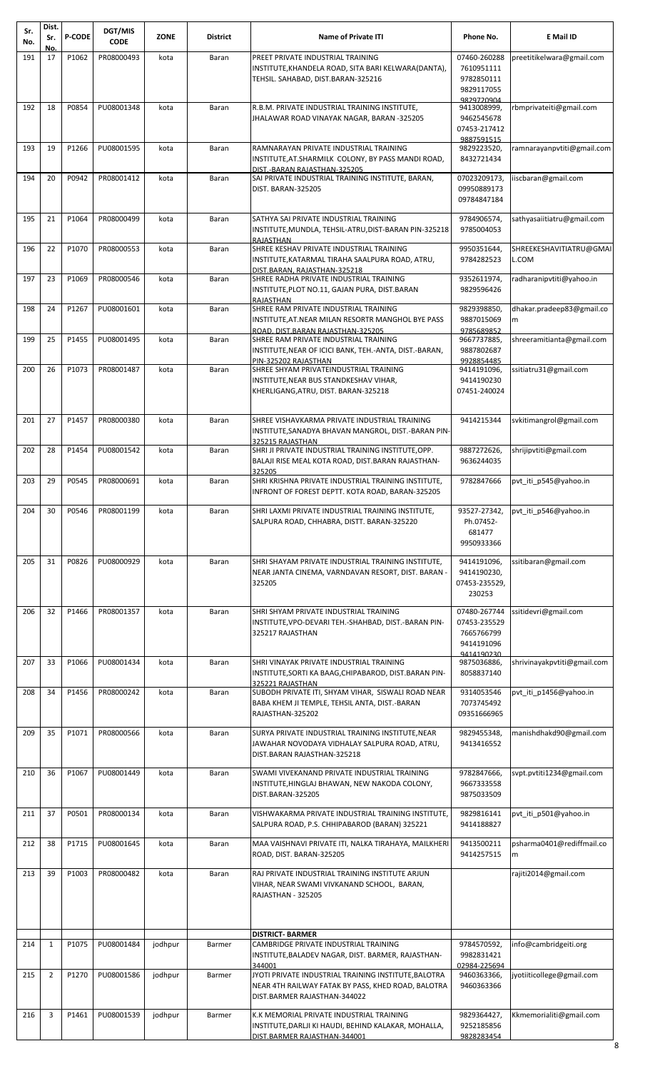| Sr. No. | Dist. Sr. No. | P-CODE | DGT/MIS CODE | ZONE | District | Name of Private ITI | Phone No. | E Mail ID |
|---|---|---|---|---|---|---|---|---|
| 191 | 17 | P1062 | PR08000493 | kota | Baran | PREET PRIVATE INDUSTRIAL TRAINING INSTITUTE,KHANDELA ROAD, SITA BARI KELWARA(DANTA), TEHSIL. SAHABAD, DIST.BARAN-325216 | 07460-260288 7610951111 9782850111 9829117055 9829720904 | preetitikelwara@gmail.com |
| 192 | 18 | P0854 | PU08001348 | kota | Baran | R.B.M. PRIVATE INDUSTRIAL TRAINING INSTITUTE, JHALAWAR ROAD VINAYAK NAGAR, BARAN -325205 | 9413008999, 9462545678 07453-217412 9887591515 | rbmprivateiti@gmail.com |
| 193 | 19 | P1266 | PU08001595 | kota | Baran | RAMNARAYAN PRIVATE INDUSTRIAL TRAINING INSTITUTE,AT.SHARMILK COLONY, BY PASS MANDI ROAD, DIST.-BARAN RAJASTHAN-325205 | 9829223520, 8432721434 | ramnarayanpvtiti@gmail.com |
| 194 | 20 | P0942 | PR08001412 | kota | Baran | SAI PRIVATE INDUSTRIAL TRAINING INSTITUTE, BARAN, DIST. BARAN-325205 | 07023209173, 09950889173 09784847184 | iiscbaran@gmail.com |
| 195 | 21 | P1064 | PR08000499 | kota | Baran | SATHYA SAI PRIVATE INDUSTRIAL TRAINING INSTITUTE,MUNDLA, TEHSIL-ATRU,DIST-BARAN PIN-325218 RAJASTHAN | 9784906574, 9785004053 | sathyasaiitiatru@gmail.com |
| 196 | 22 | P1070 | PR08000553 | kota | Baran | SHREE KESHAV PRIVATE INDUSTRIAL TRAINING INSTITUTE,KATARMAL TIRAHA SAALPURA ROAD, ATRU, DIST.BARAN, RAJASTHAN-325218 | 9950351644, 9784282523 | SHREEKESHAVITIATRU@GMAIL.COM |
| 197 | 23 | P1069 | PR08000546 | kota | Baran | SHREE RADHA PRIVATE INDUSTRIAL TRAINING INSTITUTE,PLOT NO.11, GAJAN PURA, DIST.BARAN RAJASTHAN | 9352611974, 9829596426 | radharanipvtiti@yahoo.in |
| 198 | 24 | P1267 | PU08001601 | kota | Baran | SHREE RAM PRIVATE INDUSTRIAL TRAINING INSTITUTE,AT.NEAR MILAN RESORTR MANGHOL BYE PASS ROAD, DIST.BARAN RAJASTHAN-325205 | 9829398850, 9887015069 9785689852 | dhakar.pradeep83@gmail.com |
| 199 | 25 | P1455 | PU08001495 | kota | Baran | SHREE RAM PRIVATE INDUSTRIAL TRAINING INSTITUTE,NEAR OF ICICI BANK, TEH.-ANTA, DIST.-BARAN, PIN-325202 RAJASTHAN | 9667737885, 9887802687 9928854485 | shreeramitianta@gmail.com |
| 200 | 26 | P1073 | PR08001487 | kota | Baran | SHREE SHYAM PRIVATEINDUSTRIAL TRAINING INSTITUTE,NEAR BUS STANDKESHAV VIHAR, KHERLIGANG,ATRU, DIST. BARAN-325218 | 9414191096, 9414190230 07451-240024 | ssitiatru31@gmail.com |
| 201 | 27 | P1457 | PR08000380 | kota | Baran | SHREE VISHAVKARMA PRIVATE INDUSTRIAL TRAINING INSTITUTE,SANADYA BHAVAN MANGROL, DIST.-BARAN PIN-325215 RAJASTHAN | 9414215344 | svkitimangrol@gmail.com |
| 202 | 28 | P1454 | PU08001542 | kota | Baran | SHRI JI PRIVATE INDUSTRIAL TRAINING INSTITUTE,OPP. BALAJI RISE MEAL KOTA ROAD, DIST.BARAN RAJASTHAN-325205 | 9887272626, 9636244035 | shrijipvtiti@gmail.com |
| 203 | 29 | P0545 | PR08000691 | kota | Baran | SHRI KRISHNA PRIVATE INDUSTRIAL TRAINING INSTITUTE, INFRONT OF FOREST DEPTT. KOTA ROAD, BARAN-325205 | 9782847666 | pvt_iti_p545@yahoo.in |
| 204 | 30 | P0546 | PR08001199 | kota | Baran | SHRI LAXMI PRIVATE INDUSTRIAL TRAINING INSTITUTE, SALPURA ROAD, CHHABRA, DISTT. BARAN-325220 | 93527-27342, Ph.07452-681477 9950933366 | pvt_iti_p546@yahoo.in |
| 205 | 31 | P0826 | PU08000929 | kota | Baran | SHRI SHAYAM PRIVATE INDUSTRIAL TRAINING INSTITUTE, NEAR JANTA CINEMA, VARNDAVAN RESORT, DIST. BARAN - 325205 | 9414191096, 9414190230, 07453-235529, 230253 | ssitibaran@gmail.com |
| 206 | 32 | P1466 | PR08001357 | kota | Baran | SHRI SHYAM PRIVATE INDUSTRIAL TRAINING INSTITUTE,VPO-DEVARI TEH.-SHAHBAD, DIST.-BARAN PIN-325217 RAJASTHAN | 07480-267744 07453-235529 7665766799 9414191096 9414190230 | ssitidevri@gmail.com |
| 207 | 33 | P1066 | PU08001434 | kota | Baran | SHRI VINAYAK PRIVATE INDUSTRIAL TRAINING INSTITUTE,SORTI KA BAAG,CHIPABAROD, DIST.BARAN PIN-325221 RAJASTHAN | 9875036886, 8058837140 | shrivinayakpvtiti@gmail.com |
| 208 | 34 | P1456 | PR08000242 | kota | Baran | SUBODH PRIVATE ITI, SHYAM VIHAR, SISWALI ROAD NEAR BABA KHEM JI TEMPLE, TEHSIL ANTA, DIST.-BARAN RAJASTHAN-325202 | 9314053546 7073745492 09351666965 | pvt_iti_p1456@yahoo.in |
| 209 | 35 | P1071 | PR08000566 | kota | Baran | SURYA PRIVATE INDUSTRIAL TRAINING INSTITUTE,NEAR JAWAHAR NOVODAYA VIDHALAY SALPURA ROAD, ATRU, DIST.BARAN RAJASTHAN-325218 | 9829455348, 9413416552 | manishdhakd90@gmail.com |
| 210 | 36 | P1067 | PU08001449 | kota | Baran | SWAMI VIVEKANAND PRIVATE INDUSTRIAL TRAINING INSTITUTE,HINGLAJ BHAWAN, NEW NAKODA COLONY, DIST.BARAN-325205 | 9782847666, 9667333558 9875033509 | svpt.pvtiti1234@gmail.com |
| 211 | 37 | P0501 | PR08000134 | kota | Baran | VISHWAKARMA PRIVATE INDUSTRIAL TRAINING INSTITUTE, SALPURA ROAD, P.S. CHHIPABAROD (BARAN) 325221 | 9829816141 9414188827 | pvt_iti_p501@yahoo.in |
| 212 | 38 | P1715 | PU08001645 | kota | Baran | MAA VAISHNAVI PRIVATE ITI, NALKA TIRAHAYA, MAILKHERI ROAD, DIST. BARAN-325205 | 9413500211 9414257515 | psharma0401@rediffmail.com |
| 213 | 39 | P1003 | PR08000482 | kota | Baran | RAJ PRIVATE INDUSTRIAL TRAINING INSTITUTE ARJUN VIHAR, NEAR SWAMI VIVKANAND SCHOOL, BARAN, RAJASTHAN - 325205 | | rajiti2014@gmail.com |
| | | | | | | **DISTRICT- BARMER** | | |
| 214 | 1 | P1075 | PU08001484 | jodhpur | Barmer | CAMBRIDGE PRIVATE INDUSTRIAL TRAINING INSTITUTE,BALADEV NAGAR, DIST. BARMER, RAJASTHAN-344001 | 9784570592, 9982831421 02984-225694 | info@cambridgeiti.org |
| 215 | 2 | P1270 | PU08001586 | jodhpur | Barmer | JYOTI PRIVATE INDUSTRIAL TRAINING INSTITUTE,BALOTRA NEAR 4TH RAILWAY FATAK BY PASS, KHED ROAD, BALOTRA DIST.BARMER RAJASTHAN-344022 | 9460363366, 9460363366 | jyotiiticollege@gmail.com |
| 216 | 3 | P1461 | PU08001539 | jodhpur | Barmer | K.K MEMORIAL PRIVATE INDUSTRIAL TRAINING INSTITUTE,DARLJI KI HAUDI, BEHIND KALAKAR, MOHALLA, DIST.BARMER RAJASTHAN-344001 | 9829364427, 9252185856 9828283454 | Kkmemorialiti@gmail.com |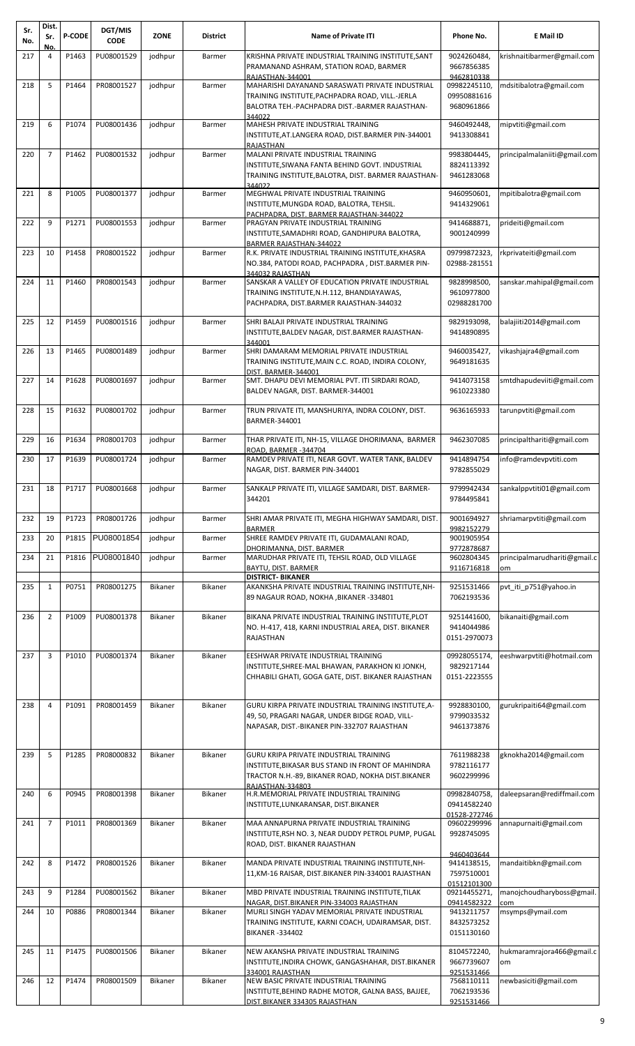| Sr. No. | Dist. Sr. No. | P-CODE | DGT/MIS CODE | ZONE | District | Name of Private ITI | Phone No. | E Mail ID |
|---|---|---|---|---|---|---|---|---|
| 217 | 4 | P1463 | PU08001529 | jodhpur | Barmer | KRISHNA PRIVATE INDUSTRIAL TRAINING INSTITUTE,SANT PRAMANAND ASHRAM, STATION ROAD, BARMER RAJASTHAN-344001 | 9024260484, 9667856385 9462810338 | krishnaitibarmer@gmail.com |
| 218 | 5 | P1464 | PR08001527 | jodhpur | Barmer | MAHARISHI DAYANAND SARASWATI PRIVATE INDUSTRIAL TRAINING INSTITUTE,PACHPADRA ROAD, VILL.-JERLA BALOTRA TEH.-PACHPADRA DIST.-BARMER RAJASTHAN-344022 | 09982245110, 09950881616 9680961866 | mdsitibalotra@gmail.com |
| 219 | 6 | P1074 | PU08001436 | jodhpur | Barmer | MAHESH PRIVATE INDUSTRIAL TRAINING INSTITUTE,AT.LANGERA ROAD, DIST.BARMER PIN-344001 RAJASTHAN | 9460492448, 9413308841 | mipvtiti@gmail.com |
| 220 | 7 | P1462 | PU08001532 | jodhpur | Barmer | MALANI PRIVATE INDUSTRIAL TRAINING INSTITUTE,SIWANA FANTA BEHIND GOVT. INDUSTRIAL TRAINING INSTITUTE,BALOTRA, DIST. BARMER RAJASTHAN-344022 | 9983804445, 8824113392 9461283068 | principalmalaniiti@gmail.com |
| 221 | 8 | P1005 | PU08001377 | jodhpur | Barmer | MEGHWAL PRIVATE INDUSTRIAL TRAINING INSTITUTE,MUNGDA ROAD, BALOTRA, TEHSIL. PACHPADRA, DIST. BARMER RAJASTHAN-344022 | 9460950601, 9414329061 | mpitibalotra@gmail.com |
| 222 | 9 | P1271 | PU08001553 | jodhpur | Barmer | PRAGYAN PRIVATE INDUSTRIAL TRAINING INSTITUTE,SAMADHRI ROAD, GANDHIPURA BALOTRA, BARMER RAJASTHAN-344022 | 9414688871, 9001240999 | prideiti@gmail.com |
| 223 | 10 | P1458 | PR08001522 | jodhpur | Barmer | R.K. PRIVATE INDUSTRIAL TRAINING INSTITUTE,KHASRA NO.384, PATODI ROAD, PACHPADRA , DIST.BARMER PIN-344032 RAJASTHAN | 09799872323, 02988-281551 | rkprivateiti@gmail.com |
| 224 | 11 | P1460 | PR08001543 | jodhpur | Barmer | SANSKAR A VALLEY OF EDUCATION PRIVATE INDUSTRIAL TRAINING INSTITUTE,N.H.112, BHANDIAYAWAS, PACHPADRA, DIST.BARMER RAJASTHAN-344032 | 9828998500, 9610977800 02988281700 | sanskar.mahipal@gmail.com |
| 225 | 12 | P1459 | PU08001516 | jodhpur | Barmer | SHRI BALAJI PRIVATE INDUSTRIAL TRAINING INSTITUTE,BALDEV NAGAR, DIST.BARMER RAJASTHAN-344001 | 9829193098, 9414890895 | balajiiti2014@gmail.com |
| 226 | 13 | P1465 | PU08001489 | jodhpur | Barmer | SHRI DAMARAM MEMORIAL PRIVATE INDUSTRIAL TRAINING INSTITUTE,MAIN C.C. ROAD, INDIRA COLONY, DIST. BARMER-344001 | 9460035427, 9649181635 | vikashjajra4@gmail.com |
| 227 | 14 | P1628 | PU08001697 | jodhpur | Barmer | SMT. DHAPU DEVI MEMORIAL PVT. ITI SIRDARI ROAD, BALDEV NAGAR, DIST. BARMER-344001 | 9414073158 9610223380 | smtdhapudeviiti@gmail.com |
| 228 | 15 | P1632 | PU08001702 | jodhpur | Barmer | TRUN PRIVATE ITI, MANSHURIYA, INDRA COLONY, DIST. BARMER-344001 | 9636165933 | tarunpvtiti@gmail.com |
| 229 | 16 | P1634 | PR08001703 | jodhpur | Barmer | THAR PRIVATE ITI, NH-15, VILLAGE DHORIMANA, BARMER ROAD, BARMER -344704 | 9462307085 | principalthariti@gmail.com |
| 230 | 17 | P1639 | PU08001724 | jodhpur | Barmer | RAMDEV PRIVATE ITI, NEAR GOVT. WATER TANK, BALDEV NAGAR, DIST. BARMER PIN-344001 | 9414894754 9782855029 | info@ramdevpvtiti.com |
| 231 | 18 | P1717 | PU08001668 | jodhpur | Barmer | SANKALP PRIVATE ITI, VILLAGE SAMDARI, DIST. BARMER-344201 | 9799942434 9784495841 | sankalppvtiti01@gmail.com |
| 232 | 19 | P1723 | PR08001726 | jodhpur | Barmer | SHRI AMAR PRIVATE ITI, MEGHA HIGHWAY SAMDARI, DIST. BARMER | 9001694927 9982152279 | shriamarpvtiti@gmail.com |
| 233 | 20 | P1815 | PU08001854 | jodhpur | Barmer | SHREE RAMDEV PRIVATE ITI, GUDAMALANI ROAD, DHORIMANNA, DIST. BARMER | 9001905954 9772878687 | |
| 234 | 21 | P1816 | PU08001840 | jodhpur | Barmer | MARUDHAR PRIVATE ITI, TEHSIL ROAD, OLD VILLAGE BAYTU, DIST. BARMER | 9602804345 9116716818 | principalmarudhariti@gmail.com |
| | | | | | | **DISTRICT- BIKANER** | | |
| 235 | 1 | P0751 | PR08001275 | Bikaner | Bikaner | AKANKSHA PRIVATE INDUSTRIAL TRAINING INSTITUTE,NH-89 NAGAUR ROAD, NOKHA ,BIKANER -334801 | 9251531466 7062193536 | pvt_iti_p751@yahoo.in |
| 236 | 2 | P1009 | PU08001378 | Bikaner | Bikaner | BIKANA PRIVATE INDUSTRIAL TRAINING INSTITUTE,PLOT NO. H-417, 418, KARNI INDUSTRIAL AREA, DIST. BIKANER RAJASTHAN | 9251441600, 9414044986 0151-2970073 | bikanaiti@gmail.com |
| 237 | 3 | P1010 | PU08001374 | Bikaner | Bikaner | EESHWAR PRIVATE INDUSTRIAL TRAINING INSTITUTE,SHREE-MAL BHAWAN, PARAKHON KI JONKH, CHHABILI GHATI, GOGA GATE, DIST. BIKANER RAJASTHAN | 09928055174, 9829217144 0151-2223555 | eeshwarpvtiti@hotmail.com |
| 238 | 4 | P1091 | PR08001459 | Bikaner | Bikaner | GURU KIRPA PRIVATE INDUSTRIAL TRAINING INSTITUTE,A-49, 50, PRAGARI NAGAR, UNDER BIDGE ROAD, VILL-NAPASAR, DIST.-BIKANER PIN-332707 RAJASTHAN | 9928830100, 9799033532 9461373876 | gurukripaiti64@gmail.com |
| 239 | 5 | P1285 | PR08000832 | Bikaner | Bikaner | GURU KRIPA PRIVATE INDUSTRIAL TRAINING INSTITUTE,BIKASAR BUS STAND IN FRONT OF MAHINDRA TRACTOR N.H.-89, BIKANER ROAD, NOKHA DIST.BIKANER RAJASTHAN-334803 | 7611988238 9782116177 9602299996 | gknokha2014@gmail.com |
| 240 | 6 | P0945 | PR08001398 | Bikaner | Bikaner | H.R.MEMORIAL PRIVATE INDUSTRIAL TRAINING INSTITUTE,LUNKARANSAR, DIST.BIKANER | 09982840758, 09414582240 01528-272746 | daleepsaran@rediffmail.com |
| 241 | 7 | P1011 | PR08001369 | Bikaner | Bikaner | MAA ANNAPURNA PRIVATE INDUSTRIAL TRAINING INSTITUTE,RSH NO. 3, NEAR DUDDY PETROL PUMP, PUGAL ROAD, DIST. BIKANER RAJASTHAN | 09602299996 9928745095 9460403644 | annapurnaiti@gmail.com |
| 242 | 8 | P1472 | PR08001526 | Bikaner | Bikaner | MANDA PRIVATE INDUSTRIAL TRAINING INSTITUTE,NH-11,KM-16 RAISAR, DIST.BIKANER PIN-334001 RAJASTHAN | 9414138515, 7597510001 01512101300 | mandaitibkn@gmail.com |
| 243 | 9 | P1284 | PU08001562 | Bikaner | Bikaner | MBD PRIVATE INDUSTRIAL TRAINING INSTITUTE,TILAK NAGAR, DIST.BIKANER PIN-334003 RAJASTHAN | 09214455271, 09414582322 | manojchoudharyboss@gmail.com |
| 244 | 10 | P0886 | PR08001344 | Bikaner | Bikaner | MURLI SINGH YADAV MEMORIAL PRIVATE INDUSTRIAL TRAINING INSTITUTE, KARNI COACH, UDAIRAMSAR, DIST. BIKANER -334402 | 9413211757 8432573252 0151130160 | msymps@ymail.com |
| 245 | 11 | P1475 | PU08001506 | Bikaner | Bikaner | NEW AKANSHA PRIVATE INDUSTRIAL TRAINING INSTITUTE,INDIRA CHOWK, GANGASHAHAR, DIST.BIKANER 334001 RAJASTHAN | 8104572240, 9667739607 9251531466 | hukmaramrajora466@gmail.com |
| 246 | 12 | P1474 | PR08001509 | Bikaner | Bikaner | NEW BASIC PRIVATE INDUSTRIAL TRAINING INSTITUTE,BEHIND RADHE MOTOR, GALNA BASS, BAJJEE, DIST.BIKANER 334305 RAJASTHAN | 7568110111 7062193536 9251531466 | newbasiciti@gmail.com |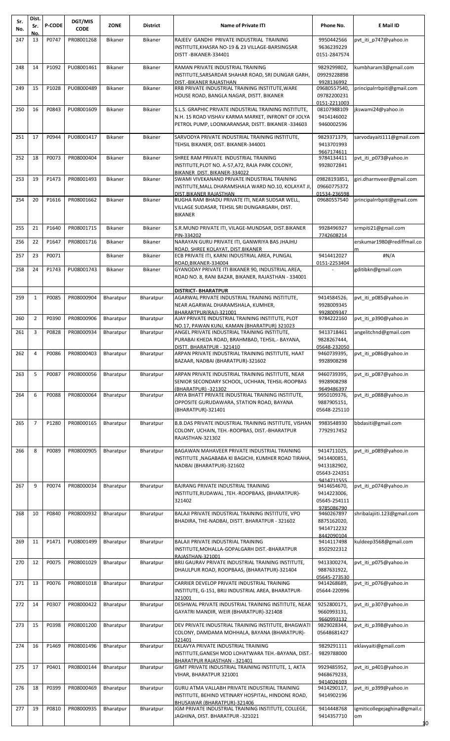| Sr. No. | Dist. Sr. No. | P-CODE | DGT/MIS CODE | ZONE | District | Name of Private ITI | Phone No. | E Mail ID |
|---|---|---|---|---|---|---|---|---|
| 247 | 13 | P0747 | PR08001268 | Bikaner | Bikaner | RAJEEV GANDHI PRIVATE INDUSTRIAL TRAINING INSTITUTE,KHASRA NO-19 & 23 VILLAGE-BARSINGSAR DISTT -BIKANER-334401 | 9950442566 9636239229 0151-2847574 | pvt_iti_p747@yahoo.in |
| 248 | 14 | P1092 | PU08001461 | Bikaner | Bikaner | RAMAN PRIVATE INDUSTRIAL TRAINING INSTITUTE,SARSARDAR SHAHAR ROAD, SRI DUNGAR GARH, DIST.-BIKANER RAJASTHAN | 9829299802, 09929228898 9928136992 | kumbharam3@gmail.com |
| 249 | 15 | P1028 | PU08000489 | Bikaner | Bikaner | RRB PRIVATE INDUSTRIAL TRAINING INSTITUTE,WARE HOUSE ROAD, BANGLA NAGAR, DISTT. BIKANER | 09680557540, 09782200231 0151-2211003 | principalrrbpiti@gmail.com |
| 250 | 16 | P0843 | PU08001609 | Bikaner | Bikaner | S.L.S. GRAPHIC PRIVATE INDUSTRIAL TRAINING INSTITUTE, N.H. 15 ROAD VISHAV KARMA MARKET, INFRONT OF JOLYA PETROL PUMP, LOONKARANSAR, DISTT. BIKANER -334603 | 08107988109 9414146002 9460002596 | jkswami24@yahoo.in |
| 251 | 17 | P0944 | PU08001417 | Bikaner | Bikaner | SARVODYA PRIVATE INDUSTRIAL TRAINING INSTITUTE, TEHSIL BIKANER, DIST. BIKANER-344001 | 9829371379, 9413701993 9667174611 | sarvodayaiti111@gmail.com |
| 252 | 18 | P0073 | PR08000404 | Bikaner | Bikaner | SHREE RAM PRIVATE INDUSTRIAL TRAINING INSTITUTE,PLOT NO. A-57,A72, RAJA PARK COLONY, BIKANER DIST. BIKANER-334022 | 9784134411 9928072841 | pvt_iti_p073@yahoo.in |
| 253 | 19 | P1473 | PR08001493 | Bikaner | Bikaner | SWAMI VIVEKANAND PRIVATE INDUSTRIAL TRAINING INSTITUTE,MALL DHARAMSHALA WARD NO.10, KOLAYAT JI, DIST.BIKANER RAJASTHAN | 09828193851, 09660775372 01534-236598 | giri.dharmveer@gmail.com |
| 254 | 20 | P1616 | PR08001662 | Bikaner | Bikaner | RUGHA RAM BHADU PRIVATE ITI, NEAR SUDSAR WELL, VILLAGE SUDASAR, TEHSIL SRI DUNGARGARH, DIST. BIKANER | 09680557540 | principalrrbpiti@gmail.com |
| 255 | 21 | P1640 | PR08001715 | Bikaner | Bikaner | S.R.MUND PRIVATE ITI, VILAGE-MUNDSAR, DIST.BIKANER PIN-334202 | 9928496927 7742608214 | srmpiti21@gmail.com |
| 256 | 22 | P1647 | PR08001716 | Bikaner | Bikaner | NARAYAN GURU PRIVATE ITI, GANWRIYA BAS JHAJHU ROAD, SHREE KOLAYAT, DIST.BIKANER | | erskumar1980@rediffmail.com |
| 257 | 23 | P0071 | | Bikaner | Bikaner | ECB PRIVATE ITI, KARNI INDUSTRIAL AREA, PUNGAL ROAD,BIKANER-334004 | 9414412027 0151-2253404 | #N/A |
| 258 | 24 | P1743 | PU08001743 | Bikaner | Bikaner | GYANODAY PRIVATE ITI BIKANER 90, INDUSTRIAL AREA, ROAD NO. 8, RANI BAZAR, BIKANER, RAJASTHAN - 334001 | - | gditibkn@gmail.com |
| | | | | | | **DISTRICT- BHARATPUR** | | |
| 259 | 1 | P0085 | PR08000904 | Bharatpur | Bharatpur | AGARWAL PRIVATE INDUSTRIAL TRAINING INSTITUTE, NEAR AGARWAL DHARAMSHALA, KUMHER, BHARARTPUR(RAJ)-321001 | 9414584526, 9928009345 9928009347 | pvt_iti_p085@yahoo.in |
| 260 | 2 | P0390 | PR08000906 | Bharatpur | Bharatpur | AJAY PRIVATE INDUSTRIAL TRAINING INSTITUTE, PLOT NO.17, PAWAN KUNJ, KAMAN (BHARATPUR) 321023 | 9784222160 | pvt_iti_p390@yahoo.in |
| 261 | 3 | P0828 | PR08000934 | Bharatpur | Bharatpur | ANGEL PRIVATE INDUSTRIAL TRAINING INSTITUTE, PURABAI KHEDA ROAD, BRAHMBAD, TEHSIL.- BAYANA, DISTT. BHARATPUR - 321410 | 9413718461 9828267444, 05648-232050 | angelitchnd@gmail.com |
| 262 | 4 | P0086 | PR08000403 | Bharatpur | Bharatpur | ARPAN PRIVATE INDUSTRIAL TRAINING INSTITUTE, HAAT BAZAAR, NADBAI (BHARATPUR)-321602 | 9460739395, 9928908298 | pvt_iti_p086@yahoo.in |
| 263 | 5 | P0087 | PR08000056 | Bharatpur | Bharatpur | ARPAN PRIVATE INDUSTRIAL TRAINING INSTITUTE, NEAR SENIOR SECONDARY SCHOOL, UCHHAN, TEHSIL-ROOPBAS (BHARATPUR) -321302 | 9460739395, 9928908298 9649486397 | pvt_iti_p087@yahoo.in |
| 264 | 6 | P0088 | PR08000064 | Bharatpur | Bharatpur | ARYA BHATT PRIVATE INDUSTRIAL TRAINING INSTITUTE, OPPOSITE GURUDAWARA, STATION ROAD, BAYANA (BHARATPUR)-321401 | 9950109376, 9887905151, 05648-225110 | pvt_iti_p088@yahoo.in |
| 265 | 7 | P1280 | PR08000165 | Bharatpur | Bharatpur | B.B.DAS PRIVATE INDUSTRIAL TRAINING INSTITUTE, VISHAN COLONY, UCHAIN, TEH.-ROOPBAS, DIST.-BHARATPUR RAJASTHAN-321302 | 9983548930 7792917452 | bbdasiti@gmail.com |
| 266 | 8 | P0089 | PR08000905 | Bharatpur | Bharatpur | BAGAWAN MAHAVEER PRIVATE INDUSTRIAL TRAINING INSTITUTE ,NAGABABA KI BAGICHI, KUMHER ROAD TIRAHA, NADBAI (BHARATPUR)-321602 | 9414711025, 9414400851, 9413182902, 05643-224351 9414711555 | pvt_iti_p089@yahoo.in |
| 267 | 9 | P0074 | PR08000034 | Bharatpur | Bharatpur | BAJRANG PRIVATE INDUSTRIAL TRAINING INSTITUTE,RUDAWAL ,TEH.-ROOPBAAS, (BHARATPUR)-321402 | 9414654670, 9414223006, 05645-254111 9785086790 | pvt_iti_p074@yahoo.in |
| 268 | 10 | P0840 | PR08000932 | Bharatpur | Bharatpur | BALAJI PRIVATE INDUSTRIAL TRAINING INSTITUTE, VPO BHADIRA, THE-NADBAI, DISTT. BHARATPUR - 321602 | 9460267897 8875162020, 9414712232 8442090104 | shribalajiiti.123@gmail.com |
| 269 | 11 | P1471 | PU08001499 | Bharatpur | Bharatpur | BALAJI PRIVATE INDUSTRIAL TRAINING INSTITUTE,MOHALLA-GOPALGARH DIST.-BHARATPUR RAJASTHAN-321001 | 9414117498 8502922312 | kuldeep3568@gmail.com |
| 270 | 12 | P0075 | PR08001029 | Bharatpur | Bharatpur | BRIJ GAURAV PRIVATE INDUSTRIAL TRAINING INSTITUTE, DHAULPUR ROAD, ROOPBAAS, (BHARATPUR)-321404 | 9413300274, 9887631922, 05645-273530 | pvt_iti_p075@yahoo.in |
| 271 | 13 | P0076 | PR08001018 | Bharatpur | Bharatpur | CARRIER DEVELOP PRIVATE INDUSTRIAL TRAINING INSTITUTE, G-151, BRIJ INDUSTRIAL AREA, BHARATPUR-321001 | 9414268689, 05644-220996 | pvt_iti_p076@yahoo.in |
| 272 | 14 | P0307 | PR08000422 | Bharatpur | Bharatpur | DESHWAL PRIVATE INDUSTRIAL TRAINING INSTITUTE, NEAR GAYATRI MANDIR, WEIR (BHARATPUR)-321408 | 9252800171, 9660993131, 9660993132 | pvt_iti_p307@yahoo.in |
| 273 | 15 | P0398 | PR08001200 | Bharatpur | Bharatpur | DEV PRIVATE INDUSTRIAL TRAINING INSTITUTE, BHAGWATI COLONY, DAMDAMA MOHHALA, BAYANA (BHARATPUR)-321401 | 9829028344, 05648681427 | pvt_iti_p398@yahoo.in |
| 274 | 16 | P1469 | PR08001496 | Bharatpur | Bharatpur | EKLAVYA PRIVATE INDUSTRIAL TRAINING INSTITUTE,GANESH MOD LOHATWARA TEH.-BAYANA, DIST.-BHARATPUR RAJASTHAN - 321401 | 9829291111 9829788000 | eklavyaiti@gmail.com |
| 275 | 17 | P0401 | PR08000144 | Bharatpur | Bharatpur | GIMT PRIVATE INDUSTRIAL TRAINING INSTITUTE, 1, AKTA VIHAR, BHARATPUR 321001 | 9929485952, 9468679233, 9414026103 | pvt_iti_p401@yahoo.in |
| 276 | 18 | P0399 | PR08000469 | Bharatpur | Bharatpur | GURU ATMA VALLABH PRIVATE INDUSTRIAL TRAINING INSTITUTE, BEHIND VETINARY HOSPITAL, HINDONE ROAD, BHUSAWAR (BHARATPUR)-321406 | 9414290117, 9414902196 | pvt_iti_p399@yahoo.in |
| 277 | 19 | P0810 | PR08000935 | Bharatpur | Bharatpur | IGM PRIVATE INDUSTRIAL TRAINING INSTITUTE, COLLEGE, JAGHINA, DIST. BHARATPUR -321021 | 9414448768 9414357710 | igmiticollegejaghina@gmail.com |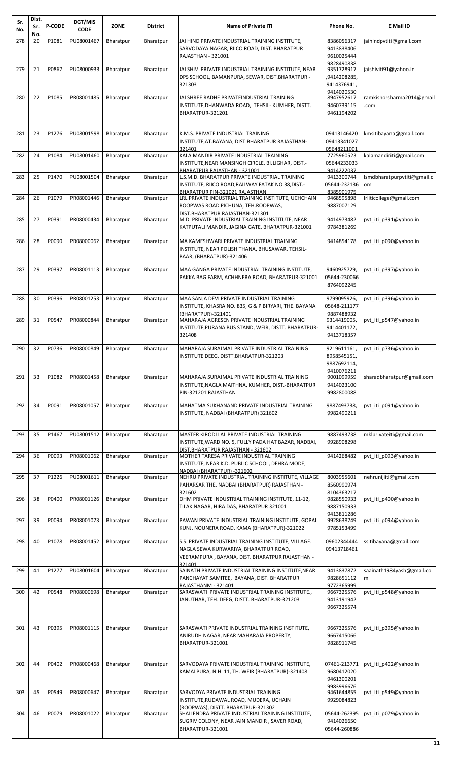| Sr. No. | Dist. Sr. No. | P-CODE | DGT/MIS CODE | ZONE | District | Name of Private ITI | Phone No. | E Mail ID |
|---|---|---|---|---|---|---|---|---|
| 278 | 20 | P1081 | PU08001467 | Bharatpur | Bharatpur | JAI HIND PRIVATE INDUSTRIAL TRAINING INSTITUTE, SARVODAYA NAGAR, RIICO ROAD, DIST. BHARATPUR RAJASTHAN - 321001 | 8386056317 9413838406 9610025444 9828490838 | jaihindpvtiti@gmail.com |
| 279 | 21 | P0867 | PU08000933 | Bharatpur | Bharatpur | JAI SHIV PRIVATE INDUSTRIAL TRAINING INSTITUTE, NEAR DPS SCHOOL, BAMANPURA, SEWAR, DIST.BHARATPUR - 321303 | 9351728917 ,9414208285, 9414376941, 9414020530 | jaishiviti91@yahoo.in |
| 280 | 22 | P1085 | PR08001485 | Bharatpur | Bharatpur | JAI SHREE RADHE PRIVATEINDUSTRIAL TRAINING INSTITUTE,DHANWADA ROAD, TEHSIL- KUMHER, DISTT. BHARATPUR-321201 | 8947952617 9460739115 9461194202 | ramkishorsharma2014@gmail.com |
| 281 | 23 | P1276 | PU08001598 | Bharatpur | Bharatpur | K.M.S. PRIVATE INDUSTRIAL TRAINING INSTITUTE,AT.BAYANA, DIST.BHARATPUR RAJASTHAN-321401 | 09413146420 09413341027 05648211001 | kmsitibayana@gmail.com |
| 282 | 24 | P1084 | PU08001460 | Bharatpur | Bharatpur | KALA MANDIR PRIVATE INDUSTRIAL TRAINING INSTITUTE,NEAR MANSINGH CIRCLE, BIJLIGHAR, DIST.-BHARATPUR RAJASTHAN - 321001 | 7725960523 05644233033 9414222037 | kalamandiriti@gmail.com |
| 283 | 25 | P1470 | PU08001504 | Bharatpur | Bharatpur | L.S.M.D. BHARATPUR PRIVATE INDUSTRIAL TRAINING INSTITUTE, RIICO ROAD,RAILWAY FATAK NO.38,DIST.-BHARATPUR PIN-321021 RAJASTHAN | 9413300744 05644-232136 8385901975 | lsmdbharatpurpvtiti@gmail.com |
| 284 | 26 | P1079 | PR08001446 | Bharatpur | Bharatpur | LRL PRIVATE INDUSTRIAL TRAINING INSTITUTE, UCHCHAIN ROOPWAS ROAD PICHUNA, TEH.ROOPWAS, DIST.BHARATPUR RAJASTHAN-321301 | 9468595898 9887007129 | lrliticollege@gmail.com |
| 285 | 27 | P0391 | PR08000434 | Bharatpur | Bharatpur | M.D. PRIVATE INDUSTRIAL TRAINING INSTITUTE, NEAR KATPUTALI MANDIR, JAGINA GATE, BHARATPUR-321001 | 9414973482 9784381269 | pvt_iti_p391@yahoo.in |
| 286 | 28 | P0090 | PR08000062 | Bharatpur | Bharatpur | MA KAMESHWARI PRIVATE INDUSTRIAL TRAINING INSTITUTE, NEAR POLISH THANA, BHUSAWAR, TEHSIL-BAAR, (BHARATPUR)-321406 | 9414854178 | pvt_iti_p090@yahoo.in |
| 287 | 29 | P0397 | PR08001113 | Bharatpur | Bharatpur | MAA GANGA PRIVATE INDUSTRIAL TRAINING INSTITUTE, PAKKA BAG FARM, ACHHNERA ROAD, BHARATPUR-321001 | 9460925729, 05644-230066 8764092245 | pvt_iti_p397@yahoo.in |
| 288 | 30 | P0396 | PR08001253 | Bharatpur | Bharatpur | MAA SANJA DEVI PRIVATE INDUSTRIAL TRAINING INSTITUTE, KHASRA NO. 835, G & P BIRYARI, THE. BAYANA (BHARATPUR)-321401 | 9799095926, 05648-211177 9887488932 | pvt_iti_p396@yahoo.in |
| 289 | 31 | P0547 | PR08000844 | Bharatpur | Bharatpur | MAHARAJA AGRESEN PRIVATE INDUSTRIAL TRAINING INSTITUTE,PURANA BUS STAND, WEIR, DISTT. BHARATPUR-321408 | 9314419005, 9414401172, 9413718357 | pvt_iti_p547@yahoo.in |
| 290 | 32 | P0736 | PR08000849 | Bharatpur | Bharatpur | MAHARAJA SURAJMAL PRIVATE INDUSTRIAL TRAINING INSTITUTE DEEG, DISTT.BHARATPUR-321203 | 9219611161, 8958545151, 9887692114, 9410076211 | pvt_iti_p736@yahoo.in |
| 291 | 33 | P1082 | PR08001458 | Bharatpur | Bharatpur | MAHARAJA SURAJMAL PRIVATE INDUSTRIAL TRAINING INSTITUTE,NAGLA MAITHNA, KUMHER, DIST.-BHARATPUR PIN-321201 RAJASTHAN | 9001099959 9414023100 9982800088 | sharadbharatpur@gmail.com |
| 292 | 34 | P0091 | PR08001057 | Bharatpur | Bharatpur | MAHATMA SUKHANAND PRIVATE INDUSTRIAL TRAINING INSTITUTE, NADBAI (BHARATPUR) 321602 | 9887493738, 9982490211 | pvt_iti_p091@yahoo.in |
| 293 | 35 | P1467 | PU08001512 | Bharatpur | Bharatpur | MASTER KIRODI LAL PRIVATE INDUSTRIAL TRAINING INSTITUTE,WARD NO. 5, FULLY PADA HAT BAZAR, NADBAI, DIST.BHARATPUR RAJASTHAN - 321602 | 9887493738 9928908298 | mklprivateiti@gmail.com |
| 294 | 36 | P0093 | PR08001062 | Bharatpur | Bharatpur | MOTHER TARESA PRIVATE INDUSTRIAL TRAINING INSTITUTE, NEAR K.D. PUBLIC SCHOOL, DEHRA MODE, NADBAI (BHARATPUR) -321602 | 9414268482 | pvt_iti_p093@yahoo.in |
| 295 | 37 | P1226 | PU08001611 | Bharatpur | Bharatpur | NEHRU PRIVATE INDUSTRIAL TRAINING INSTITUTE, VILLAGE PAHARSAR THE. NADBAI (BHARATPUR) RAJASTHAN - 321602 | 8003955601 8560990974 8104363217 | nehrunijiiti@gmail.com |
| 296 | 38 | P0400 | PR08001126 | Bharatpur | Bharatpur | OHM PRIVATE INDUSTRIAL TRAINING INSTITUTE, 11-12, TILAK NAGAR, HIRA DAS, BHARATPUR 321001 | 9828550933 9887150933 9413811286 | pvt_iti_p400@yahoo.in |
| 297 | 39 | P0094 | PR08001073 | Bharatpur | Bharatpur | PAWAN PRIVATE INDUSTRIAL TRAINING INSTITUTE, GOPAL KUNJ, NOUNERA ROAD, KAMA (BHARATPUR)-321022 | 9928638749 9785153499 | pvt_iti_p094@yahoo.in |
| 298 | 40 | P1078 | PR08001452 | Bharatpur | Bharatpur | S.S. PRIVATE INDUSTRIAL TRAINING INSTITUTE, VILLAGE. NAGLA SEWA KURWARIYA, BHARATPUR ROAD, VEERAMPURA , BAYANA, DIST. BHARATPUR RAJASTHAN - 321401 | 09602344444 09413718461 | ssitibayana@gmail.com |
| 299 | 41 | P1277 | PU08001604 | Bharatpur | Bharatpur | SAINATH PRIVATE INDUSTRIAL TRAINING INSTITUTE,NEAR PANCHAYAT SAMITEE, BAYANA, DIST. BHARATPUR RAJASTHANM - 321401 | 9413837872 9828651112 9772365999 | saainath1984yash@gmail.com |
| 300 | 42 | P0548 | PR08000698 | Bharatpur | Bharatpur | SARASWATI PRIVATE INDUSTRIAL TRAINING INSTITUTE., JANUTHAR, TEH. DEEG, DISTT. BHARATPUR-321203 | 9667325576 9413191942 9667325574 | pvt_iti_p548@yahoo.in |
| 301 | 43 | P0395 | PR08001115 | Bharatpur | Bharatpur | SARASWATI PRIVATE INDUSTRIAL TRAINING INSTITUTE, ANIRUDH NAGAR, NEAR MAHARAJA PROPERTY, BHARATPUR-321001 | 9667325576 9667415066 9828911745 | pvt_iti_p395@yahoo.in |
| 302 | 44 | P0402 | PR08000468 | Bharatpur | Bharatpur | SARVODAYA PRIVATE INDUSTRIAL TRAINING INSTITUTE, KAMALPURA, N.H. 11, TH. WEIR (BHARATPUR)-321408 | 07461-213771 9680412020 9461300201 9983996676 | pvt_iti_p402@yahoo.in |
| 303 | 45 | P0549 | PR08000647 | Bharatpur | Bharatpur | SARVODYA PRIVATE INDUSTRIAL TRAINING INSTITUTE,RUDAWAL ROAD, MUDERA, UCHAIN (ROOPWAS), DISTT. BHARATPUR-321302 | 9461644855 9929084823 | pvt_iti_p549@yahoo.in |
| 304 | 46 | P0079 | PR08001022 | Bharatpur | Bharatpur | SHAILENDRA PRIVATE INDUSTRIAL TRAINING INSTITUTE, SUGRIV COLONY, NEAR JAIN MANDIR , SAVER ROAD, BHARATPUR-321001 | 05644-262395 9414026650 05644-260886 | pvt_iti_p079@yahoo.in |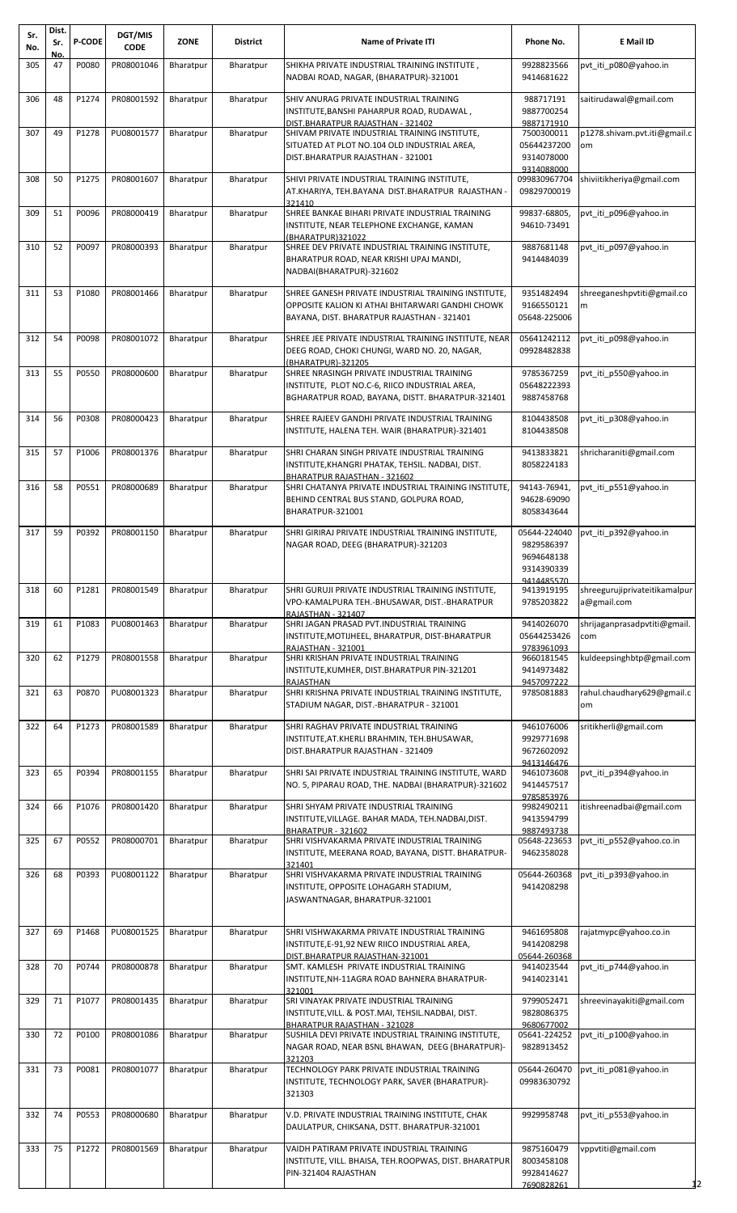| Sr. No. | Dist. Sr. No. | P-CODE | DGT/MIS CODE | ZONE | District | Name of Private ITI | Phone No. | E Mail ID |
|---|---|---|---|---|---|---|---|---|
| 305 | 47 | P0080 | PR08001046 | Bharatpur | Bharatpur | SHIKHA PRIVATE INDUSTRIAL TRAINING INSTITUTE , NADBAI ROAD, NAGAR, (BHARATPUR)-321001 | 9928823566 9414681622 | pvt_iti_p080@yahoo.in |
| 306 | 48 | P1274 | PR08001592 | Bharatpur | Bharatpur | SHIV ANURAG PRIVATE INDUSTRIAL TRAINING INSTITUTE,BANSHI PAHARPUR ROAD, RUDAWAL , DIST.BHARATPUR RAJASTHAN - 321402 | 988717191 9887700254 9887171910 | saitirudawal@gmail.com |
| 307 | 49 | P1278 | PU08001577 | Bharatpur | Bharatpur | SHIVAM PRIVATE INDUSTRIAL TRAINING INSTITUTE, SITUATED AT PLOT NO.104 OLD INDUSTRIAL AREA, DIST.BHARATPUR RAJASTHAN - 321001 | 7500300011 05644237200 9314078000 9314088000 | p1278.shivam.pvt.iti@gmail.com |
| 308 | 50 | P1275 | PR08001607 | Bharatpur | Bharatpur | SHIVI PRIVATE INDUSTRIAL TRAINING INSTITUTE, AT.KHARIYA, TEH.BAYANA DIST.BHARATPUR RAJASTHAN - 321410 | 099830967704 09829700019 | shiviitikheriya@gmail.com |
| 309 | 51 | P0096 | PR08000419 | Bharatpur | Bharatpur | SHREE BANKAE BIHARI PRIVATE INDUSTRIAL TRAINING INSTITUTE, NEAR TELEPHONE EXCHANGE, KAMAN (BHARATPUR)321022 | 99837-68805, 94610-73491 | pvt_iti_p096@yahoo.in |
| 310 | 52 | P0097 | PR08000393 | Bharatpur | Bharatpur | SHREE DEV PRIVATE INDUSTRIAL TRAINING INSTITUTE, BHARATPUR ROAD, NEAR KRISHI UPAJ MANDI, NADBAI(BHARATPUR)-321602 | 9887681148 9414484039 | pvt_iti_p097@yahoo.in |
| 311 | 53 | P1080 | PR08001466 | Bharatpur | Bharatpur | SHREE GANESH PRIVATE INDUSTRIAL TRAINING INSTITUTE, OPPOSITE KALION KI ATHAI BHITARWARI GANDHI CHOWK BAYANA, DIST. BHARATPUR RAJASTHAN - 321401 | 9351482494 9166550121 05648-225006 | shreeganeshpvtiti@gmail.com |
| 312 | 54 | P0098 | PR08001072 | Bharatpur | Bharatpur | SHREE JEE PRIVATE INDUSTRIAL TRAINING INSTITUTE, NEAR DEEG ROAD, CHOKI CHUNGI, WARD NO. 20, NAGAR, (BHARATPUR)-321205 | 05641242112 09928482838 | pvt_iti_p098@yahoo.in |
| 313 | 55 | P0550 | PR08000600 | Bharatpur | Bharatpur | SHREE NRASINGH PRIVATE INDUSTRIAL TRAINING INSTITUTE, PLOT NO.C-6, RIICO INDUSTRIAL AREA, BGHARATPUR ROAD, BAYANA, DISTT. BHARATPUR-321401 | 9785367259 05648222393 9887458768 | pvt_iti_p550@yahoo.in |
| 314 | 56 | P0308 | PR08000423 | Bharatpur | Bharatpur | SHREE RAJEEV GANDHI PRIVATE INDUSTRIAL TRAINING INSTITUTE, HALENA TEH. WAIR (BHARATPUR)-321401 | 8104438508 8104438508 | pvt_iti_p308@yahoo.in |
| 315 | 57 | P1006 | PR08001376 | Bharatpur | Bharatpur | SHRI CHARAN SINGH PRIVATE INDUSTRIAL TRAINING INSTITUTE,KHANGRI PHATAK, TEHSIL. NADBAI, DIST. BHARATPUR RAJASTHAN - 321602 | 9413833821 8058224183 | shricharaniti@gmail.com |
| 316 | 58 | P0551 | PR08000689 | Bharatpur | Bharatpur | SHRI CHATANYA PRIVATE INDUSTRIAL TRAINING INSTITUTE, BEHIND CENTRAL BUS STAND, GOLPURA ROAD, BHARATPUR-321001 | 94143-76941, 94628-69090 8058343644 | pvt_iti_p551@yahoo.in |
| 317 | 59 | P0392 | PR08001150 | Bharatpur | Bharatpur | SHRI GIRIRAJ PRIVATE INDUSTRIAL TRAINING INSTITUTE, NAGAR ROAD, DEEG (BHARATPUR)-321203 | 05644-224040 9829586397 9694648138 9314390339 9414485570 | pvt_iti_p392@yahoo.in |
| 318 | 60 | P1281 | PR08001549 | Bharatpur | Bharatpur | SHRI GURUJI PRIVATE INDUSTRIAL TRAINING INSTITUTE, VPO-KAMALPURA TEH.-BHUSAWAR, DIST.-BHARATPUR RAJASTHAN - 321407 | 9413919195 9785203822 | shreegurujiprivateitikamalpura@gmail.com |
| 319 | 61 | P1083 | PU08001463 | Bharatpur | Bharatpur | SHRI JAGAN PRASAD PVT.INDUSTRIAL TRAINING INSTITUTE,MOTIJHEEL, BHARATPUR, DIST-BHARATPUR RAJASTHAN - 321001 | 9414026070 05644253426 9783961093 | shrijaganprasadpvtiti@gmail.com |
| 320 | 62 | P1279 | PR08001558 | Bharatpur | Bharatpur | SHRI KRISHAN PRIVATE INDUSTRIAL TRAINING INSTITUTE,KUMHER, DIST.BHARATPUR PIN-321201 RAJASTHAN | 9660181545 9414973482 9457097222 | kuldeepsinghbtp@gmail.com |
| 321 | 63 | P0870 | PU08001323 | Bharatpur | Bharatpur | SHRI KRISHNA PRIVATE INDUSTRIAL TRAINING INSTITUTE, STADIUM NAGAR, DIST.-BHARATPUR - 321001 | 9785081883 | rahul.chaudhary629@gmail.com |
| 322 | 64 | P1273 | PR08001589 | Bharatpur | Bharatpur | SHRI RAGHAV PRIVATE INDUSTRIAL TRAINING INSTITUTE,AT.KHERLI BRAHMIN, TEH.BHUSAWAR, DIST.BHARATPUR RAJASTHAN - 321409 | 9461076006 9929771698 9672602092 9413146476 | sritikherli@gmail.com |
| 323 | 65 | P0394 | PR08001155 | Bharatpur | Bharatpur | SHRI SAI PRIVATE INDUSTRIAL TRAINING INSTITUTE, WARD NO. 5, PIPARAU ROAD, THE. NADBAI (BHARATPUR)-321602 | 9461073608 9414457517 9785853976 | pvt_iti_p394@yahoo.in |
| 324 | 66 | P1076 | PR08001420 | Bharatpur | Bharatpur | SHRI SHYAM PRIVATE INDUSTRIAL TRAINING INSTITUTE,VILLAGE. BAHAR MADA, TEH.NADBAI,DIST. BHARATPUR - 321602 | 9982490211 9413594799 9887493738 | itishreenadbai@gmail.com |
| 325 | 67 | P0552 | PR08000701 | Bharatpur | Bharatpur | SHRI VISHVAKARMA PRIVATE INDUSTRIAL TRAINING INSTITUTE, MEERANA ROAD, BAYANA, DISTT. BHARATPUR-321401 | 05648-223653 9462358028 | pvt_iti_p552@yahoo.co.in |
| 326 | 68 | P0393 | PU08001122 | Bharatpur | Bharatpur | SHRI VISHVAKARMA PRIVATE INDUSTRIAL TRAINING INSTITUTE, OPPOSITE LOHAGARH STADIUM, JASWANTNAGAR, BHARATPUR-321001 | 05644-260368 9414208298 | pvt_iti_p393@yahoo.in |
| 327 | 69 | P1468 | PU08001525 | Bharatpur | Bharatpur | SHRI VISHWAKARMA PRIVATE INDUSTRIAL TRAINING INSTITUTE,E-91,92 NEW RIICO INDUSTRIAL AREA, DIST.BHARATPUR RAJASTHAN-321001 | 9461695808 9414208298 05644-260368 | rajatmypc@yahoo.co.in |
| 328 | 70 | P0744 | PR08000878 | Bharatpur | Bharatpur | SMT. KAMLESH PRIVATE INDUSTRIAL TRAINING INSTITUTE,NH-11AGRA ROAD BAHNERA BHARATPUR-321001 | 9414023544 9414023141 | pvt_iti_p744@yahoo.in |
| 329 | 71 | P1077 | PR08001435 | Bharatpur | Bharatpur | SRI VINAYAK PRIVATE INDUSTRIAL TRAINING INSTITUTE,VILL. & POST.MAI, TEHSIL.NADBAI, DIST. BHARATPUR RAJASTHAN - 321028 | 9799052471 9828086375 9680677002 | shreevinayakiti@gmail.com |
| 330 | 72 | P0100 | PR08001086 | Bharatpur | Bharatpur | SUSHILA DEVI PRIVATE INDUSTRIAL TRAINING INSTITUTE, NAGAR ROAD, NEAR BSNL BHAWAN, DEEG (BHARATPUR)-321203 | 05641-224252 9828913452 | pvt_iti_p100@yahoo.in |
| 331 | 73 | P0081 | PR08001077 | Bharatpur | Bharatpur | TECHNOLOGY PARK PRIVATE INDUSTRIAL TRAINING INSTITUTE, TECHNOLOGY PARK, SAVER (BHARATPUR)-321303 | 05644-260470 09983630792 | pvt_iti_p081@yahoo.in |
| 332 | 74 | P0553 | PR08000680 | Bharatpur | Bharatpur | V.D. PRIVATE INDUSTRIAL TRAINING INSTITUTE, CHAK DAULATPUR, CHIKSANA, DSTT. BHARATPUR-321001 | 9929958748 | pvt_iti_p553@yahoo.in |
| 333 | 75 | P1272 | PR08001569 | Bharatpur | Bharatpur | VAIDH PATIRAM PRIVATE INDUSTRIAL TRAINING INSTITUTE, VILL. BHAISA, TEH.ROOPWAS, DIST. BHARATPUR PIN-321404 RAJASTHAN | 9875160479 8003458108 9928414627 7690828261 | vppvtiti@gmail.com |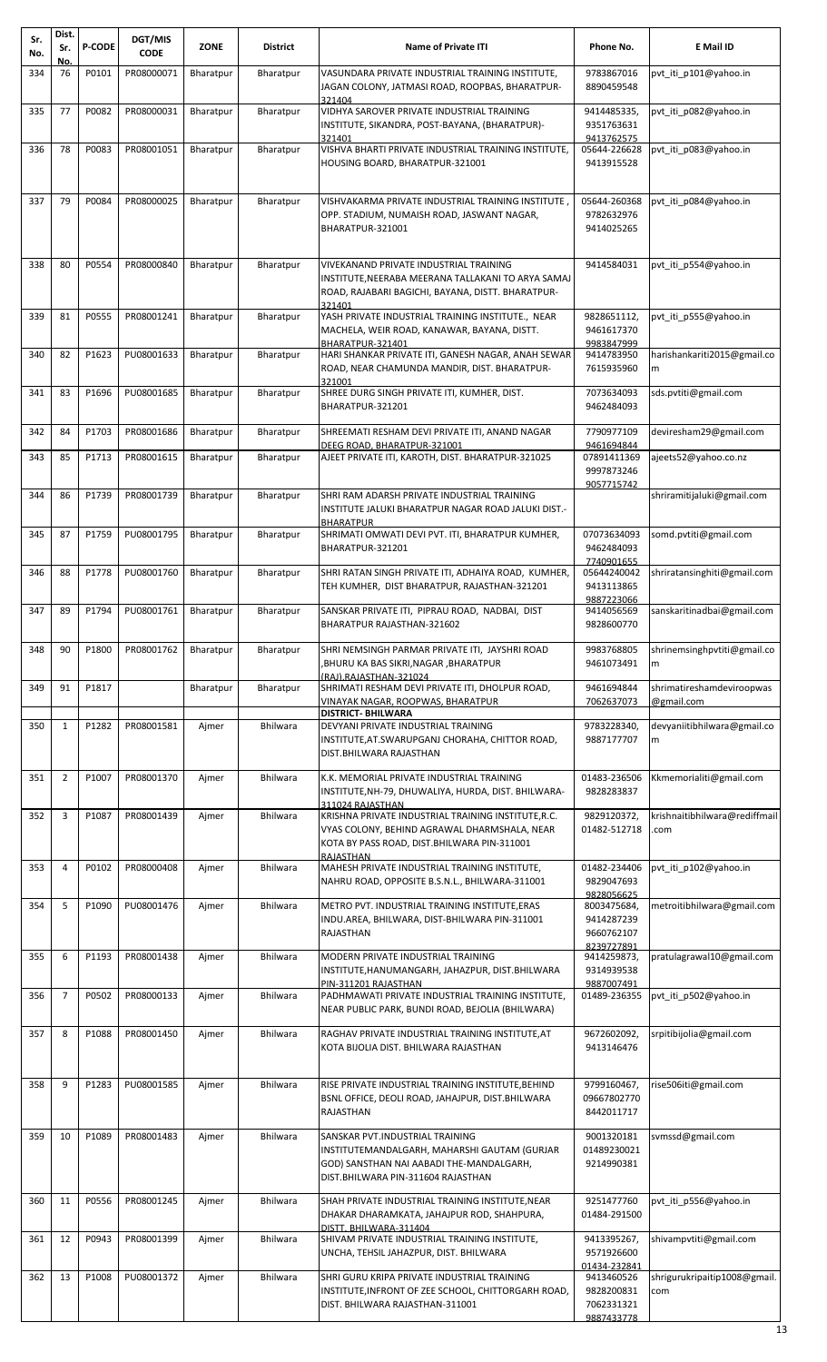| Sr. No. | Dist. Sr. No. | P-CODE | DGT/MIS CODE | ZONE | District | Name of Private ITI | Phone No. | E Mail ID |
|---|---|---|---|---|---|---|---|---|
| 334 | 76 | P0101 | PR08000071 | Bharatpur | Bharatpur | VASUNDARA PRIVATE INDUSTRIAL TRAINING INSTITUTE, JAGAN COLONY, JATMASI ROAD, ROOPBAS, BHARATPUR-321404 | 9783867016 8890459548 | pvt_iti_p101@yahoo.in |
| 335 | 77 | P0082 | PR08000031 | Bharatpur | Bharatpur | VIDHYA SAROVER PRIVATE INDUSTRIAL TRAINING INSTITUTE, SIKANDRA, POST-BAYANA, (BHARATPUR)-321401 | 9414485335, 9351763631 9413762575 | pvt_iti_p082@yahoo.in |
| 336 | 78 | P0083 | PR08001051 | Bharatpur | Bharatpur | VISHVA BHARTI PRIVATE INDUSTRIAL TRAINING INSTITUTE, HOUSING BOARD, BHARATPUR-321001 | 05644-226628 9413915528 | pvt_iti_p083@yahoo.in |
| 337 | 79 | P0084 | PR08000025 | Bharatpur | Bharatpur | VISHVAKARMA PRIVATE INDUSTRIAL TRAINING INSTITUTE , OPP. STADIUM, NUMAISH ROAD, JASWANT NAGAR, BHARATPUR-321001 | 05644-260368 9782632976 9414025265 | pvt_iti_p084@yahoo.in |
| 338 | 80 | P0554 | PR08000840 | Bharatpur | Bharatpur | VIVEKANAND PRIVATE INDUSTRIAL TRAINING INSTITUTE,NEERABA MEERANA TALLAKANI TO ARYA SAMAJ ROAD, RAJABARI BAGICHI, BAYANA, DISTT. BHARATPUR-321401 | 9414584031 | pvt_iti_p554@yahoo.in |
| 339 | 81 | P0555 | PR08001241 | Bharatpur | Bharatpur | YASH PRIVATE INDUSTRIAL TRAINING INSTITUTE., NEAR MACHELA, WEIR ROAD, KANAWAR, BAYANA, DISTT. BHARATPUR-321401 | 9828651112, 9461617370 9983847999 | pvt_iti_p555@yahoo.in |
| 340 | 82 | P1623 | PU08001633 | Bharatpur | Bharatpur | HARI SHANKAR PRIVATE ITI, GANESH NAGAR, ANAH SEWAR ROAD, NEAR CHAMUNDA MANDIR, DIST. BHARATPUR-321001 | 9414783950 7615935960 | harishankariti2015@gmail.com |
| 341 | 83 | P1696 | PU08001685 | Bharatpur | Bharatpur | SHREE DURG SINGH PRIVATE ITI, KUMHER, DIST. BHARATPUR-321201 | 7073634093 9462484093 | sds.pvtiti@gmail.com |
| 342 | 84 | P1703 | PR08001686 | Bharatpur | Bharatpur | SHREEMATI RESHAM DEVI PRIVATE ITI, ANAND NAGAR DEEG ROAD, BHARATPUR-321001 | 7790977109 9461694844 | deviresham29@gmail.com |
| 343 | 85 | P1713 | PR08001615 | Bharatpur | Bharatpur | AJEET PRIVATE ITI, KAROTH, DIST. BHARATPUR-321025 | 07891411369 9997873246 9057715742 | ajeets52@yahoo.co.nz |
| 344 | 86 | P1739 | PR08001739 | Bharatpur | Bharatpur | SHRI RAM ADARSH PRIVATE INDUSTRIAL TRAINING INSTITUTE JALUKI BHARATPUR NAGAR ROAD JALUKI DIST.-BHARATPUR | | shriramitijaluki@gmail.com |
| 345 | 87 | P1759 | PU08001795 | Bharatpur | Bharatpur | SHRIMATI OMWATI DEVI PVT. ITI, BHARATPUR KUMHER, BHARATPUR-321201 | 07073634093 9462484093 7740901655 | somd.pvtiti@gmail.com |
| 346 | 88 | P1778 | PU08001760 | Bharatpur | Bharatpur | SHRI RATAN SINGH PRIVATE ITI, ADHAIYA ROAD, KUMHER, TEH KUMHER, DIST BHARATPUR, RAJASTHAN-321201 | 05644240042 9413113865 9887223066 | shriratansinghiti@gmail.com |
| 347 | 89 | P1794 | PU08001761 | Bharatpur | Bharatpur | SANSKAR PRIVATE ITI, PIPRAU ROAD, NADBAI, DIST BHARATPUR RAJASTHAN-321602 | 9414056569 9828600770 | sanskaritinadbai@gmail.com |
| 348 | 90 | P1800 | PR08001762 | Bharatpur | Bharatpur | SHRI NEMSINGH PARMAR PRIVATE ITI, JAYSHRI ROAD ,BHURU KA BAS SIKRI,NAGAR ,BHARATPUR (RAJ).RAJASTHAN-321024 | 9983768805 9461073491 | shrinemsinghpvtiti@gmail.com |
| 349 | 91 | P1817 | | Bharatpur | Bharatpur | SHRIMATI RESHAM DEVI PRIVATE ITI, DHOLPUR ROAD, VINAYAK NAGAR, ROOPWAS, BHARATPUR | 9461694844 7062637073 | shrimatireshamdeviroopwas@gmail.com |
| | | | | | | **DISTRICT- BHILWARA** | | |
| 350 | 1 | P1282 | PR08001581 | Ajmer | Bhilwara | DEVYANI PRIVATE INDUSTRIAL TRAINING INSTITUTE,AT.SWARUPGANJ CHORAHA, CHITTOR ROAD, DIST.BHILWARA RAJASTHAN | 9783228340, 9887177707 | devyaniitibhilwara@gmail.com |
| 351 | 2 | P1007 | PR08001370 | Ajmer | Bhilwara | K.K. MEMORIAL PRIVATE INDUSTRIAL TRAINING INSTITUTE,NH-79, DHUWALIYA, HURDA, DIST. BHILWARA-311024 RAJASTHAN | 01483-236506 9828283837 | Kkmemorialiti@gmail.com |
| 352 | 3 | P1087 | PR08001439 | Ajmer | Bhilwara | KRISHNA PRIVATE INDUSTRIAL TRAINING INSTITUTE,R.C. VYAS COLONY, BEHIND AGRAWAL DHARMSHALA, NEAR KOTA BY PASS ROAD, DIST.BHILWARA PIN-311001 RAJASTHAN | 9829120372, 01482-512718 | krishnaitibhilwara@rediffmail.com |
| 353 | 4 | P0102 | PR08000408 | Ajmer | Bhilwara | MAHESH PRIVATE INDUSTRIAL TRAINING INSTITUTE, NAHRU ROAD, OPPOSITE B.S.N.L., BHILWARA-311001 | 01482-234406 9829047693 9828056625 | pvt_iti_p102@yahoo.in |
| 354 | 5 | P1090 | PU08001476 | Ajmer | Bhilwara | METRO PVT. INDUSTRIAL TRAINING INSTITUTE,ERAS INDU.AREA, BHILWARA, DIST-BHILWARA PIN-311001 RAJASTHAN | 8003475684, 9414287239 9660762107 8239727891 | metroitibhilwara@gmail.com |
| 355 | 6 | P1193 | PR08001438 | Ajmer | Bhilwara | MODERN PRIVATE INDUSTRIAL TRAINING INSTITUTE,HANUMANGARH, JAHAZPUR, DIST.BHILWARA PIN-311201 RAJASTHAN | 9414259873, 9314939538 9887007491 | pratulagrawal10@gmail.com |
| 356 | 7 | P0502 | PR08000133 | Ajmer | Bhilwara | PADHMAWATI PRIVATE INDUSTRIAL TRAINING INSTITUTE, NEAR PUBLIC PARK, BUNDI ROAD, BEJOLIA (BHILWARA) | 01489-236355 | pvt_iti_p502@yahoo.in |
| 357 | 8 | P1088 | PR08001450 | Ajmer | Bhilwara | RAGHAV PRIVATE INDUSTRIAL TRAINING INSTITUTE,AT KOTA BIJOLIA DIST. BHILWARA RAJASTHAN | 9672602092, 9413146476 | srpitibijolia@gmail.com |
| 358 | 9 | P1283 | PU08001585 | Ajmer | Bhilwara | RISE PRIVATE INDUSTRIAL TRAINING INSTITUTE,BEHIND BSNL OFFICE, DEOLI ROAD, JAHAJPUR, DIST.BHILWARA RAJASTHAN | 9799160467, 09667802770 8442011717 | rise506iti@gmail.com |
| 359 | 10 | P1089 | PR08001483 | Ajmer | Bhilwara | SANSKAR PVT.INDUSTRIAL TRAINING INSTITUTEMANDALGARH, MAHARSHI GAUTAM (GURJAR GOD) SANSTHAN NAI AABADI THE-MANDALGARH, DIST.BHILWARA PIN-311604 RAJASTHAN | 9001320181 01489230021 9214990381 | svmssd@gmail.com |
| 360 | 11 | P0556 | PR08001245 | Ajmer | Bhilwara | SHAH PRIVATE INDUSTRIAL TRAINING INSTITUTE,NEAR DHAKAR DHARAMKATA, JAHAJPUR ROD, SHAHPURA, DISTT. BHILWARA-311404 | 9251477760 01484-291500 | pvt_iti_p556@yahoo.in |
| 361 | 12 | P0943 | PR08001399 | Ajmer | Bhilwara | SHIVAM PRIVATE INDUSTRIAL TRAINING INSTITUTE, UNCHA, TEHSIL JAHAZPUR, DIST. BHILWARA | 9413395267, 9571926600 01434-232841 | shivampvtiti@gmail.com |
| 362 | 13 | P1008 | PU08001372 | Ajmer | Bhilwara | SHRI GURU KRIPA PRIVATE INDUSTRIAL TRAINING INSTITUTE,INFRONT OF ZEE SCHOOL, CHITTORGARH ROAD, DIST. BHILWARA RAJASTHAN-311001 | 9413460526 9828200831 7062331321 9887433778 | shrigurukripaitip1008@gmail.com |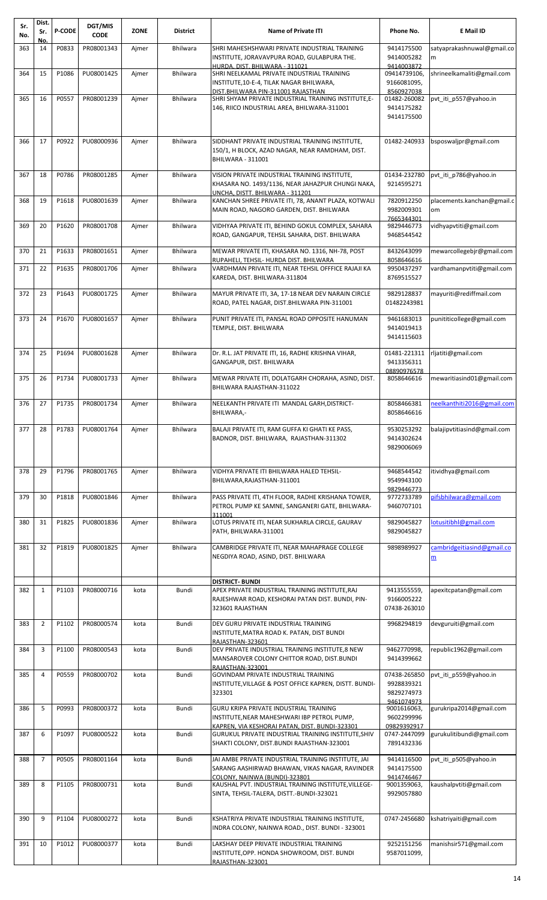| Sr. No. | Dist. Sr. No. | P-CODE | DGT/MIS CODE | ZONE | District | Name of Private ITI | Phone No. | E Mail ID |
|---|---|---|---|---|---|---|---|---|
| 363 | 14 | P0833 | PR08001343 | Ajmer | Bhilwara | SHRI MAHESHSHWARI PRIVATE INDUSTRIAL TRAINING INSTITUTE, JORAVAPURA ROAD, GULABPURA THE. HURDA, DIST. BHILWARA - 311021 | 9414175500 9414005282 9414003872 | satyaprakashnuwal@gmail.com |
| 364 | 15 | P1086 | PU08001425 | Ajmer | Bhilwara | SHRI NEELKAMAL PRIVATE INDUSTRIAL TRAINING INSTITUTE,10-E-4, TILAK NAGAR BHILWARA, DIST.BHILWARA PIN-311001 RAJASTHAN | 09414739106, 9166081095, 8560927038 | shrineelkamaliti@gmail.com |
| 365 | 16 | P0557 | PR08001239 | Ajmer | Bhilwara | SHRI SHYAM PRIVATE INDUSTRIAL TRAINING INSTITUTE,E-146, RIICO INDUSTRIAL AREA, BHILWARA-311001 | 01482-260082 9414175282 9414175500 | pvt_iti_p557@yahoo.in |
| 366 | 17 | P0922 | PU08000936 | Ajmer | Bhilwara | SIDDHANT PRIVATE INDUSTRIAL TRAINING INSTITUTE, 150/1, H BLOCK, AZAD NAGAR, NEAR RAMDHAM, DIST. BHILWARA - 311001 | 01482-240933 | bsposwaljpr@gmail.com |
| 367 | 18 | P0786 | PR08001285 | Ajmer | Bhilwara | VISION PRIVATE INDUSTRIAL TRAINING INSTITUTE, KHASARA NO. 1493/1136, NEAR JAHAZPUR CHUNGI NAKA, UNCHA, DISTT. BHILWARA - 311201 | 01434-232780 9214595271 | pvt_iti_p786@yahoo.in |
| 368 | 19 | P1618 | PU08001639 | Ajmer | Bhilwara | KANCHAN SHREE PRIVATE ITI, 78, ANANT PLAZA, KOTWALI MAIN ROAD, NAGORO GARDEN, DIST. BHILWARA | 7820912250 9982009301 7665344301 | placements.kanchan@gmail.com |
| 369 | 20 | P1620 | PR08001708 | Ajmer | Bhilwara | VIDHYAA PRIVATE ITI, BEHIND GOKUL COMPLEX, SAHARA ROAD, GANGAPUR, TEHSIL SAHARA, DIST. BHILWARA | 9829446773 9468544542 | vidhyapvtiti@gmail.com |
| 370 | 21 | P1633 | PR08001651 | Ajmer | Bhilwara | MEWAR PRIVATE ITI, KHASARA NO. 1316, NH-78, POST RUPAHELI, TEHSIL- HURDA DIST. BHILWARA | 8432643099 8058646616 | mewarcollegebjr@gmail.com |
| 371 | 22 | P1635 | PR08001706 | Ajmer | Bhilwara | VARDHMAN PRIVATE ITI, NEAR TEHSIL OFFFICE RAJAJI KA KAREDA, DIST. BHILWARA-311804 | 9950437297 8769515527 | vardhamanpvtiti@gmail.com |
| 372 | 23 | P1643 | PU08001725 | Ajmer | Bhilwara | MAYUR PRIVATE ITI, 3A, 17-18 NEAR DEV NARAIN CIRCLE ROAD, PATEL NAGAR, DIST.BHILWARA PIN-311001 | 9829128837 01482243981 | mayuriti@rediffmail.com |
| 373 | 24 | P1670 | PU08001657 | Ajmer | Bhilwara | PUNIT PRIVATE ITI, PANSAL ROAD OPPOSITE HANUMAN TEMPLE, DIST. BHILWARA | 9461683013 9414019413 9414115603 | punititicollege@gmail.com |
| 374 | 25 | P1694 | PU08001628 | Ajmer | Bhilwara | Dr. R.L. JAT PRIVATE ITI, 16, RADHE KRISHNA VIHAR, GANGAPUR, DIST. BHILWARA | 01481-221311 9413356311 08890976578 | rljatiti@gmail.com |
| 375 | 26 | P1734 | PU08001733 | Ajmer | Bhilwara | MEWAR PRIVATE ITI, DOLATGARH CHORAHA, ASIND, DIST. BHILWARA RAJASTHAN-311022 | 8058646616 | mewaritiasind01@gmail.com |
| 376 | 27 | P1735 | PR08001734 | Ajmer | Bhilwara | NEELKANTH PRIVATE ITI MANDAL GARH,DISTRICT-BHILWARA,- | 8058466381 8058646616 | neelkanthiti2016@gmail.com |
| 377 | 28 | P1783 | PU08001764 | Ajmer | Bhilwara | BALAJI PRIVATE ITI, RAM GUFFA KI GHATI KE PASS, BADNOR, DIST. BHILWARA, RAJASTHAN-311302 | 9530253292 9414302624 9829006069 | balajipvtitiasind@gmail.com |
| 378 | 29 | P1796 | PR08001765 | Ajmer | Bhilwara | VIDHYA PRIVATE ITI BHILWARA HALED TEHSIL-BHILWARA,RAJASTHAN-311001 | 9468544542 9549943100 9829446773 | itividhya@gmail.com |
| 379 | 30 | P1818 | PU08001846 | Ajmer | Bhilwara | PASS PRIVATE ITI, 4TH FLOOR, RADHE KRISHANA TOWER, PETROL PUMP KE SAMNE, SANGANERI GATE, BHILWARA-311001 | 9772733789 9460707101 | pifsbhilwara@gmail.com |
| 380 | 31 | P1825 | PU08001836 | Ajmer | Bhilwara | LOTUS PRIVATE ITI, NEAR SUKHARLA CIRCLE, GAURAV PATH, BHILWARA-311001 | 9829045827 9829045827 | lotusitibhl@gmail.com |
| 381 | 32 | P1819 | PU08001825 | Ajmer | Bhilwara | CAMBRIDGE PRIVATE ITI, NEAR MAHAPRAGE COLLEGE NEGDIYA ROAD, ASIND, DIST. BHILWARA | 9898989927 | cambridgeitiasind@gmail.com |
| | | | | | | **DISTRICT- BUNDI** | | |
| 382 | 1 | P1103 | PR08000716 | kota | Bundi | APEX PRIVATE INDUSTRIAL TRAINING INSTITUTE,RAJ RAJESHWAR ROAD, KESHORAI PATAN DIST. BUNDI, PIN-323601 RAJASTHAN | 9413555559, 9166005222 07438-263010 | apexitcpatan@gmail.com |
| 383 | 2 | P1102 | PR08000574 | kota | Bundi | DEV GURU PRIVATE INDUSTRIAL TRAINING INSTITUTE,MATRA ROAD K. PATAN, DIST BUNDI RAJASTHAN-323601 | 9968294819 | devguruiti@gmail.com |
| 384 | 3 | P1100 | PR08000543 | kota | Bundi | DEV PRIVATE INDUSTRIAL TRAINING INSTITUTE,8 NEW MANSAROVER COLONY CHITTOR ROAD, DIST.BUNDI RAJASTHAN-323001 | 9462770998, 9414399662 | republic1962@gmail.com |
| 385 | 4 | P0559 | PR08000702 | kota | Bundi | GOVINDAM PRIVATE INDUSTRIAL TRAINING INSTITUTE,VILLAGE & POST OFFICE KAPREN, DISTT. BUNDI-323301 | 07438-265850 9928839321 9829274973 9461074973 | pvt_iti_p559@yahoo.in |
| 386 | 5 | P0993 | PR08000372 | kota | Bundi | GURU KRIPA PRIVATE INDUSTRIAL TRAINING INSTITUTE,NEAR MAHESHWARI IBP PETROL PUMP, KAPREN, VIA KESHORAI PATAN, DIST. BUNDI-323301 | 9001616063, 9602299996 09829392917 | gurukripa2014@gmail.com |
| 387 | 6 | P1097 | PU08000522 | kota | Bundi | GURUKUL PRIVATE INDUSTRIAL TRAINING INSTITUTE,SHIV SHAKTI COLONY, DIST.BUNDI RAJASTHAN-323001 | 0747-2447099 7891432336 | gurukulitibundi@gmail.com |
| 388 | 7 | P0505 | PR08001164 | kota | Bundi | JAI AMBE PRIVATE INDUSTRIAL TRAINING INSTITUTE, JAI SARANG AASHIRWAD BHAWAN, VIKAS NAGAR, RAVINDER COLONY, NAINWA (BUNDI)-323801 | 9414116500 9414175500 9414746467 | pvt_iti_p505@yahoo.in |
| 389 | 8 | P1105 | PR08000731 | kota | Bundi | KAUSHAL PVT. INDUSTRIAL TRAINING INSTITUTE,VILLEGE-SINTA, TEHSIL-TALERA, DISTT.-BUNDI-323021 | 9001359063, 9929057880 | kaushalpvtiti@gmail.com |
| 390 | 9 | P1104 | PU08000272 | kota | Bundi | KSHATRIYA PRIVATE INDUSTRIAL TRAINING INSTITUTE, INDRA COLONY, NAINWA ROAD., DIST. BUNDI - 323001 | 0747-2456680 | kshatriyaiti@gmail.com |
| 391 | 10 | P1012 | PU08000377 | kota | Bundi | LAKSHAY DEEP PRIVATE INDUSTRIAL TRAINING INSTITUTE,OPP. HONDA SHOWROOM, DIST. BUNDI RAJASTHAN-323001 | 9252151256 9587011099, | manishsir571@gmail.com |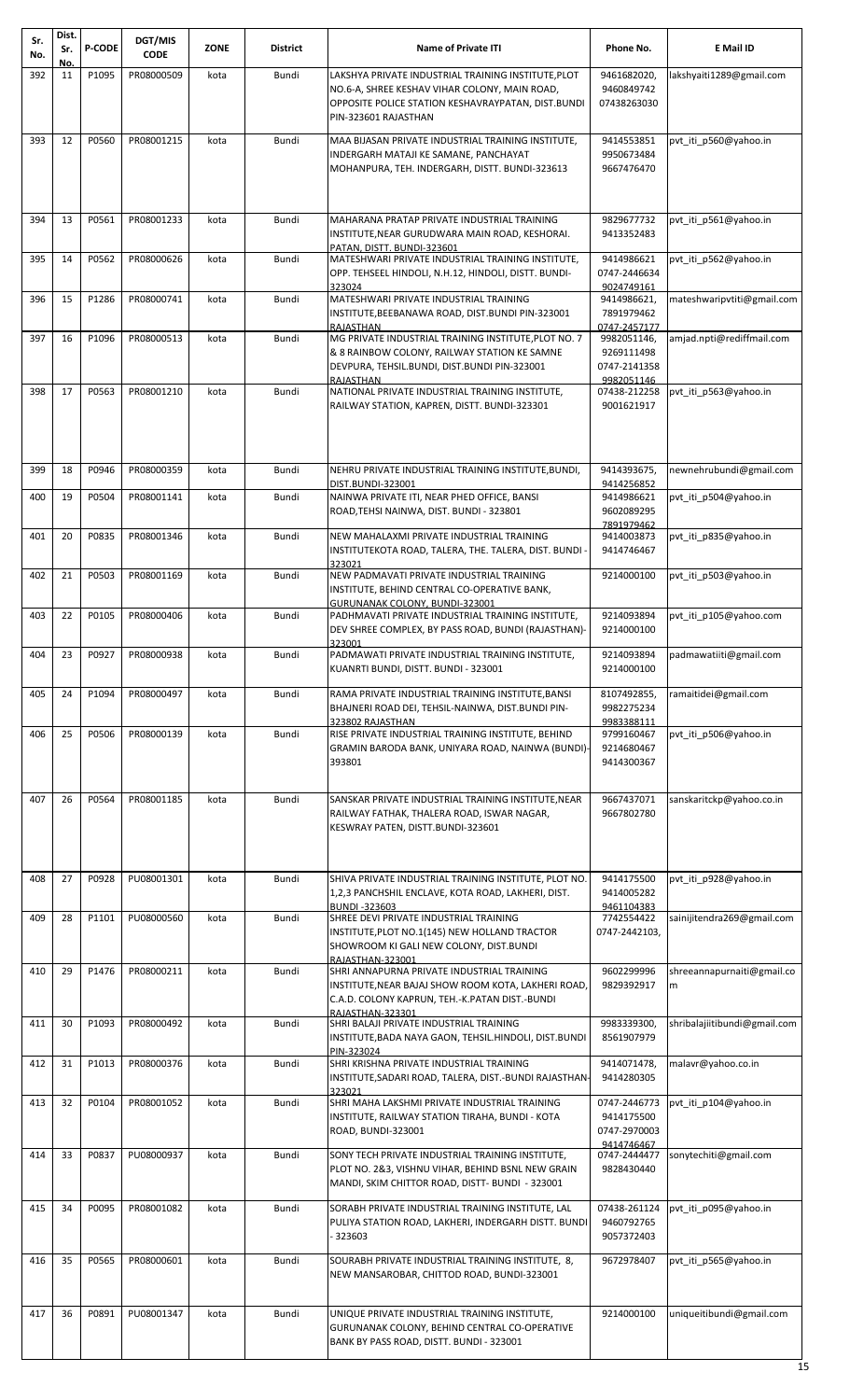| Sr. No. | Dist. Sr. No. | P-CODE | DGT/MIS CODE | ZONE | District | Name of Private ITI | Phone No. | E Mail ID |
|---|---|---|---|---|---|---|---|---|
| 392 | 11 | P1095 | PR08000509 | kota | Bundi | LAKSHYA PRIVATE INDUSTRIAL TRAINING INSTITUTE,PLOT NO.6-A, SHREE KESHAV VIHAR COLONY, MAIN ROAD, OPPOSITE POLICE STATION KESHAVRAYPATAN, DIST.BUNDI PIN-323601 RAJASTHAN | 9461682020, 9460849742 07438263030 | lakshyaiti1289@gmail.com |
| 393 | 12 | P0560 | PR08001215 | kota | Bundi | MAA BIJASAN PRIVATE INDUSTRIAL TRAINING INSTITUTE, INDERGARH MATAJI KE SAMANE, PANCHAYAT MOHANPURA, TEH. INDERGARH, DISTT. BUNDI-323613 | 9414553851 9950673484 9667476470 | pvt_iti_p560@yahoo.in |
| 394 | 13 | P0561 | PR08001233 | kota | Bundi | MAHARANA PRATAP PRIVATE INDUSTRIAL TRAINING INSTITUTE,NEAR GURUDWARA MAIN ROAD, KESHORAI. PATAN, DISTT. BUNDI-323601 | 9829677732 9413352483 | pvt_iti_p561@yahoo.in |
| 395 | 14 | P0562 | PR08000626 | kota | Bundi | MATESHWARI PRIVATE INDUSTRIAL TRAINING INSTITUTE, OPP. TEHSEEL HINDOLI, N.H.12, HINDOLI, DISTT. BUNDI-323024 | 9414986621 0747-2446634 9024749161 | pvt_iti_p562@yahoo.in |
| 396 | 15 | P1286 | PR08000741 | kota | Bundi | MATESHWARI PRIVATE INDUSTRIAL TRAINING INSTITUTE,BEEBANAWA ROAD, DIST.BUNDI PIN-323001 RAJASTHAN | 9414986621, 7891979462 0747-2457177 | mateshwaripvtiti@gmail.com |
| 397 | 16 | P1096 | PR08000513 | kota | Bundi | MG PRIVATE INDUSTRIAL TRAINING INSTITUTE,PLOT NO. 7 & 8 RAINBOW COLONY, RAILWAY STATION KE SAMNE DEVPURA, TEHSIL.BUNDI, DIST.BUNDI PIN-323001 RAJASTHAN | 9982051146, 9269111498 0747-2141358 9982051146 | amjad.npti@rediffmail.com |
| 398 | 17 | P0563 | PR08001210 | kota | Bundi | NATIONAL PRIVATE INDUSTRIAL TRAINING INSTITUTE, RAILWAY STATION, KAPREN, DISTT. BUNDI-323301 | 07438-212258 9001621917 | pvt_iti_p563@yahoo.in |
| 399 | 18 | P0946 | PR08000359 | kota | Bundi | NEHRU PRIVATE INDUSTRIAL TRAINING INSTITUTE,BUNDI, DIST.BUNDI-323001 | 9414393675, 9414256852 | newnehrubundi@gmail.com |
| 400 | 19 | P0504 | PR08001141 | kota | Bundi | NAINWA PRIVATE ITI, NEAR PHED OFFICE, BANSI ROAD,TEHSI NAINWA, DIST. BUNDI - 323801 | 9414986621 9602089295 7891979462 | pvt_iti_p504@yahoo.in |
| 401 | 20 | P0835 | PR08001346 | kota | Bundi | NEW MAHALAXMI PRIVATE INDUSTRIAL TRAINING INSTITUTEKOTA ROAD, TALERA, THE. TALERA, DIST. BUNDI - 323021 | 9414003873 9414746467 | pvt_iti_p835@yahoo.in |
| 402 | 21 | P0503 | PR08001169 | kota | Bundi | NEW PADMAVATI PRIVATE INDUSTRIAL TRAINING INSTITUTE, BEHIND CENTRAL CO-OPERATIVE BANK, GURUNANAK COLONY, BUNDI-323001 | 9214000100 | pvt_iti_p503@yahoo.in |
| 403 | 22 | P0105 | PR08000406 | kota | Bundi | PADHMAVATI PRIVATE INDUSTRIAL TRAINING INSTITUTE, DEV SHREE COMPLEX, BY PASS ROAD, BUNDI (RAJASTHAN)-323001 | 9214093894 9214000100 | pvt_iti_p105@yahoo.com |
| 404 | 23 | P0927 | PR08000938 | kota | Bundi | PADMAVATI PRIVATE INDUSTRIAL TRAINING INSTITUTE, KUANRTI BUNDI, DISTT. BUNDI - 323001 | 9214093894 9214000100 | padmawatiiti@gmail.com |
| 405 | 24 | P1094 | PR08000497 | kota | Bundi | RAMA PRIVATE INDUSTRIAL TRAINING INSTITUTE,BANSI BHAJNERI ROAD DEI, TEHSIL-NAINWA, DIST.BUNDI PIN-323802 RAJASTHAN | 8107492855, 9982275234 9983388111 | ramaitidei@gmail.com |
| 406 | 25 | P0506 | PR08000139 | kota | Bundi | RISE PRIVATE INDUSTRIAL TRAINING INSTITUTE, BEHIND GRAMIN BARODA BANK, UNIYARA ROAD, NAINWA (BUNDI)-393801 | 9799160467 9214680467 9414300367 | pvt_iti_p506@yahoo.in |
| 407 | 26 | P0564 | PR08001185 | kota | Bundi | SANSKAR PRIVATE INDUSTRIAL TRAINING INSTITUTE,NEAR RAILWAY FATHAK, THALERA ROAD, ISWAR NAGAR, KESWRAY PATEN, DISTT.BUNDI-323601 | 9667437071 9667802780 | sanskaritckp@yahoo.co.in |
| 408 | 27 | P0928 | PU08001301 | kota | Bundi | SHIVA PRIVATE INDUSTRIAL TRAINING INSTITUTE, PLOT NO. 1,2,3 PANCHSHIL ENCLAVE, KOTA ROAD, LAKHERI, DIST. BUNDI -323603 | 9414175500 9414005282 9461104383 | pvt_iti_p928@yahoo.in |
| 409 | 28 | P1101 | PU08000560 | kota | Bundi | SHREE DEVI PRIVATE INDUSTRIAL TRAINING INSTITUTE,PLOT NO.1(145) NEW HOLLAND TRACTOR SHOWROOM KI GALI NEW COLONY, DIST.BUNDI RAJASTHAN-323001 | 7742554422 0747-2442103, | sainijitendra269@gmail.com |
| 410 | 29 | P1476 | PR08000211 | kota | Bundi | SHRI ANNAPURNA PRIVATE INDUSTRIAL TRAINING INSTITUTE,NEAR BAJAJ SHOW ROOM KOTA, LAKHERI ROAD, C.A.D. COLONY KAPRUN, TEH.-K.PATAN DIST.-BUNDI RAJASTHAN-323301 | 9602299996 9829392917 | shreeannapurnaiti@gmail.com |
| 411 | 30 | P1093 | PR08000492 | kota | Bundi | SHRI BALAJI PRIVATE INDUSTRIAL TRAINING INSTITUTE,BADA NAYA GAON, TEHSIL.HINDOLI, DIST.BUNDI PIN-323024 | 9983339300, 8561907979 | shribalajiitibundi@gmail.com |
| 412 | 31 | P1013 | PR08000376 | kota | Bundi | SHRI KRISHNA PRIVATE INDUSTRIAL TRAINING INSTITUTE,SADARI ROAD, TALERA, DIST.-BUNDI RAJASTHAN-323021 | 9414071478, 9414280305 | malavr@yahoo.co.in |
| 413 | 32 | P0104 | PR08001052 | kota | Bundi | SHRI MAHA LAKSHMI PRIVATE INDUSTRIAL TRAINING INSTITUTE, RAILWAY STATION TIRAHA, BUNDI - KOTA ROAD, BUNDI-323001 | 0747-2446773 9414175500 0747-2970003 9414746467 | pvt_iti_p104@yahoo.in |
| 414 | 33 | P0837 | PU08000937 | kota | Bundi | SONY TECH PRIVATE INDUSTRIAL TRAINING INSTITUTE, PLOT NO. 2&3, VISHNU VIHAR, BEHIND BSNL NEW GRAIN MANDI, SKIM CHITTOR ROAD, DISTT- BUNDI - 323001 | 0747-2444477 9828430440 | sonytechiti@gmail.com |
| 415 | 34 | P0095 | PR08001082 | kota | Bundi | SORABH PRIVATE INDUSTRIAL TRAINING INSTITUTE, LAL PULIYA STATION ROAD, LAKHERI, INDERGARH DISTT. BUNDI - 323603 | 07438-261124 9460792765 9057372403 | pvt_iti_p095@yahoo.in |
| 416 | 35 | P0565 | PR08000601 | kota | Bundi | SOURABH PRIVATE INDUSTRIAL TRAINING INSTITUTE, 8, NEW MANSAROBAR, CHITTOD ROAD, BUNDI-323001 | 9672978407 | pvt_iti_p565@yahoo.in |
| 417 | 36 | P0891 | PU08001347 | kota | Bundi | UNIQUE PRIVATE INDUSTRIAL TRAINING INSTITUTE, GURUNANAK COLONY, BEHIND CENTRAL CO-OPERATIVE BANK BY PASS ROAD, DISTT. BUNDI - 323001 | 9214000100 | uniqueitibundi@gmail.com |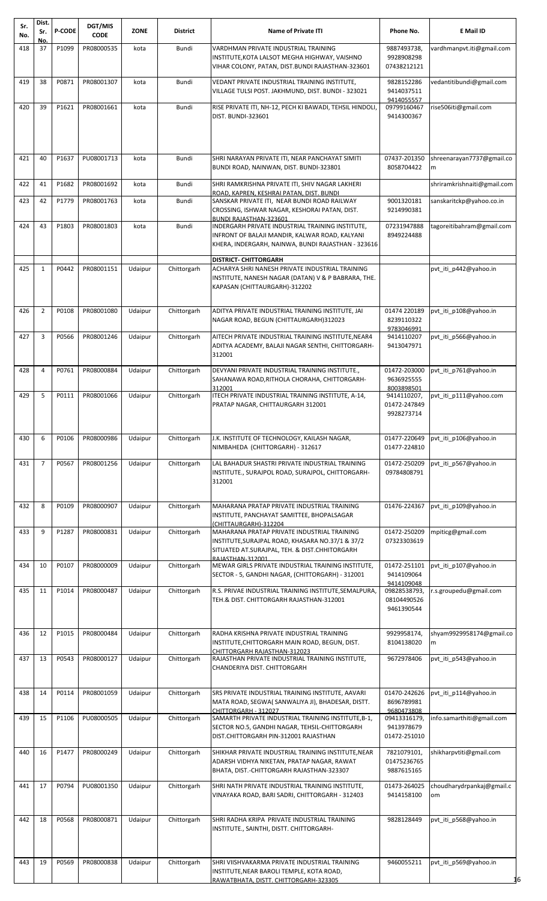| Sr. No. | Dist. Sr. No. | P-CODE | DGT/MIS CODE | ZONE | District | Name of Private ITI | Phone No. | E Mail ID |
|---|---|---|---|---|---|---|---|---|
| 418 | 37 | P1099 | PR08000535 | kota | Bundi | VARDHMAN PRIVATE INDUSTRIAL TRAINING INSTITUTE,KOTA LALSOT MEGHA HIGHWAY, VAISHNO VIHAR COLONY, PATAN, DIST.BUNDI RAJASTHAN-323601 | 9887493738, 9928908298 07438212121 | vardhmanpvt.iti@gmail.com |
| 419 | 38 | P0871 | PR08001307 | kota | Bundi | VEDANT PRIVATE INDUSTRIAL TRAINING INSTITUTE, VILLAGE TULSI POST. JAKHMUND, DIST. BUNDI - 323021 | 9828152286 9414037511 9414055557 | vedantitibundi@gmail.com |
| 420 | 39 | P1621 | PR08001661 | kota | Bundi | RISE PRIVATE ITI, NH-12, PECH KI BAWADI, TEHSIL HINDOLI, DIST. BUNDI-323601 | 09799160467 9414300367 | rise506iti@gmail.com |
| 421 | 40 | P1637 | PU08001713 | kota | Bundi | SHRI NARAYAN PRIVATE ITI, NEAR PANCHAYAT SIMITI BUNDI ROAD, NAINWAN, DIST. BUNDI-323801 | 07437-201350 8058704422 | shreenarayan7737@gmail.com |
| 422 | 41 | P1682 | PR08001692 | kota | Bundi | SHRI RAMKRISHNA PRIVATE ITI, SHIV NAGAR LAKHERI ROAD, KAPREN, KESHRAI PATAN, DIST. BUNDI | | shriramkrishnaiti@gmail.com |
| 423 | 42 | P1779 | PR08001763 | kota | Bundi | SANSKAR PRIVATE ITI, NEAR BUNDI ROAD RAILWAY CROSSING, ISHWAR NAGAR, KESHORAI PATAN, DIST. BUNDI RAJASTHAN-323601 | 9001320181 9214990381 | sanskaritckp@yahoo.co.in |
| 424 | 43 | P1803 | PR08001803 | kota | Bundi | INDERGARH PRIVATE INDUSTRIAL TRAINING INSTITUTE, INFRONT OF BALAJI MANDIR, KALWAR ROAD, KALYANI KHERA, INDERGARH, NAINWA, BUNDI RAJASTHAN - 323616 | 07231947888 8949224488 | tagoreitibahram@gmail.com |
| | | | | | | **DISTRICT- CHITTORGARH** | | |
| 425 | 1 | P0442 | PR08001151 | Udaipur | Chittorgarh | ACHARYA SHRI NANESH PRIVATE INDUSTRIAL TRAINING INSTITUTE, NANESH NAGAR (DATAN) V & P BABRARA, THE. KAPASAN (CHITTAURGARH)-312202 | | pvt_iti_p442@yahoo.in |
| 426 | 2 | P0108 | PR08001080 | Udaipur | Chittorgarh | ADITYA PRIVATE INDUSTRIAL TRAINING INSTITUTE, JAI NAGAR ROAD, BEGUN (CHITTAURGARH)312023 | 01474 220189 8239110322 9783046991 | pvt_iti_p108@yahoo.in |
| 427 | 3 | P0566 | PR08001246 | Udaipur | Chittorgarh | AITECH PRIVATE INDUSTRIAL TRAINING INSTITUTE,NEAR4 ADITYA ACADEMY, BALAJI NAGAR SENTHI, CHITTORGARH-312001 | 9414110207 9413047971 | pvt_iti_p566@yahoo.in |
| 428 | 4 | P0761 | PR08000884 | Udaipur | Chittorgarh | DEVYANI PRIVATE INDUSTRIAL TRAINING INSTITUTE., SAHANAWA ROAD,RITHOLA CHORAHA, CHITTORGARH-312001 | 01472-203000 9636925555 8003898501 | pvt_iti_p761@yahoo.in |
| 429 | 5 | P0111 | PR08001066 | Udaipur | Chittorgarh | ITECH PRIVATE INDUSTRIAL TRAINING INSTITUTE, A-14, PRATAP NAGAR, CHITTAURGARH 312001 | 9414110207, 01472-247849 9928273714 | pvt_iti_p111@yahoo.com |
| 430 | 6 | P0106 | PR08000986 | Udaipur | Chittorgarh | J.K. INSTITUTE OF TECHNOLOGY, KAILASH NAGAR, NIMBAHEDA (CHITTORGARH) - 312617 | 01477-220649 01477-224810 | pvt_iti_p106@yahoo.in |
| 431 | 7 | P0567 | PR08001256 | Udaipur | Chittorgarh | LAL BAHADUR SHASTRI PRIVATE INDUSTRIAL TRAINING INSTITUTE., SURAJPOL ROAD, SURAJPOL, CHITTORGARH-312001 | 01472-250209 09784808791 | pvt_iti_p567@yahoo.in |
| 432 | 8 | P0109 | PR08000907 | Udaipur | Chittorgarh | MAHARANA PRATAP PRIVATE INDUSTRIAL TRAINING INSTITUTE, PANCHAYAT SAMITTEE, BHOPALSAGAR (CHITTAURGARH)-312204 | 01476-224367 | pvt_iti_p109@yahoo.in |
| 433 | 9 | P1287 | PR08000831 | Udaipur | Chittorgarh | MAHARANA PRATAP PRIVATE INDUSTRIAL TRAINING INSTITUTE,SURAJPAL ROAD, KHASARA NO.37/1 & 37/2 SITUATED AT.SURAJPAL, TEH. & DIST.CHHITORGARH RAJASTHAN-312001 | 01472-250209 07323303619 | mpiticg@gmail.com |
| 434 | 10 | P0107 | PR08000009 | Udaipur | Chittorgarh | MEWAR GIRLS PRIVATE INDUSTRIAL TRAINING INSTITUTE, SECTOR - 5, GANDHI NAGAR, (CHITTORGARH) - 312001 | 01472-251101 9414109064 9414109048 | pvt_iti_p107@yahoo.in |
| 435 | 11 | P1014 | PR08000487 | Udaipur | Chittorgarh | R.S. PRIVAE INDUSTRIAL TRAINING INSTITUTE,SEMALPURA, TEH.& DIST. CHITTORGARH RAJASTHAN-312001 | 09828538793, 08104490526 9461390544 | r.s.groupedu@gmail.com |
| 436 | 12 | P1015 | PR08000484 | Udaipur | Chittorgarh | RADHA KRISHNA PRIVATE INDUSTRIAL TRAINING INSTITUTE,CHITTORGARH MAIN ROAD, BEGUN, DIST. CHITTORGARH RAJASTHAN-312023 | 9929958174, 8104138020 | shyam9929958174@gmail.com |
| 437 | 13 | P0543 | PR08000127 | Udaipur | Chittorgarh | RAJASTHAN PRIVATE INDUSTRIAL TRAINING INSTITUTE, CHANDERIYA DIST. CHITTORGARH | 9672978406 | pvt_iti_p543@yahoo.in |
| 438 | 14 | P0114 | PR08001059 | Udaipur | Chittorgarh | SRS PRIVATE INDUSTRIAL TRAINING INSTITUTE, AAVARI MATA ROAD, SEGWA( SANWALIYA JI), BHADESAR, DISTT. CHITTORGARH - 312027 | 01470-242626 8696789981 9680473808 | pvt_iti_p114@yahoo.in |
| 439 | 15 | P1106 | PU08000505 | Udaipur | Chittorgarh | SAMARTH PRIVATE INDUSTRIAL TRAINING INSTITUTE,B-1, SECTOR NO.5, GANDHI NAGAR, TEHSIL-CHITTORGARH DIST.CHITTORGARH PIN-312001 RAJASTHAN | 09413316179, 9413978679 01472-251010 | info.samarthiti@gmail.com |
| 440 | 16 | P1477 | PR08000249 | Udaipur | Chittorgarh | SHIKHAR PRIVATE INDUSTRIAL TRAINING INSTITUTE,NEAR ADARSH VIDHYA NIKETAN, PRATAP NAGAR, RAWAT BHATA, DIST.-CHITTORGARH RAJASTHAN-323307 | 7821079101, 01475236765 9887615165 | shikharpvtiti@gmail.com |
| 441 | 17 | P0794 | PU08001350 | Udaipur | Chittorgarh | SHRI NATH PRIVATE INDUSTRIAL TRAINING INSTITUTE, VINAYAKA ROAD, BARI SADRI, CHITTORGARH - 312403 | 01473-264025 9414158100 | choudharydrpankaj@gmail.com |
| 442 | 18 | P0568 | PR08000871 | Udaipur | Chittorgarh | SHRI RADHA KRIPA PRIVATE INDUSTRIAL TRAINING INSTITUTE., SAINTHI, DISTT. CHITTORGARH- | 9828128449 | pvt_iti_p568@yahoo.in |
| 443 | 19 | P0569 | PR08000838 | Udaipur | Chittorgarh | SHRI VIISHVAKARMA PRIVATE INDUSTRIAL TRAINING INSTITUTE,NEAR BAROLI TEMPLE, KOTA ROAD, RAWATBHATA, DISTT. CHITTORGARH-323305 | 9460055211 | pvt_iti_p569@yahoo.in |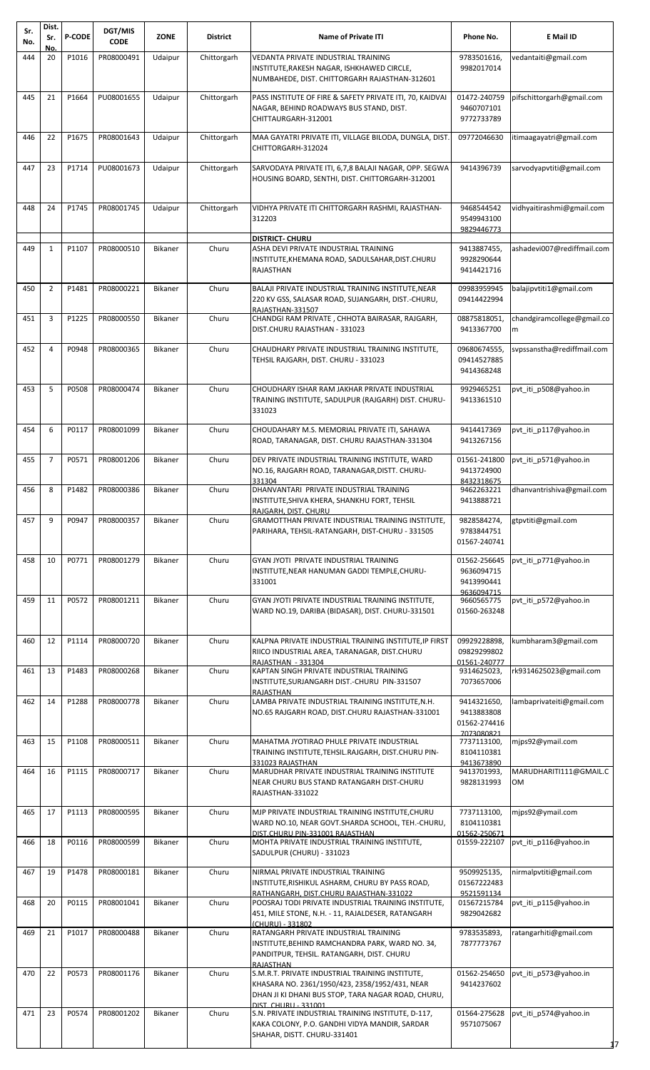| Sr. No. | Dist. Sr. No. | P-CODE | DGT/MIS CODE | ZONE | District | Name of Private ITI | Phone No. | E Mail ID |
|---|---|---|---|---|---|---|---|---|
| 444 | 20 | P1016 | PR08000491 | Udaipur | Chittorgarh | VEDANTA PRIVATE INDUSTRIAL TRAINING INSTITUTE,RAKESH NAGAR, ISHKHAWED CIRCLE, NUMBAHEDE, DIST. CHITTORGARH RAJASTHAN-312601 | 9783501616, 9982017014 | vedantaiti@gmail.com |
| 445 | 21 | P1664 | PU08001655 | Udaipur | Chittorgarh | PASS INSTITUTE OF FIRE & SAFETY PRIVATE ITI, 70, KAIDVAI NAGAR, BEHIND ROADWAYS BUS STAND, DIST. CHITTAURGARH-312001 | 01472-240759 9460707101 9772733789 | pifschittorgarh@gmail.com |
| 446 | 22 | P1675 | PR08001643 | Udaipur | Chittorgarh | MAA GAYATRI PRIVATE ITI, VILLAGE BILODA, DUNGLA, DIST. CHITTORGARH-312024 | 09772046630 | itimaagayatri@gmail.com |
| 447 | 23 | P1714 | PU08001673 | Udaipur | Chittorgarh | SARVODAYA PRIVATE ITI, 6,7,8 BALAJI NAGAR, OPP. SEGWA HOUSING BOARD, SENTHI, DIST. CHITTORGARH-312001 | 9414396739 | sarvodyapvtiti@gmail.com |
| 448 | 24 | P1745 | PR08001745 | Udaipur | Chittorgarh | VIDHYA PRIVATE ITI CHITTORGARH RASHMI, RAJASTHAN-312203 | 9468544542 9549943100 9829446773 | vidhyaitirashmi@gmail.com |
| | | | | | | **DISTRICT- CHURU** | | |
| 449 | 1 | P1107 | PR08000510 | Bikaner | Churu | ASHA DEVI PRIVATE INDUSTRIAL TRAINING INSTITUTE,KHEMANA ROAD, SADULSAHAR,DIST.CHURU RAJASTHAN | 9413887455, 9928290644 9414421716 | ashadevi007@rediffmail.com |
| 450 | 2 | P1481 | PR08000221 | Bikaner | Churu | BALAJI PRIVATE INDUSTRIAL TRAINING INSTITUTE,NEAR 220 KV GSS, SALASAR ROAD, SUJANGARH, DIST.-CHURU, RAJASTHAN-331507 | 09983959945 09414422994 | balajipvtiti1@gmail.com |
| 451 | 3 | P1225 | PR08000550 | Bikaner | Churu | CHANDGI RAM PRIVATE , CHHOTA BAIRASAR, RAJGARH, DIST.CHURU RAJASTHAN - 331023 | 08875818051, 9413367700 | chandgiramcollege@gmail.com |
| 452 | 4 | P0948 | PR08000365 | Bikaner | Churu | CHAUDHARY PRIVATE INDUSTRIAL TRAINING INSTITUTE, TEHSIL RAJGARH, DIST. CHURU - 331023 | 09680674555, 09414527885 9414368248 | svpssanstha@rediffmail.com |
| 453 | 5 | P0508 | PR08000474 | Bikaner | Churu | CHOUDHARY ISHAR RAM JAKHAR PRIVATE INDUSTRIAL TRAINING INSTITUTE, SADULPUR (RAJGARH) DIST. CHURU-331023 | 9929465251 9413361510 | pvt_iti_p508@yahoo.in |
| 454 | 6 | P0117 | PR08001099 | Bikaner | Churu | CHOUDAHARY M.S. MEMORIAL PRIVATE ITI, SAHAWA ROAD, TARANAGAR, DIST. CHURU RAJASTHAN-331304 | 9414417369 9413267156 | pvt_iti_p117@yahoo.in |
| 455 | 7 | P0571 | PR08001206 | Bikaner | Churu | DEV PRIVATE INDUSTRIAL TRAINING INSTITUTE, WARD NO.16, RAJGARH ROAD, TARANAGAR,DISTT. CHURU-331304 | 01561-241800 9413724900 8432318675 | pvt_iti_p571@yahoo.in |
| 456 | 8 | P1482 | PR08000386 | Bikaner | Churu | DHANVANTARI PRIVATE INDUSTRIAL TRAINING INSTITUTE,SHIVA KHERA, SHANKHU FORT, TEHSIL RAJGARH, DIST. CHURU | 9462263221 9413888721 | dhanvantrishiva@gmail.com |
| 457 | 9 | P0947 | PR08000357 | Bikaner | Churu | GRAMOTTHAN PRIVATE INDUSTRIAL TRAINING INSTITUTE, PARIHARA, TEHSIL-RATANGARH, DIST-CHURU - 331505 | 9828584274, 9783844751 01567-240741 | gtpvtiti@gmail.com |
| 458 | 10 | P0771 | PR08001279 | Bikaner | Churu | GYAN JYOTI PRIVATE INDUSTRIAL TRAINING INSTITUTE,NEAR HANUMAN GADDI TEMPLE,CHURU-331001 | 01562-256645 9636094715 9413990441 9636094715 | pvt_iti_p771@yahoo.in |
| 459 | 11 | P0572 | PR08001211 | Bikaner | Churu | GYAN JYOTI PRIVATE INDUSTRIAL TRAINING INSTITUTE, WARD NO.19, DARIBA (BIDASAR), DIST. CHURU-331501 | 9660565775 01560-263248 | pvt_iti_p572@yahoo.in |
| 460 | 12 | P1114 | PR08000720 | Bikaner | Churu | KALPNA PRIVATE INDUSTRIAL TRAINING INSTITUTE,IP FIRST RIICO INDUSTRIAL AREA, TARANAGAR, DIST.CHURU RAJASTHAN - 331304 | 09929228898, 09829299802 01561-240777 | kumbharam3@gmail.com |
| 461 | 13 | P1483 | PR08000268 | Bikaner | Churu | KAPTAN SINGH PRIVATE INDUSTRIAL TRAINING INSTITUTE,SURJANGARH DIST.-CHURU PIN-331507 RAJASTHAN | 9314625023, 7073657006 | rk9314625023@gmail.com |
| 462 | 14 | P1288 | PR08000778 | Bikaner | Churu | LAMBA PRIVATE INDUSTRIAL TRAINING INSTITUTE,N.H. NO.65 RAJGARH ROAD, DIST.CHURU RAJASTHAN-331001 | 9414321650, 9413883808 01562-274416 7073080821 | lambaprivateiti@gmail.com |
| 463 | 15 | P1108 | PR08000511 | Bikaner | Churu | MAHATMA JYOTIRAO PHULE PRIVATE INDUSTRIAL TRAINING INSTITUTE,TEHSIL.RAJGARH, DIST.CHURU PIN-331023 RAJASTHAN | 7737113100, 8104110381 9413673890 | mjps92@ymail.com |
| 464 | 16 | P1115 | PR08000717 | Bikaner | Churu | MARUDHAR PRIVATE INDUSTRIAL TRAINING INSTITUTE NEAR CHURU BUS STAND RATANGARH DIST-CHURU RAJASTHAN-331022 | 9413701993, 9828131993 | MARUDHARITI111@GMAIL.COM |
| 465 | 17 | P1113 | PR08000595 | Bikaner | Churu | MJP PRIVATE INDUSTRIAL TRAINING INSTITUTE,CHURU WARD NO.10, NEAR GOVT.SHARDA SCHOOL, TEH.-CHURU, DIST.CHURU PIN-331001 RAJASTHAN | 7737113100, 8104110381 01562-250671 | mjps92@ymail.com |
| 466 | 18 | P0116 | PR08000599 | Bikaner | Churu | MOHTA PRIVATE INDUSTRIAL TRAINING INSTITUTE, SADULPUR (CHURU) - 331023 | 01559-222107 | pvt_iti_p116@yahoo.in |
| 467 | 19 | P1478 | PR08000181 | Bikaner | Churu | NIRMAL PRIVATE INDUSTRIAL TRAINING INSTITUTE,RISHIKUL ASHARM, CHURU BY PASS ROAD, RATHANGARH, DIST.CHURU RAJASTHAN-331022 | 9509925135, 01567222483 9521591134 | nirmalpvtiti@gmail.com |
| 468 | 20 | P0115 | PR08001041 | Bikaner | Churu | POOSRAJ TODI PRIVATE INDUSTRIAL TRAINING INSTITUTE, 451, MILE STONE, N.H. - 11, RAJALDESER, RATANGARH (CHURU) - 331802 | 01567215784 9829042682 | pvt_iti_p115@yahoo.in |
| 469 | 21 | P1017 | PR08000488 | Bikaner | Churu | RATANGARH PRIVATE INDUSTRIAL TRAINING INSTITUTE,BEHIND RAMCHANDRA PARK, WARD NO. 34, PANDITPUR, TEHSIL. RATANGARH, DIST. CHURU RAJASTHAN | 9783535893, 7877773767 | ratangarhiti@gmail.com |
| 470 | 22 | P0573 | PR08001176 | Bikaner | Churu | S.M.R.T. PRIVATE INDUSTRIAL TRAINING INSTITUTE, KHASARA NO. 2361/1950/423, 2358/1952/431, NEAR DHAN JI KI DHANI BUS STOP, TARA NAGAR ROAD, CHURU, DIST. CHURU - 331001 | 01562-254650 9414237602 | pvt_iti_p573@yahoo.in |
| 471 | 23 | P0574 | PR08001202 | Bikaner | Churu | S.N. PRIVATE INDUSTRIAL TRAINING INSTITUTE, D-117, KAKA COLONY, P.O. GANDHI VIDYA MANDIR, SARDAR SHAHAR, DIST. CHURU-331401 | 01564-275628 9571075067 | pvt_iti_p574@yahoo.in |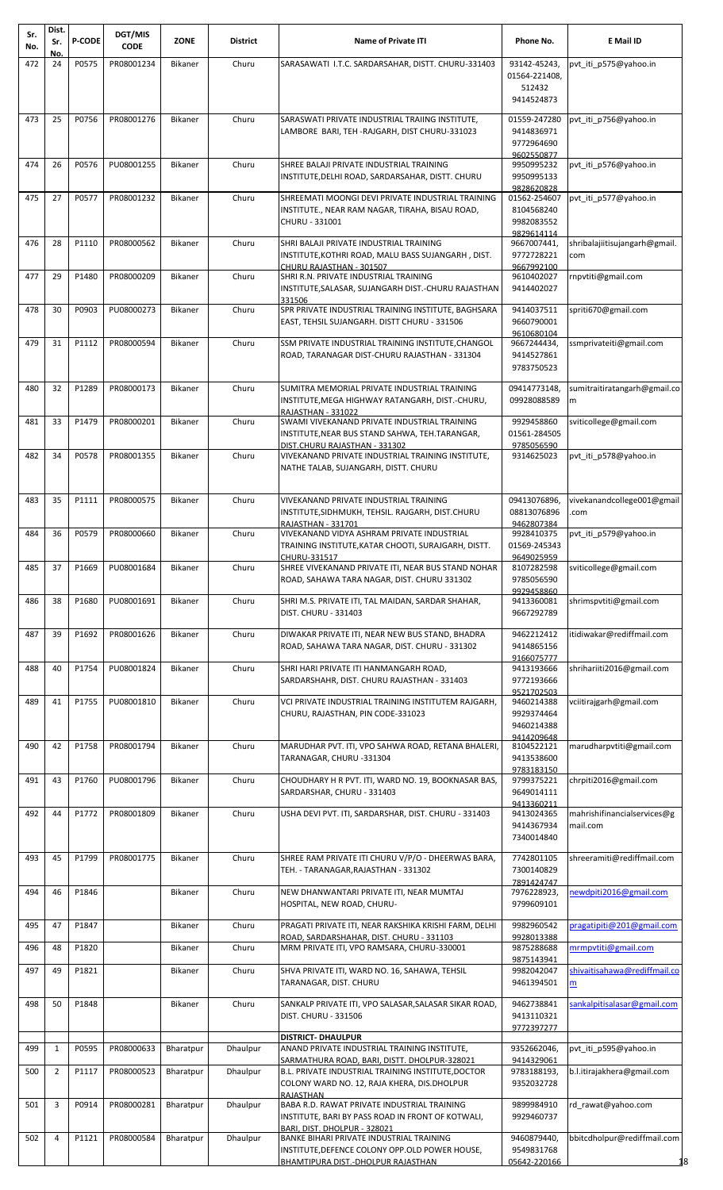| Sr. No. | Dist. Sr. No. | P-CODE | DGT/MIS CODE | ZONE | District | Name of Private ITI | Phone No. | E Mail ID |
|---|---|---|---|---|---|---|---|---|
| 472 | 24 | P0575 | PR08001234 | Bikaner | Churu | SARASAWATI I.T.C. SARDARSAHAR, DISTT. CHURU-331403 | 93142-45243, 01564-221408, 512432 9414524873 | pvt_iti_p575@yahoo.in |
| 473 | 25 | P0756 | PR08001276 | Bikaner | Churu | SARASWATI PRIVATE INDUSTRIAL TRAIING INSTITUTE, LAMBORE BARI, TEH -RAJGARH, DIST CHURU-331023 | 01559-247280 9414836971 9772964690 9602550877 | pvt_iti_p756@yahoo.in |
| 474 | 26 | P0576 | PU08001255 | Bikaner | Churu | SHREE BALAJI PRIVATE INDUSTRIAL TRAINING INSTITUTE,DELHI ROAD, SARDARSAHAR, DISTT. CHURU | 9950995232 9950995133 9828620828 | pvt_iti_p576@yahoo.in |
| 475 | 27 | P0577 | PR08001232 | Bikaner | Churu | SHREEMATI MOONGI DEVI PRIVATE INDUSTRIAL TRAINING INSTITUTE., NEAR RAM NAGAR, TIRAHA, BISAU ROAD, CHURU - 331001 | 01562-254607 8104568240 9982083552 9829614114 | pvt_iti_p577@yahoo.in |
| 476 | 28 | P1110 | PR08000562 | Bikaner | Churu | SHRI BALAJI PRIVATE INDUSTRIAL TRAINING INSTITUTE,KOTHRI ROAD, MALU BASS SUJANGARH , DIST. CHURU RAJASTHAN - 301507 | 9667007441, 9772728221 9667992100 | shribalajiitisujangarh@gmail.com |
| 477 | 29 | P1480 | PR08000209 | Bikaner | Churu | SHRI R.N. PRIVATE INDUSTRIAL TRAINING INSTITUTE,SALASAR, SUJANGARH DIST.-CHURU RAJASTHAN 331506 | 9610402027 9414402027 | rnpvtiti@gmail.com |
| 478 | 30 | P0903 | PU08000273 | Bikaner | Churu | SPR PRIVATE INDUSTRIAL TRAINING INSTITUTE, BAGHSARA EAST, TEHSIL SUJANGARH. DISTT CHURU - 331506 | 9414037511 9660790001 9610680104 | spriti670@gmail.com |
| 479 | 31 | P1112 | PR08000594 | Bikaner | Churu | SSM PRIVATE INDUSTRIAL TRAINING INSTITUTE,CHANGOL ROAD, TARANAGAR DIST-CHURU RAJASTHAN - 331304 | 9667244434, 9414527861 9783750523 | ssmprivateiti@gmail.com |
| 480 | 32 | P1289 | PR08000173 | Bikaner | Churu | SUMITRA MEMORIAL PRIVATE INDUSTRIAL TRAINING INSTITUTE,MEGA HIGHWAY RATANGARH, DIST.-CHURU, RAJASTHAN - 331022 | 09414773148, 09928088589 | sumitraitiratangarh@gmail.com |
| 481 | 33 | P1479 | PR08000201 | Bikaner | Churu | SWAMI VIVEKANAND PRIVATE INDUSTRIAL TRAINING INSTITUTE,NEAR BUS STAND SAHWA, TEH.TARANGAR, DIST.CHURU RAJASTHAN - 331302 | 9929458860 01561-284505 9785056590 | sviticollege@gmail.com |
| 482 | 34 | P0578 | PR08001355 | Bikaner | Churu | VIVEKANAND PRIVATE INDUSTRIAL TRAINING INSTITUTE, NATHE TALAB, SUJANGARH, DISTT. CHURU | 9314625023 | pvt_iti_p578@yahoo.in |
| 483 | 35 | P1111 | PR08000575 | Bikaner | Churu | VIVEKANAND PRIVATE INDUSTRIAL TRAINING INSTITUTE,SIDHMUKH, TEHSIL. RAJGARH, DIST.CHURU RAJASTHAN - 331701 | 09413076896, 08813076896 9462807384 | vivekanandcollege001@gmail.com |
| 484 | 36 | P0579 | PR08000660 | Bikaner | Churu | VIVEKANAND VIDYA ASHRAM PRIVATE INDUSTRIAL TRAINING INSTITUTE,KATAR CHOOTI, SURAJGARH, DISTT. CHURU-331517 | 9928410375 01569-245343 9649025959 | pvt_iti_p579@yahoo.in |
| 485 | 37 | P1669 | PU08001684 | Bikaner | Churu | SHREE VIVEKANAND PRIVATE ITI, NEAR BUS STAND NOHAR ROAD, SAHAWA TARA NAGAR, DIST. CHURU 331302 | 8107282598 9785056590 9929458860 | sviticollege@gmail.com |
| 486 | 38 | P1680 | PU08001691 | Bikaner | Churu | SHRI M.S. PRIVATE ITI, TAL MAIDAN, SARDAR SHAHAR, DIST. CHURU - 331403 | 9413360081 9667292789 | shrimspvtiti@gmail.com |
| 487 | 39 | P1692 | PR08001626 | Bikaner | Churu | DIWAKAR PRIVATE ITI, NEAR NEW BUS STAND, BHADRA ROAD, SAHAWA TARA NAGAR, DIST. CHURU - 331302 | 9462212412 9414865156 9166075777 | itidiwakar@rediffmail.com |
| 488 | 40 | P1754 | PU08001824 | Bikaner | Churu | SHRI HARI PRIVATE ITI HANMANGARH ROAD, SARDARSHAHR, DIST. CHURU RAJASTHAN - 331403 | 9413193666 9772193666 9521702503 | shrihariiti2016@gmail.com |
| 489 | 41 | P1755 | PU08001810 | Bikaner | Churu | VCI PRIVATE INDUSTRIAL TRAINING INSTITUTEM RAJGARH, CHURU, RAJASTHAN, PIN CODE-331023 | 9460214388 9929374464 9460214388 9414209648 | vciitirajgarh@gmail.com |
| 490 | 42 | P1758 | PR08001794 | Bikaner | Churu | MARUDHAR PVT. ITI, VPO SAHWA ROAD, RETANA BHALERI, TARANAGAR, CHURU -331304 | 8104522121 9413538600 9783183150 | marudharpvtiti@gmail.com |
| 491 | 43 | P1760 | PU08001796 | Bikaner | Churu | CHOUDHARY H R PVT. ITI, WARD NO. 19, BOOKNASAR BAS, SARDARSHAR, CHURU - 331403 | 9799375221 9649014111 9413360211 | chrpiti2016@gmail.com |
| 492 | 44 | P1772 | PR08001809 | Bikaner | Churu | USHA DEVI PVT. ITI, SARDARSHAR, DIST. CHURU - 331403 | 9413024365 9414367934 7340014840 | mahrishifinancialservices@gmail.com |
| 493 | 45 | P1799 | PR08001775 | Bikaner | Churu | SHREE RAM PRIVATE ITI CHURU V/P/O - DHEERWAS BARA, TEH. - TARANAGAR,RAJASTHAN - 331302 | 7742801105 7300140829 7891424747 | shreeramiti@rediffmail.com |
| 494 | 46 | P1846 | | Bikaner | Churu | NEW DHANWANTARI PRIVATE ITI, NEAR MUMTAJ HOSPITAL, NEW ROAD, CHURU- | 7976228923, 9799609101 | newdpiti2016@gmail.com |
| 495 | 47 | P1847 | | Bikaner | Churu | PRAGATI PRIVATE ITI, NEAR RAKSHIKA KRISHI FARM, DELHI ROAD, SARDARSHAHAR, DIST. CHURU - 331403 | 9982960542 9928013388 | pragatipiti@201@gmail.com |
| 496 | 48 | P1820 | | Bikaner | Churu | MRM PRIVATE ITI, VPO RAMSARA, CHURU-330001 | 9875288688 9875143941 | mrmpvtiti@gmail.com |
| 497 | 49 | P1821 | | Bikaner | Churu | SHVA PRIVATE ITI, WARD NO. 16, SAHAWA, TEHSIL TARANAGAR, DIST. CHURU | 9982042047 9461394501 | shivaitisahawa@rediffmail.com |
| 498 | 50 | P1848 | | Bikaner | Churu | SANKALP PRIVATE ITI, VPO SALASAR,SALASAR SIKAR ROAD, DIST. CHURU - 331506 | 9462738841 9413110321 9772397277 | sankalpitisalasar@gmail.com |
| | | | | | | **DISTRICT- DHAULPUR** | | |
| 499 | 1 | P0595 | PR08000633 | Bharatpur | Dhaulpur | ANAND PRIVATE INDUSTRIAL TRAINING INSTITUTE, SARMATHURA ROAD, BARI, DISTT. DHOLPUR-328021 | 9352662046, 9414329061 | pvt_iti_p595@yahoo.in |
| 500 | 2 | P1117 | PR08000523 | Bharatpur | Dhaulpur | B.L. PRIVATE INDUSTRIAL TRAINING INSTITUTE,DOCTOR COLONY WARD NO. 12, RAJA KHERA, DIS.DHOLPUR RAJASTHAN | 9783188193, 9352032728 | b.l.itirajakhera@gmail.com |
| 501 | 3 | P0914 | PR08000281 | Bharatpur | Dhaulpur | BABA R.D. RAWAT PRIVATE INDUSTRIAL TRAINING INSTITUTE, BARI BY PASS ROAD IN FRONT OF KOTWALI, BARI, DIST. DHOLPUR - 328021 | 9899984910 9929460737 | rd_rawat@yahoo.com |
| 502 | 4 | P1121 | PR08000584 | Bharatpur | Dhaulpur | BANKE BIHARI PRIVATE INDUSTRIAL TRAINING INSTITUTE,DEFENCE COLONY OPP.OLD POWER HOUSE, BHAMTIPURA DIST.-DHOLPUR RAJASTHAN | 9460879440, 9549831768 05642-220166 | bbitcdholpur@rediffmail.com |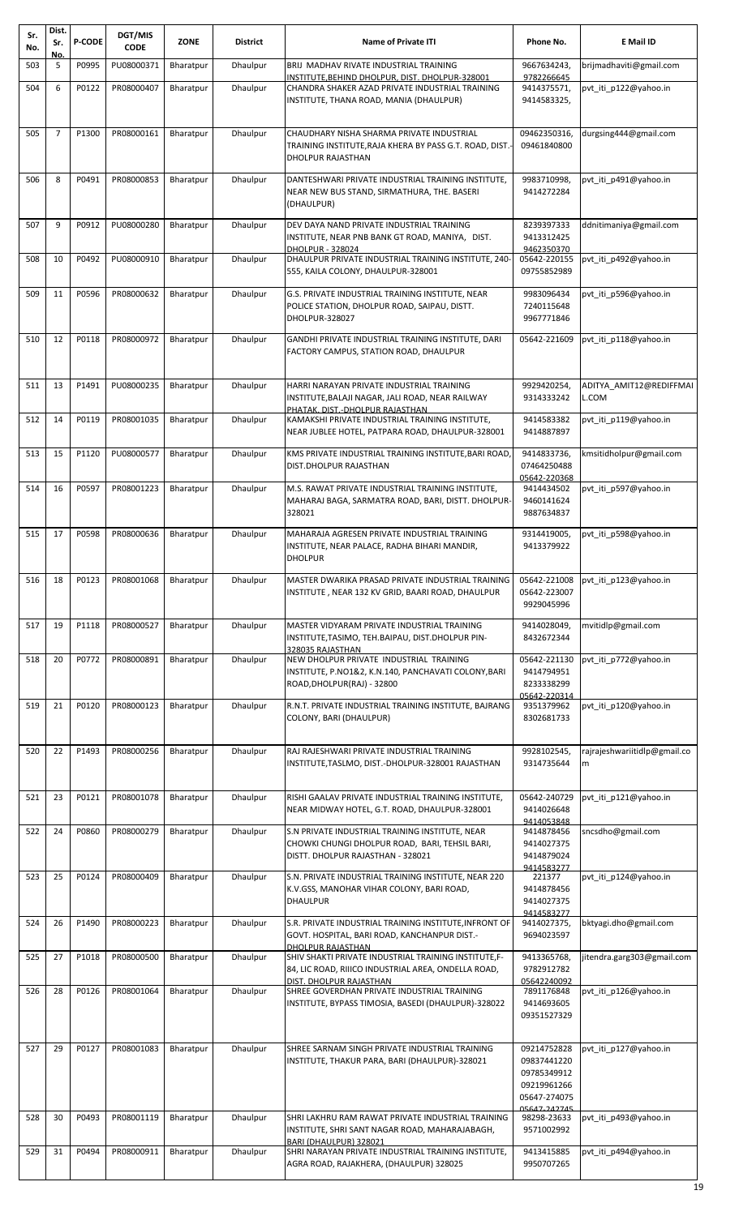| Sr. No. | Dist. Sr. No. | P-CODE | DGT/MIS CODE | ZONE | District | Name of Private ITI | Phone No. | E Mail ID |
|---|---|---|---|---|---|---|---|---|
| 503 | 5 | P0995 | PU08000371 | Bharatpur | Dhaulpur | BRIJ MADHAV RIVATE INDUSTRIAL TRAINING INSTITUTE,BEHIND DHOLPUR, DIST. DHOLPUR-328001 | 9667634243, 9782266645 | brijmadhaviti@gmail.com |
| 504 | 6 | P0122 | PR08000407 | Bharatpur | Dhaulpur | CHANDRA SHAKER AZAD PRIVATE INDUSTRIAL TRAINING INSTITUTE, THANA ROAD, MANIA (DHAULPUR) | 9414375571, 9414583325, | pvt_iti_p122@yahoo.in |
| 505 | 7 | P1300 | PR08000161 | Bharatpur | Dhaulpur | CHAUDHARY NISHA SHARMA PRIVATE INDUSTRIAL TRAINING INSTITUTE,RAJA KHERA BY PASS G.T. ROAD, DIST.-DHOLPUR RAJASTHAN | 09462350316, 09461840800 | durgsing444@gmail.com |
| 506 | 8 | P0491 | PR08000853 | Bharatpur | Dhaulpur | DANTESHWARI PRIVATE INDUSTRIAL TRAINING INSTITUTE, NEAR NEW BUS STAND, SIRMATHURA, THE. BASERI (DHAULPUR) | 9983710998, 9414272284 | pvt_iti_p491@yahoo.in |
| 507 | 9 | P0912 | PU08000280 | Bharatpur | Dhaulpur | DEV DAYA NAND PRIVATE INDUSTRIAL TRAINING INSTITUTE, NEAR PNB BANK GT ROAD, MANIYA, DIST. DHOLPUR - 328024 | 8239397333 9413312425 9462350370 | ddnitimaniya@gmail.com |
| 508 | 10 | P0492 | PU08000910 | Bharatpur | Dhaulpur | DHAULPUR PRIVATE INDUSTRIAL TRAINING INSTITUTE, 240-555, KAILA COLONY, DHAULPUR-328001 | 05642-220155 09755852989 | pvt_iti_p492@yahoo.in |
| 509 | 11 | P0596 | PR08000632 | Bharatpur | Dhaulpur | G.S. PRIVATE INDUSTRIAL TRAINING INSTITUTE, NEAR POLICE STATION, DHOLPUR ROAD, SAIPAU, DISTT. DHOLPUR-328027 | 9983096434 7240115648 9967771846 | pvt_iti_p596@yahoo.in |
| 510 | 12 | P0118 | PR08000972 | Bharatpur | Dhaulpur | GANDHI PRIVATE INDUSTRIAL TRAINING INSTITUTE, DARI FACTORY CAMPUS, STATION ROAD, DHAULPUR | 05642-221609 | pvt_iti_p118@yahoo.in |
| 511 | 13 | P1491 | PU08000235 | Bharatpur | Dhaulpur | HARRI NARAYAN PRIVATE INDUSTRIAL TRAINING INSTITUTE,BALAJI NAGAR, JALI ROAD, NEAR RAILWAY PHATAK, DIST.-DHOLPUR RAJASTHAN | 9929420254, 9314333242 | ADITYA_AMIT12@REDIFFMAIL.COM |
| 512 | 14 | P0119 | PR08001035 | Bharatpur | Dhaulpur | KAMAKSHI PRIVATE INDUSTRIAL TRAINING INSTITUTE, NEAR JUBLEE HOTEL, PATPARA ROAD, DHAULPUR-328001 | 9414583382 9414887897 | pvt_iti_p119@yahoo.in |
| 513 | 15 | P1120 | PU08000577 | Bharatpur | Dhaulpur | KMS PRIVATE INDUSTRIAL TRAINING INSTITUTE,BARI ROAD, DIST.DHOLPUR RAJASTHAN | 9414833736, 07464250488 05642-220368 | kmsitidholpur@gmail.com |
| 514 | 16 | P0597 | PR08001223 | Bharatpur | Dhaulpur | M.S. RAWAT PRIVATE INDUSTRIAL TRAINING INSTITUTE, MAHARAJ BAGA, SARMATRA ROAD, BARI, DISTT. DHOLPUR-328021 | 9414434502 9460141624 9887634837 | pvt_iti_p597@yahoo.in |
| 515 | 17 | P0598 | PR08000636 | Bharatpur | Dhaulpur | MAHARAJA AGRESEN PRIVATE INDUSTRIAL TRAINING INSTITUTE, NEAR PALACE, RADHA BIHARI MANDIR, DHOLPUR | 9314419005, 9413379922 | pvt_iti_p598@yahoo.in |
| 516 | 18 | P0123 | PR08001068 | Bharatpur | Dhaulpur | MASTER DWARIKA PRASAD PRIVATE INDUSTRIAL TRAINING INSTITUTE , NEAR 132 KV GRID, BAARI ROAD, DHAULPUR | 05642-221008 05642-223007 9929045996 | pvt_iti_p123@yahoo.in |
| 517 | 19 | P1118 | PR08000527 | Bharatpur | Dhaulpur | MASTER VIDYARAM PRIVATE INDUSTRIAL TRAINING INSTITUTE,TASIMO, TEH.BAIPAU, DIST.DHOLPUR PIN-328035 RAJASTHAN | 9414028049, 8432672344 | mvitidlp@gmail.com |
| 518 | 20 | P0772 | PR08000891 | Bharatpur | Dhaulpur | NEW DHOLPUR PRIVATE INDUSTRIAL TRAINING INSTITUTE, P.NO1&2, K.N.140, PANCHAVATI COLONY,BARI ROAD,DHOLPUR(RAJ) - 32800 | 05642-221130 9414794951 8233338299 05642-220314 | pvt_iti_p772@yahoo.in |
| 519 | 21 | P0120 | PR08000123 | Bharatpur | Dhaulpur | R.N.T. PRIVATE INDUSTRIAL TRAINING INSTITUTE, BAJRANG COLONY, BARI (DHAULPUR) | 9351379962 8302681733 | pvt_iti_p120@yahoo.in |
| 520 | 22 | P1493 | PR08000256 | Bharatpur | Dhaulpur | RAJ RAJESHWARI PRIVATE INDUSTRIAL TRAINING INSTITUTE,TASLMO, DIST.-DHOLPUR-328001 RAJASTHAN | 9928102545, 9314735644 | rajrajeshwariitidlp@gmail.com |
| 521 | 23 | P0121 | PR08001078 | Bharatpur | Dhaulpur | RISHI GAALAV PRIVATE INDUSTRIAL TRAINING INSTITUTE, NEAR MIDWAY HOTEL, G.T. ROAD, DHAULPUR-328001 | 05642-240729 9414026648 9414053848 | pvt_iti_p121@yahoo.in |
| 522 | 24 | P0860 | PR08000279 | Bharatpur | Dhaulpur | S.N PRIVATE INDUSTRIAL TRAINING INSTITUTE, NEAR CHOWKI CHUNGI DHOLPUR ROAD, BARI, TEHSIL BARI, DISTT. DHOLPUR RAJASTHAN - 328021 | 9414878456 9414027375 9414879024 9414583277 | sncsdho@gmail.com |
| 523 | 25 | P0124 | PR08000409 | Bharatpur | Dhaulpur | S.N. PRIVATE INDUSTRIAL TRAINING INSTITUTE, NEAR 220 K.V.GSS, MANOHAR VIHAR COLONY, BARI ROAD, DHAULPUR | 221377 9414878456 9414027375 9414583277 | pvt_iti_p124@yahoo.in |
| 524 | 26 | P1490 | PR08000223 | Bharatpur | Dhaulpur | S.R. PRIVATE INDUSTRIAL TRAINING INSTITUTE,INFRONT OF GOVT. HOSPITAL, BARI ROAD, KANCHANPUR DIST.-DHOLPUR RAJASTHAN | 9414027375, 9694023597 | bktyagi.dho@gmail.com |
| 525 | 27 | P1018 | PR08000500 | Bharatpur | Dhaulpur | SHIV SHAKTI PRIVATE INDUSTRIAL TRAINING INSTITUTE,F-84, LIC ROAD, RIIICO INDUSTRIAL AREA, ONDELLA ROAD, DIST. DHOLPUR RAJASTHAN | 9413365768, 9782912782 05642240092 | jitendra.garg303@gmail.com |
| 526 | 28 | P0126 | PR08001064 | Bharatpur | Dhaulpur | SHREE GOVERDHAN PRIVATE INDUSTRIAL TRAINING INSTITUTE, BYPASS TIMOSIA, BASEDI (DHAULPUR)-328022 | 7891176848 9414693605 09351527329 | pvt_iti_p126@yahoo.in |
| 527 | 29 | P0127 | PR08001083 | Bharatpur | Dhaulpur | SHREE SARNAM SINGH PRIVATE INDUSTRIAL TRAINING INSTITUTE, THAKUR PARA, BARI (DHAULPUR)-328021 | 09214752828 09837441220 09785349912 09219961266 05647-274075 05647-242745 | pvt_iti_p127@yahoo.in |
| 528 | 30 | P0493 | PR08001119 | Bharatpur | Dhaulpur | SHRI LAKHRU RAM RAWAT PRIVATE INDUSTRIAL TRAINING INSTITUTE, SHRI SANT NAGAR ROAD, MAHARAJABAGH, BARI (DHAULPUR) 328021 | 98298-23633 9571002992 | pvt_iti_p493@yahoo.in |
| 529 | 31 | P0494 | PR08000911 | Bharatpur | Dhaulpur | SHRI NARAYAN PRIVATE INDUSTRIAL TRAINING INSTITUTE, AGRA ROAD, RAJAKHERA, (DHAULPUR) 328025 | 9413415885 9950707265 | pvt_iti_p494@yahoo.in |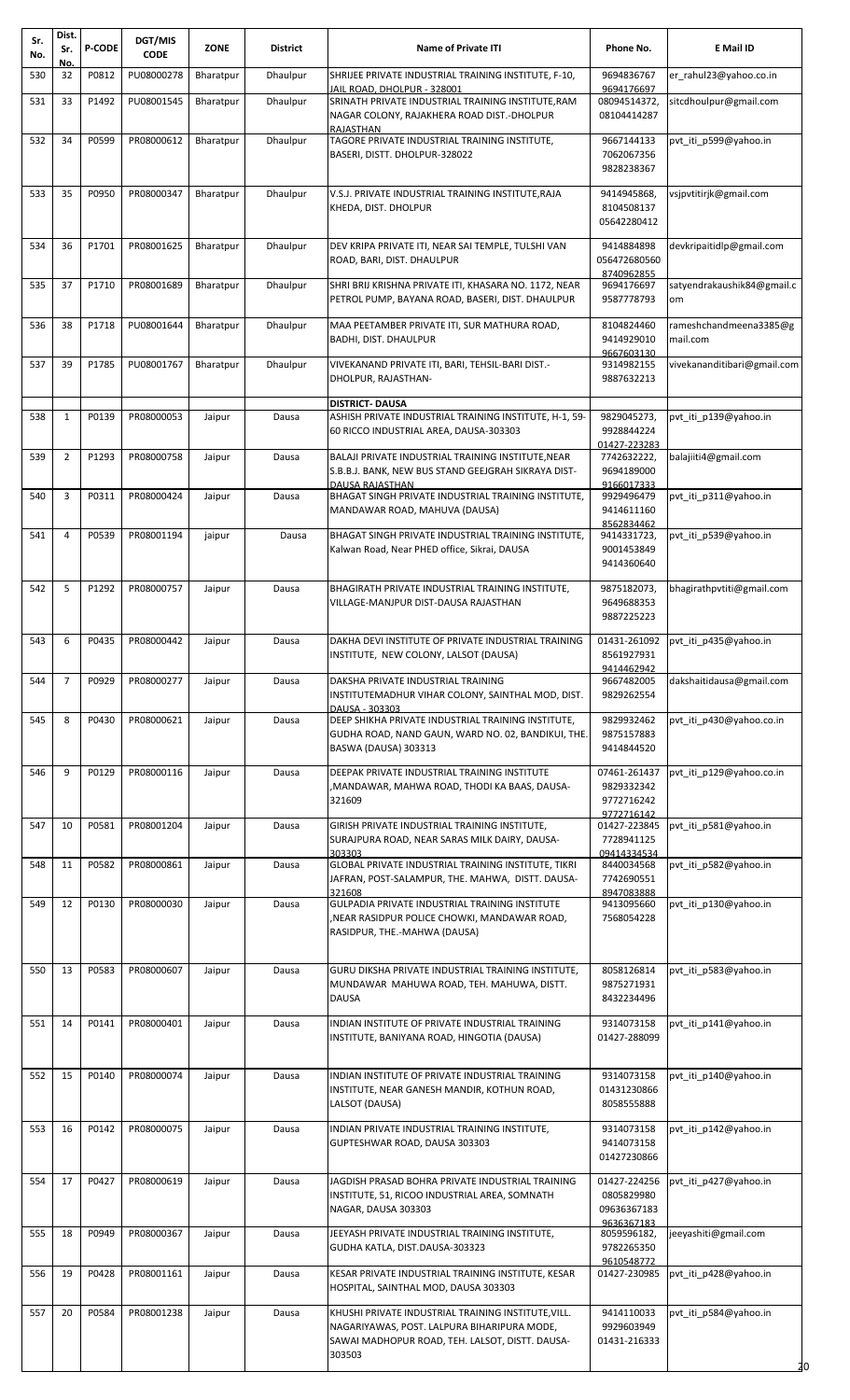| Sr. No. | Dist. Sr. No. | P-CODE | DGT/MIS CODE | ZONE | District | Name of Private ITI | Phone No. | E Mail ID |
|---|---|---|---|---|---|---|---|---|
| 530 | 32 | P0812 | PU08000278 | Bharatpur | Dhaulpur | SHRIJEE PRIVATE INDUSTRIAL TRAINING INSTITUTE, F-10, JAIL ROAD, DHOLPUR - 328001 | 9694836767 9694176697 | er_rahul23@yahoo.co.in |
| 531 | 33 | P1492 | PU08001545 | Bharatpur | Dhaulpur | SRINATH PRIVATE INDUSTRIAL TRAINING INSTITUTE,RAM NAGAR COLONY, RAJAKHERA ROAD DIST.-DHOLPUR RAJASTHAN | 08094514372, 08104414287 | sitcdhoulpur@gmail.com |
| 532 | 34 | P0599 | PR08000612 | Bharatpur | Dhaulpur | TAGORE PRIVATE INDUSTRIAL TRAINING INSTITUTE, BASERI, DISTT. DHOLPUR-328022 | 9667144133 7062067356 9828238367 | pvt_iti_p599@yahoo.in |
| 533 | 35 | P0950 | PR08000347 | Bharatpur | Dhaulpur | V.S.J. PRIVATE INDUSTRIAL TRAINING INSTITUTE,RAJA KHEDA, DIST. DHOLPUR | 9414945868, 8104508137 05642280412 | vsjpvtitirjk@gmail.com |
| 534 | 36 | P1701 | PR08001625 | Bharatpur | Dhaulpur | DEV KRIPA PRIVATE ITI, NEAR SAI TEMPLE, TULSHI VAN ROAD, BARI, DIST. DHAULPUR | 9414884898 056472680560 8740962855 | devkripaitidlp@gmail.com |
| 535 | 37 | P1710 | PR08001689 | Bharatpur | Dhaulpur | SHRI BRIJ KRISHNA PRIVATE ITI, KHASARA NO. 1172, NEAR PETROL PUMP, BAYANA ROAD, BASERI, DIST. DHAULPUR | 9694176697 9587778793 | satyendrakaushik84@gmail.com |
| 536 | 38 | P1718 | PU08001644 | Bharatpur | Dhaulpur | MAA PEETAMBER PRIVATE ITI, SUR MATHURA ROAD, BADHI, DIST. DHAULPUR | 8104824460 9414929010 9667603130 | rameshchandmeena3385@gmail.com |
| 537 | 39 | P1785 | PU08001767 | Bharatpur | Dhaulpur | VIVEKANAND PRIVATE ITI, BARI, TEHSIL-BARI DIST.-DHOLPUR, RAJASTHAN- | 9314982155 9887632213 | vivekananditibari@gmail.com |
| | | | | | | **DISTRICT- DAUSA** | | |
| 538 | 1 | P0139 | PR08000053 | Jaipur | Dausa | ASHISH PRIVATE INDUSTRIAL TRAINING INSTITUTE, H-1, 59-60 RICCO INDUSTRIAL AREA, DAUSA-303303 | 9829045273, 9928844224 01427-223283 | pvt_iti_p139@yahoo.in |
| 539 | 2 | P1293 | PR08000758 | Jaipur | Dausa | BALAJI PRIVATE INDUSTRIAL TRAINING INSTITUTE,NEAR S.B.B.J. BANK, NEW BUS STAND GEEJGRAH SIKRAYA DIST-DAUSA RAJASTHAN | 7742632222, 9694189000 9166017333 | balajiiti4@gmail.com |
| 540 | 3 | P0311 | PR08000424 | Jaipur | Dausa | BHAGAT SINGH PRIVATE INDUSTRIAL TRAINING INSTITUTE, MANDAWAR ROAD, MAHUVA (DAUSA) | 9929496479 9414611160 8562834462 | pvt_iti_p311@yahoo.in |
| 541 | 4 | P0539 | PR08001194 | jaipur | Dausa | BHAGAT SINGH PRIVATE INDUSTRIAL TRAINING INSTITUTE, Kalwan Road, Near PHED office, Sikrai, DAUSA | 9414331723, 9001453849 9414360640 | pvt_iti_p539@yahoo.in |
| 542 | 5 | P1292 | PR08000757 | Jaipur | Dausa | BHAGIRATH PRIVATE INDUSTRIAL TRAINING INSTITUTE, VILLAGE-MANJPUR DIST-DAUSA RAJASTHAN | 9875182073, 9649688353 9887225223 | bhagirathpvtiti@gmail.com |
| 543 | 6 | P0435 | PR08000442 | Jaipur | Dausa | DAKHA DEVI INSTITUTE OF PRIVATE INDUSTRIAL TRAINING INSTITUTE, NEW COLONY, LALSOT (DAUSA) | 01431-261092 8561927931 9414462942 | pvt_iti_p435@yahoo.in |
| 544 | 7 | P0929 | PR08000277 | Jaipur | Dausa | DAKSHA PRIVATE INDUSTRIAL TRAINING INSTITUTEMADHUR VIHAR COLONY, SAINTHAL MOD, DIST. DAUSA - 303303 | 9667482005 9829262554 | dakshaitidausa@gmail.com |
| 545 | 8 | P0430 | PR08000621 | Jaipur | Dausa | DEEP SHIKHA PRIVATE INDUSTRIAL TRAINING INSTITUTE, GUDHA ROAD, NAND GAUN, WARD NO. 02, BANDIKUI, THE. BASWA (DAUSA) 303313 | 9829932462 9875157883 9414844520 | pvt_iti_p430@yahoo.co.in |
| 546 | 9 | P0129 | PR08000116 | Jaipur | Dausa | DEEPAK PRIVATE INDUSTRIAL TRAINING INSTITUTE ,MANDAWAR, MAHWA ROAD, THODI KA BAAS, DAUSA-321609 | 07461-261437 9829332342 9772716242 9772716142 | pvt_iti_p129@yahoo.co.in |
| 547 | 10 | P0581 | PR08001204 | Jaipur | Dausa | GIRISH PRIVATE INDUSTRIAL TRAINING INSTITUTE, SURAJPURA ROAD, NEAR SARAS MILK DAIRY, DAUSA-303303 | 01427-223845 7728941125 09414334534 | pvt_iti_p581@yahoo.in |
| 548 | 11 | P0582 | PR08000861 | Jaipur | Dausa | GLOBAL PRIVATE INDUSTRIAL TRAINING INSTITUTE, TIKRI JAFRAN, POST-SALAMPUR, THE. MAHWA, DISTT. DAUSA-321608 | 8440034568 7742690551 8947083888 | pvt_iti_p582@yahoo.in |
| 549 | 12 | P0130 | PR08000030 | Jaipur | Dausa | GULPADIA PRIVATE INDUSTRIAL TRAINING INSTITUTE ,NEAR RASIDPUR POLICE CHOWKI, MANDAWAR ROAD, RASIDPUR, THE.-MAHWA (DAUSA) | 9413095660 7568054228 | pvt_iti_p130@yahoo.in |
| 550 | 13 | P0583 | PR08000607 | Jaipur | Dausa | GURU DIKSHA PRIVATE INDUSTRIAL TRAINING INSTITUTE, MUNDAWAR MAHUWA ROAD, TEH. MAHUWA, DISTT. DAUSA | 8058126814 9875271931 8432234496 | pvt_iti_p583@yahoo.in |
| 551 | 14 | P0141 | PR08000401 | Jaipur | Dausa | INDIAN INSTITUTE OF PRIVATE INDUSTRIAL TRAINING INSTITUTE, BANIYANA ROAD, HINGOTIA (DAUSA) | 9314073158 01427-288099 | pvt_iti_p141@yahoo.in |
| 552 | 15 | P0140 | PR08000074 | Jaipur | Dausa | INDIAN INSTITUTE OF PRIVATE INDUSTRIAL TRAINING INSTITUTE, NEAR GANESH MANDIR, KOTHUN ROAD, LALSOT (DAUSA) | 9314073158 01431230866 8058555888 | pvt_iti_p140@yahoo.in |
| 553 | 16 | P0142 | PR08000075 | Jaipur | Dausa | INDIAN PRIVATE INDUSTRIAL TRAINING INSTITUTE, GUPTESHWAR ROAD, DAUSA 303303 | 9314073158 9414073158 01427230866 | pvt_iti_p142@yahoo.in |
| 554 | 17 | P0427 | PR08000619 | Jaipur | Dausa | JAGDISH PRASAD BOHRA PRIVATE INDUSTRIAL TRAINING INSTITUTE, 51, RICOO INDUSTRIAL AREA, SOMNATH NAGAR, DAUSA 303303 | 01427-224256 0805829980 09636367183 9636367183 | pvt_iti_p427@yahoo.in |
| 555 | 18 | P0949 | PR08000367 | Jaipur | Dausa | JEEYASH PRIVATE INDUSTRIAL TRAINING INSTITUTE, GUDHA KATLA, DIST.DAUSA-303323 | 8059596182, 9782265350 9610548772 | jeeyashiti@gmail.com |
| 556 | 19 | P0428 | PR08001161 | Jaipur | Dausa | KESAR PRIVATE INDUSTRIAL TRAINING INSTITUTE, KESAR HOSPITAL, SAINTHAL MOD, DAUSA 303303 | 01427-230985 | pvt_iti_p428@yahoo.in |
| 557 | 20 | P0584 | PR08001238 | Jaipur | Dausa | KHUSHI PRIVATE INDUSTRIAL TRAINING INSTITUTE,VILL. NAGARIYAWAS, POST. LALPURA BIHARIPURA MODE, SAWAI MADHOPUR ROAD, TEH. LALSOT, DISTT. DAUSA-303503 | 9414110033 9929603949 01431-216333 | pvt_iti_p584@yahoo.in |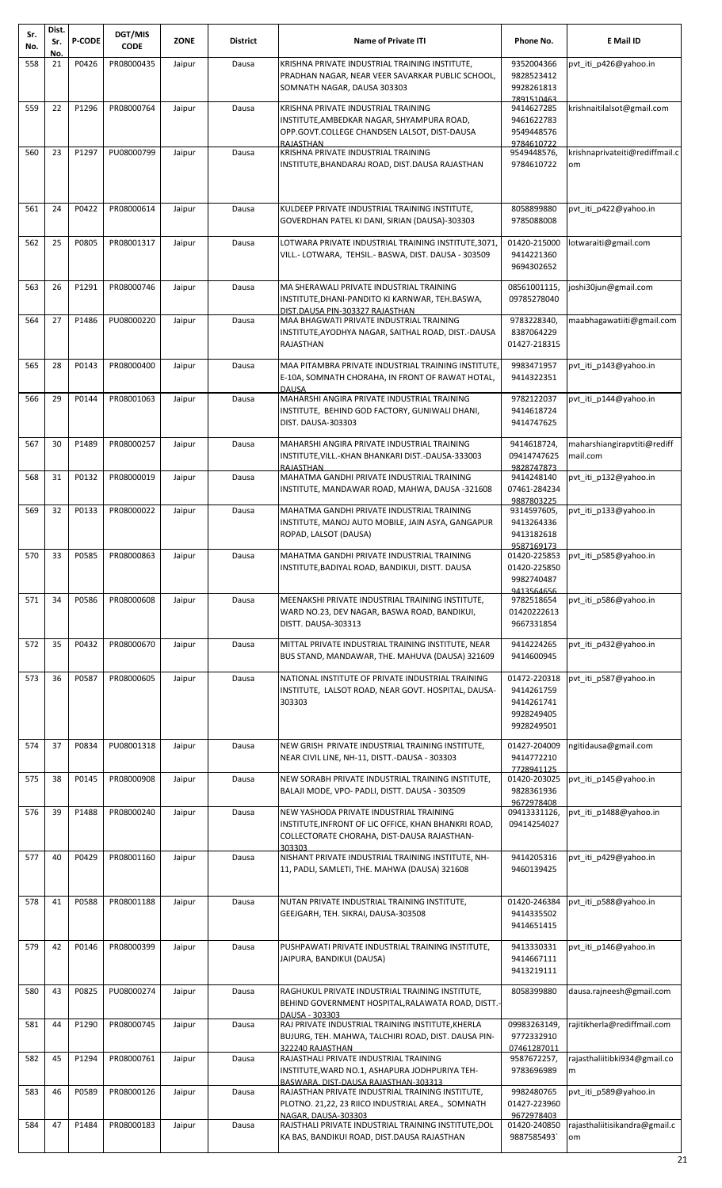| Sr. No. | Dist. Sr. No. | P-CODE | DGT/MIS CODE | ZONE | District | Name of Private ITI | Phone No. | E Mail ID |
|---|---|---|---|---|---|---|---|---|
| 558 | 21 | P0426 | PR08000435 | Jaipur | Dausa | KRISHNA PRIVATE INDUSTRIAL TRAINING INSTITUTE, PRADHAN NAGAR, NEAR VEER SAVARKAR PUBLIC SCHOOL, SOMNATH NAGAR, DAUSA 303303 | 9352004366 9828523412 9928261813 7891510463 | pvt_iti_p426@yahoo.in |
| 559 | 22 | P1296 | PR08000764 | Jaipur | Dausa | KRISHNA PRIVATE INDUSTRIAL TRAINING INSTITUTE,AMBEDKAR NAGAR, SHYAMPURA ROAD, OPP.GOVT.COLLEGE CHANDSEN LALSOT, DIST-DAUSA RAJASTHAN | 9414627285 9461622783 9549448576 9784610722 | krishnaitilalsot@gmail.com |
| 560 | 23 | P1297 | PU08000799 | Jaipur | Dausa | KRISHNA PRIVATE INDUSTRIAL TRAINING INSTITUTE,BHANDARAJ ROAD, DIST.DAUSA RAJASTHAN | 9549448576, 9784610722 | krishnaprivateiti@rediffmail.com |
| 561 | 24 | P0422 | PR08000614 | Jaipur | Dausa | KULDEEP PRIVATE INDUSTRIAL TRAINING INSTITUTE, GOVERDHAN PATEL KI DANI, SIRIAN (DAUSA)-303303 | 8058899880 9785088008 | pvt_iti_p422@yahoo.in |
| 562 | 25 | P0805 | PR08001317 | Jaipur | Dausa | LOTWARA PRIVATE INDUSTRIAL TRAINING INSTITUTE,3071, VILL.- LOTWARA, TEHSIL.- BASWA, DIST. DAUSA - 303509 | 01420-215000 9414221360 9694302652 | lotwaraiti@gmail.com |
| 563 | 26 | P1291 | PR08000746 | Jaipur | Dausa | MA SHERAWALI PRIVATE INDUSTRIAL TRAINING INSTITUTE,DHANI-PANDITO KI KARNWAR, TEH.BASWA, DIST.DAUSA PIN-303327 RAJASTHAN | 08561001115, 09785278040 | joshi30jun@gmail.com |
| 564 | 27 | P1486 | PU08000220 | Jaipur | Dausa | MAA BHAGWATI PRIVATE INDUSTRIAL TRAINING INSTITUTE,AYODHYA NAGAR, SAITHAL ROAD, DIST.-DAUSA RAJASTHAN | 9783228340, 8387064229 01427-218315 | maabhagawatiiti@gmail.com |
| 565 | 28 | P0143 | PR08000400 | Jaipur | Dausa | MAA PITAMBRA PRIVATE INDUSTRIAL TRAINING INSTITUTE, E-10A, SOMNATH CHORAHA, IN FRONT OF RAWAT HOTAL, DAUSA | 9983471957 9414322351 | pvt_iti_p143@yahoo.in |
| 566 | 29 | P0144 | PR08001063 | Jaipur | Dausa | MAHARSHI ANGIRA PRIVATE INDUSTRIAL TRAINING INSTITUTE, BEHIND GOD FACTORY, GUNIWALI DHANI, DIST. DAUSA-303303 | 9782122037 9414618724 9414747625 | pvt_iti_p144@yahoo.in |
| 567 | 30 | P1489 | PR08000257 | Jaipur | Dausa | MAHARSHI ANGIRA PRIVATE INDUSTRIAL TRAINING INSTITUTE,VILL.-KHAN BHANKARI DIST.-DAUSA-333003 RAJASTHAN | 9414618724, 09414747625 9828747873 | maharshiangirapvtiti@rediffmail.com |
| 568 | 31 | P0132 | PR08000019 | Jaipur | Dausa | MAHATMA GANDHI PRIVATE INDUSTRIAL TRAINING INSTITUTE, MANDAWAR ROAD, MAHWA, DAUSA -321608 | 9414248140 07461-284234 9887803225 | pvt_iti_p132@yahoo.in |
| 569 | 32 | P0133 | PR08000022 | Jaipur | Dausa | MAHATMA GANDHI PRIVATE INDUSTRIAL TRAINING INSTITUTE, MANOJ AUTO MOBILE, JAIN ASYA, GANGAPUR ROPAD, LALSOT (DAUSA) | 9314597605, 9413264336 9413182618 9587169173 | pvt_iti_p133@yahoo.in |
| 570 | 33 | P0585 | PR08000863 | Jaipur | Dausa | MAHATMA GANDHI PRIVATE INDUSTRIAL TRAINING INSTITUTE,BADIYAL ROAD, BANDIKUI, DISTT. DAUSA | 01420-225853 01420-225850 9982740487 9413564656 | pvt_iti_p585@yahoo.in |
| 571 | 34 | P0586 | PR08000608 | Jaipur | Dausa | MEENAKSHI PRIVATE INDUSTRIAL TRAINING INSTITUTE, WARD NO.23, DEV NAGAR, BASWA ROAD, BANDIKUI, DISTT. DAUSA-303313 | 9782518654 01420222613 9667331854 | pvt_iti_p586@yahoo.in |
| 572 | 35 | P0432 | PR08000670 | Jaipur | Dausa | MITTAL PRIVATE INDUSTRIAL TRAINING INSTITUTE, NEAR BUS STAND, MANDAWAR, THE. MAHUVA (DAUSA) 321609 | 9414224265 9414600945 | pvt_iti_p432@yahoo.in |
| 573 | 36 | P0587 | PR08000605 | Jaipur | Dausa | NATIONAL INSTITUTE OF PRIVATE INDUSTRIAL TRAINING INSTITUTE, LALSOT ROAD, NEAR GOVT. HOSPITAL, DAUSA-303303 | 01472-220318 9414261759 9414261741 9928249405 9928249501 | pvt_iti_p587@yahoo.in |
| 574 | 37 | P0834 | PU08001318 | Jaipur | Dausa | NEW GRISH PRIVATE INDUSTRIAL TRAINING INSTITUTE, NEAR CIVIL LINE, NH-11, DISTT.-DAUSA - 303303 | 01427-204009 9414772210 7728941125 | ngitidausa@gmail.com |
| 575 | 38 | P0145 | PR08000908 | Jaipur | Dausa | NEW SORABH PRIVATE INDUSTRIAL TRAINING INSTITUTE, BALAJI MODE, VPO- PADLI, DISTT. DAUSA - 303509 | 01420-203025 9828361936 9672978408 | pvt_iti_p145@yahoo.in |
| 576 | 39 | P1488 | PR08000240 | Jaipur | Dausa | NEW YASHODA PRIVATE INDUSTRIAL TRAINING INSTITUTE,INFRONT OF LIC OFFICE, KHAN BHANKRI ROAD, COLLECTORATE CHORAHA, DIST-DAUSA RAJASTHAN-303303 | 09413331126, 09414254027 | pvt_iti_p1488@yahoo.in |
| 577 | 40 | P0429 | PR08001160 | Jaipur | Dausa | NISHANT PRIVATE INDUSTRIAL TRAINING INSTITUTE, NH-11, PADLI, SAMLETI, THE. MAHWA (DAUSA) 321608 | 9414205316 9460139425 | pvt_iti_p429@yahoo.in |
| 578 | 41 | P0588 | PR08001188 | Jaipur | Dausa | NUTAN PRIVATE INDUSTRIAL TRAINING INSTITUTE, GEEJGARH, TEH. SIKRAI, DAUSA-303508 | 01420-246384 9414335502 9414651415 | pvt_iti_p588@yahoo.in |
| 579 | 42 | P0146 | PR08000399 | Jaipur | Dausa | PUSHPAWATI PRIVATE INDUSTRIAL TRAINING INSTITUTE, JAIPURA, BANDIKUI (DAUSA) | 9413330331 9414667111 9413219111 | pvt_iti_p146@yahoo.in |
| 580 | 43 | P0825 | PU08000274 | Jaipur | Dausa | RAGHUKUL PRIVATE INDUSTRIAL TRAINING INSTITUTE, BEHIND GOVERNMENT HOSPITAL,RALAWATA ROAD, DISTT.-DAUSA - 303303 | 8058399880 | dausa.rajneesh@gmail.com |
| 581 | 44 | P1290 | PR08000745 | Jaipur | Dausa | RAJ PRIVATE INDUSTRIAL TRAINING INSTITUTE,KHERLA BUJURG, TEH. MAHWA, TALCHIRI ROAD, DIST. DAUSA PIN-322240 RAJASTHAN | 09983263149, 9772332910 07461287011 | rajitikherla@rediffmail.com |
| 582 | 45 | P1294 | PR08000761 | Jaipur | Dausa | RAJASTHALI PRIVATE INDUSTRIAL TRAINING INSTITUTE,WARD NO.1, ASHAPURA JODHPURIYA TEH-BASWARA, DIST-DAUSA RAJASTHAN-303313 | 9587672257, 9783696989 | rajasthaliitibki934@gmail.com |
| 583 | 46 | P0589 | PR08000126 | Jaipur | Dausa | RAJASTHAN PRIVATE INDUSTRIAL TRAINING INSTITUTE, PLOTNO. 21,22, 23 RIICO INDUSTRIAL AREA., SOMNATH NAGAR, DAUSA-303303 | 9982480765 01427-223960 9672978403 | pvt_iti_p589@yahoo.in |
| 584 | 47 | P1484 | PR08000183 | Jaipur | Dausa | RAJSTHALI PRIVATE INDUSTRIAL TRAINING INSTITUTE,DOL KA BAS, BANDIKUI ROAD, DIST.DAUSA RAJASTHAN | 01420-240850 9887585493` | rajasthaliitisikandra@gmail.com |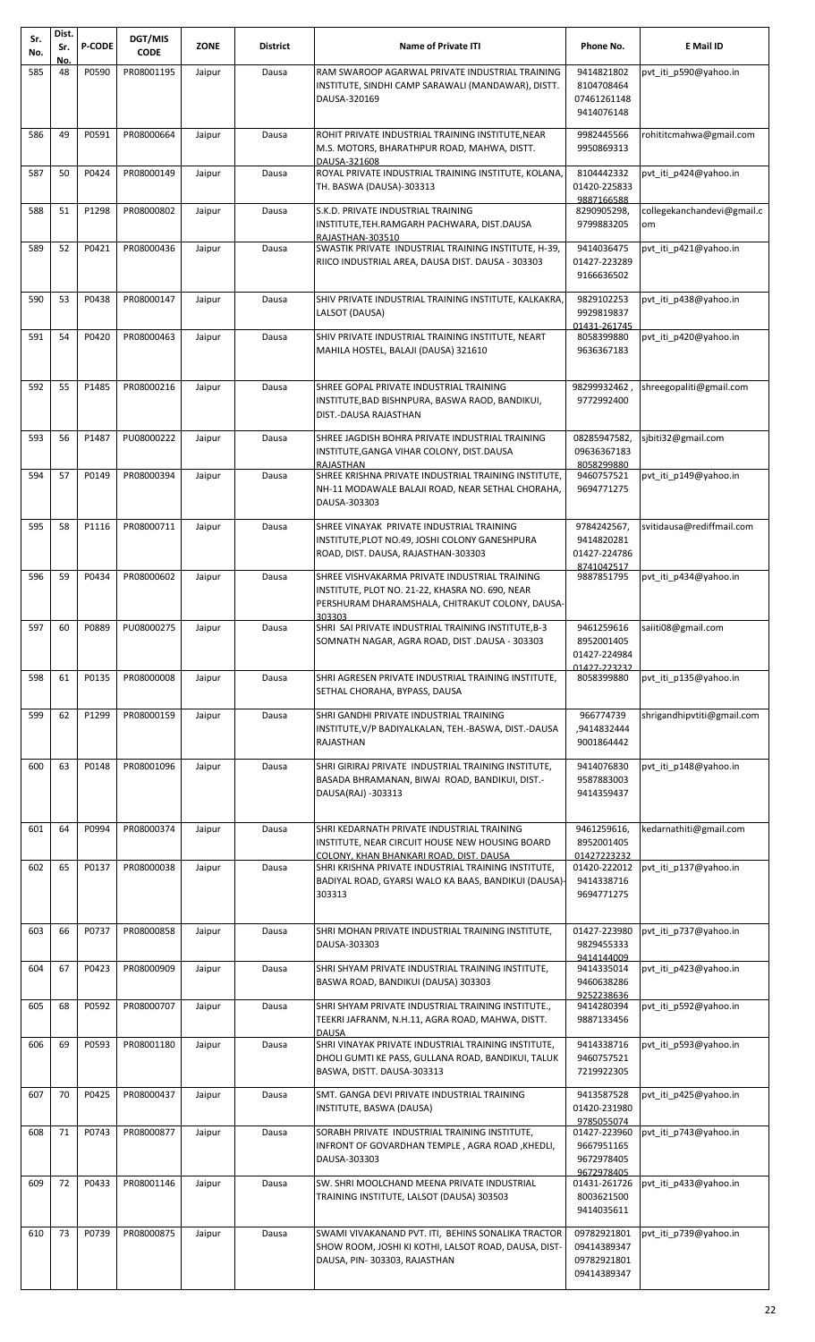| Sr. No. | Dist. Sr. No. | P-CODE | DGT/MIS CODE | ZONE | District | Name of Private ITI | Phone No. | E Mail ID |
|---|---|---|---|---|---|---|---|---|
| 585 | 48 | P0590 | PR08001195 | Jaipur | Dausa | RAM SWAROOP AGARWAL PRIVATE INDUSTRIAL TRAINING INSTITUTE, SINDHI CAMP SARAWALI (MANDAWAR), DISTT. DAUSA-320169 | 9414821802 8104708464 07461261148 9414076148 | pvt_iti_p590@yahoo.in |
| 586 | 49 | P0591 | PR08000664 | Jaipur | Dausa | ROHIT PRIVATE INDUSTRIAL TRAINING INSTITUTE,NEAR M.S. MOTORS, BHARATHPUR ROAD, MAHWA, DISTT. DAUSA-321608 | 9982445566 9950869313 | rohititcmahwa@gmail.com |
| 587 | 50 | P0424 | PR08000149 | Jaipur | Dausa | ROYAL PRIVATE INDUSTRIAL TRAINING INSTITUTE, KOLANA, TH. BASWA (DAUSA)-303313 | 8104442332 01420-225833 9887166588 | pvt_iti_p424@yahoo.in |
| 588 | 51 | P1298 | PR08000802 | Jaipur | Dausa | S.K.D. PRIVATE INDUSTRIAL TRAINING INSTITUTE,TEH.RAMGARH PACHWARA, DIST.DAUSA RAJASTHAN-303510 | 8290905298, 9799883205 | collegekanchandevi@gmail.com |
| 589 | 52 | P0421 | PR08000436 | Jaipur | Dausa | SWASTIK PRIVATE INDUSTRIAL TRAINING INSTITUTE, H-39, RIICO INDUSTRIAL AREA, DAUSA DIST. DAUSA - 303303 | 9414036475 01427-223289 9166636502 | pvt_iti_p421@yahoo.in |
| 590 | 53 | P0438 | PR08000147 | Jaipur | Dausa | SHIV PRIVATE INDUSTRIAL TRAINING INSTITUTE, KALKAKRA, LALSOT (DAUSA) | 9829102253 9929189837 01431-261745 | pvt_iti_p438@yahoo.in |
| 591 | 54 | P0420 | PR08000463 | Jaipur | Dausa | SHIV PRIVATE INDUSTRIAL TRAINING INSTITUTE, NEART MAHILA HOSTEL, BALAJI (DAUSA) 321610 | 8058399880 9636367183 | pvt_iti_p420@yahoo.in |
| 592 | 55 | P1485 | PR08000216 | Jaipur | Dausa | SHREE GOPAL PRIVATE INDUSTRIAL TRAINING INSTITUTE,BAD BISHNPURA, BASWA RAOD, BANDIKUI, DIST.-DAUSA RAJASTHAN | 98299932462 , 9772992400 | shreegopaliti@gmail.com |
| 593 | 56 | P1487 | PU08000222 | Jaipur | Dausa | SHREE JAGDISH BOHRA PRIVATE INDUSTRIAL TRAINING INSTITUTE,GANGA VIHAR COLONY, DIST.DAUSA RAJASTHAN | 08285947582, 09636367183 8058299880 | sjbiti32@gmail.com |
| 594 | 57 | P0149 | PR08000394 | Jaipur | Dausa | SHREE KRISHNA PRIVATE INDUSTRIAL TRAINING INSTITUTE, NH-11 MODAWALE BALAJI ROAD, NEAR SETHAL CHORAHA, DAUSA-303303 | 9460757521 9694771275 | pvt_iti_p149@yahoo.in |
| 595 | 58 | P1116 | PR08000711 | Jaipur | Dausa | SHREE VINAYAK PRIVATE INDUSTRIAL TRAINING INSTITUTE,PLOT NO.49, JOSHI COLONY GANESHPURA ROAD, DIST. DAUSA, RAJASTHAN-303303 | 9784242567, 9414820281 01427-224786 8741042517 | svitidausa@rediffmail.com |
| 596 | 59 | P0434 | PR08000602 | Jaipur | Dausa | SHREE VISHVAKARMA PRIVATE INDUSTRIAL TRAINING INSTITUTE, PLOT NO. 21-22, KHASRA NO. 690, NEAR PERSHURAM DHARAMSHALA, CHITRAKUT COLONY, DAUSA-303303 | 9887851795 | pvt_iti_p434@yahoo.in |
| 597 | 60 | P0889 | PU08000275 | Jaipur | Dausa | SHRI SAI PRIVATE INDUSTRIAL TRAINING INSTITUTE,B-3 SOMNATH NAGAR, AGRA ROAD, DIST .DAUSA - 303303 | 9461259616 8952001405 01427-224984 01427-223232 | saiiti08@gmail.com |
| 598 | 61 | P0135 | PR08000008 | Jaipur | Dausa | SHRI AGRESEN PRIVATE INDUSTRIAL TRAINING INSTITUTE, SETHAL CHORAHA, BYPASS, DAUSA | 8058399880 | pvt_iti_p135@yahoo.in |
| 599 | 62 | P1299 | PR08000159 | Jaipur | Dausa | SHRI GANDHI PRIVATE INDUSTRIAL TRAINING INSTITUTE,V/P BADIYALKALAN, TEH.-BASWA, DIST.-DAUSA RAJASTHAN | 966774739 ,9414832444 9001864442 | shrigandhipvtiti@gmail.com |
| 600 | 63 | P0148 | PR08001096 | Jaipur | Dausa | SHRI GIRIRAJ PRIVATE INDUSTRIAL TRAINING INSTITUTE, BASADA BHRAMANAN, BIWAI ROAD, BANDIKUI, DIST.-DAUSA(RAJ) -303313 | 9414076830 9587883003 9414359437 | pvt_iti_p148@yahoo.in |
| 601 | 64 | P0994 | PR08000374 | Jaipur | Dausa | SHRI KEDARNATH PRIVATE INDUSTRIAL TRAINING INSTITUTE, NEAR CIRCUIT HOUSE NEW HOUSING BOARD COLONY, KHAN BHANKARI ROAD, DIST. DAUSA | 9461259616, 8952001405 01427223232 | kedarnathiti@gmail.com |
| 602 | 65 | P0137 | PR08000038 | Jaipur | Dausa | SHRI KRISHNA PRIVATE INDUSTRIAL TRAINING INSTITUTE, BADIYAL ROAD, GYARSI WALO KA BAAS, BANDIKUI (DAUSA)-303313 | 01420-222012 9414338716 9694771275 | pvt_iti_p137@yahoo.in |
| 603 | 66 | P0737 | PR08000858 | Jaipur | Dausa | SHRI MOHAN PRIVATE INDUSTRIAL TRAINING INSTITUTE, DAUSA-303303 | 01427-223980 9829455333 9414144009 | pvt_iti_p737@yahoo.in |
| 604 | 67 | P0423 | PR08000909 | Jaipur | Dausa | SHRI SHYAM PRIVATE INDUSTRIAL TRAINING INSTITUTE, BASWA ROAD, BANDIKUI (DAUSA) 303303 | 9414335014 9460638286 9252238636 | pvt_iti_p423@yahoo.in |
| 605 | 68 | P0592 | PR08000707 | Jaipur | Dausa | SHRI SHYAM PRIVATE INDUSTRIAL TRAINING INSTITUTE., TEEKRI JAFRANM, N.H.11, AGRA ROAD, MAHWA, DISTT. DAUSA | 9414280394 9887133456 | pvt_iti_p592@yahoo.in |
| 606 | 69 | P0593 | PR08001180 | Jaipur | Dausa | SHRI VINAYAK PRIVATE INDUSTRIAL TRAINING INSTITUTE, DHOLI GUMTI KE PASS, GULLANA ROAD, BANDIKUI, TALUK BASWA, DISTT. DAUSA-303313 | 9414338716 9460757521 7219922305 | pvt_iti_p593@yahoo.in |
| 607 | 70 | P0425 | PR08000437 | Jaipur | Dausa | SMT. GANGA DEVI PRIVATE INDUSTRIAL TRAINING INSTITUTE, BASWA (DAUSA) | 9413587528 01420-231980 9785055074 | pvt_iti_p425@yahoo.in |
| 608 | 71 | P0743 | PR08000877 | Jaipur | Dausa | SORABH PRIVATE INDUSTRIAL TRAINING INSTITUTE, INFRONT OF GOVARDHAN TEMPLE , AGRA ROAD ,KHEDLI, DAUSA-303303 | 01427-223960 9667951165 9672978405 9672978405 | pvt_iti_p743@yahoo.in |
| 609 | 72 | P0433 | PR08001146 | Jaipur | Dausa | SW. SHRI MOOLCHAND MEENA PRIVATE INDUSTRIAL TRAINING INSTITUTE, LALSOT (DAUSA) 303503 | 01431-261726 8003621500 9414035611 | pvt_iti_p433@yahoo.in |
| 610 | 73 | P0739 | PR08000875 | Jaipur | Dausa | SWAMI VIVAKANAND PVT. ITI, BEHINS SONALIKA TRACTOR SHOW ROOM, JOSHI KI KOTHI, LALSOT ROAD, DAUSA, DIST-DAUSA, PIN- 303303, RAJASTHAN | 09782921801 09414389347 09782921801 09414389347 | pvt_iti_p739@yahoo.in |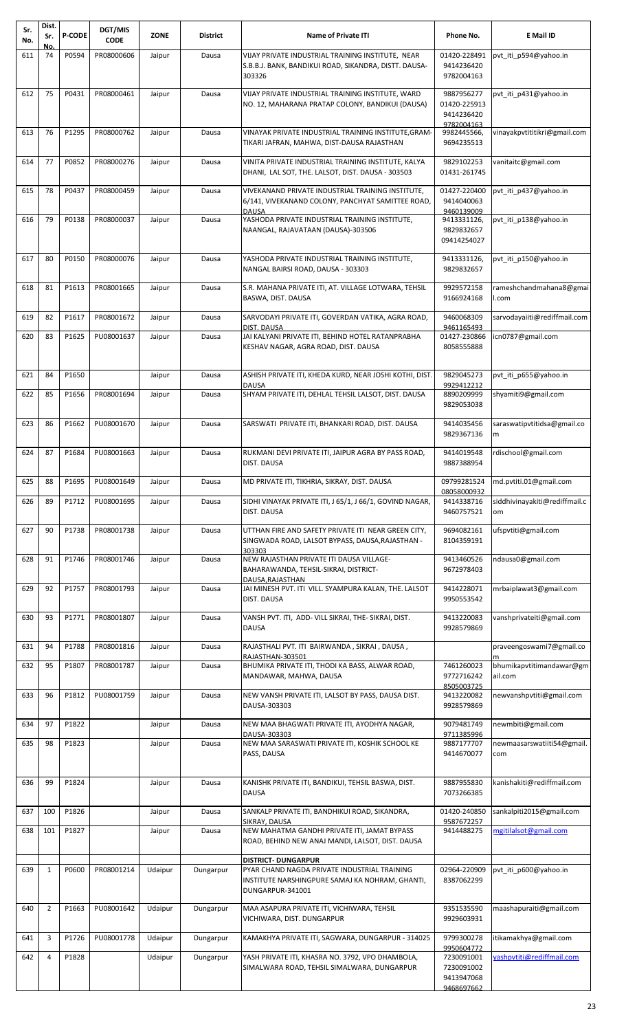| Sr. No. | Dist. Sr. No. | P-CODE | DGT/MIS CODE | ZONE | District | Name of Private ITI | Phone No. | E Mail ID |
|---|---|---|---|---|---|---|---|---|
| 611 | 74 | P0594 | PR08000606 | Jaipur | Dausa | VIJAY PRIVATE INDUSTRIAL TRAINING INSTITUTE, NEAR S.B.B.J. BANK, BANDIKUI ROAD, SIKANDRA, DISTT. DAUSA-303326 | 01420-228491 9414236420 9782004163 | pvt_iti_p594@yahoo.in |
| 612 | 75 | P0431 | PR08000461 | Jaipur | Dausa | VIJAY PRIVATE INDUSTRIAL TRAINING INSTITUTE, WARD NO. 12, MAHARANA PRATAP COLONY, BANDIKUI (DAUSA) | 9887956277 01420-225913 9414236420 9782004163 | pvt_iti_p431@yahoo.in |
| 613 | 76 | P1295 | PR08000762 | Jaipur | Dausa | VINAYAK PRIVATE INDUSTRIAL TRAINING INSTITUTE,GRAM-TIKARI JAFRAN, MAHWA, DIST-DAUSA RAJASTHAN | 9982445566, 9694235513 | vinayakpvtititikri@gmail.com |
| 614 | 77 | P0852 | PR08000276 | Jaipur | Dausa | VINITA PRIVATE INDUSTRIAL TRAINING INSTITUTE, KALYA DHANI, LAL SOT, THE. LALSOT, DIST. DAUSA - 303503 | 9829102253 01431-261745 | vanitaitc@gmail.com |
| 615 | 78 | P0437 | PR08000459 | Jaipur | Dausa | VIVEKANAND PRIVATE INDUSTRIAL TRAINING INSTITUTE, 6/141, VIVEKANAND COLONY, PANCHYAT SAMITTEE ROAD, DAUSA | 01427-220400 9414040063 9460139009 | pvt_iti_p437@yahoo.in |
| 616 | 79 | P0138 | PR08000037 | Jaipur | Dausa | YASHODA PRIVATE INDUSTRIAL TRAINING INSTITUTE, NAANGAL, RAJAVATAAN (DAUSA)-303506 | 9413331126, 9829832657 09414254027 | pvt_iti_p138@yahoo.in |
| 617 | 80 | P0150 | PR08000076 | Jaipur | Dausa | YASHODA PRIVATE INDUSTRIAL TRAINING INSTITUTE, NANGAL BAIRSI ROAD, DAUSA - 303303 | 9413331126, 9829832657 | pvt_iti_p150@yahoo.in |
| 618 | 81 | P1613 | PR08001665 | Jaipur | Dausa | S.R. MAHANA PRIVATE ITI, AT. VILLAGE LOTWARA, TEHSIL BASWA, DIST. DAUSA | 9929572158 9166924168 | rameshchandmahana8@gmail.com |
| 619 | 82 | P1617 | PR08001672 | Jaipur | Dausa | SARVODAYI PRIVATE ITI, GOVERDAN VATIKA, AGRA ROAD, DIST. DAUSA | 9460068309 9461165493 | sarvodayaiiti@rediffmail.com |
| 620 | 83 | P1625 | PU08001637 | Jaipur | Dausa | JAI KALYANI PRIVATE ITI, BEHIND HOTEL RATANPRABHA KESHAV NAGAR, AGRA ROAD, DIST. DAUSA | 01427-230866 8058555888 | icn0787@gmail.com |
| 621 | 84 | P1650 | | Jaipur | Dausa | ASHISH PRIVATE ITI, KHEDA KURD, NEAR JOSHI KOTHI, DIST. DAUSA | 9829045273 9929412212 | pvt_iti_p655@yahoo.in |
| 622 | 85 | P1656 | PR08001694 | Jaipur | Dausa | SHYAM PRIVATE ITI, DEHLAL TEHSIL LALSOT, DIST. DAUSA | 8890209999 9829053038 | shyamiti9@gmail.com |
| 623 | 86 | P1662 | PU08001670 | Jaipur | Dausa | SARSWATI PRIVATE ITI, BHANKARI ROAD, DIST. DAUSA | 9414035456 9829367136 | saraswatipvtitidsa@gmail.com |
| 624 | 87 | P1684 | PU08001663 | Jaipur | Dausa | RUKMANI DEVI PRIVATE ITI, JAIPUR AGRA BY PASS ROAD, DIST. DAUSA | 9414019548 9887388954 | rdischool@gmail.com |
| 625 | 88 | P1695 | PU08001649 | Jaipur | Dausa | MD PRIVATE ITI, TIKHRIA, SIKRAY, DIST. DAUSA | 09799281524 08058000932 | md.pvtiti.01@gmail.com |
| 626 | 89 | P1712 | PU08001695 | Jaipur | Dausa | SIDHI VINAYAK PRIVATE ITI, J 65/1, J 66/1, GOVIND NAGAR, DIST. DAUSA | 9414338716 9460757521 | siddhivinayakiti@rediffmail.com |
| 627 | 90 | P1738 | PR08001738 | Jaipur | Dausa | UTTHAN FIRE AND SAFETY PRIVATE ITI NEAR GREEN CITY, SINGWADA ROAD, LALSOT BYPASS, DAUSA,RAJASTHAN - 303303 | 9694082161 8104359191 | ufspvtiti@gmail.com |
| 628 | 91 | P1746 | PR08001746 | Jaipur | Dausa | NEW RAJASTHAN PRIVATE ITI DAUSA VILLAGE-BAHARAWANDA, TEHSIL-SIKRAI, DISTRICT-DAUSA,RAJASTHAN | 9413460526 9672978403 | ndausa0@gmail.com |
| 629 | 92 | P1757 | PR08001793 | Jaipur | Dausa | JAI MINESH PVT. ITI VILL. SYAMPURA KALAN, THE. LALSOT DIST. DAUSA | 9414228071 9950553542 | mrbaiplawat3@gmail.com |
| 630 | 93 | P1771 | PR08001807 | Jaipur | Dausa | VANSH PVT. ITI, ADD- VILL SIKRAI, THE- SIKRAI, DIST. DAUSA | 9413220083 9928579869 | vanshprivateiti@gmail.com |
| 631 | 94 | P1788 | PR08001816 | Jaipur | Dausa | RAJASTHALI PVT. ITI BAIRWANDA , SIKRAI , DAUSA , RAJASTHAN-303501 | | praveengoswami7@gmail.com |
| 632 | 95 | P1807 | PR08001787 | Jaipur | Dausa | BHUMIKA PRIVATE ITI, THODI KA BASS, ALWAR ROAD, MANDAWAR, MAHWA, DAUSA | 7461260023 9772716242 8505003725 | bhumikapvtitimandawar@gmail.com |
| 633 | 96 | P1812 | PU08001759 | Jaipur | Dausa | NEW VANSH PRIVATE ITI, LALSOT BY PASS, DAUSA DIST. DAUSA-303303 | 9413220082 9928579869 | newvanshpvtiti@gmail.com |
| 634 | 97 | P1822 | | Jaipur | Dausa | NEW MAA BHAGWATI PRIVATE ITI, AYODHYA NAGAR, DAUSA-303303 | 9079481749 9711385996 | newmbiti@gmail.com |
| 635 | 98 | P1823 | | Jaipur | Dausa | NEW MAA SARASWATI PRIVATE ITI, KOSHIK SCHOOL KE PASS, DAUSA | 9887177707 9414670077 | newmaasarswatiiti54@gmail.com |
| 636 | 99 | P1824 | | Jaipur | Dausa | KANISHK PRIVATE ITI, BANDIKUI, TEHSIL BASWA, DIST. DAUSA | 9887955830 7073266385 | kanishakiti@rediffmail.com |
| 637 | 100 | P1826 | | Jaipur | Dausa | SANKALP PRIVATE ITI, BANDHIKUI ROAD, SIKANDRA, SIKRAY, DAUSA | 01420-240850 9587672257 | sankalpiti2015@gmail.com |
| 638 | 101 | P1827 | | Jaipur | Dausa | NEW MAHATMA GANDHI PRIVATE ITI, JAMAT BYPASS ROAD, BEHIND NEW ANAJ MANDI, LALSOT, DIST. DAUSA | 9414488275 | mgitilalsot@gmail.com |
| | | | | | | **DISTRICT- DUNGARPUR** | | |
| 639 | 1 | P0600 | PR08001214 | Udaipur | Dungarpur | PYAR CHAND NAGDA PRIVATE INDUSTRIAL TRAINING INSTITUTE NARSHINGPURE SAMAJ KA NOHRAM, GHANTI, DUNGARPUR-341001 | 02964-220909 8387062299 | pvt_iti_p600@yahoo.in |
| 640 | 2 | P1663 | PU08001642 | Udaipur | Dungarpur | MAA ASAPURA PRIVATE ITI, VICHIWARA, TEHSIL VICHIWARA, DIST. DUNGARPUR | 9351535590 9929603931 | maashapuraiti@gmail.com |
| 641 | 3 | P1726 | PU08001778 | Udaipur | Dungarpur | KAMAKHYA PRIVATE ITI, SAGWARA, DUNGARPUR - 314025 | 9799300278 9950604772 | itikamakhya@gmail.com |
| 642 | 4 | P1828 | | Udaipur | Dungarpur | YASH PRIVATE ITI, KHASRA NO. 3792, VPO DHAMBOLA, SIMALWARA ROAD, TEHSIL SIMALWARA, DUNGARPUR | 7230091001 7230091002 9413947068 9468697662 | yashpvtiti@rediffmail.com |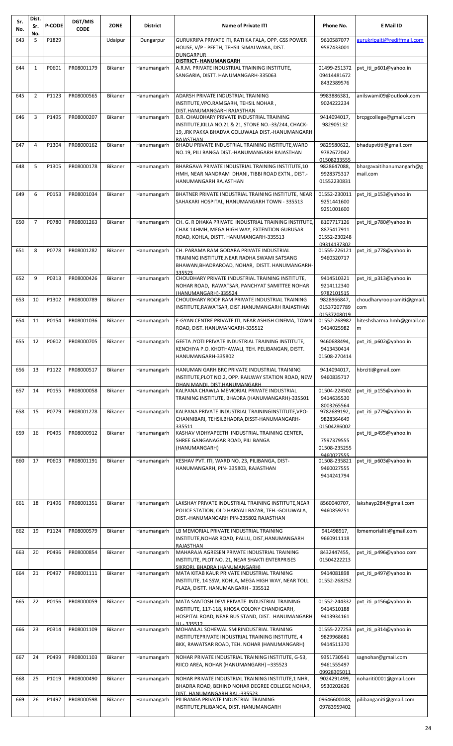| Sr. No. | Dist. Sr. No. | P-CODE | DGT/MIS CODE | ZONE | District | Name of Private ITI | Phone No. | E Mail ID |
|---|---|---|---|---|---|---|---|---|
| 643 | 5 | P1829 | | Udaipur | Dungarpur | GURUKRIPA PRIVATE ITI, RATI KA FALA, OPP. GSS POWER HOUSE, V/P - PEETH, TEHSIL SIMALWARA, DIST. DUNGARPUR | 9610587077 9587433001 | gurukripaiti@rediffmail.com |
| | | | | | | **DISTRICT- HANUMANGARH** | | |
| 644 | 1 | P0601 | PR08001179 | Bikaner | Hanumangarh | A.R.M. PRIVATE INDUSTRIAL TRAINING INSTITUTE, SANGARIA, DISTT. HANUMANGARH-335063 | 01499-251372 09414481672 8432389576 | pvt_iti_p601@yahoo.in |
| 645 | 2 | P1123 | PR08000565 | Bikaner | Hanumangarh | ADARSH PRIVATE INDUSTRIAL TRAINING INSTITUTE,VPO.RAMGARH, TEHSIL NOHAR , DIST.HANUMANGARH RAJASTHAN | 9983886381, 9024222234 | anilswami09@outlook.com |
| 646 | 3 | P1495 | PR08000207 | Bikaner | Hanumangarh | B.R. CHAUDHARY PRIVATE INDUSTRIAL TRAINING INSTITUTE,KILLA NO.21 & 21, STONE NO.-33/244, CHACK-19, JRK PAKKA BHADVA GOLUWALA DIST.-HANUMANGARH RAJASTHAN | 9414094017, 982905132 | brcpgcollege@gmail.com |
| 647 | 4 | P1304 | PR08000162 | Bikaner | Hanumangarh | BHADU PRIVATE INDUSTRIAL TRAINING INSTITUTE,WARD NO.19, PILI BANGA DIST.-HANUMANGARH RAJASTHAN | 9829580622, 9782672042 01508233555 | bhadupvtiti@gmail.com |
| 648 | 5 | P1305 | PR08000178 | Bikaner | Hanumangarh | BHARGAVA PRIVATE INDUSTRIAL TRAINING INSTITUTE,10 HMH, NEAR NANDRAM DHANI, TIBBI ROAD EXTN., DIST.-HANUMANGARH RAJASTHAN | 9828647088, 9928375317 01552230831 | bhargavaitihanumangarh@gmail.com |
| 649 | 6 | P0153 | PR08001034 | Bikaner | Hanumangarh | BHATNER PRIVATE INDUSTRIAL TRAINING INSTITUTE, NEAR SAHAKARI HOSPITAL, HANUMANGARH TOWN - 335513 | 01552-230011 9251441600 9251001600 | pvt_iti_p153@yahoo.in |
| 650 | 7 | P0780 | PR08001263 | Bikaner | Hanumangarh | CH. G. R DHAKA PRIVATE INDUSTRIAL TRAINING INSTITUTE, CHAK 14HMH, MEGA HIGH WAY, EXTENTION GURUSAR ROAD, KOHLA, DISTT. HANUMANGARH-335513 | 8107717126 8875417911 01552-230248 09314137302 | pvt_iti_p780@yahoo.in |
| 651 | 8 | P0778 | PR08001282 | Bikaner | Hanumangarh | CH. PARAMA RAM GODARA PRIVATE INDUSTRIAL TRAINING INSTITUTE,NEAR RADHA SWAMI SATSANG BHAWAN,BHADRAROAD, NOHAR, DISTT. HANUMANGARH-335523 | 01555-226121 9460320717 | pvt_iti_p778@yahoo.in |
| 652 | 9 | P0313 | PR08000426 | Bikaner | Hanumangarh | CHOUDHARY PRIVATE INDUSTRIAL TRAINING INSTITUTE, NOHAR ROAD, RAWATSAR, PANCHYAT SAMITTEE NOHAR (HANUMANGARH)-335524 | 9414510321 9214112340 9782101515 | pvt_iti_p313@yahoo.in |
| 653 | 10 | P1302 | PR08000789 | Bikaner | Hanumangarh | CHOUDHARY ROOP RAM PRIVATE INDUSTRIAL TRAINING INSTITUTE,RAWATSAR, DIST.HANUMANGARH RAJASTHAN | 9828966847, 01537207789 01537208019 | choudharyroopramiti@gmail.com |
| 654 | 11 | P0154 | PR08001036 | Bikaner | Hanumangarh | E-GYAN CENTRE PRIVATE ITI, NEAR ASHISH CINEMA, TOWN ROAD, DIST. HANUMANGARH-335512 | 01552-268982 9414025982 | hiteshsharma.hmh@gmail.com |
| 655 | 12 | P0602 | PR08000705 | Bikaner | Hanumangarh | GEETA JYOTI PRIVATE INDUSTRIAL TRAINING INSTITUTE, KENCHIYA P.O. KHOTHAWALI, TEH. PELIBANGAN, DISTT. HANUMANGARH-335802 | 9460688494, 9413430414 01508-270414 | pvt_iti_p602@yahoo.in |
| 656 | 13 | P1122 | PR08000517 | Bikaner | Hanumangarh | HANUMAN GARH BRC PRIVATE INDUSTRIAL TRAINING INSTITUTE,PLOT NO.2, OPP. RAILWAY STATION ROAD, NEW DHAN MANDI, DIST.HANUMANGARH | 9414094017, 9460835717 | hbrciti@gmail.com |
| 657 | 14 | P0155 | PR08000058 | Bikaner | Hanumangarh | KALPANA CHAWLA MEMORIAL PRIVATE INDUSTRIAL TRAINING INSTITUTE, BHADRA (HANUMANGARH)-335501 | 01504-224502 9414635530 8003265564 | pvt_iti_p155@yahoo.in |
| 658 | 15 | P0779 | PR08001278 | Bikaner | Hanumangarh | KALPANA PRIVATE INDUSTRIAL TRAININGINSTITUTE,VPO-CHANNIBARI, TEHSILBHADRA,DISST-HANUMANGARH-335511 | 9782689192, 9828364649 01504286002 | pvt_iti_p779@yahoo.in |
| 659 | 16 | P0495 | PR08000912 | Bikaner | Hanumangarh | KASHAV VIDHYAPEETH INDUSTRIAL TRAINING CENTER, SHREE GANGANAGAR ROAD, PILI BANGA (HANUMANGARH) | 7597379555 01508-235255 9460027555 | pvt_iti_p495@yahoo.in |
| 660 | 17 | P0603 | PR08001191 | Bikaner | Hanumangarh | KESHAV PVT. ITI, WARD NO. 23, PILIBANGA, DIST-HANUMANGARH, PIN- 335803, RAJASTHAN | 01508-235821 9460027555 9414241794 | pvt_iti_p603@yahoo.in |
| 661 | 18 | P1496 | PR08001351 | Bikaner | Hanumangarh | LAKSHAY PRIVATE INDUSTRIAL TRAINING INSTITUTE,NEAR POLICE STATION, OLD HARYALI BAZAR, TEH.-GOLUWALA, DIST.-HANUMANGARH PIN-335802 RAJASTHAN | 8560040707, 9460859251 | lakshayp284@gmail.com |
| 662 | 19 | P1124 | PR08000579 | Bikaner | Hanumangarh | LB MEMORIAL PRIVATE INDUSTRIAL TRAINING INSTITUTE,NOHAR ROAD, PALLU, DIST,HANUMANGARH RAJASTHAN | 941498917, 9660911118 | lbmemorialiti@gmail.com |
| 663 | 20 | P0496 | PR08000854 | Bikaner | Hanumangarh | MAHARAJA AGRESEN PRIVATE INDUSTRIAL TRAINING INSTITUTE, PLOT NO. 21, NEAR SHAKTI ENTERPRISES SIKRORI, BHADRA (HANUMANGARH) | 8432447455, 01504222213 | pvt_iti_p496@yahoo.com |
| 664 | 21 | P0497 | PR08001111 | Bikaner | Hanumangarh | MATA KITAB KAUR PRIVATE INDUSTRIAL TRAINING INSTITUTE, 14 SSW, KOHLA, MEGA HIGH WAY, NEAR TOLL PLAZA, DISTT. HANUMANGARH - 335512 | 9414081898 01552-268252 | pvt_iti_p497@yahoo.in |
| 665 | 22 | P0156 | PR08000059 | Bikaner | Hanumangarh | MATA SANTOSH DEVI PRIVATE INDUSTRIAL TRAINING INSTITUTE, 117-118, KHOSA COLONY CHANDIGARH, HOSPITAL ROAD, NEAR BUS STAND, DIST. HANUMANGARH JU - 335512 | 01552-244332 9414510188 9413934161 | pvt_iti_p156@yahoo.in |
| 666 | 23 | P0314 | PR08001109 | Bikaner | Hanumangarh | MOHANLAL SOHEWAL SMIRINDUSTRIAL TRAINING INSTITUTEPRIVATE INDUSTRIAL TRAINING INSTITUTE, 4 BKK, RAWATSAR ROAD, TEH. NOHAR (HANUMANGARH) | 01555-227253 9829968681 9414511370 | pvt_iti_p314@yahoo.in |
| 667 | 24 | P0499 | PR08001103 | Bikaner | Hanumangarh | NOHAR PRIVATE INDUSTRIAL TRAINING INSTITUTE, G-53, RIICO AREA, NOHAR (HANUMANGARH) –335523 | 9351730541 9461555497 09928305011 | sagnohar@gmail.com |
| 668 | 25 | P1019 | PR08000490 | Bikaner | Hanumangarh | NOHAR PRIVATE INDUSTRIAL TRAINING INSTITUTE,1 NHR, BHADRA ROAD, BEHIND NOHAR DEGREE COLLEGE NOHAR, DIST. HANUMANGARH RAJ.-335523 | 9024291499, 9530202626 | nohariti0001@gmail.com |
| 669 | 26 | P1497 | PR08000598 | Bikaner | Hanumangarh | PILIBANGA PRIVATE INDUSTRIAL TRAINING INSTITUTE,PILIBANGA, DIST. HANUMANGARH | 09646600048, 09783959402 | pilibanganiti@gmail.com |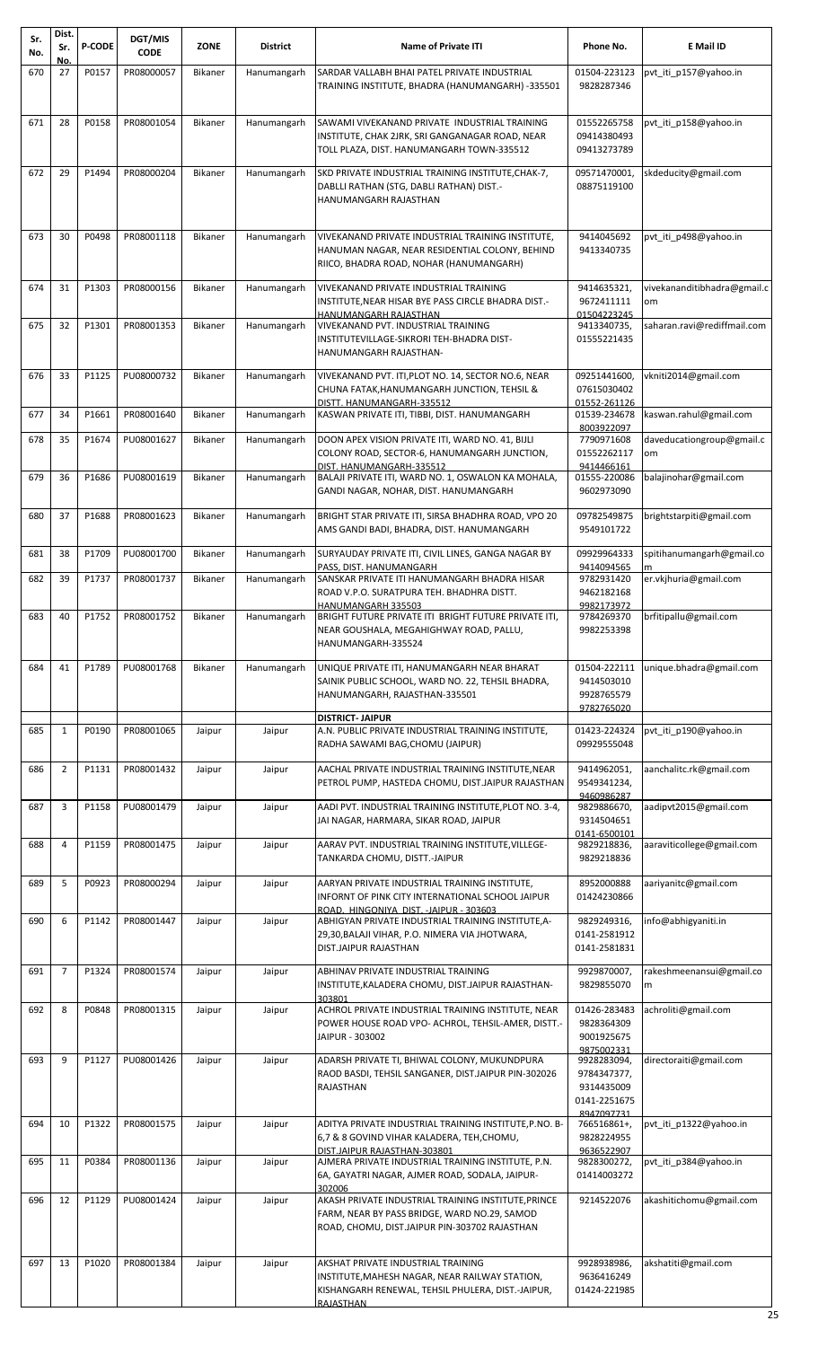| Sr. No. | Dist. Sr. No. | P-CODE | DGT/MIS CODE | ZONE | District | Name of Private ITI | Phone No. | E Mail ID |
|---|---|---|---|---|---|---|---|---|
| 670 | 27 | P0157 | PR08000057 | Bikaner | Hanumangarh | SARDAR VALLABH BHAI PATEL PRIVATE INDUSTRIAL TRAINING INSTITUTE, BHADRA (HANUMANGARH) -335501 | 01504-223123 9828287346 | pvt_iti_p157@yahoo.in |
| 671 | 28 | P0158 | PR08001054 | Bikaner | Hanumangarh | SAWAMI VIVEKANAND PRIVATE INDUSTRIAL TRAINING INSTITUTE, CHAK 2JRK, SRI GANGANAGAR ROAD, NEAR TOLL PLAZA, DIST. HANUMANGARH TOWN-335512 | 01552265758 09414380493 09413273789 | pvt_iti_p158@yahoo.in |
| 672 | 29 | P1494 | PR08000204 | Bikaner | Hanumangarh | SKD PRIVATE INDUSTRIAL TRAINING INSTITUTE,CHAK-7, DABLLI RATHAN (STG, DABLI RATHAN) DIST.-HANUMANGARH RAJASTHAN | 09571470001, 08875119100 | skdeducity@gmail.com |
| 673 | 30 | P0498 | PR08001118 | Bikaner | Hanumangarh | VIVEKANAND PRIVATE INDUSTRIAL TRAINING INSTITUTE, HANUMAN NAGAR, NEAR RESIDENTIAL COLONY, BEHIND RIICO, BHADRA ROAD, NOHAR (HANUMANGARH) | 9414045692 9413340735 | pvt_iti_p498@yahoo.in |
| 674 | 31 | P1303 | PR08000156 | Bikaner | Hanumangarh | VIVEKANAND PRIVATE INDUSTRIAL TRAINING INSTITUTE,NEAR HISAR BYE PASS CIRCLE BHADRA DIST.-HANUMANGARH RAJASTHAN | 9414635321, 9672411111 01504223245 | vivekananditibhadra@gmail.com |
| 675 | 32 | P1301 | PR08001353 | Bikaner | Hanumangarh | VIVEKANAND PVT. INDUSTRIAL TRAINING INSTITUTEVILLAGE-SIKRORI TEH-BHADRA DIST-HANUMANGARH RAJASTHAN- | 9413340735, 01555221435 | saharan.ravi@rediffmail.com |
| 676 | 33 | P1125 | PU08000732 | Bikaner | Hanumangarh | VIVEKANAND PVT. ITI,PLOT NO. 14, SECTOR NO.6, NEAR CHUNA FATAK,HANUMANGARH JUNCTION, TEHSIL & DISTT. HANUMANGARH-335512 | 09251441600, 07615030402 01552-261126 | vkniti2014@gmail.com |
| 677 | 34 | P1661 | PR08001640 | Bikaner | Hanumangarh | KASWAN PRIVATE ITI, TIBBI, DIST. HANUMANGARH | 01539-234678 8003922097 | kaswan.rahul@gmail.com |
| 678 | 35 | P1674 | PU08001627 | Bikaner | Hanumangarh | DOON APEX VISION PRIVATE ITI, WARD NO. 41, BIJLI COLONY ROAD, SECTOR-6, HANUMANGARH JUNCTION, DIST. HANUMANGARH-335512 | 7790971608 01552262117 9414466161 | daveducationgroup@gmail.com |
| 679 | 36 | P1686 | PU08001619 | Bikaner | Hanumangarh | BALAJI PRIVATE ITI, WARD NO. 1, OSWALON KA MOHALA, GANDI NAGAR, NOHAR, DIST. HANUMANGARH | 01555-220086 9602973090 | balajinohar@gmail.com |
| 680 | 37 | P1688 | PR08001623 | Bikaner | Hanumangarh | BRIGHT STAR PRIVATE ITI, SIRSA BHADHRA ROAD, VPO 20 AMS GANDI BADI, BHADRA, DIST. HANUMANGARH | 09782549875 9549101722 | brightstarpiti@gmail.com |
| 681 | 38 | P1709 | PU08001700 | Bikaner | Hanumangarh | SURYAUDAY PRIVATE ITI, CIVIL LINES, GANGA NAGAR BY PASS, DIST. HANUMANGARH | 09929964333 9414094565 | spitihanumangarh@gmail.com |
| 682 | 39 | P1737 | PR08001737 | Bikaner | Hanumangarh | SANSKAR PRIVATE ITI HANUMANGARH BHADRA HISAR ROAD V.P.O. SURATPURA TEH. BHADHRA DISTT. HANUMANGARH 335503 | 9782931420 9462182168 9982173972 | er.vkjhuria@gmail.com |
| 683 | 40 | P1752 | PR08001752 | Bikaner | Hanumangarh | BRIGHT FUTURE PRIVATE ITI BRIGHT FUTURE PRIVATE ITI, NEAR GOUSHALA, MEGAHIGHWAY ROAD, PALLU, HANUMANGARH-335524 | 9784269370 9982253398 | brfitipallu@gmail.com |
| 684 | 41 | P1789 | PU08001768 | Bikaner | Hanumangarh | UNIQUE PRIVATE ITI, HANUMANGARH NEAR BHARAT SAINIK PUBLIC SCHOOL, WARD NO. 22, TEHSIL BHADRA, HANUMANGARH, RAJASTHAN-335501 | 01504-222111 9414503010 9928765579 9782765020 | unique.bhadra@gmail.com |
| | | | | | | **DISTRICT- JAIPUR** | | |
| 685 | 1 | P0190 | PR08001065 | Jaipur | Jaipur | A.N. PUBLIC PRIVATE INDUSTRIAL TRAINING INSTITUTE, RADHA SAWAMI BAG,CHOMU (JAIPUR) | 01423-224324 09929555048 | pvt_iti_p190@yahoo.in |
| 686 | 2 | P1131 | PR08001432 | Jaipur | Jaipur | AACHAL PRIVATE INDUSTRIAL TRAINING INSTITUTE,NEAR PETROL PUMP, HASTEDA CHOMU, DIST.JAIPUR RAJASTHAN | 9414962051, 9549341234, 9460986287 | aanchalitc.rk@gmail.com |
| 687 | 3 | P1158 | PU08001479 | Jaipur | Jaipur | AADI PVT. INDUSTRIAL TRAINING INSTITUTE,PLOT NO. 3-4, JAI NAGAR, HARMARA, SIKAR ROAD, JAIPUR | 9829886670, 9314504651 0141-6500101 | aadipvt2015@gmail.com |
| 688 | 4 | P1159 | PR08001475 | Jaipur | Jaipur | AARAV PVT. INDUSTRIAL TRAINING INSTITUTE,VILLEGE-TANKARDA CHOMU, DISTT.-JAIPUR | 9829218836, 9829218836 | aaraviticollege@gmail.com |
| 689 | 5 | P0923 | PR08000294 | Jaipur | Jaipur | AARYAN PRIVATE INDUSTRIAL TRAINING INSTITUTE, INFORNT OF PINK CITY INTERNATIONAL SCHOOL JAIPUR ROAD, HINGONIYA DIST. -JAIPUR - 303603 | 8952000888 01424230866 | aariyanitc@gmail.com |
| 690 | 6 | P1142 | PR08001447 | Jaipur | Jaipur | ABHIGYAN PRIVATE INDUSTRIAL TRAINING INSTITUTE,A-29,30,BALAJI VIHAR, P.O. NIMERA VIA JHOTWARA, DIST.JAIPUR RAJASTHAN | 9829249316, 0141-2581912 0141-2581831 | info@abhigyaniti.in |
| 691 | 7 | P1324 | PR08001574 | Jaipur | Jaipur | ABHINAV PRIVATE INDUSTRIAL TRAINING INSTITUTE,KALADERA CHOMU, DIST.JAIPUR RAJASTHAN-303801 | 9929870007, 9829855070 | rakeshmeenansui@gmail.com |
| 692 | 8 | P0848 | PR08001315 | Jaipur | Jaipur | ACHROL PRIVATE INDUSTRIAL TRAINING INSTITUTE, NEAR POWER HOUSE ROAD VPO- ACHROL, TEHSIL-AMER, DISTT.-JAIPUR - 303002 | 01426-283483 9828364309 9001925675 9875002331 | achroliti@gmail.com |
| 693 | 9 | P1127 | PU08001426 | Jaipur | Jaipur | ADARSH PRIVATE TI, BHIWAL COLONY, MUKUNDPURA RAOD BASDI, TEHSIL SANGANER, DIST.JAIPUR PIN-302026 RAJASTHAN | 9928283094, 9784347377, 9314435009 0141-2251675 8947097731 | directoraiti@gmail.com |
| 694 | 10 | P1322 | PR08001575 | Jaipur | Jaipur | ADITYA PRIVATE INDUSTRIAL TRAINING INSTITUTE,P.NO. B-6,7 & 8 GOVIND VIHAR KALADERA, TEH,CHOMU, DIST.JAIPUR RAJASTHAN-303801 | 766516861+, 9828224955 9636522907 | pvt_iti_p1322@yahoo.in |
| 695 | 11 | P0384 | PR08001136 | Jaipur | Jaipur | AJMERA PRIVATE INDUSTRIAL TRAINING INSTITUTE, P.N. 6A, GAYATRI NAGAR, AJMER ROAD, SODALA, JAIPUR-302006 | 9828300272, 01414003272 | pvt_iti_p384@yahoo.in |
| 696 | 12 | P1129 | PU08001424 | Jaipur | Jaipur | AKASH PRIVATE INDUSTRIAL TRAINING INSTITUTE,PRINCE FARM, NEAR BY PASS BRIDGE, WARD NO.29, SAMOD ROAD, CHOMU, DIST.JAIPUR PIN-303702 RAJASTHAN | 9214522076 | akashitichomu@gmail.com |
| 697 | 13 | P1020 | PR08001384 | Jaipur | Jaipur | AKSHAT PRIVATE INDUSTRIAL TRAINING INSTITUTE,MAHESH NAGAR, NEAR RAILWAY STATION, KISHANGARH RENEWAL, TEHSIL PHULERA, DIST.-JAIPUR, RAJASTHAN | 9928938986, 9636416249 01424-221985 | akshatiti@gmail.com |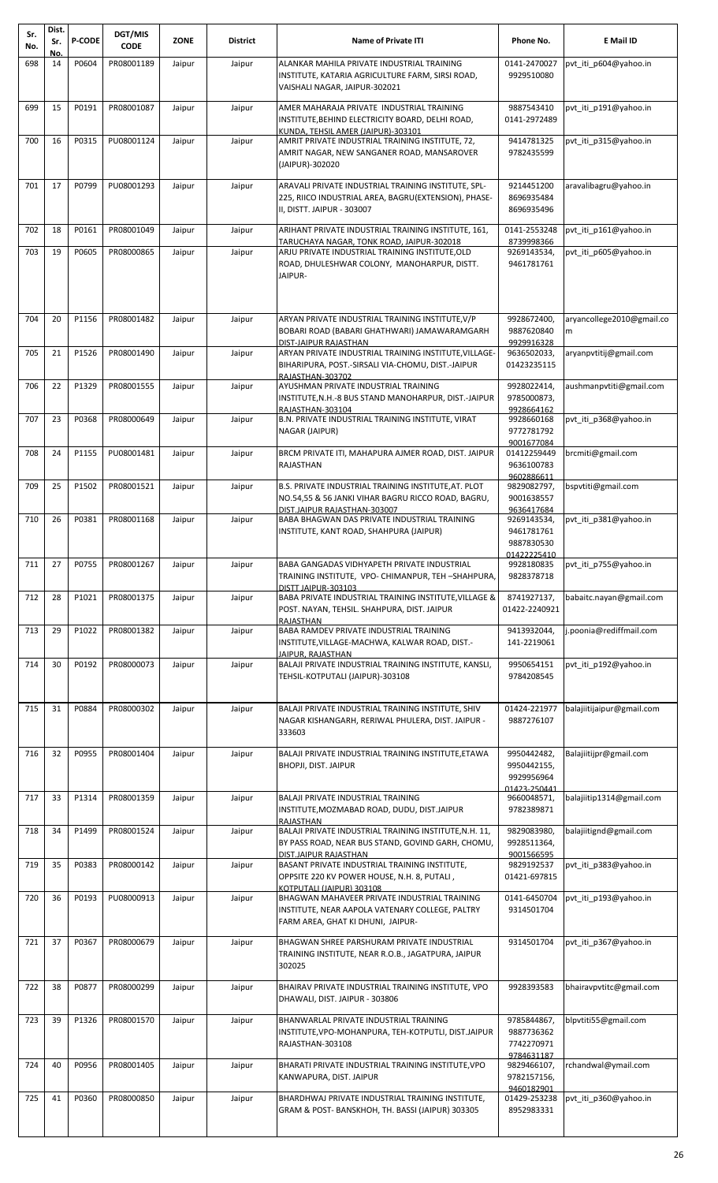| Sr. No. | Dist. Sr. No. | P-CODE | DGT/MIS CODE | ZONE | District | Name of Private ITI | Phone No. | E Mail ID |
|---|---|---|---|---|---|---|---|---|
| 698 | 14 | P0604 | PR08001189 | Jaipur | Jaipur | ALANKAR MAHILA PRIVATE INDUSTRIAL TRAINING INSTITUTE, KATARIA AGRICULTURE FARM, SIRSI ROAD, VAISHALI NAGAR, JAIPUR-302021 | 0141-2470027 9929510080 | pvt_iti_p604@yahoo.in |
| 699 | 15 | P0191 | PR08001087 | Jaipur | Jaipur | AMER MAHARAJA PRIVATE INDUSTRIAL TRAINING INSTITUTE,BEHIND ELECTRICITY BOARD, DELHI ROAD, KUNDA, TEHSIL AMER (JAIPUR)-303101 | 9887543410 0141-2972489 | pvt_iti_p191@yahoo.in |
| 700 | 16 | P0315 | PU08001124 | Jaipur | Jaipur | AMRIT PRIVATE INDUSTRIAL TRAINING INSTITUTE, 72, AMRIT NAGAR, NEW SANGANER ROAD, MANSAROVER (JAIPUR)-302020 | 9414781325 9782435599 | pvt_iti_p315@yahoo.in |
| 701 | 17 | P0799 | PU08001293 | Jaipur | Jaipur | ARAVALI PRIVATE INDUSTRIAL TRAINING INSTITUTE, SPL-225, RIICO INDUSTRIAL AREA, BAGRU(EXTENSION), PHASE-II, DISTT. JAIPUR - 303007 | 9214451200 8696935484 8696935496 | aravalibagru@yahoo.in |
| 702 | 18 | P0161 | PR08001049 | Jaipur | Jaipur | ARIHANT PRIVATE INDUSTRIAL TRAINING INSTITUTE, 161, TARUCHAYA NAGAR, TONK ROAD, JAIPUR-302018 | 0141-2553248 8739998366 | pvt_iti_p161@yahoo.in |
| 703 | 19 | P0605 | PR08000865 | Jaipur | Jaipur | ARJU PRIVATE INDUSTRIAL TRAINING INSTITUTE,OLD ROAD, DHULESHWAR COLONY, MANOHARPUR, DISTT. JAIPUR- | 9269143534, 9461781761 | pvt_iti_p605@yahoo.in |
| 704 | 20 | P1156 | PR08001482 | Jaipur | Jaipur | ARYAN PRIVATE INDUSTRIAL TRAINING INSTITUTE,V/P BOBARI ROAD (BABARI GHATHWARI) JAMAWARAMGARH DIST-JAIPUR RAJASTHAN | 9928672400, 9887620840 9929916328 | aryancollege2010@gmail.com |
| 705 | 21 | P1526 | PR08001490 | Jaipur | Jaipur | ARYAN PRIVATE INDUSTRIAL TRAINING INSTITUTE,VILLAGE-BIHARIPURA, POST.-SIRSALI VIA-CHOMU, DIST.-JAIPUR RAJASTHAN-303702 | 9636502033, 01423235115 | aryanpvtitij@gmail.com |
| 706 | 22 | P1329 | PR08001555 | Jaipur | Jaipur | AYUSHMAN PRIVATE INDUSTRIAL TRAINING INSTITUTE,N.H.-8 BUS STAND MANOHARPUR, DIST.-JAIPUR RAJASTHAN-303104 | 9928022414, 9785000873, 9928664162 | aushmanpvtiti@gmail.com |
| 707 | 23 | P0368 | PR08000649 | Jaipur | Jaipur | B.N. PRIVATE INDUSTRIAL TRAINING INSTITUTE, VIRAT NAGAR (JAIPUR) | 9928660168 9772781792 9001677084 | pvt_iti_p368@yahoo.in |
| 708 | 24 | P1155 | PU08001481 | Jaipur | Jaipur | BRCM PRIVATE ITI, MAHAPURA AJMER ROAD, DIST. JAIPUR RAJASTHAN | 01412259449 9636100783 9602886611 | brcmiti@gmail.com |
| 709 | 25 | P1502 | PR08001521 | Jaipur | Jaipur | B.S. PRIVATE INDUSTRIAL TRAINING INSTITUTE,AT. PLOT NO.54,55 & 56 JANKI VIHAR BAGRU RICCO ROAD, BAGRU, DIST.JAIPUR RAJASTHAN-303007 | 9829082797, 9001638557 9636417684 | bspvtiti@gmail.com |
| 710 | 26 | P0381 | PR08001168 | Jaipur | Jaipur | BABA BHAGWAN DAS PRIVATE INDUSTRIAL TRAINING INSTITUTE, KANT ROAD, SHAHPURA (JAIPUR) | 9269143534, 9461781761 9887830530 01422225410 | pvt_iti_p381@yahoo.in |
| 711 | 27 | P0755 | PR08001267 | Jaipur | Jaipur | BABA GANGADAS VIDHYAPETH PRIVATE INDUSTRIAL TRAINING INSTITUTE, VPO- CHIMANPUR, TEH –SHAHPURA, DISTT JAIPUR-303103 | 9928180835 9828378718 | pvt_iti_p755@yahoo.in |
| 712 | 28 | P1021 | PR08001375 | Jaipur | Jaipur | BABA PRIVATE INDUSTRIAL TRAINING INSTITUTE,VILLAGE & POST. NAYAN, TEHSIL. SHAHPURA, DIST. JAIPUR RAJASTHAN | 8741927137, 01422-2240921 | babaitc.nayan@gmail.com |
| 713 | 29 | P1022 | PR08001382 | Jaipur | Jaipur | BABA RAMDEV PRIVATE INDUSTRIAL TRAINING INSTITUTE,VILLAGE-MACHWA, KALWAR ROAD, DIST.-JAIPUR, RAJASTHAN | 9413932044, 141-2219061 | j.poonia@rediffmail.com |
| 714 | 30 | P0192 | PR08000073 | Jaipur | Jaipur | BALAJI PRIVATE INDUSTRIAL TRAINING INSTITUTE, KANSLI, TEHSIL-KOTPUTALI (JAIPUR)-303108 | 9950654151 9784208545 | pvt_iti_p192@yahoo.in |
| 715 | 31 | P0884 | PR08000302 | Jaipur | Jaipur | BALAJI PRIVATE INDUSTRIAL TRAINING INSTITUTE, SHIV NAGAR KISHANGARH, RERIWAL PHULERA, DIST. JAIPUR - 333603 | 01424-221977 9887276107 | balajiitijaipur@gmail.com |
| 716 | 32 | P0955 | PR08001404 | Jaipur | Jaipur | BALAJI PRIVATE INDUSTRIAL TRAINING INSTITUTE,ETAWA BHOPJI, DIST. JAIPUR | 9950442482, 9950442155, 9929956964 01423-250441 | Balajiitijpr@gmail.com |
| 717 | 33 | P1314 | PR08001359 | Jaipur | Jaipur | BALAJI PRIVATE INDUSTRIAL TRAINING INSTITUTE,MOZMABAD ROAD, DUDU, DIST.JAIPUR RAJASTHAN | 9660048571, 9782389871 | balajiitip1314@gmail.com |
| 718 | 34 | P1499 | PR08001524 | Jaipur | Jaipur | BALAJI PRIVATE INDUSTRIAL TRAINING INSTITUTE,N.H. 11, BY PASS ROAD, NEAR BUS STAND, GOVIND GARH, CHOMU, DIST.JAIPUR RAJASTHAN | 9829083980, 9928511364, 9001566595 | balajiitignd@gmail.com |
| 719 | 35 | P0383 | PR08000142 | Jaipur | Jaipur | BASANT PRIVATE INDUSTRIAL TRAINING INSTITUTE, OPPSITE 220 KV POWER HOUSE, N.H. 8, PUTALI , KOTPUTALI (JAIPUR) 303108 | 9829192537 01421-697815 | pvt_iti_p383@yahoo.in |
| 720 | 36 | P0193 | PU08000913 | Jaipur | Jaipur | BHAGWAN MAHAVEER PRIVATE INDUSTRIAL TRAINING INSTITUTE, NEAR AAPOLA VATENARY COLLEGE, PALTRY FARM AREA, GHAT KI DHUNI, JAIPUR- | 0141-6450704 9314501704 | pvt_iti_p193@yahoo.in |
| 721 | 37 | P0367 | PR08000679 | Jaipur | Jaipur | BHAGWAN SHREE PARSHURAM PRIVATE INDUSTRIAL TRAINING INSTITUTE, NEAR R.O.B., JAGATPURA, JAIPUR 302025 | 9314501704 | pvt_iti_p367@yahoo.in |
| 722 | 38 | P0877 | PR08000299 | Jaipur | Jaipur | BHAIRAV PRIVATE INDUSTRIAL TRAINING INSTITUTE, VPO DHAWALI, DIST. JAIPUR - 303806 | 9928393583 | bhairavpvtitc@gmail.com |
| 723 | 39 | P1326 | PR08001570 | Jaipur | Jaipur | BHANWARLAL PRIVATE INDUSTRIAL TRAINING INSTITUTE,VPO-MOHANPURA, TEH-KOTPUTLI, DIST.JAIPUR RAJASTHAN-303108 | 9785844867, 9887736362 7742270971 9784631187 | blpvtiti55@gmail.com |
| 724 | 40 | P0956 | PR08001405 | Jaipur | Jaipur | BHARATI PRIVATE INDUSTRIAL TRAINING INSTITUTE,VPO KANWAPURA, DIST. JAIPUR | 9829466107, 9782157156, 9460182901 | rchandwal@ymail.com |
| 725 | 41 | P0360 | PR08000850 | Jaipur | Jaipur | BHARDHWAJ PRIVATE INDUSTRIAL TRAINING INSTITUTE, GRAM & POST- BANSKHOH, TH. BASSI (JAIPUR) 303305 | 01429-253238 8952983331 | pvt_iti_p360@yahoo.in |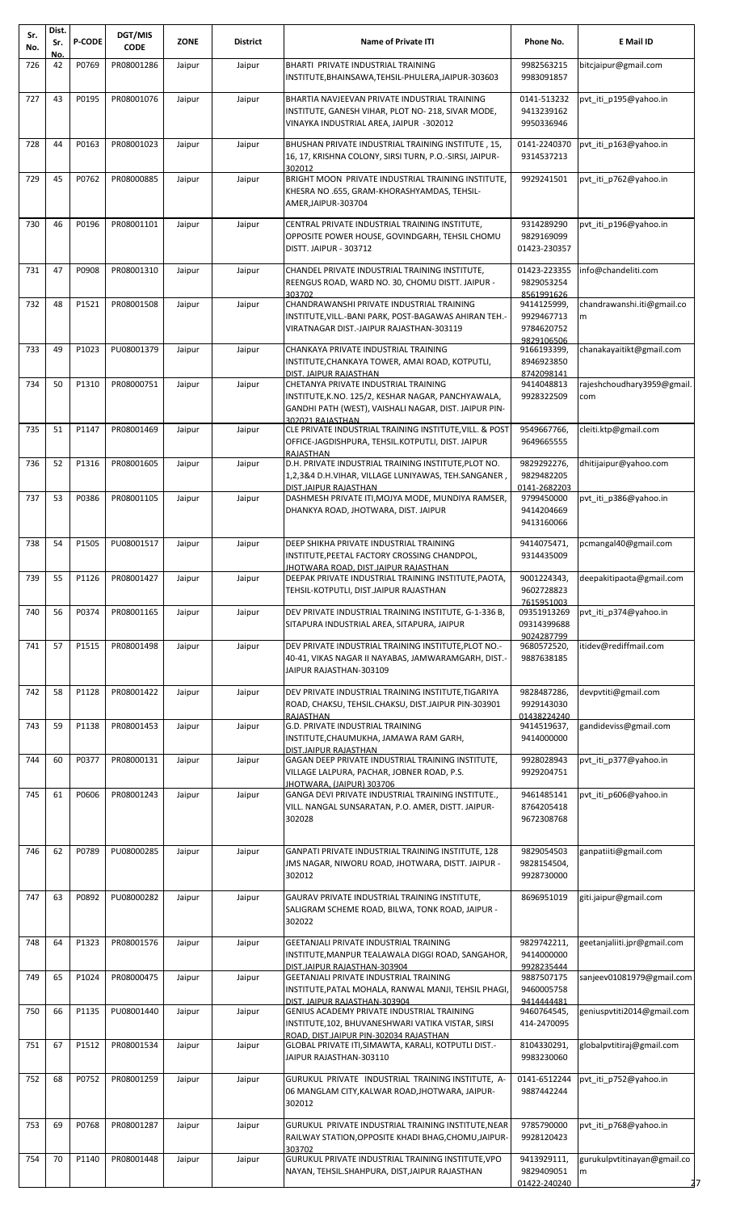| Sr. No. | Dist. Sr. No. | P-CODE | DGT/MIS CODE | ZONE | District | Name of Private ITI | Phone No. | E Mail ID |
|---|---|---|---|---|---|---|---|---|
| 726 | 42 | P0769 | PR08001286 | Jaipur | Jaipur | BHARTI PRIVATE INDUSTRIAL TRAINING INSTITUTE,BHAINSAWA,TEHSIL-PHULERA,JAIPUR-303603 | 9982563215 9983091857 | bitcjaipur@gmail.com |
| 727 | 43 | P0195 | PR08001076 | Jaipur | Jaipur | BHARTIA NAVJEEVAN PRIVATE INDUSTRIAL TRAINING INSTITUTE, GANESH VIHAR, PLOT NO- 218, SIVAR MODE, VINAYKA INDUSTRIAL AREA, JAIPUR -302012 | 0141-513232 9413239162 9950336946 | pvt_iti_p195@yahoo.in |
| 728 | 44 | P0163 | PR08001023 | Jaipur | Jaipur | BHUSHAN PRIVATE INDUSTRIAL TRAINING INSTITUTE , 15, 16, 17, KRISHNA COLONY, SIRSI TURN, P.O.-SIRSI, JAIPUR-302012 | 0141-2240370 9314537213 | pvt_iti_p163@yahoo.in |
| 729 | 45 | P0762 | PR08000885 | Jaipur | Jaipur | BRIGHT MOON PRIVATE INDUSTRIAL TRAINING INSTITUTE, KHESRA NO .655, GRAM-KHORASHYAMDAS, TEHSIL-AMER,JAIPUR-303704 | 9929241501 | pvt_iti_p762@yahoo.in |
| 730 | 46 | P0196 | PR08001101 | Jaipur | Jaipur | CENTRAL PRIVATE INDUSTRIAL TRAINING INSTITUTE, OPPOSITE POWER HOUSE, GOVINDGARH, TEHSIL CHOMU DISTT. JAIPUR - 303712 | 9314289290 9829169099 01423-230357 | pvt_iti_p196@yahoo.in |
| 731 | 47 | P0908 | PR08001310 | Jaipur | Jaipur | CHANDEL PRIVATE INDUSTRIAL TRAINING INSTITUTE, REENGUS ROAD, WARD NO. 30, CHOMU DISTT. JAIPUR - 303702 | 01423-223355 9829053254 8561991626 | info@chandeliti.com |
| 732 | 48 | P1521 | PR08001508 | Jaipur | Jaipur | CHANDRAWANSHI PRIVATE INDUSTRIAL TRAINING INSTITUTE,VILL.-BANI PARK, POST-BAGAWAS AHIRAN TEH.-VIRATNAGAR DIST.-JAIPUR RAJASTHAN-303119 | 9414125999, 9929467713 9784620752 9829106506 | chandrawanshi.iti@gmail.com |
| 733 | 49 | P1023 | PU08001379 | Jaipur | Jaipur | CHANKAYA PRIVATE INDUSTRIAL TRAINING INSTITUTE,CHANKAYA TOWER, AMAI ROAD, KOTPUTLI, DIST. JAIPUR RAJASTHAN | 9166193399, 8946923850 8742098141 | chanakayaitikt@gmail.com |
| 734 | 50 | P1310 | PR08000751 | Jaipur | Jaipur | CHETANYA PRIVATE INDUSTRIAL TRAINING INSTITUTE,K.NO. 125/2, KESHAR NAGAR, PANCHYAWALA, GANDHI PATH (WEST), VAISHALI NAGAR, DIST. JAIPUR PIN-302021 RAJASTHAN | 9414048813 9928322509 | rajeshchoudhary3959@gmail.com |
| 735 | 51 | P1147 | PR08001469 | Jaipur | Jaipur | CLE PRIVATE INDUSTRIAL TRAINING INSTITUTE,VILL. & POST OFFICE-JAGDISHPURA, TEHSIL.KOTPUTLI, DIST. JAIPUR RAJASTHAN | 9549667766, 9649665555 | cleiti.ktp@gmail.com |
| 736 | 52 | P1316 | PR08001605 | Jaipur | Jaipur | D.H. PRIVATE INDUSTRIAL TRAINING INSTITUTE,PLOT NO. 1,2,3&4 D.H.VIHAR, VILLAGE LUNIYAWAS, TEH.SANGANER , DIST.JAIPUR RAJASTHAN | 9829292276, 9829482205 0141-2682203 | dhitijaipur@yahoo.com |
| 737 | 53 | P0386 | PR08001105 | Jaipur | Jaipur | DASHMESH PRIVATE ITI,MOJYA MODE, MUNDIYA RAMSER, DHANKYA ROAD, JHOTWARA, DIST. JAIPUR | 9799450000 9414204669 9413160066 | pvt_iti_p386@yahoo.in |
| 738 | 54 | P1505 | PU08001517 | Jaipur | Jaipur | DEEP SHIKHA PRIVATE INDUSTRIAL TRAINING INSTITUTE,PEETAL FACTORY CROSSING CHANDPOL, JHOTWARA ROAD, DIST.JAIPUR RAJASTHAN | 9414075471, 9314435009 | pcmangal40@gmail.com |
| 739 | 55 | P1126 | PR08001427 | Jaipur | Jaipur | DEEPAK PRIVATE INDUSTRIAL TRAINING INSTITUTE,PAOTA, TEHSIL-KOTPUTLI, DIST.JAIPUR RAJASTHAN | 9001224343, 9602728823 7615951003 | deepakitipaota@gmail.com |
| 740 | 56 | P0374 | PR08001165 | Jaipur | Jaipur | DEV PRIVATE INDUSTRIAL TRAINING INSTITUTE, G-1-336 B, SITAPURA INDUSTRIAL AREA, SITAPURA, JAIPUR | 09351913269 09314399688 9024287799 | pvt_iti_p374@yahoo.in |
| 741 | 57 | P1515 | PR08001498 | Jaipur | Jaipur | DEV PRIVATE INDUSTRIAL TRAINING INSTITUTE,PLOT NO.-40-41, VIKAS NAGAR II NAYABAS, JAMWARAMGARH, DIST.-JAIPUR RAJASTHAN-303109 | 9680572520, 9887638185 | itidev@rediffmail.com |
| 742 | 58 | P1128 | PR08001422 | Jaipur | Jaipur | DEV PRIVATE INDUSTRIAL TRAINING INSTITUTE,TIGARIYA ROAD, CHAKSU, TEHSIL.CHAKSU, DIST.JAIPUR PIN-303901 RAJASTHAN | 9828487286, 9929143030 01438224240 | devpvtiti@gmail.com |
| 743 | 59 | P1138 | PR08001453 | Jaipur | Jaipur | G.D. PRIVATE INDUSTRIAL TRAINING INSTITUTE,CHAUMUKHA, JAMAWA RAM GARH, DIST.JAIPUR RAJASTHAN | 9414519637, 9414000000 | gandideviss@gmail.com |
| 744 | 60 | P0377 | PR08000131 | Jaipur | Jaipur | GAGAN DEEP PRIVATE INDUSTRIAL TRAINING INSTITUTE, VILLAGE LALPURA, PACHAR, JOBNER ROAD, P.S. JHOTWARA, (JAIPUR) 303706 | 9928028943 9929204751 | pvt_iti_p377@yahoo.in |
| 745 | 61 | P0606 | PR08001243 | Jaipur | Jaipur | GANGA DEVI PRIVATE INDUSTRIAL TRAINING INSTITUTE., VILL. NANGAL SUNSARATAN, P.O. AMER, DISTT. JAIPUR-302028 | 9461485141 8764205418 9672308768 | pvt_iti_p606@yahoo.in |
| 746 | 62 | P0789 | PU08000285 | Jaipur | Jaipur | GANPATI PRIVATE INDUSTRIAL TRAINING INSTITUTE, 128 JMS NAGAR, NIWORU ROAD, JHOTWARA, DISTT. JAIPUR - 302012 | 9829054503 9828154504, 9928730000 | ganpatiiti@gmail.com |
| 747 | 63 | P0892 | PU08000282 | Jaipur | Jaipur | GAURAV PRIVATE INDUSTRIAL TRAINING INSTITUTE, SALIGRAM SCHEME ROAD, BILWA, TONK ROAD, JAIPUR - 302022 | 8696951019 | giti.jaipur@gmail.com |
| 748 | 64 | P1323 | PR08001576 | Jaipur | Jaipur | GEETANJALI PRIVATE INDUSTRIAL TRAINING INSTITUTE,MANPUR TEALAWALA DIGGI ROAD, SANGAHOR, DIST.JAIPUR RAJASTHAN-303904 | 9829742211, 9414000000 9928235444 | geetanjaliiti.jpr@gmail.com |
| 749 | 65 | P1024 | PR08000475 | Jaipur | Jaipur | GEETANJALI PRIVATE INDUSTRIAL TRAINING INSTITUTE,PATAL MOHALA, RANWAL MANJI, TEHSIL PHAGI, DIST. JAIPUR RAJASTHAN-303904 | 9887507175 9460005758 9414444481 | sanjeev01081979@gmail.com |
| 750 | 66 | P1135 | PU08001440 | Jaipur | Jaipur | GENIUS ACADEMY PRIVATE INDUSTRIAL TRAINING INSTITUTE,102, BHUVANESHWARI VATIKA VISTAR, SIRSI ROAD, DIST.JAIPUR PIN-302034 RAJASTHAN | 9460764545, 414-2470095 | geniuspvtiti2014@gmail.com |
| 751 | 67 | P1512 | PR08001534 | Jaipur | Jaipur | GLOBAL PRIVATE ITI,SIMAWTA, KARALI, KOTPUTLI DIST.-JAIPUR RAJASTHAN-303110 | 8104330291, 9983230060 | globalpvtitiraj@gmail.com |
| 752 | 68 | P0752 | PR08001259 | Jaipur | Jaipur | GURUKUL PRIVATE INDUSTRIAL TRAINING INSTITUTE, A-06 MANGLAM CITY,KALWAR ROAD,JHOTWARA, JAIPUR-302012 | 0141-6512244 9887442244 | pvt_iti_p752@yahoo.in |
| 753 | 69 | P0768 | PR08001287 | Jaipur | Jaipur | GURUKUL PRIVATE INDUSTRIAL TRAINING INSTITUTE,NEAR RAILWAY STATION,OPPOSITE KHADI BHAG,CHOMU,JAIPUR-303702 | 9785790000 9928120423 | pvt_iti_p768@yahoo.in |
| 754 | 70 | P1140 | PR08001448 | Jaipur | Jaipur | GURUKUL PRIVATE INDUSTRIAL TRAINING INSTITUTE,VPO NAYAN, TEHSIL.SHAHPURA, DIST,JAIPUR RAJASTHAN | 9413929111, 9829409051 01422-240240 | gurukulpvtitinayan@gmail.com |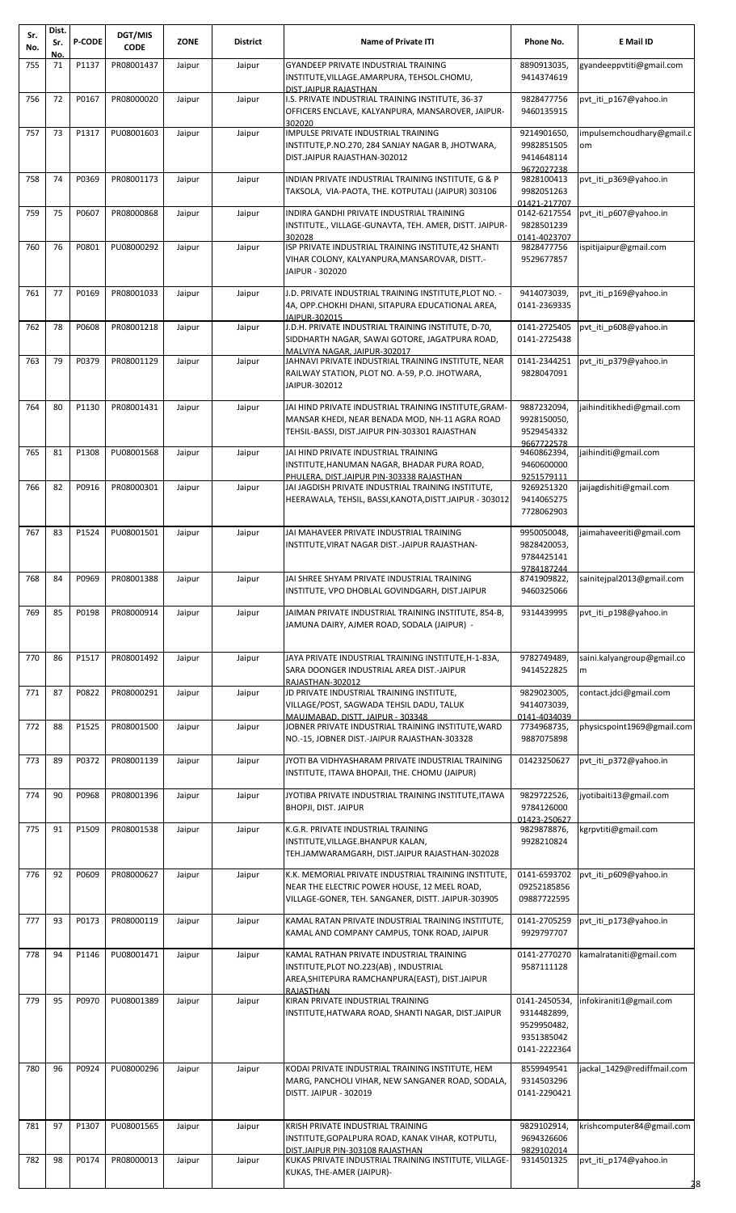| Sr. No. | Dist. Sr. No. | P-CODE | DGT/MIS CODE | ZONE | District | Name of Private ITI | Phone No. | E Mail ID |
|---|---|---|---|---|---|---|---|---|
| 755 | 71 | P1137 | PR08001437 | Jaipur | Jaipur | GYANDEEP PRIVATE INDUSTRIAL TRAINING INSTITUTE,VILLAGE.AMARPURA, TEHSOL.CHOMU, DIST.JAIPUR RAJASTHAN | 8890913035, 9414374619 | gyandeeppvtiti@gmail.com |
| 756 | 72 | P0167 | PR08000020 | Jaipur | Jaipur | I.S. PRIVATE INDUSTRIAL TRAINING INSTITUTE, 36-37 OFFICERS ENCLAVE, KALYANPURA, MANSAROVER, JAIPUR-302020 | 9828477756 9460135915 | pvt_iti_p167@yahoo.in |
| 757 | 73 | P1317 | PU08001603 | Jaipur | Jaipur | IMPULSE PRIVATE INDUSTRIAL TRAINING INSTITUTE,P.NO.270, 284 SANJAY NAGAR B, JHOTWARA, DIST.JAIPUR RAJASTHAN-302012 | 9214901650, 9982851505 9414648114 9672027238 | impulsemchoudhary@gmail.com |
| 758 | 74 | P0369 | PR08001173 | Jaipur | Jaipur | INDIAN PRIVATE INDUSTRIAL TRAINING INSTITUTE, G & P TAKSOLA, VIA-PAOTA, THE. KOTPUTALI (JAIPUR) 303106 | 9828100413 9982051263 01421-217707 | pvt_iti_p369@yahoo.in |
| 759 | 75 | P0607 | PR08000868 | Jaipur | Jaipur | INDIRA GANDHI PRIVATE INDUSTRIAL TRAINING INSTITUTE., VILLAGE-GUNAVTA, TEH. AMER, DISTT. JAIPUR-302028 | 0142-6217554 9828501239 0141-4023707 | pvt_iti_p607@yahoo.in |
| 760 | 76 | P0801 | PU08000292 | Jaipur | Jaipur | ISP PRIVATE INDUSTRIAL TRAINING INSTITUTE,42 SHANTI VIHAR COLONY, KALYANPURA,MANSAROVAR, DISTT.- JAIPUR - 302020 | 9828477756 9529677857 | ispitijaipur@gmail.com |
| 761 | 77 | P0169 | PR08001033 | Jaipur | Jaipur | J.D. PRIVATE INDUSTRIAL TRAINING INSTITUTE,PLOT NO. - 4A, OPP.CHOKHI DHANI, SITAPURA EDUCATIONAL AREA, JAIPUR-302015 | 9414073039, 0141-2369335 | pvt_iti_p169@yahoo.in |
| 762 | 78 | P0608 | PR08001218 | Jaipur | Jaipur | J.D.H. PRIVATE INDUSTRIAL TRAINING INSTITUTE, D-70, SIDDHARTH NAGAR, SAWAI GOTORE, JAGATPURA ROAD, MALVIYA NAGAR, JAIPUR-302017 | 0141-2725405 0141-2725438 | pvt_iti_p608@yahoo.in |
| 763 | 79 | P0379 | PR08001129 | Jaipur | Jaipur | JAHNAVI PRIVATE INDUSTRIAL TRAINING INSTITUTE, NEAR RAILWAY STATION, PLOT NO. A-59, P.O. JHOTWARA, JAIPUR-302012 | 0141-2344251 9828047091 | pvt_iti_p379@yahoo.in |
| 764 | 80 | P1130 | PR08001431 | Jaipur | Jaipur | JAI HIND PRIVATE INDUSTRIAL TRAINING INSTITUTE,GRAM-MANSAR KHEDI, NEAR BENADA MOD, NH-11 AGRA ROAD TEHSIL-BASSI, DIST.JAIPUR PIN-303301 RAJASTHAN | 9887232094, 9928150050, 9529454332 9667722578 | jaihinditikhedi@gmail.com |
| 765 | 81 | P1308 | PU08001568 | Jaipur | Jaipur | JAI HIND PRIVATE INDUSTRIAL TRAINING INSTITUTE,HANUMAN NAGAR, BHADAR PURA ROAD, PHULERA, DIST.JAIPUR PIN-303338 RAJASTHAN | 9460862394, 9460600000 9251579111 | jaihinditi@gmail.com |
| 766 | 82 | P0916 | PR08000301 | Jaipur | Jaipur | JAI JAGDISH PRIVATE INDUSTRIAL TRAINING INSTITUTE, HEERAWALA, TEHSIL, BASSI,KANOTA,DISTT.JAIPUR - 303012 | 9269251320 9414065275 7728062903 | jaijagdishiti@gmail.com |
| 767 | 83 | P1524 | PU08001501 | Jaipur | Jaipur | JAI MAHAVEER PRIVATE INDUSTRIAL TRAINING INSTITUTE,VIRAT NAGAR DIST.-JAIPUR RAJASTHAN- | 9950050048, 9828420053, 9784425141 9784187244 | jaimahaveeriti@gmail.com |
| 768 | 84 | P0969 | PR08001388 | Jaipur | Jaipur | JAI SHREE SHYAM PRIVATE INDUSTRIAL TRAINING INSTITUTE, VPO DHOBLAL GOVINDGARH, DIST.JAIPUR | 8741909822, 9460325066 | sainitejpal2013@gmail.com |
| 769 | 85 | P0198 | PR08000914 | Jaipur | Jaipur | JAIMAN PRIVATE INDUSTRIAL TRAINING INSTITUTE, 854-B, JAMUNA DAIRY, AJMER ROAD, SODALA (JAIPUR) - | 9314439995 | pvt_iti_p198@yahoo.in |
| 770 | 86 | P1517 | PR08001492 | Jaipur | Jaipur | JAYA PRIVATE INDUSTRIAL TRAINING INSTITUTE,H-1-83A, SARA DOONGER INDUSTRIAL AREA DIST.-JAIPUR RAJASTHAN-302012 | 9782749489, 9414522825 | saini.kalyangroup@gmail.com |
| 771 | 87 | P0822 | PR08000291 | Jaipur | Jaipur | JD PRIVATE INDUSTRIAL TRAINING INSTITUTE, VILLAGE/POST, SAGWADA TEHSIL DADU, TALUK MAUJMABAD, DISTT. JAIPUR - 303348 | 9829023005, 9414073039, 0141-4034039 | contact.jdci@gmail.com |
| 772 | 88 | P1525 | PR08001500 | Jaipur | Jaipur | JOBNER PRIVATE INDUSTRIAL TRAINING INSTITUTE,WARD NO.-15, JOBNER DIST.-JAIPUR RAJASTHAN-303328 | 7734968735, 9887075898 | physicspoint1969@gmail.com |
| 773 | 89 | P0372 | PR08001139 | Jaipur | Jaipur | JYOTI BA VIDHYASHARAM PRIVATE INDUSTRIAL TRAINING INSTITUTE, ITAWA BHOPAJI, THE. CHOMU (JAIPUR) | 01423250627 | pvt_iti_p372@yahoo.in |
| 774 | 90 | P0968 | PR08001396 | Jaipur | Jaipur | JYOTIBA PRIVATE INDUSTRIAL TRAINING INSTITUTE,ITAWA BHOPJI, DIST. JAIPUR | 9829722526, 9784126000 01423-250627 | jyotibaiti13@gmail.com |
| 775 | 91 | P1509 | PR08001538 | Jaipur | Jaipur | K.G.R. PRIVATE INDUSTRIAL TRAINING INSTITUTE,VILLAGE.BHANPUR KALAN, TEH.JAMWARAMGARH, DIST.JAIPUR RAJASTHAN-302028 | 9829878876, 9928210824 | kgrpvtiti@gmail.com |
| 776 | 92 | P0609 | PR08000627 | Jaipur | Jaipur | K.K. MEMORIAL PRIVATE INDUSTRIAL TRAINING INSTITUTE, NEAR THE ELECTRIC POWER HOUSE, 12 MEEL ROAD, VILLAGE-GONER, TEH. SANGANER, DISTT. JAIPUR-303905 | 0141-6593702 09252185856 09887722595 | pvt_iti_p609@yahoo.in |
| 777 | 93 | P0173 | PR08000119 | Jaipur | Jaipur | KAMAL RATAN PRIVATE INDUSTRIAL TRAINING INSTITUTE, KAMAL AND COMPANY CAMPUS, TONK ROAD, JAIPUR | 0141-2705259 9929797707 | pvt_iti_p173@yahoo.in |
| 778 | 94 | P1146 | PU08001471 | Jaipur | Jaipur | KAMAL RATHAN PRIVATE INDUSTRIAL TRAINING INSTITUTE,PLOT NO.223(AB) , INDUSTRIAL AREA,SHITEPURA RAMCHANPURA(EAST), DIST.JAIPUR RAJASTHAN | 0141-2770270 9587111128 | kamalrataniti@gmail.com |
| 779 | 95 | P0970 | PU08001389 | Jaipur | Jaipur | KIRAN PRIVATE INDUSTRIAL TRAINING INSTITUTE,HATWARA ROAD, SHANTI NAGAR, DIST.JAIPUR | 0141-2450534, 9314482899, 9529950482, 9351385042 0141-2222364 | infokiraniti1@gmail.com |
| 780 | 96 | P0924 | PU08000296 | Jaipur | Jaipur | KODAI PRIVATE INDUSTRIAL TRAINING INSTITUTE, HEM MARG, PANCHOLI VIHAR, NEW SANGANER ROAD, SODALA, DISTT. JAIPUR - 302019 | 8559949541 9314503296 0141-2290421 | jackal_1429@rediffmail.com |
| 781 | 97 | P1307 | PU08001565 | Jaipur | Jaipur | KRISH PRIVATE INDUSTRIAL TRAINING INSTITUTE,GOPALPURA ROAD, KANAK VIHAR, KOTPUTLI, DIST.JAIPUR PIN-303108 RAJASTHAN | 9829102914, 9694326606 9829102014 | krishcomputer84@gmail.com |
| 782 | 98 | P0174 | PR08000013 | Jaipur | Jaipur | KUKAS PRIVATE INDUSTRIAL TRAINING INSTITUTE, VILLAGE-KUKAS, THE-AMER (JAIPUR)- | 9314501325 | pvt_iti_p174@yahoo.in |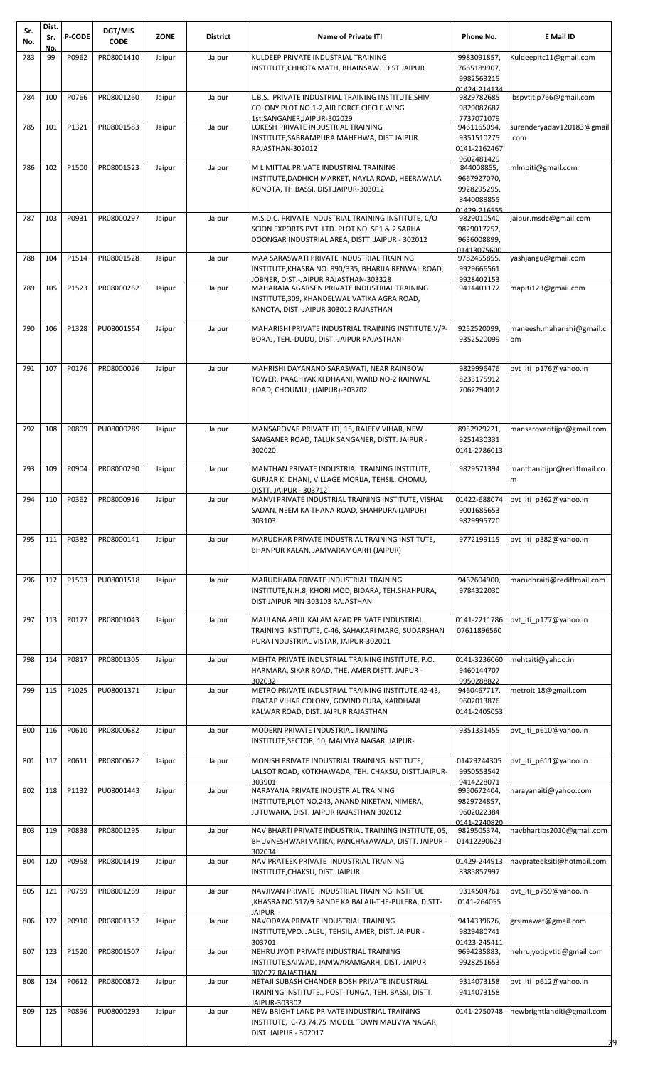| Sr. No. | Dist. Sr. No. | P-CODE | DGT/MIS CODE | ZONE | District | Name of Private ITI | Phone No. | E Mail ID |
|---|---|---|---|---|---|---|---|---|
| 783 | 99 | P0962 | PR08001410 | Jaipur | Jaipur | KULDEEP PRIVATE INDUSTRIAL TRAINING INSTITUTE,CHHOTA MATH, BHAINSAW. DIST.JAIPUR | 9983091857, 7665189907, 9982563215 01424-214134 | Kuldeepitc11@gmail.com |
| 784 | 100 | P0766 | PR08001260 | Jaipur | Jaipur | L.B.S. PRIVATE INDUSTRIAL TRAINING INSTITUTE,SHIV COLONY PLOT NO.1-2,AIR FORCE CIECLE WING 1st,SANGANER,JAIPUR-302029 | 9829782685 9829087687 7737071079 | lbspvtitip766@gmail.com |
| 785 | 101 | P1321 | PR08001583 | Jaipur | Jaipur | LOKESH PRIVATE INDUSTRIAL TRAINING INSTITUTE,SABRAMPURA MAHEHWA, DIST.JAIPUR RAJASTHAN-302012 | 9461165094, 9351510275 0141-2162467 9602481429 | surenderyadav120183@gmail.com |
| 786 | 102 | P1500 | PR08001523 | Jaipur | Jaipur | M L MITTAL PRIVATE INDUSTRIAL TRAINING INSTITUTE,DADHICH MARKET, NAYLA ROAD, HEERAWALA KONOTA, TH.BASSI, DIST.JAIPUR-303012 | 844008855, 9667927070, 9928295295, 8440088855 01429-216555 | mlmpiti@gmail.com |
| 787 | 103 | P0931 | PR08000297 | Jaipur | Jaipur | M.S.D.C. PRIVATE INDUSTRIAL TRAINING INSTITUTE, C/O SCION EXPORTS PVT. LTD. PLOT NO. SP1 & 2 SARHA DOONGAR INDUSTRIAL AREA, DISTT. JAIPUR - 302012 | 9829010540 9829017252, 9636008899, 01413075600 | jaipur.msdc@gmail.com |
| 788 | 104 | P1514 | PR08001528 | Jaipur | Jaipur | MAA SARASWATI PRIVATE INDUSTRIAL TRAINING INSTITUTE,KHASRA NO. 890/335, BHARIJA RENWAL ROAD, JOBNER, DIST.-JAIPUR RAJASTHAN-303328 | 9782455855, 9929666561 9928402153 | yashjangu@gmail.com |
| 789 | 105 | P1523 | PR08000262 | Jaipur | Jaipur | MAHARAJA AGARSEN PRIVATE INDUSTRIAL TRAINING INSTITUTE,309, KHANDELWAL VATIKA AGRA ROAD, KANOTA, DIST.-JAIPUR 303012 RAJASTHAN | 9414401172 | mapiti123@gmail.com |
| 790 | 106 | P1328 | PU08001554 | Jaipur | Jaipur | MAHARISHI PRIVATE INDUSTRIAL TRAINING INSTITUTE,V/P-BORAJ, TEH.-DUDU, DIST.-JAIPUR RAJASTHAN- | 9252520099, 9352520099 | maneesh.maharishi@gmail.com |
| 791 | 107 | P0176 | PR08000026 | Jaipur | Jaipur | MAHRISHI DAYANAND SARASWATI, NEAR RAINBOW TOWER, PAACHYAK KI DHAANI, WARD NO-2 RAINWAL ROAD, CHOUMU , (JAIPUR)-303702 | 9829996476 8233175912 7062294012 | pvt_iti_p176@yahoo.in |
| 792 | 108 | P0809 | PU08000289 | Jaipur | Jaipur | MANSAROVAR PRIVATE ITI] 15, RAJEEV VIHAR, NEW SANGANER ROAD, TALUK SANGANER, DISTT. JAIPUR - 302020 | 8952929221, 9251430331 0141-2786013 | mansarovaritijpr@gmail.com |
| 793 | 109 | P0904 | PR08000290 | Jaipur | Jaipur | MANTHAN PRIVATE INDUSTRIAL TRAINING INSTITUTE, GURJAR KI DHANI, VILLAGE MORIJA, TEHSIL. CHOMU, DISTT. JAIPUR - 303712 | 9829571394 | manthanitijpr@rediffmail.com |
| 794 | 110 | P0362 | PR08000916 | Jaipur | Jaipur | MANVI PRIVATE INDUSTRIAL TRAINING INSTITUTE, VISHAL SADAN, NEEM KA THANA ROAD, SHAHPURA (JAIPUR) 303103 | 01422-688074 9001685653 9829995720 | pvt_iti_p362@yahoo.in |
| 795 | 111 | P0382 | PR08000141 | Jaipur | Jaipur | MARUDHAR PRIVATE INDUSTRIAL TRAINING INSTITUTE, BHANPUR KALAN, JAMVARAMGARH (JAIPUR) | 9772199115 | pvt_iti_p382@yahoo.in |
| 796 | 112 | P1503 | PU08001518 | Jaipur | Jaipur | MARUDHARA PRIVATE INDUSTRIAL TRAINING INSTITUTE,N.H.8, KHORI MOD, BIDARA, TEH.SHAHPURA, DIST.JAIPUR PIN-303103 RAJASTHAN | 9462604900, 9784322030 | marudhraiti@rediffmail.com |
| 797 | 113 | P0177 | PR08001043 | Jaipur | Jaipur | MAULANA ABUL KALAM AZAD PRIVATE INDUSTRIAL TRAINING INSTITUTE, C-46, SAHAKARI MARG, SUDARSHAN PURA INDUSTRIAL VISTAR, JAIPUR-302001 | 0141-2211786 07611896560 | pvt_iti_p177@yahoo.in |
| 798 | 114 | P0817 | PR08001305 | Jaipur | Jaipur | MEHTA PRIVATE INDUSTRIAL TRAINING INSTITUTE, P.O. HARMARA, SIKAR ROAD, THE. AMER DISTT. JAIPUR - 302032 | 0141-3236060 9460144707 9950288822 | mehtaiti@yahoo.in |
| 799 | 115 | P1025 | PU08001371 | Jaipur | Jaipur | METRO PRIVATE INDUSTRIAL TRAINING INSTITUTE,42-43, PRATAP VIHAR COLONY, GOVIND PURA, KARDHANI KALWAR ROAD, DIST. JAIPUR RAJASTHAN | 9460467717, 9602013876 0141-2405053 | metroiti18@gmail.com |
| 800 | 116 | P0610 | PR08000682 | Jaipur | Jaipur | MODERN PRIVATE INDUSTRIAL TRAINING INSTITUTE,SECTOR, 10, MALVIYA NAGAR, JAIPUR- | 9351331455 | pvt_iti_p610@yahoo.in |
| 801 | 117 | P0611 | PR08000622 | Jaipur | Jaipur | MONISH PRIVATE INDUSTRIAL TRAINING INSTITUTE, LALSOT ROAD, KOTKHAWADA, TEH. CHAKSU, DISTT.JAIPUR-303901 | 01429244305 9950553542 9414228071 | pvt_iti_p611@yahoo.in |
| 802 | 118 | P1132 | PU08001443 | Jaipur | Jaipur | NARAYANA PRIVATE INDUSTRIAL TRAINING INSTITUTE,PLOT NO.243, ANAND NIKETAN, NIMERA, JUTUWARA, DIST. JAIPUR RAJASTHAN 302012 | 9950672404, 9829724857, 9602022384 0141-2240820 | narayanaiti@yahoo.com |
| 803 | 119 | P0838 | PR08001295 | Jaipur | Jaipur | NAV BHARTI PRIVATE INDUSTRIAL TRAINING INSTITUTE, 05, BHUVNESHWARI VATIKA, PANCHAYAWALA, DISTT. JAIPUR - 302034 | 9829505374, 01412290623 | navbhartips2010@gmail.com |
| 804 | 120 | P0958 | PR08001419 | Jaipur | Jaipur | NAV PRATEEK PRIVATE INDUSTRIAL TRAINING INSTITUTE,CHAKSU, DIST. JAIPUR | 01429-244913 8385857997 | navprateeksiti@hotmail.com |
| 805 | 121 | P0759 | PR08001269 | Jaipur | Jaipur | NAVJIVAN PRIVATE INDUSTRIAL TRAINING INSTITUE ,KHASRA NO.517/9 BANDE KA BALAJI-THE-PULERA, DISTT-JAIPUR - | 9314504761 0141-264055 | pvt_iti_p759@yahoo.in |
| 806 | 122 | P0910 | PR08001332 | Jaipur | Jaipur | NAVODAYA PRIVATE INDUSTRIAL TRAINING INSTITUTE,VPO. JALSU, TEHSIL, AMER, DIST. JAIPUR - 303701 | 9414339626, 9829480741 01423-245411 | grsimawat@gmail.com |
| 807 | 123 | P1520 | PR08001507 | Jaipur | Jaipur | NEHRU JYOTI PRIVATE INDUSTRIAL TRAINING INSTITUTE,SAIWAD, JAMWARAMGARH, DIST.-JAIPUR 302027 RAJASTHAN | 9694235883, 9928251653 | nehrujyotipvtiti@gmail.com |
| 808 | 124 | P0612 | PR08000872 | Jaipur | Jaipur | NETAJI SUBASH CHANDER BOSH PRIVATE INDUSTRIAL TRAINING INSTITUTE., POST-TUNGA, TEH. BASSI, DISTT. JAIPUR-303302 | 9314073158 9414073158 | pvt_iti_p612@yahoo.in |
| 809 | 125 | P0896 | PU08000293 | Jaipur | Jaipur | NEW BRIGHT LAND PRIVATE INDUSTRIAL TRAINING INSTITUTE, C-73,74,75 MODEL TOWN MALIVYA NAGAR, DIST. JAIPUR - 302017 | 0141-2750748 | newbrightlanditi@gmail.com |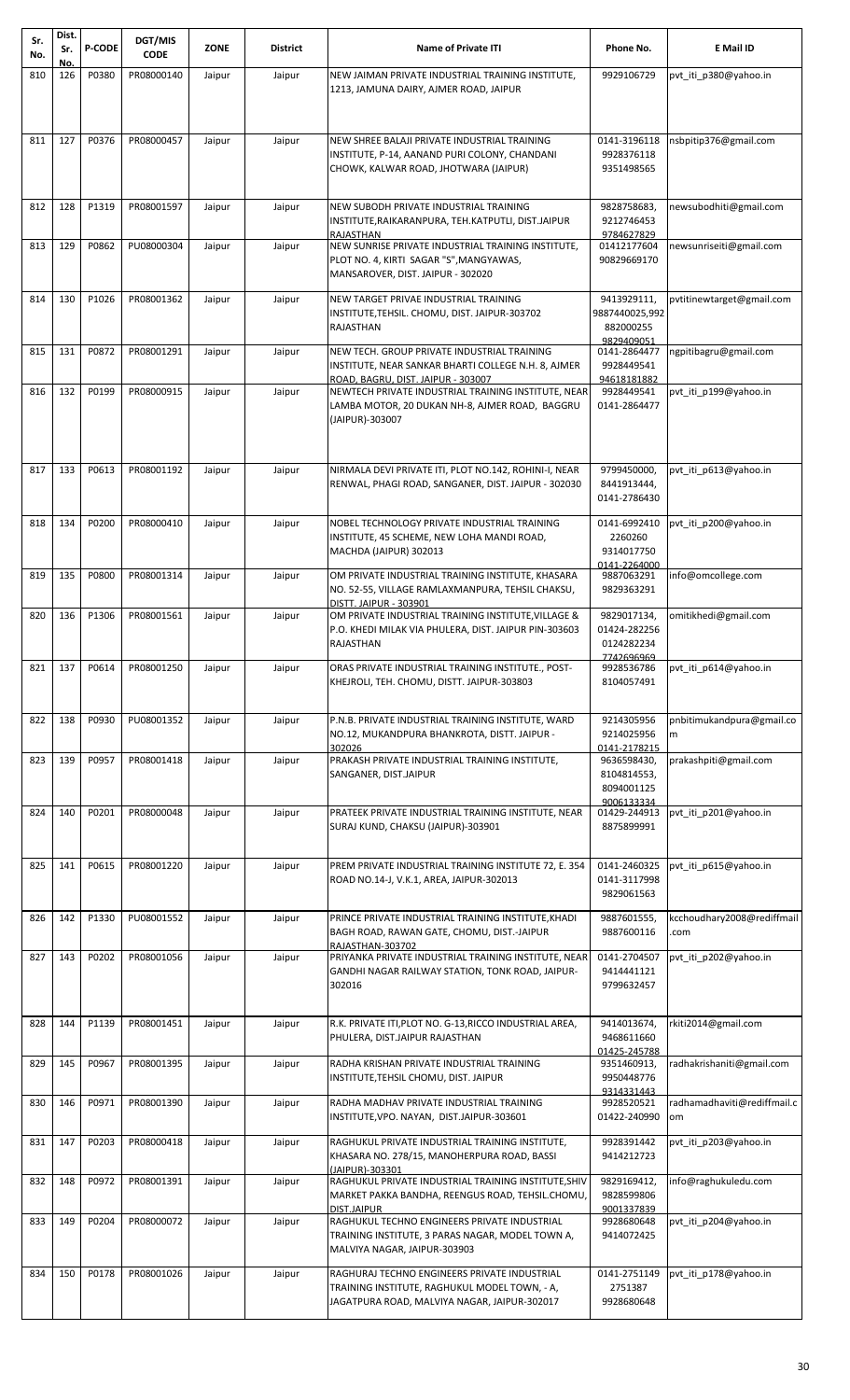| Sr. No. | Dist. Sr. No. | P-CODE | DGT/MIS CODE | ZONE | District | Name of Private ITI | Phone No. | E Mail ID |
|---|---|---|---|---|---|---|---|---|
| 810 | 126 | P0380 | PR08000140 | Jaipur | Jaipur | NEW JAIMAN PRIVATE INDUSTRIAL TRAINING INSTITUTE, 1213, JAMUNA DAIRY, AJMER ROAD, JAIPUR | 9929106729 | pvt_iti_p380@yahoo.in |
| 811 | 127 | P0376 | PR08000457 | Jaipur | Jaipur | NEW SHREE BALAJI PRIVATE INDUSTRIAL TRAINING INSTITUTE, P-14, AANAND PURI COLONY, CHANDANI CHOWK, KALWAR ROAD, JHOTWARA (JAIPUR) | 0141-3196118 9928376118 9351498565 | nsbpitip376@gmail.com |
| 812 | 128 | P1319 | PR08001597 | Jaipur | Jaipur | NEW SUBODH PRIVATE INDUSTRIAL TRAINING INSTITUTE,RAIKARANPURA, TEH.KATPUTLI, DIST.JAIPUR RAJASTHAN | 9828758683, 9212746453 9784627829 | newsubodhiti@gmail.com |
| 813 | 129 | P0862 | PU08000304 | Jaipur | Jaipur | NEW SUNRISE PRIVATE INDUSTRIAL TRAINING INSTITUTE, PLOT NO. 4, KIRTI SAGAR "S",MANGYAWAS, MANSAROVER, DIST. JAIPUR - 302020 | 01412177604 90829669170 | newsunriseiti@gmail.com |
| 814 | 130 | P1026 | PR08001362 | Jaipur | Jaipur | NEW TARGET PRIVAE INDUSTRIAL TRAINING INSTITUTE,TEHSIL. CHOMU, DIST. JAIPUR-303702 RAJASTHAN | 9413929111, 9887440025,992 882000255 9829409051 | pvtitinewtarget@gmail.com |
| 815 | 131 | P0872 | PR08001291 | Jaipur | Jaipur | NEW TECH. GROUP PRIVATE INDUSTRIAL TRAINING INSTITUTE, NEAR SANKAR BHARTI COLLEGE N.H. 8, AJMER ROAD, BAGRU, DIST. JAIPUR - 303007 | 0141-2864477 9928449541 94618181882 | ngpitibagru@gmail.com |
| 816 | 132 | P0199 | PR08000915 | Jaipur | Jaipur | NEWTECH PRIVATE INDUSTRIAL TRAINING INSTITUTE, NEAR LAMBA MOTOR, 20 DUKAN NH-8, AJMER ROAD, BAGGRU (JAIPUR)-303007 | 9928449541 0141-2864477 | pvt_iti_p199@yahoo.in |
| 817 | 133 | P0613 | PR08001192 | Jaipur | Jaipur | NIRMALA DEVI PRIVATE ITI, PLOT NO.142, ROHINI-I, NEAR RENWAL, PHAGI ROAD, SANGANER, DIST. JAIPUR - 302030 | 9799450000, 8441913444, 0141-2786430 | pvt_iti_p613@yahoo.in |
| 818 | 134 | P0200 | PR08000410 | Jaipur | Jaipur | NOBEL TECHNOLOGY PRIVATE INDUSTRIAL TRAINING INSTITUTE, 45 SCHEME, NEW LOHA MANDI ROAD, MACHDA (JAIPUR) 302013 | 0141-6992410 2260260 9314017750 0141-2264000 | pvt_iti_p200@yahoo.in |
| 819 | 135 | P0800 | PR08001314 | Jaipur | Jaipur | OM PRIVATE INDUSTRIAL TRAINING INSTITUTE, KHASARA NO. 52-55, VILLAGE RAMLAXMANPURA, TEHSIL CHAKSU, DISTT. JAIPUR - 303901 | 9887063291 9829363291 | info@omcollege.com |
| 820 | 136 | P1306 | PR08001561 | Jaipur | Jaipur | OM PRIVATE INDUSTRIAL TRAINING INSTITUTE,VILLAGE & P.O. KHEDI MILAK VIA PHULERA, DIST. JAIPUR PIN-303603 RAJASTHAN | 9829017134, 01424-282256 0124282234 7742696969 | omitikhedi@gmail.com |
| 821 | 137 | P0614 | PR08001250 | Jaipur | Jaipur | ORAS PRIVATE INDUSTRIAL TRAINING INSTITUTE., POST-KHEJROLI, TEH. CHOMU, DISTT. JAIPUR-303803 | 9928536786 8104057491 | pvt_iti_p614@yahoo.in |
| 822 | 138 | P0930 | PU08001352 | Jaipur | Jaipur | P.N.B. PRIVATE INDUSTRIAL TRAINING INSTITUTE, WARD NO.12, MUKANDPURA BHANKROTA, DISTT. JAIPUR - 302026 | 9214305956 9214025956 0141-2178215 | pnbitimukandpura@gmail.com |
| 823 | 139 | P0957 | PR08001418 | Jaipur | Jaipur | PRAKASH PRIVATE INDUSTRIAL TRAINING INSTITUTE, SANGANER, DIST.JAIPUR | 9636598430, 8104814553, 8094001125 9006133334 | prakashpiti@gmail.com |
| 824 | 140 | P0201 | PR08000048 | Jaipur | Jaipur | PRATEEK PRIVATE INDUSTRIAL TRAINING INSTITUTE, NEAR SURAJ KUND, CHAKSU (JAIPUR)-303901 | 01429-244913 8875899991 | pvt_iti_p201@yahoo.in |
| 825 | 141 | P0615 | PR08001220 | Jaipur | Jaipur | PREM PRIVATE INDUSTRIAL TRAINING INSTITUTE 72, E. 354 ROAD NO.14-J, V.K.1, AREA, JAIPUR-302013 | 0141-2460325 0141-3117998 9829061563 | pvt_iti_p615@yahoo.in |
| 826 | 142 | P1330 | PU08001552 | Jaipur | Jaipur | PRINCE PRIVATE INDUSTRIAL TRAINING INSTITUTE,KHADI BAGH ROAD, RAWAN GATE, CHOMU, DIST.-JAIPUR RAJASTHAN-303702 | 9887601555, 9887600116 | kcchoudhary2008@rediffmail.com |
| 827 | 143 | P0202 | PR08001056 | Jaipur | Jaipur | PRIYANKA PRIVATE INDUSTRIAL TRAINING INSTITUTE, NEAR GANDHI NAGAR RAILWAY STATION, TONK ROAD, JAIPUR-302016 | 0141-2704507 9414441121 9799632457 | pvt_iti_p202@yahoo.in |
| 828 | 144 | P1139 | PR08001451 | Jaipur | Jaipur | R.K. PRIVATE ITI,PLOT NO. G-13,RICCO INDUSTRIAL AREA, PHULERA, DIST.JAIPUR RAJASTHAN | 9414013674, 9468611660 01425-245788 | rkiti2014@gmail.com |
| 829 | 145 | P0967 | PR08001395 | Jaipur | Jaipur | RADHA KRISHAN PRIVATE INDUSTRIAL TRAINING INSTITUTE,TEHSIL CHOMU, DIST. JAIPUR | 9351460913, 9950448776 9314331443 | radhakrishaniti@gmail.com |
| 830 | 146 | P0971 | PR08001390 | Jaipur | Jaipur | RADHA MADHAV PRIVATE INDUSTRIAL TRAINING INSTITUTE,VPO. NAYAN, DIST.JAIPUR-303601 | 9928520521 01422-240990 | radhamadhaviti@rediffmail.com |
| 831 | 147 | P0203 | PR08000418 | Jaipur | Jaipur | RAGHUKUL PRIVATE INDUSTRIAL TRAINING INSTITUTE, KHASARA NO. 278/15, MANOHERPURA ROAD, BASSI (JAIPUR)-303301 | 9928391442 9414212723 | pvt_iti_p203@yahoo.in |
| 832 | 148 | P0972 | PR08001391 | Jaipur | Jaipur | RAGHUKUL PRIVATE INDUSTRIAL TRAINING INSTITUTE,SHIV MARKET PAKKA BANDHA, REENGUS ROAD, TEHSIL.CHOMU, DIST.JAIPUR | 9829169412, 9828599806 9001337839 | info@raghukuledu.com |
| 833 | 149 | P0204 | PR08000072 | Jaipur | Jaipur | RAGHUKUL TECHNO ENGINEERS PRIVATE INDUSTRIAL TRAINING INSTITUTE, 3 PARAS NAGAR, MODEL TOWN A, MALVIYA NAGAR, JAIPUR-303903 | 9928680648 9414072425 | pvt_iti_p204@yahoo.in |
| 834 | 150 | P0178 | PR08001026 | Jaipur | Jaipur | RAGHURAJ TECHNO ENGINEERS PRIVATE INDUSTRIAL TRAINING INSTITUTE, RAGHUKUL MODEL TOWN, - A, JAGATPURA ROAD, MALVIYA NAGAR, JAIPUR-302017 | 0141-2751149 2751387 9928680648 | pvt_iti_p178@yahoo.in |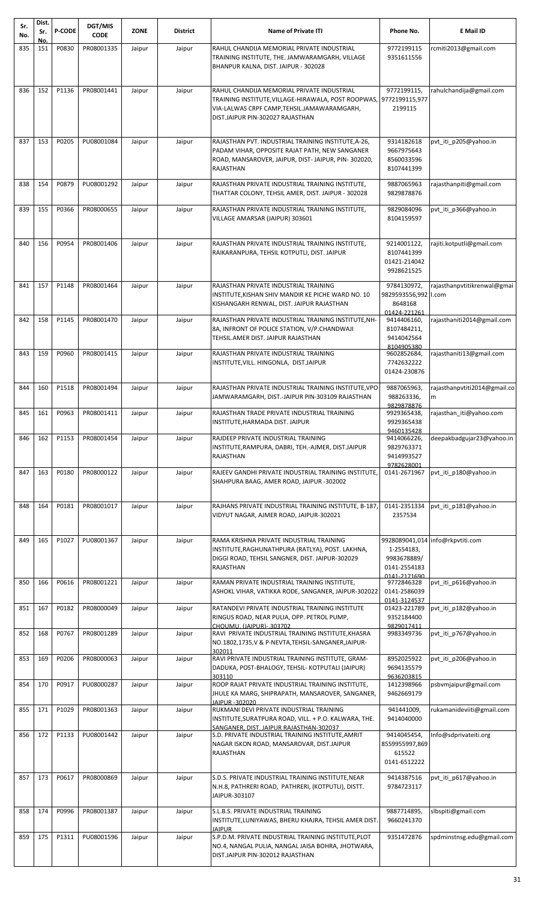| Sr. No. | Dist. Sr. No. | P-CODE | DGT/MIS CODE | ZONE | District | Name of Private ITI | Phone No. | E Mail ID |
|---|---|---|---|---|---|---|---|---|
| 835 | 151 | P0830 | PR08001335 | Jaipur | Jaipur | RAHUL CHANDIJA MEMORIAL PRIVATE INDUSTRIAL TRAINING INSTITUTE, THE. JAMWARAMGARH, VILLAGE BHANPUR KALNA, DIST. JAIPUR - 302028 | 9772199115 9351611556 | rcmiti2013@gmail.com |
| 836 | 152 | P1136 | PR08001441 | Jaipur | Jaipur | RAHUL CHANDIJA MEMORIAL PRIVATE INDUSTRIAL TRAINING INSTITUTE,VILLAGE-HIRAWALA, POST ROOPWAS, VIA-LALWAS CRPF CAMP,TEHSIL.JAMAWARAMGARH, DIST.JAIPUR PIN-302027 RAJASTHAN | 9772199115, 9772199115,977 2199115 | rahulchandija@gmail.com |
| 837 | 153 | P0205 | PU08001084 | Jaipur | Jaipur | RAJASTHAN PVT. INDUSTRIAL TRAINING INSTITUTE,A-26, PADAM VIHAR, OPPOSITE RAJAT PATH, NEW SANGANER ROAD, MANSAROVER, JAIPUR, DIST- JAIPUR, PIN- 302020, RAJASTHAN | 9314182618 9667975643 8560033596 8107441399 | pvt_iti_p205@yahoo.in |
| 838 | 154 | P0879 | PU08001292 | Jaipur | Jaipur | RAJASTHAN PRIVATE INDUSTRIAL TRAINING INSTITUTE, THATTAR COLONY, TEHSIL AMER, DIST. JAIPUR - 302028 | 9887065963 9829878876 | rajasthanpiti@gmail.com |
| 839 | 155 | P0366 | PR08000655 | Jaipur | Jaipur | RAJASTHAN PRIVATE INDUSTRIAL TRAINING INSTITUTE, VILLAGE AMARSAR (JAIPUR) 303601 | 9829084096 8104159597 | pvt_iti_p366@yahoo.in |
| 840 | 156 | P0954 | PR08001406 | Jaipur | Jaipur | RAJASTHAN PRIVATE INDUSTRIAL TRAINING INSTITUTE, RAIKARANPURA, TEHSIL KOTPUTLI, DIST. JAIPUR | 9214001122, 8107441399 01421-214042 9928621525 | rajiti.kotputli@gmail.com |
| 841 | 157 | P1148 | PR08001464 | Jaipur | Jaipur | RAJASTHAN PRIVATE INDUSTRIAL TRAINING INSTITUTE,KISHAN SHIV MANDIR KE PICHE WARD NO. 10 KISHANGARH RENWAL, DIST. JAIPUR RAJASTHAN | 9784130972, 9829593556,992 8648168 01424-221261 | rajasthanpvtitikrenwal@gmail.com |
| 842 | 158 | P1145 | PR08001470 | Jaipur | Jaipur | RAJASTHAN PRIVATE INDUSTRIAL TRAINING INSTITUTE,NH-8A, INFRONT OF POLICE STATION, V/P.CHANDWAJI TEHSIL.AMER DIST. JAIPUR RAJASTHAN | 9414406160, 8107484211, 9414042564 8104905380 | rajasthaniti2014@gmail.com |
| 843 | 159 | P0960 | PR08001415 | Jaipur | Jaipur | RAJASTHAN PRIVATE INDUSTRIAL TRAINING INSTITUTE,VILL. HINGONLA, DIST.JAIPUR | 9602852684, 7742632222 01424-230876 | rajasthaniti13@gmail.com |
| 844 | 160 | P1518 | PR08001494 | Jaipur | Jaipur | RAJASTHAN PRIVATE INDUSTRIAL TRAINING INSTITUTE,VPO JAMWARAMGARH, DIST.-JAIPUR PIN-303109 RAJASTHAN | 9887065963, 988263336, 9829878876 | rajasthanpvtiti2014@gmail.com |
| 845 | 161 | P0963 | PR08001411 | Jaipur | Jaipur | RAJASTHAN TRADE PRIVATE INDUSTRIAL TRAINING INSTITUTE,HARMADA DIST. JAIPUR | 9929365438, 9929365438 9460135428 | rajasthan_iti@yahoo.com |
| 846 | 162 | P1153 | PR08001454 | Jaipur | Jaipur | RAJDEEP PRIVATE INDUSTRIAL TRAINING INSTITUTE,RAMPURA, DABRI, TEH.-AJMER, DIST.JAIPUR RAJASTHAN | 9414066226, 9829763371 9414993527 9782628001 | deepakbadgujar23@yahoo.in |
| 847 | 163 | P0180 | PR08000122 | Jaipur | Jaipur | RAJEEV GANDHI PRIVATE INDUSTRIAL TRAINING INSTITUTE, SHAHPURA BAAG, AMER ROAD, JAIPUR -302002 | 0141-2671967 | pvt_iti_p180@yahoo.in |
| 848 | 164 | P0181 | PR08001017 | Jaipur | Jaipur | RAJHANS PRIVATE INDUSTRIAL TRAINING INSTITUTE, B-187, VIDYUT NAGAR, AJMER ROAD, JAIPUR-302021 | 0141-2351334 2357534 | pvt_iti_p181@yahoo.in |
| 849 | 165 | P1027 | PU08001367 | Jaipur | Jaipur | RAMA KRISHNA PRIVATE INDUSTRIAL TRAINING INSTITUTE,RAGHUNATHPURA (RATLYA), POST. LAKHNA, DIGGI ROAD, TEHSIL SANGNER, DIST. JAIPUR-302029 RAJASTHAN | 9928089041,014 1-2554183, 9983678889/ 0141-2554183 0141-2171690 | info@rkpvtiti.com |
| 850 | 166 | P0616 | PR08001221 | Jaipur | Jaipur | RAMAN PRIVATE INDUSTRIAL TRAINING INSTITUTE, ASHOKL VIHAR, VATIKKA RODE, SANGANER, JAIPUR-302022 | 9772846328 0141-2586039 0141-3124537 | pvt_iti_p616@yahoo.in |
| 851 | 167 | P0182 | PR08000049 | Jaipur | Jaipur | RATANDEVI PRIVATE INDUSTRIAL TRAINING INSTITUTE RINGUS ROAD, NEAR PULIA, OPP. PETROL PUMP, CHOUMU. (JAIPUR)- 303702 | 01423-221789 9352184400 9829017411 | pvt_iti_p182@yahoo.in |
| 852 | 168 | P0767 | PR08001289 | Jaipur | Jaipur | RAVI PRIVATE INDUSTRIAL TRAINING INSTITUTE,KHASRA NO.1802,1735,V & P-NEVTA,TEHSIL-SANGANER,JAIPUR-302011 | 9983349736 | pvt_iti_p767@yahoo.in |
| 853 | 169 | P0206 | PR08000063 | Jaipur | Jaipur | RAVI PRIVATE INDUSTRIAL TRAINING INSTITUTE, GRAM-DADUKA, POST-BHALOGY, TEHSIL- KOTPUTALI (JAIPUR) 303110 | 8952025922 9694135579 9636203815 | pvt_iti_p206@yahoo.in |
| 854 | 170 | P0917 | PU08000287 | Jaipur | Jaipur | ROOP RAJAT PRIVATE INDUSTRIAL TRAINING INSTITUTE, JHULE KA MARG, SHIPRAPATH, MANSAROVER, SANGANER, JAIPUR -302020 | 1412398966 9462669179 | psbvmjaipur@gmail.com |
| 855 | 171 | P1029 | PR08001363 | Jaipur | Jaipur | RUKMANI DEVI PRIVATE INDUSTRIAL TRAINING INSTITUTE,SURATPURA ROAD, VILL. + P.O. KALWARA, THE. SANGANER, DIST. JAIPUR RAJASTHAN-302037 | 941441009, 9414040000 | rukamanideviiti@gmail.com |
| 856 | 172 | P1133 | PU08001442 | Jaipur | Jaipur | S.D. PRIVATE INDUSTRIAL TRAINING INSTITUTE,AMRIT NAGAR ISKON ROAD, MANSAROVAR, DIST.JAIPUR RAJASTHAN | 9414045454, 8559955997,869 615522 0141-6512222 | Info@sdprivateiti.org |
| 857 | 173 | P0617 | PR08000869 | Jaipur | Jaipur | S.D.S. PRIVATE INDUSTRIAL TRAINING INSTITUTE,NEAR N.H.8, PATHRERI ROAD, PATHRERI, (KOTPUTLI), DISTT. JAIPUR-303107 | 9414387516 9784723117 | pvt_iti_p617@yahoo.in |
| 858 | 174 | P0996 | PR08001387 | Jaipur | Jaipur | S.L.B.S. PRIVATE INDUSTRIAL TRAINING INSTITUTE,LUNIYAWAS, BHERU KHAJRA, TEHSIL AMER DIST. JAIPUR | 9887714895, 9660241370 | slbspiti@gmail.com |
| 859 | 175 | P1311 | PU08001596 | Jaipur | Jaipur | S.P.D.M. PRIVATE INDUSTRIAL TRAINING INSTITUTE,PLOT NO.4, NANGAL PULIA, NANGAL JAISA BOHRA, JHOTWARA, DIST.JAIPUR PIN-302012 RAJASTHAN | 9351472876 | spdminstnsg.edu@gmail.com |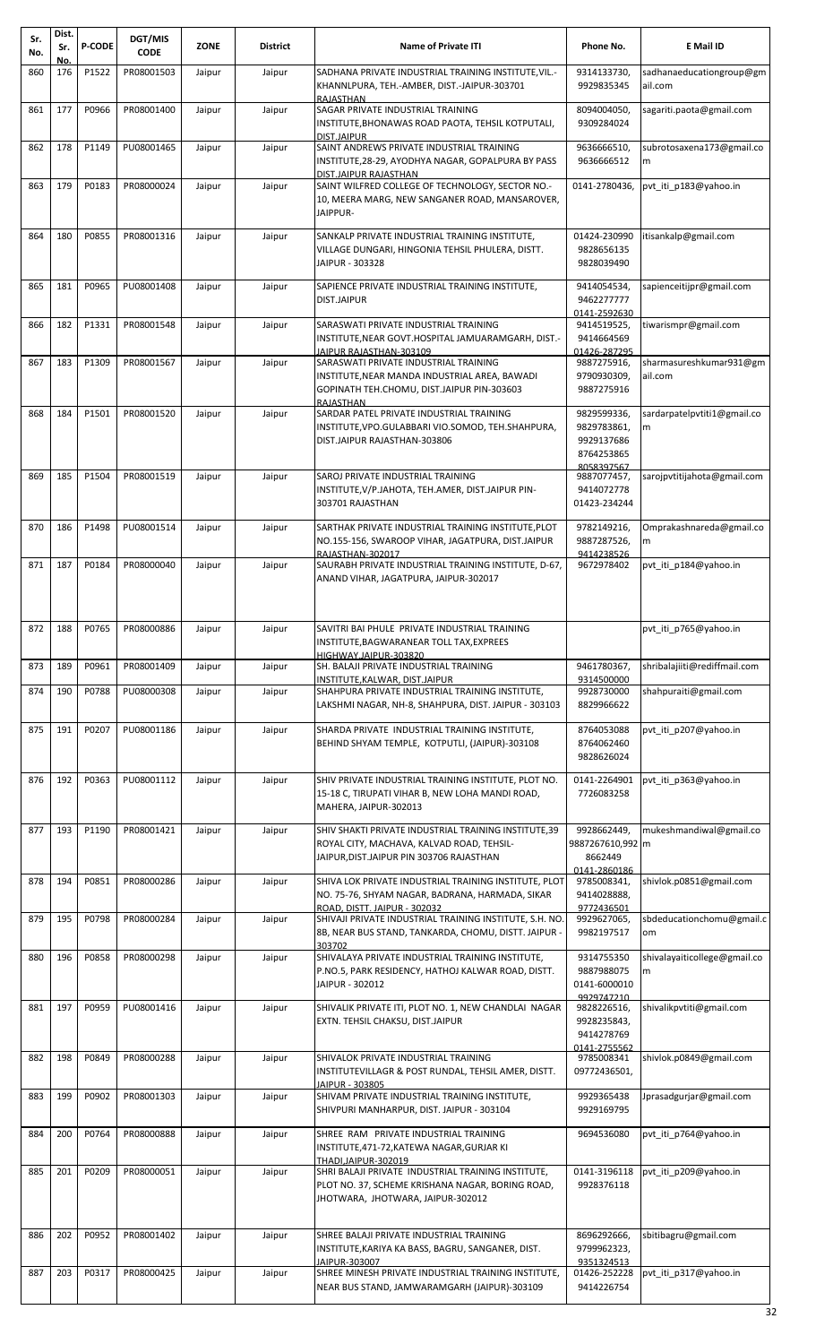| Sr. No. | Dist. Sr. No. | P-CODE | DGT/MIS CODE | ZONE | District | Name of Private ITI | Phone No. | E Mail ID |
|---|---|---|---|---|---|---|---|---|
| 860 | 176 | P1522 | PR08001503 | Jaipur | Jaipur | SADHANA PRIVATE INDUSTRIAL TRAINING INSTITUTE,VIL.-KHANNLPURA, TEH.-AMBER, DIST.-JAIPUR-303701 RAJASTHAN | 9314133730, 9929835345 | sadhanaeducationgroup@gmail.com |
| 861 | 177 | P0966 | PR08001400 | Jaipur | Jaipur | SAGAR PRIVATE INDUSTRIAL TRAINING INSTITUTE,BHONAWAS ROAD PAOTA, TEHSIL KOTPUTALI, DIST.JAIPUR | 8094004050, 9309284024 | sagariti.paota@gmail.com |
| 862 | 178 | P1149 | PU08001465 | Jaipur | Jaipur | SAINT ANDREWS PRIVATE INDUSTRIAL TRAINING INSTITUTE,28-29, AYODHYA NAGAR, GOPALPURA BY PASS DIST.JAIPUR RAJASTHAN | 9636666510, 9636666512 | subrotosaxena173@gmail.com |
| 863 | 179 | P0183 | PR08000024 | Jaipur | Jaipur | SAINT WILFRED COLLEGE OF TECHNOLOGY, SECTOR NO.-10, MEERA MARG, NEW SANGANER ROAD, MANSAROVER, JAIPPUR- | 0141-2780436, | pvt_iti_p183@yahoo.in |
| 864 | 180 | P0855 | PR08001316 | Jaipur | Jaipur | SANKALP PRIVATE INDUSTRIAL TRAINING INSTITUTE, VILLAGE DUNGARI, HINGONIA TEHSIL PHULERA, DISTT. JAIPUR - 303328 | 01424-230990 9828656135 9828039490 | itisankalp@gmail.com |
| 865 | 181 | P0965 | PU08001408 | Jaipur | Jaipur | SAPIENCE PRIVATE INDUSTRIAL TRAINING INSTITUTE, DIST.JAIPUR | 9414054534, 9462277777 0141-2592630 | sapienceitijpr@gmail.com |
| 866 | 182 | P1331 | PR08001548 | Jaipur | Jaipur | SARASWATI PRIVATE INDUSTRIAL TRAINING INSTITUTE,NEAR GOVT.HOSPITAL JAMUARAMGARH, DIST.-JAIPUR RAJASTHAN-303109 | 9414519525, 9414664569 01426-287295 | tiwarismpr@gmail.com |
| 867 | 183 | P1309 | PR08001567 | Jaipur | Jaipur | SARASWATI PRIVATE INDUSTRIAL TRAINING INSTITUTE,NEAR MANDA INDUSTRIAL AREA, BAWADI GOPINATH TEH.CHOMU, DIST.JAIPUR PIN-303603 RAJASTHAN | 9887275916, 9790930309, 9887275916 | sharmasureshkumar931@gmail.com |
| 868 | 184 | P1501 | PR08001520 | Jaipur | Jaipur | SARDAR PATEL PRIVATE INDUSTRIAL TRAINING INSTITUTE,VPO.GULABBARI VIO.SOMOD, TEH.SHAHPURA, DIST.JAIPUR RAJASTHAN-303806 | 9829599336, 9829783861, 9929137686 8764253865 8058397567 | sardarpatelpvtiti1@gmail.com |
| 869 | 185 | P1504 | PR08001519 | Jaipur | Jaipur | SAROJ PRIVATE INDUSTRIAL TRAINING INSTITUTE,V/P.JAHOTA, TEH.AMER, DIST.JAIPUR PIN-303701 RAJASTHAN | 9887077457, 9414072778 01423-234244 | sarojpvtitijahota@gmail.com |
| 870 | 186 | P1498 | PU08001514 | Jaipur | Jaipur | SARTHAK PRIVATE INDUSTRIAL TRAINING INSTITUTE,PLOT NO.155-156, SWAROOP VIHAR, JAGATPURA, DIST.JAIPUR RAJASTHAN-302017 | 9782149216, 9887287526, 9414238526 | Omprakashnareda@gmail.com |
| 871 | 187 | P0184 | PR08000040 | Jaipur | Jaipur | SAURABH PRIVATE INDUSTRIAL TRAINING INSTITUTE, D-67, ANAND VIHAR, JAGATPURA, JAIPUR-302017 | 9672978402 | pvt_iti_p184@yahoo.in |
| 872 | 188 | P0765 | PR08000886 | Jaipur | Jaipur | SAVITRI BAI PHULE PRIVATE INDUSTRIAL TRAINING INSTITUTE,BAGWARANEAR TOLL TAX,EXPREES HIGHWAY,JAIPUR-303820 | | pvt_iti_p765@yahoo.in |
| 873 | 189 | P0961 | PR08001409 | Jaipur | Jaipur | SH. BALAJI PRIVATE INDUSTRIAL TRAINING INSTITUTE,KALWAR, DIST.JAIPUR | 9461780367, 9314500000 | shribalajiiti@rediffmail.com |
| 874 | 190 | P0788 | PU08000308 | Jaipur | Jaipur | SHAHPURA PRIVATE INDUSTRIAL TRAINING INSTITUTE, LAKSHMI NAGAR, NH-8, SHAHPURA, DIST. JAIPUR - 303103 | 9928730000 8829966622 | shahpuraiti@gmail.com |
| 875 | 191 | P0207 | PU08001186 | Jaipur | Jaipur | SHARDA PRIVATE INDUSTRIAL TRAINING INSTITUTE, BEHIND SHYAM TEMPLE, KOTPUTLI, (JAIPUR)-303108 | 8764053088 8764062460 9828626024 | pvt_iti_p207@yahoo.in |
| 876 | 192 | P0363 | PU08001112 | Jaipur | Jaipur | SHIV PRIVATE INDUSTRIAL TRAINING INSTITUTE, PLOT NO. 15-18 C, TIRUPATI VIHAR B, NEW LOHA MANDI ROAD, MAHERA, JAIPUR-302013 | 0141-2264901 7726083258 | pvt_iti_p363@yahoo.in |
| 877 | 193 | P1190 | PR08001421 | Jaipur | Jaipur | SHIV SHAKTI PRIVATE INDUSTRIAL TRAINING INSTITUTE,39 ROYAL CITY, MACHAVA, KALVAD ROAD, TEHSIL-JAIPUR,DIST.JAIPUR PIN 303706 RAJASTHAN | 9928662449, 9887267610,992 8662449 0141-2860186 | mukeshmandiwal@gmail.com |
| 878 | 194 | P0851 | PR08000286 | Jaipur | Jaipur | SHIVA LOK PRIVATE INDUSTRIAL TRAINING INSTITUTE, PLOT NO. 75-76, SHYAM NAGAR, BADRANA, HARMADA, SIKAR ROAD, DISTT. JAIPUR - 302032 | 9785008341, 9414028888, 9772436501 | shivlok.p0851@gmail.com |
| 879 | 195 | P0798 | PR08000284 | Jaipur | Jaipur | SHIVAJI PRIVATE INDUSTRIAL TRAINING INSTITUTE, S.H. NO. 8B, NEAR BUS STAND, TANKARDA, CHOMU, DISTT. JAIPUR - 303702 | 9929627065, 9982197517 | sbdeducationchomu@gmail.com |
| 880 | 196 | P0858 | PR08000298 | Jaipur | Jaipur | SHIVALAYA PRIVATE INDUSTRIAL TRAINING INSTITUTE, P.NO.5, PARK RESIDENCY, HATHOJ KALWAR ROAD, DISTT. JAIPUR - 302012 | 9314755350 9887988075 0141-6000010 9929747210 | shivalayaiticollege@gmail.com |
| 881 | 197 | P0959 | PU08001416 | Jaipur | Jaipur | SHIVALIK PRIVATE ITI, PLOT NO. 1, NEW CHANDLAI NAGAR EXTN. TEHSIL CHAKSU, DIST.JAIPUR | 9828226516, 9928235843, 9414278769 0141-2755562 | shivalikpvtiti@gmail.com |
| 882 | 198 | P0849 | PR08000288 | Jaipur | Jaipur | SHIVALOK PRIVATE INDUSTRIAL TRAINING INSTITUTEVILLAGR & POST RUNDAL, TEHSIL AMER, DISTT. JAIPUR - 303805 | 9785008341 09772436501, | shivlok.p0849@gmail.com |
| 883 | 199 | P0902 | PR08001303 | Jaipur | Jaipur | SHIVAM PRIVATE INDUSTRIAL TRAINING INSTITUTE, SHIVPURI MANHARPUR, DIST. JAIPUR - 303104 | 9929365438 9929169795 | Jprasadgurjar@gmail.com |
| 884 | 200 | P0764 | PR08000888 | Jaipur | Jaipur | SHREE RAM PRIVATE INDUSTRIAL TRAINING INSTITUTE,471-72,KATEWA NAGAR,GURJAR KI THADI,JAIPUR-302019 | 9694536080 | pvt_iti_p764@yahoo.in |
| 885 | 201 | P0209 | PR08000051 | Jaipur | Jaipur | SHRI BALAJI PRIVATE INDUSTRIAL TRAINING INSTITUTE, PLOT NO. 37, SCHEME KRISHANA NAGAR, BORING ROAD, JHOTWARA, JHOTWARA, JAIPUR-302012 | 0141-3196118 9928376118 | pvt_iti_p209@yahoo.in |
| 886 | 202 | P0952 | PR08001402 | Jaipur | Jaipur | SHREE BALAJI PRIVATE INDUSTRIAL TRAINING INSTITUTE,KARIYA KA BASS, BAGRU, SANGANER, DIST. JAIPUR-303007 | 8696292666, 9799962323, 9351324513 | sbitibagru@gmail.com |
| 887 | 203 | P0317 | PR08000425 | Jaipur | Jaipur | SHREE MINESH PRIVATE INDUSTRIAL TRAINING INSTITUTE, NEAR BUS STAND, JAMWARAMGARH (JAIPUR)-303109 | 01426-252228 9414226754 | pvt_iti_p317@yahoo.in |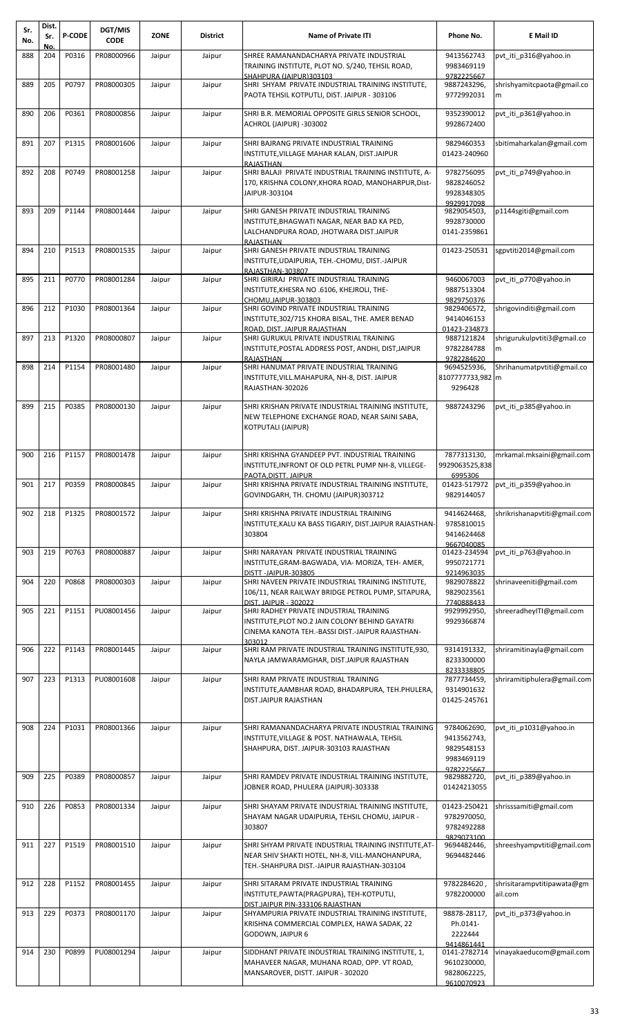| Sr. No. | Dist. Sr. No. | P-CODE | DGT/MIS CODE | ZONE | District | Name of Private ITI | Phone No. | E Mail ID |
|---|---|---|---|---|---|---|---|---|
| 888 | 204 | P0316 | PR08000966 | Jaipur | Jaipur | SHREE RAMANANDACHARYA PRIVATE INDUSTRIAL TRAINING INSTITUTE, PLOT NO. S/240, TEHSIL ROAD, SHAHPURA (JAIPUR)303103 | 9413562743 9983469119 9782225667 | pvt_iti_p316@yahoo.in |
| 889 | 205 | P0797 | PR08000305 | Jaipur | Jaipur | SHRI SHYAM PRIVATE INDUSTRIAL TRAINING INSTITUTE, PAOTA TEHSIL KOTPUTLI, DIST. JAIPUR - 303106 | 9887243296, 9772992031 | shrishyamitcpaota@gmail.com |
| 890 | 206 | P0361 | PR08000856 | Jaipur | Jaipur | SHRI B.R. MEMORIAL OPPOSITE GIRLS SENIOR SCHOOL, ACHROL (JAIPUR) -303002 | 9352390012 9928672400 | pvt_iti_p361@yahoo.in |
| 891 | 207 | P1315 | PR08001606 | Jaipur | Jaipur | SHRI BAJRANG PRIVATE INDUSTRIAL TRAINING INSTITUTE,VILLAGE MAHAR KALAN, DIST.JAIPUR RAJASTHAN | 9829460353 01423-240960 | sbitimaharkalan@gmail.com |
| 892 | 208 | P0749 | PR08001258 | Jaipur | Jaipur | SHRI BALAJI PRIVATE INDUSTRIAL TRAINING INSTITUTE, A-170, KRISHNA COLONY,KHORA ROAD, MANOHARPUR,Dist-JAIPUR-303104 | 9782756095 9828246052 9928348305 9929917098 | pvt_iti_p749@yahoo.in |
| 893 | 209 | P1144 | PR08001444 | Jaipur | Jaipur | SHRI GANESH PRIVATE INDUSTRIAL TRAINING INSTITUTE,BHAGWATI NAGAR, NEAR BAD KA PED, LALCHANDPURA ROAD, JHOTWARA DIST.JAIPUR RAJASTHAN | 9829054503, 9928730000 0141-2359861 | p1144sgiti@gmail.com |
| 894 | 210 | P1513 | PR08001535 | Jaipur | Jaipur | SHRI GANESH PRIVATE INDUSTRIAL TRAINING INSTITUTE,UDAIPURIA, TEH.-CHOMU, DIST.-JAIPUR RAJASTHAN-303807 | 01423-250531 | sgpvtiti2014@gmail.com |
| 895 | 211 | P0770 | PR08001284 | Jaipur | Jaipur | SHRI GIRIRAJ PRIVATE INDUSTRIAL TRAINING INSTITUTE,KHESRA NO .6106, KHEJROLI, THE-CHOMU,JAIPUR-303803 | 9460067003 9887513304 9829750376 | pvt_iti_p770@yahoo.in |
| 896 | 212 | P1030 | PR08001364 | Jaipur | Jaipur | SHRI GOVIND PRIVATE INDUSTRIAL TRAINING INSTITUTE,302/715 KHORA BISAL, THE. AMER BENAD ROAD, DIST. JAIPUR RAJASTHAN | 9829406572, 9414046153 01423-234873 | shrigovinditi@gmail.com |
| 897 | 213 | P1320 | PR08000807 | Jaipur | Jaipur | SHRI GURUKUL PRIVATE INDUSTRIAL TRAINING INSTITUTE,POSTAL ADDRESS POST, ANDHI, DIST,JAIPUR RAJASTHAN | 9887121824 9782284788 9782284620 | shrigurukulpvtiti3@gmail.com |
| 898 | 214 | P1154 | PR08001480 | Jaipur | Jaipur | SHRI HANUMAT PRIVATE INDUSTRIAL TRAINING INSTITUTE,VILL.MAHAPURA, NH-8, DIST. JAIPUR RAJASTHAN-302026 | 9694525936, 8107777733,982 9296428 | Shrihanumatpvtiti@gmail.com |
| 899 | 215 | P0385 | PR08000130 | Jaipur | Jaipur | SHRI KRISHAN PRIVATE INDUSTRIAL TRAINING INSTITUTE, NEW TELEPHONE EXCHANGE ROAD, NEAR SAINI SABA, KOTPUTALI (JAIPUR) | 9887243296 | pvt_iti_p385@yahoo.in |
| 900 | 216 | P1157 | PR08001478 | Jaipur | Jaipur | SHRI KRISHNA GYANDEEP PVT. INDUSTRIAL TRAINING INSTITUTE,INFRONT OF OLD PETRL PUMP NH-8, VILLEGE-PAOTA,DISTT. JAIPUR | 7877313130, 9929063525,838 6995306 | mrkamal.mksaini@gmail.com |
| 901 | 217 | P0359 | PR08000845 | Jaipur | Jaipur | SHRI KRISHNA PRIVATE INDUSTRIAL TRAINING INSTITUTE, GOVINDGARH, TH. CHOMU (JAIPUR)303712 | 01423-517972 9829144057 | pvt_iti_p359@yahoo.in |
| 902 | 218 | P1325 | PR08001572 | Jaipur | Jaipur | SHRI KRISHNA PRIVATE INDUSTRIAL TRAINING INSTITUTE,KALU KA BASS TIGARIY, DIST.JAIPUR RAJASTHAN-303804 | 9414624468, 9785810015 9414624468 9667040085 | shrikrishanapvtiti@gmail.com |
| 903 | 219 | P0763 | PR08000887 | Jaipur | Jaipur | SHRI NARAYAN PRIVATE INDUSTRIAL TRAINING INSTITUTE,GRAM-BAGWADA, VIA- MORIZA, TEH- AMER, DISTT -JAIPUR-303805 | 01423-234594 9950721771 9214963035 | pvt_iti_p763@yahoo.in |
| 904 | 220 | P0868 | PR08000303 | Jaipur | Jaipur | SHRI NAVEEN PRIVATE INDUSTRIAL TRAINING INSTITUTE, 106/11, NEAR RAILWAY BRIDGE PETROL PUMP, SITAPURA, DIST. JAIPUR - 302022 | 9829078822 9829023561 7740888433 | shrinaveeniti@gmail.com |
| 905 | 221 | P1151 | PU08001456 | Jaipur | Jaipur | SHRI RADHEY PRIVATE INDUSTRIAL TRAINING INSTITUTE,PLOT NO.2 JAIN COLONY BEHIND GAYATRI CINEMA KANOTA TEH.-BASSI DIST.-JAIPUR RAJASTHAN-303012 | 9929992950, 9929366874 | shreeradheyITI@gmail.com |
| 906 | 222 | P1143 | PR08001445 | Jaipur | Jaipur | SHRI RAM PRIVATE INDUSTRIAL TRAINING INSTITUTE,930, NAYLA JAMWARAMGHAR, DIST.JAIPUR RAJASTHAN | 9314191332, 8233300000 8233338805 | shriramitinayla@gmail.com |
| 907 | 223 | P1313 | PU08001608 | Jaipur | Jaipur | SHRI RAM PRIVATE INDUSTRIAL TRAINING INSTITUTE,AAMBHAR ROAD, BHADARPURA, TEH.PHULERA, DIST.JAIPUR RAJASTHAN | 7877734459, 9314901632 01425-245761 | shriramitiphulera@gmail.com |
| 908 | 224 | P1031 | PR08001366 | Jaipur | Jaipur | SHRI RAMANANDACHARYA PRIVATE INDUSTRIAL TRAINING INSTITUTE,VILLAGE & POST. NATHAWALA, TEHSIL SHAHPURA, DIST. JAIPUR-303103 RAJASTHAN | 9784062690, 9413562743, 9829548153 9983469119 9782225667 | pvt_iti_p1031@yahoo.in |
| 909 | 225 | P0389 | PR08000857 | Jaipur | Jaipur | SHRI RAMDEV PRIVATE INDUSTRIAL TRAINING INSTITUTE, JOBNER ROAD, PHULERA (JAIPUR)-303338 | 9829882720, 01424213055 | pvt_iti_p389@yahoo.in |
| 910 | 226 | P0853 | PR08001334 | Jaipur | Jaipur | SHRI SHAYAM PRIVATE INDUSTRIAL TRAINING INSTITUTE, SHAYAM NAGAR UDAIPURIA, TEHSIL CHOMU, JAIPUR - 303807 | 01423-250421 9782970050, 9782492288 9829073100 | shrisssamiti@gmail.com |
| 911 | 227 | P1519 | PR08001510 | Jaipur | Jaipur | SHRI SHYAM PRIVATE INDUSTRIAL TRAINING INSTITUTE,AT-NEAR SHIV SHAKTI HOTEL, NH-8, VILL-MANOHANPURA, TEH.-SHAHPURA DIST.-JAIPUR RAJASTHAN-303104 | 9694482446, 9694482446 | shreeshyampvtiti@gmail.com |
| 912 | 228 | P1152 | PR08001455 | Jaipur | Jaipur | SHRI SITARAM PRIVATE INDUSTRIAL TRAINING INSTITUTE,PAWTA(PRAGPURA), TEH-KOTPUTLI, DIST.JAIPUR PIN-333106 RAJASTHAN | 9782284620 , 9782200000 | shrisitarampvtitipawata@gmail.com |
| 913 | 229 | P0373 | PR08001170 | Jaipur | Jaipur | SHYAMPURIA PRIVATE INDUSTRIAL TRAINING INSTITUTE, KRISHNA COMMERCIAL COMPLEX, HAWA SADAK, 22 GODOWN, JAIPUR 6 | 98878-28117, Ph.0141-2222444 9414861441 | pvt_iti_p373@yahoo.in |
| 914 | 230 | P0899 | PU08001294 | Jaipur | Jaipur | SIDDHANT PRIVATE INDUSTRIAL TRAINING INSTITUTE, 1, MAHAVEER NAGAR, MUHANA ROAD, OPP. VT ROAD, MANSAROVER, DISTT. JAIPUR - 302020 | 0141-2782714 9610230000, 9828062225, 9610070923 | vinayakaeducom@gmail.com |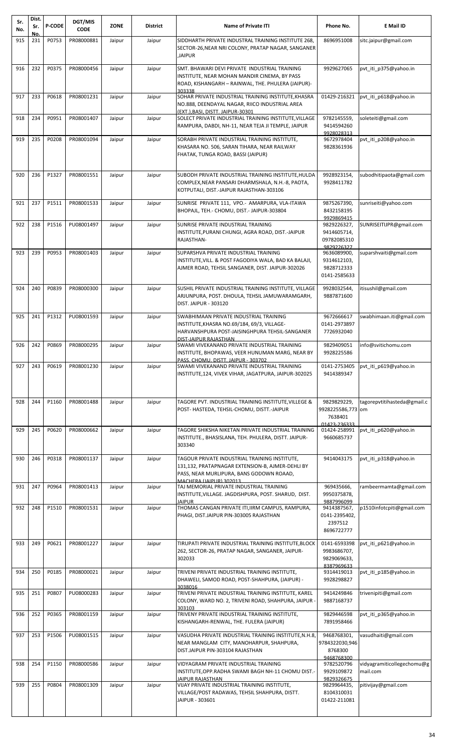| Sr. No. | Dist. Sr. No. | P-CODE | DGT/MIS CODE | ZONE | District | Name of Private ITI | Phone No. | E Mail ID |
|---|---|---|---|---|---|---|---|---|
| 915 | 231 | P0753 | PR08000881 | Jaipur | Jaipur | SIDDHARTH PRIVATE INDUSTRAL TRAINING INSTITUTE 268, SECTOR-26,NEAR NRI COLONY, PRATAP NAGAR, SANGANER ,JAIPUR | 8696951008 | sitc.jaipur@gmail.com |
| 916 | 232 | P0375 | PR08000456 | Jaipur | Jaipur | SMT. BHAWARI DEVI PRIVATE INDUSTRIAL TRAINING INSTITUTE, NEAR MOHAN MANDIR CINEMA, BY PASS ROAD, KISHANGARH – RAINWAL, THE. PHULERA (JAIPUR)-303338 | 9929627065 | pvt_iti_p375@yahoo.in |
| 917 | 233 | P0618 | PR08001231 | Jaipur | Jaipur | SOHAR PRIVATE INDUSTRIAL TRAINING INSTITUTE,KHASRA NO.888, DEENDAYAL NAGAR, RIICO INDUSTRIAL AREA (EXT.),BASI, DISTT. JAIPUR-30301 | 01429-216321 | pvt_iti_p618@yahoo.in |
| 918 | 234 | P0951 | PR08001407 | Jaipur | Jaipur | SOLECT PRIVATE INDUSTRIAL TRAINING INSTITUTE,VILLAGE RAMPURA, DABDI, NH-11, NEAR TEJA JI TEMPLE, JAIPUR | 9782145559, 9414594260 9928028313 | soleteiti@gmail.com |
| 919 | 235 | P0208 | PR08001094 | Jaipur | Jaipur | SORABH PRIVATE INDUSTRIAL TRAINING INSTITUTE, KHASARA NO. 506, SARAN TIHARA, NEAR RAILWAY FHATAK, TUNGA ROAD, BASSI (JAIPUR) | 9672978404 9828361936 | pvt_iti_p208@yahoo.in |
| 920 | 236 | P1327 | PR08001551 | Jaipur | Jaipur | SUBODH PRIVATE INDUSTRIAL TRAINING INSTITUTE,HULDA COMPLEX,NEAR PANSARI DHARMSHALA, N.H.-8, PAOTA, KOTPUTALI, DIST.-JAIPUR RAJASTHAN-303106 | 9928923154, 9928411782 | subodhitipaota@gmail.com |
| 921 | 237 | P1511 | PR08001533 | Jaipur | Jaipur | SUNRISE PRIVATE 111, VPO.- AMARPURA, VLA-ITAWA BHOPAJL, TEH.- CHOMU, DIST.- JAIPUR-303804 | 9875267390, 8432158195 9929869415 | sunriseiti@yahoo.com |
| 922 | 238 | P1516 | PU08001497 | Jaipur | Jaipur | SUNRISE PRIVATE INDUSTRIAL TRAINING INSTITUTE,PURANI CHUNGI, AGRA ROAD, DIST.-JAIPUR RAJASTHAN- | 9829226327, 9414605714, 09782085310 9829226327 | SUNRISEITIJPR@gmail.com |
| 923 | 239 | P0953 | PR08001403 | Jaipur | Jaipur | SUPARSHVA PRIVATE INDUSTRIAL TRAINING INSTITUTE,VILL. & POST FAGODIYA WALA, BAD KA BALAJI, AJMER ROAD, TEHSIL SANGANER, DIST. JAIPUR-302026 | 9636089900, 9314612103, 9828712333 0141-2585633 | suparshvaiti@gmail.com |
| 924 | 240 | P0839 | PR08000300 | Jaipur | Jaipur | SUSHIL PRIVATE INDUSTRIAL TRAINING INSTITUTE, VILLAGE ARJUNPURA, POST. DHOULA, TEHSIL JAMUWARAMGARH, DIST. JAIPUR - 303120 | 9928032544, 9887871600 | itisushil@gmail.com |
| 925 | 241 | P1312 | PU08001593 | Jaipur | Jaipur | SWABHIMAAN PRIVATE INDUSTRIAL TRAINING INSTITUTE,KHASRA NO.69/184, 69/3, VILLAGE-HARVANSHPURA POST-JAISINGHPURA TEHSIL-SANGANER DIST-JAIPUR RAJASTHAN | 9672666617 0141-2973897 7726932040 | swabhimaan.iti@gmail.com |
| 926 | 242 | P0869 | PR08000295 | Jaipur | Jaipur | SWAMI VIVEKANAND PRIVATE INDUSTRIAL TRAINING INSTITUTE, BHOPAWAS, VEER HUNUMAN MARG, NEAR BY PASS, CHOMU, DISTT. JAIPUR - 303702 | 9829409051 9928225586 | info@svitichomu.com |
| 927 | 243 | P0619 | PR08001230 | Jaipur | Jaipur | SWAMI VIVEKANAND PRIVATE INDUSTRIAL TRAINING INSTITUTE,124, VIVEK VIHAR, JAGATPURA, JAIPUR-302025 | 0141-2753405 9414389347 | pvt_iti_p619@yahoo.in |
| 928 | 244 | P1160 | PR08001488 | Jaipur | Jaipur | TAGORE PVT. INDUSTRIAL TRAINING INSTITUTE,VILLEGE & POST- HASTEDA, TEHSIL-CHOMU, DISTT.-JAIPUR | 9829829229, 9928225586,773 7638401 01423-236333 | tagorepvtitihasteda@gmail.com |
| 929 | 245 | P0620 | PR08000662 | Jaipur | Jaipur | TAGORE SHIKSHA NIKETAN PRIVATE INDUSTRIAL TRAINING INSTITUTE., BHASISLANA, TEH. PHULERA, DISTT. JAIPUR-303340 | 01424-258991 9660685737 | pvt_iti_p620@yahoo.in |
| 930 | 246 | P0318 | PR08001137 | Jaipur | Jaipur | TAGOUR PRIVATE INDUSTRIAL TRAINING INSTITUTE, 131,132, PRATAPNAGAR EXTENSION-B, AJMER-DEHLI BY PASS, NEAR MURLIPURA, BANS GODOWN ROAAD, MACHERA (JAIPUR) 302013 | 9414043175 | pvt_iti_p318@yahoo.in |
| 931 | 247 | P0964 | PR08001413 | Jaipur | Jaipur | TAJ MEMORIAL PRIVATE INDUSTRIAL TRAINING INSTITUTE,VILLAGE. JAGDISHPURA, POST. SHARUD, DIST. JAIPUR | 969435666, 9950375878, 9887996099 | rambeermamta@gmail.com |
| 932 | 248 | P1510 | PR08001531 | Jaipur | Jaipur | THOMAS CANGAN PRIVATE ITI,IIRM CAMPUS, RAMPURA, PHAGI, DIST.JAIPUR PIN-303005 RAJASTHAN | 9414387567, 0141-2395402, 2397512 8696722777 | p1510infotcpiti@gmail.com |
| 933 | 249 | P0621 | PR08001227 | Jaipur | Jaipur | TIRUPATI PRIVATE INDUSTRIAL TRAINING INSTITUTE,BLOCK 262, SECTOR-26, PRATAP NAGAR, SANGANER, JAIPUR-302033 | 0141-6593398 9983686707, 9829069633, 8387969633 | pvt_iti_p621@yahoo.in |
| 934 | 250 | P0185 | PR08000021 | Jaipur | Jaipur | TRIVENI PRIVATE INDUSTRIAL TRAINING INSTITUTE, DHAWELI, SAMOD ROAD, POST-SHAHPURA, (JAIPUR) - 3038016 | 9314419013 9928298827 | pvt_iti_p185@yahoo.in |
| 935 | 251 | P0807 | PU08000283 | Jaipur | Jaipur | TRIVENI PRIVATE INDUSTRIAL TRAINING INSTITUTE, KAREL COLONY, WARD NO. 2, TRIVENI ROAD, SHAHPURA, JAIPUR - 303103 | 9414249846 9887168737 | trivenipiti@gmail.com |
| 936 | 252 | P0365 | PR08001159 | Jaipur | Jaipur | TRIVENY PRIVATE INDUSTRIAL TRAINING INSTITUTE, KISHANGARH-RENWAL, THE. FULERA (JAIPUR) | 9829446598 7891958466 | pvt_iti_p365@yahoo.in |
| 937 | 253 | P1506 | PU08001515 | Jaipur | Jaipur | VASUDHA PRIVATE INDUSTRIAL TRAINING INSTITUTE,N.H.8, NEAR MANGLAM CITY, MANOHARPUR, SHAHPURA, DIST.JAIPUR PIN-303104 RAJASTHAN | 9468768301, 9784322030,946 8768300 9468768300 | vasudhaiti@gmail.com |
| 938 | 254 | P1150 | PR08000586 | Jaipur | Jaipur | VIDYAGRAM PRIVATE INDUSTRIAL TRAINING INSTITUTE,OPP.RADHA SWAMI BAGH NH-11 CHOMU DIST.-JAIPUR RAJASTHAN | 9782520796 9929109872 9829326675 | vidyagramiticollegechomu@gmail.com |
| 939 | 255 | P0804 | PR08001309 | Jaipur | Jaipur | VIJAY PRIVATE INDUSTRIAL TRAINING INSTITUTE, VILLAGE/POST RADAWAS, TEHSIL SHAHPURA, DISTT. JAIPUR - 303601 | 9829964435, 8104310031 01422-211081 | pitivijay@gmail.com |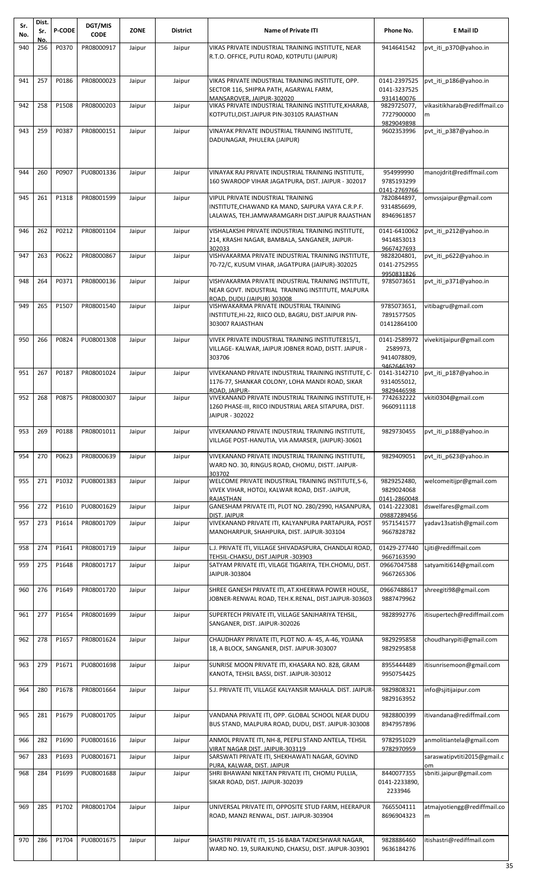| Sr. No. | Dist. Sr. No. | P-CODE | DGT/MIS CODE | ZONE | District | Name of Private ITI | Phone No. | E Mail ID |
|---|---|---|---|---|---|---|---|---|
| 940 | 256 | P0370 | PR08000917 | Jaipur | Jaipur | VIKAS PRIVATE INDUSTRIAL TRAINING INSTITUTE, NEAR R.T.O. OFFICE, PUTLI ROAD, KOTPUTLI (JAIPUR) | 9414641542 | pvt_iti_p370@yahoo.in |
| 941 | 257 | P0186 | PR08000023 | Jaipur | Jaipur | VIKAS PRIVATE INDUSTRIAL TRAINING INSTITUTE, OPP. SECTOR 116, SHIPRA PATH, AGARWAL FARM, MANSAROVER, JAIPUR-302020 | 0141-2397525 0141-3237525 9314140076 | pvt_iti_p186@yahoo.in |
| 942 | 258 | P1508 | PR08000203 | Jaipur | Jaipur | VIKAS PRIVATE INDUSTRIAL TRAINING INSTITUTE,KHARAB, KOTPUTLI,DIST.JAIPUR PIN-303105 RAJASTHAN | 9829725077, 7727900000 9829049898 | vikasitikharab@rediffmail.com |
| 943 | 259 | P0387 | PR08000151 | Jaipur | Jaipur | VINAYAK PRIVATE INDUSTRIAL TRAINING INSTITUTE, DADUNAGAR, PHULERA (JAIPUR) | 9602353996 | pvt_iti_p387@yahoo.in |
| 944 | 260 | P0907 | PU08001336 | Jaipur | Jaipur | VINAYAK RAJ PRIVATE INDUSTRIAL TRAINING INSTITUTE, 160 SWAROOP VIHAR JAGATPURA, DIST. JAIPUR - 302017 | 954999990 9785193299 0141-2769766 | manojdrit@rediffmail.com |
| 945 | 261 | P1318 | PR08001599 | Jaipur | Jaipur | VIPUL PRIVATE INDUSTRIAL TRAINING INSTITUTE,CHAWAND KA MAND, SAIPURA VAYA C.R.P.F. LALAWAS, TEH.JAMWARAMGARH DIST.JAIPUR RAJASTHAN | 7820844897, 9314856699, 8946961857 | omvssjaipur@gmail.com |
| 946 | 262 | P0212 | PR08001104 | Jaipur | Jaipur | VISHALAKSHI PRIVATE INDUSTRIAL TRAINING INSTITUTE, 214, KRASHI NAGAR, BAMBALA, SANGANER, JAIPUR-302033 | 0141-6410062 9414853013 9667427693 | pvt_iti_p212@yahoo.in |
| 947 | 263 | P0622 | PR08000867 | Jaipur | Jaipur | VISHVAKARMA PRIVATE INDUSTRIAL TRAINING INSTITUTE, 70-72/C, KUSUM VIHAR, JAGATPURA (JAIPUR)-302025 | 9828204801, 0141-2752955 9950831826 | pvt_iti_p622@yahoo.in |
| 948 | 264 | P0371 | PR08000136 | Jaipur | Jaipur | VISHVAKARMA PRIVATE INDUSTRIAL TRAINING INSTITUTE, NEAR GOVT. INDUSTRIAL TRAINING INSTITUTE, MALPURA ROAD, DUDU (JAIPUR) 303008 | 9785073651 | pvt_iti_p371@yahoo.in |
| 949 | 265 | P1507 | PR08001540 | Jaipur | Jaipur | VISHWAKARMA PRIVATE INDUSTRIAL TRAINING INSTITUTE,HI-22, RIICO OLD, BAGRU, DIST.JAIPUR PIN-303007 RAJASTHAN | 9785073651, 7891577505 01412864100 | vitibagru@gmail.com |
| 950 | 266 | P0824 | PU08001308 | Jaipur | Jaipur | VIVEK PRIVATE INDUSTRIAL TRAINING INSTITUTE815/1, VILLAGE- KALWAR, JAIPUR JOBNER ROAD, DISTT. JAIPUR - 303706 | 0141-2589972 2589973, 9414078809, 9462646392 | vivekitijaipur@gmail.com |
| 951 | 267 | P0187 | PR08001024 | Jaipur | Jaipur | VIVEKANAND PRIVATE INDUSTRIAL TRAINING INSTITUTE, C-1176-77, SHANKAR COLONY, LOHA MANDI ROAD, SIKAR ROAD, JAIPUR- | 0141-3142710 9314055012, 9829446598 | pvt_iti_p187@yahoo.in |
| 952 | 268 | P0875 | PR08000307 | Jaipur | Jaipur | VIVEKANAND PRIVATE INDUSTRIAL TRAINING INSTITUTE, H-1260 PHASE-III, RIICO INDUSTRIAL AREA SITAPURA, DIST. JAIPUR - 302022 | 7742632222 9660911118 | vkiti0304@gmail.com |
| 953 | 269 | P0188 | PR08001011 | Jaipur | Jaipur | VIVEKANAND PRIVATE INDUSTRIAL TRAINING INSTITUTE, VILLAGE POST-HANUTIA, VIA AMARSER, (JAIPUR)-30601 | 9829730455 | pvt_iti_p188@yahoo.in |
| 954 | 270 | P0623 | PR08000639 | Jaipur | Jaipur | VIVEKANAND PRIVATE INDUSTRIAL TRAINING INSTITUTE, WARD NO. 30, RINGUS ROAD, CHOMU, DISTT. JAIPUR-303702 | 9829409051 | pvt_iti_p623@yahoo.in |
| 955 | 271 | P1032 | PU08001383 | Jaipur | Jaipur | WELCOME PRIVATE INDUSTRIAL TRAINING INSTITUTE,S-6, VIVEK VIHAR, HOTOJ, KALWAR ROAD, DIST.-JAIPUR, RAJASTHAN | 9829252480, 9829024068 0141-2860048 | welcomeitijpr@gmail.com |
| 956 | 272 | P1610 | PU08001629 | Jaipur | Jaipur | GANESHAM PRIVATE ITI, PLOT NO. 280/2990, HASANPURA, DIST. JAIPUR | 0141-2223081 09887289456 | dswelfares@gmail.com |
| 957 | 273 | P1614 | PR08001709 | Jaipur | Jaipur | VIVEKANAND PRIVATE ITI, KALYANPURA PARTAPURA, POST MANOHARPUR, SHAHPURA, DIST. JAIPUR-303104 | 9571541577 9667828782 | yadav13satish@gmail.com |
| 958 | 274 | P1641 | PR08001719 | Jaipur | Jaipur | L.J. PRIVATE ITI, VILLAGE SHIVADASPURA, CHANDLAI ROAD, TEHSIL-CHAKSU, DIST.JAIPUR -303903 | 01429-277440 9667163590 | Ljiti@rediffmail.com |
| 959 | 275 | P1648 | PR08001717 | Jaipur | Jaipur | SATYAM PRIVATE ITI, VILAGE TIGARIYA, TEH.CHOMU, DIST. JAIPUR-303804 | 09667047588 9667265306 | satyamiti614@gmail.com |
| 960 | 276 | P1649 | PR08001720 | Jaipur | Jaipur | SHREE GANESH PRIVATE ITI, AT.KHEERWA POWER HOUSE, JOBNER-RENWAL ROAD, TEH.K.RENAL, DIST.JAIPUR-303603 | 09667488617 9887479962 | shreegiti98@gmail.com |
| 961 | 277 | P1654 | PR08001699 | Jaipur | Jaipur | SUPERTECH PRIVATE ITI, VILLAGE SANJHARIYA TEHSIL, SANGANER, DIST. JAIPUR-302026 | 9828992776 | itisupertech@rediffmail.com |
| 962 | 278 | P1657 | PR08001624 | Jaipur | Jaipur | CHAUDHARY PRIVATE ITI, PLOT NO. A- 45, A-46, YOJANA 18, A BLOCK, SANGANER, DIST. JAIPUR-303007 | 9829295858 9829295858 | choudharypiti@gmail.com |
| 963 | 279 | P1671 | PU08001698 | Jaipur | Jaipur | SUNRISE MOON PRIVATE ITI, KHASARA NO. 828, GRAM KANOTA, TEHSIL BASSI, DIST. JAIPUR-303012 | 8955444489 9950754425 | itisunrisemoon@gmail.com |
| 964 | 280 | P1678 | PR08001664 | Jaipur | Jaipur | S.J. PRIVATE ITI, VILLAGE KALYANSIR MAHALA. DIST. JAIPUR- | 9829808321 9829163952 | info@sjitijaipur.com |
| 965 | 281 | P1679 | PU08001705 | Jaipur | Jaipur | VANDANA PRIVATE ITI, OPP. GLOBAL SCHOOL NEAR DUDU BUS STAND, MALPURA ROAD, DUDU, DIST. JAIPUR-303008 | 9828800399 8947957896 | itivandana@rediffmail.com |
| 966 | 282 | P1690 | PU08001616 | Jaipur | Jaipur | ANMOL PRIVATE ITI, NH-8, PEEPLI STAND ANTELA, TEHSIL VIRAT NAGAR DIST. JAIPUR-303119 | 9782951029 9782970959 | anmolitiantela@gmail.com |
| 967 | 283 | P1693 | PU08001671 | Jaipur | Jaipur | SARSWATI PRIVATE ITI, SHEKHAWATI NAGAR, GOVIND PURA, KALWAR, DIST. JAIPUR | | saraswatipvtiti2015@gmail.com |
| 968 | 284 | P1699 | PU08001688 | Jaipur | Jaipur | SHRI BHAWANI NIKETAN PRIVATE ITI, CHOMU PULLIA, SIKAR ROAD, DIST. JAIPUR-302039 | 8440077355 0141-2233890, 2233946 | sbniti.jaipur@gmail.com |
| 969 | 285 | P1702 | PR08001704 | Jaipur | Jaipur | UNIVERSAL PRIVATE ITI, OPPOSITE STUD FARM, HEERAPUR ROAD, MANZI RENWAL, DIST. JAIPUR-303904 | 7665504111 8696904323 | atmajyotiengg@rediffmail.com |
| 970 | 286 | P1704 | PU08001675 | Jaipur | Jaipur | SHASTRI PRIVATE ITI, 15-16 BABA TADKESHWAR NAGAR, WARD NO. 19, SURAJKUND, CHAKSU, DIST. JAIPUR-303901 | 9828886460 9636184276 | itishastri@rediffmail.com |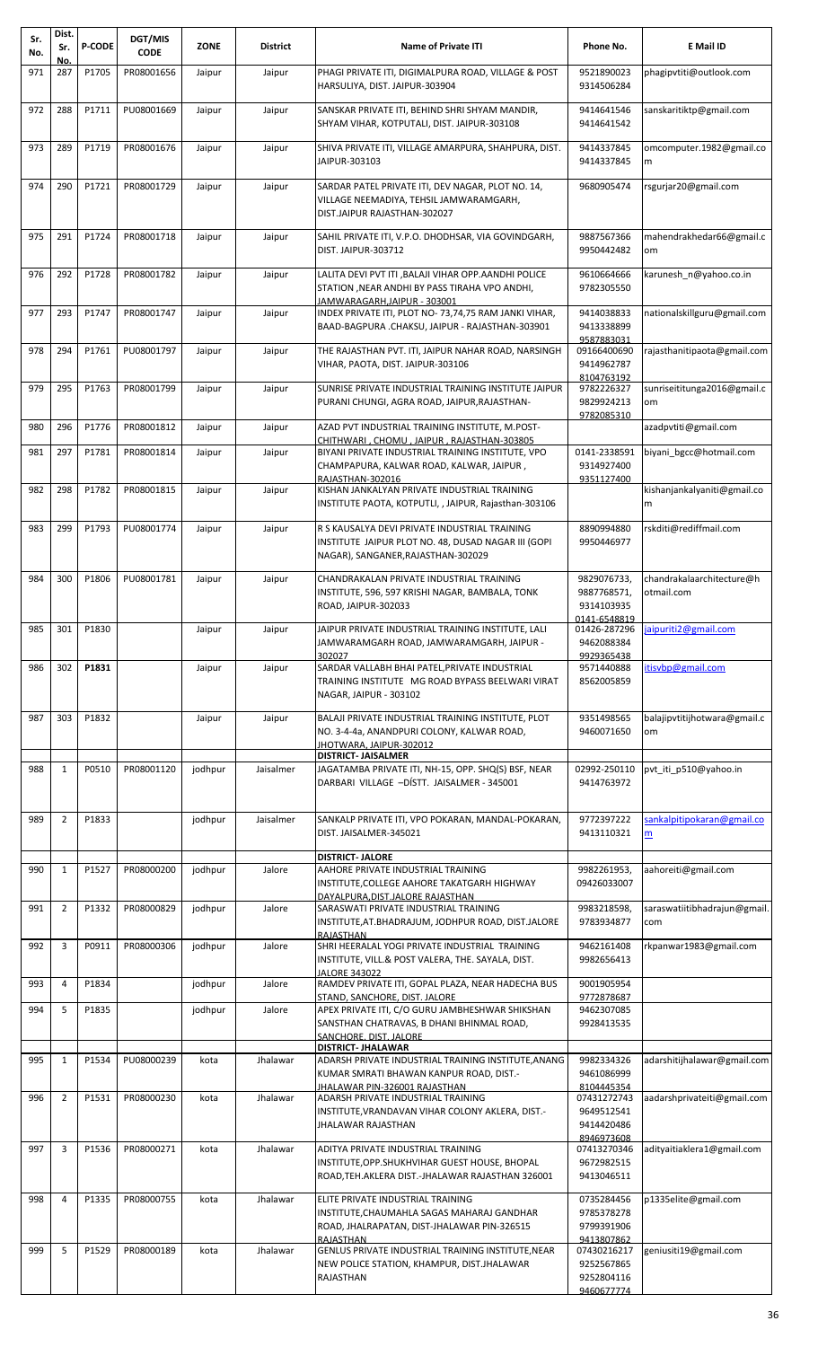| Sr. No. | Dist. Sr. No. | P-CODE | DGT/MIS CODE | ZONE | District | Name of Private ITI | Phone No. | E Mail ID |
|---|---|---|---|---|---|---|---|---|
| 971 | 287 | P1705 | PR08001656 | Jaipur | Jaipur | PHAGI PRIVATE ITI, DIGIMALPURA ROAD, VILLAGE & POST HARSULIYA, DIST. JAIPUR-303904 | 9521890023 9314506284 | phagipvtiti@outlook.com |
| 972 | 288 | P1711 | PU08001669 | Jaipur | Jaipur | SANSKAR PRIVATE ITI, BEHIND SHRI SHYAM MANDIR, SHYAM VIHAR, KOTPUTALI, DIST. JAIPUR-303108 | 9414641546 9414641542 | sanskaritiktp@gmail.com |
| 973 | 289 | P1719 | PR08001676 | Jaipur | Jaipur | SHIVA PRIVATE ITI, VILLAGE AMARPURA, SHAHPURA, DIST. JAIPUR-303103 | 9414337845 9414337845 | omcomputer.1982@gmail.com |
| 974 | 290 | P1721 | PR08001729 | Jaipur | Jaipur | SARDAR PATEL PRIVATE ITI, DEV NAGAR, PLOT NO. 14, VILLAGE NEEMADIYA, TEHSIL JAMWARAMGARH, DIST.JAIPUR RAJASTHAN-302027 | 9680905474 | rsgurjar20@gmail.com |
| 975 | 291 | P1724 | PR08001718 | Jaipur | Jaipur | SAHIL PRIVATE ITI, V.P.O. DHODHSAR, VIA GOVINDGARH, DIST. JAIPUR-303712 | 9887567366 9950442482 | mahendrakhedar66@gmail.com |
| 976 | 292 | P1728 | PR08001782 | Jaipur | Jaipur | LALITA DEVI PVT ITI ,BALAJI VIHAR OPP.AANDHI POLICE STATION ,NEAR ANDHI BY PASS TIRAHA VPO ANDHI, JAMWARAGARH,JAIPUR - 303001 | 9610664666 9782305550 | karunesh_n@yahoo.co.in |
| 977 | 293 | P1747 | PR08001747 | Jaipur | Jaipur | INDEX PRIVATE ITI, PLOT NO- 73,74,75 RAM JANKI VIHAR, BAAD-BAGPURA .CHAKSU, JAIPUR - RAJASTHAN-303901 | 9414038833 9413338899 9587883031 | nationalskillguru@gmail.com |
| 978 | 294 | P1761 | PU08001797 | Jaipur | Jaipur | THE RAJASTHAN PVT. ITI, JAIPUR NAHAR ROAD, NARSINGH VIHAR, PAOTA, DIST. JAIPUR-303106 | 09166400690 9414962787 8104763192 | rajasthanitipaota@gmail.com |
| 979 | 295 | P1763 | PR08001799 | Jaipur | Jaipur | SUNRISE PRIVATE INDUSTRIAL TRAINING INSTITUTE JAIPUR PURANI CHUNGI, AGRA ROAD, JAIPUR,RAJASTHAN- | 9782226327 9829924213 9782085310 | sunriseititunga2016@gmail.com |
| 980 | 296 | P1776 | PR08001812 | Jaipur | Jaipur | AZAD PVT INDUSTRIAL TRAINING INSTITUTE, M.POST-CHITHWARI , CHOMU , JAIPUR , RAJASTHAN-303805 | | azadpvtiti@gmail.com |
| 981 | 297 | P1781 | PR08001814 | Jaipur | Jaipur | BIYANI PRIVATE INDUSTRIAL TRAINING INSTITUTE, VPO CHAMPAPURA, KALWAR ROAD, KALWAR, JAIPUR , RAJASTHAN-302016 | 0141-2338591 9314927400 9351127400 | biyani_bgcc@hotmail.com |
| 982 | 298 | P1782 | PR08001815 | Jaipur | Jaipur | KISHAN JANKALYAN PRIVATE INDUSTRIAL TRAINING INSTITUTE PAOTA, KOTPUTLI, , JAIPUR, Rajasthan-303106 | | kishanjankalyaniti@gmail.com |
| 983 | 299 | P1793 | PU08001774 | Jaipur | Jaipur | R S KAUSALYA DEVI PRIVATE INDUSTRIAL TRAINING INSTITUTE JAIPUR PLOT NO. 48, DUSAD NAGAR III (GOPI NAGAR), SANGANER,RAJASTHAN-302029 | 8890994880 9950446977 | rskditi@rediffmail.com |
| 984 | 300 | P1806 | PU08001781 | Jaipur | Jaipur | CHANDRAKALAN PRIVATE INDUSTRIAL TRAINING INSTITUTE, 596, 597 KRISHI NAGAR, BAMBALA, TONK ROAD, JAIPUR-302033 | 9829076733, 9887768571, 9314103935 0141-6548819 | chandrakalaarchitecture@hotmail.com |
| 985 | 301 | P1830 | | Jaipur | Jaipur | JAIPUR PRIVATE INDUSTRIAL TRAINING INSTITUTE, LALI JAMWARAMGARH ROAD, JAMWARAMGARH, JAIPUR - 302027 | 01426-287296 9462088384 9929365438 | jaipuriti2@gmail.com |
| 986 | 302 | **P1831** | | Jaipur | Jaipur | SARDAR VALLABH BHAI PATEL,PRIVATE INDUSTRIAL TRAINING INSTITUTE MG ROAD BYPASS BEELWARI VIRAT NAGAR, JAIPUR - 303102 | 9571440888 8562005859 | itisvbp@gmail.com |
| 987 | 303 | P1832 | | Jaipur | Jaipur | BALAJI PRIVATE INDUSTRIAL TRAINING INSTITUTE, PLOT NO. 3-4-4a, ANANDPURI COLONY, KALWAR ROAD, JHOTWARA, JAIPUR-302012 | 9351498565 9460071650 | balajipvtitijhotwara@gmail.com |
| | | | | | | **DISTRICT- JAISALMER** | | |
| 988 | 1 | P0510 | PR08001120 | jodhpur | Jaisalmer | JAGATAMBA PRIVATE ITI, NH-15, OPP. SHQ(S) BSF, NEAR DARBARI VILLAGE –DÍSTT. JAISALMER - 345001 | 02992-250110 9414763972 | pvt_iti_p510@yahoo.in |
| 989 | 2 | P1833 | | jodhpur | Jaisalmer | SANKALP PRIVATE ITI, VPO POKARAN, MANDAL-POKARAN, DIST. JAISALMER-345021 | 9772397222 9413110321 | sankalpitipokaran@gmail.com |
| | | | | | | **DISTRICT- JALORE** | | |
| 990 | 1 | P1527 | PR08000200 | jodhpur | Jalore | AAHORE PRIVATE INDUSTRIAL TRAINING INSTITUTE,COLLEGE AAHORE TAKATGARH HIGHWAY DAYALPURA,DIST.JALORE RAJASTHAN | 9982261953, 09426033007 | aahoreiti@gmail.com |
| 991 | 2 | P1332 | PR08000829 | jodhpur | Jalore | SARASWATI PRIVATE INDUSTRIAL TRAINING INSTITUTE,AT.BHADRAJUM, JODHPUR ROAD, DIST.JALORE RAJASTHAN | 9983218598, 9783934877 | saraswatiitibhadrajun@gmail.com |
| 992 | 3 | P0911 | PR08000306 | jodhpur | Jalore | SHRI HEERALAL YOGI PRIVATE INDUSTRIAL TRAINING INSTITUTE, VILL.& POST VALERA, THE. SAYALA, DIST. JALORE 343022 | 9462161408 9982656413 | rkpanwar1983@gmail.com |
| 993 | 4 | P1834 | | jodhpur | Jalore | RAMDEV PRIVATE ITI, GOPAL PLAZA, NEAR HADECHA BUS STAND, SANCHORE, DIST. JALORE | 9001905954 9772878687 | |
| 994 | 5 | P1835 | | jodhpur | Jalore | APEX PRIVATE ITI, C/O GURU JAMBHESHWAR SHIKSHAN SANSTHAN CHATRAVAS, B DHANI BHINMAL ROAD, SANCHORE, DIST. JALORE | 9462307085 9928413535 | |
| | | | | | | **DISTRICT- JHALAWAR** | | |
| 995 | 1 | P1534 | PU08000239 | kota | Jhalawar | ADARSH PRIVATE INDUSTRIAL TRAINING INSTITUTE,ANANG KUMAR SMRATI BHAWAN KANPUR ROAD, DIST.-JHALAWAR PIN-326001 RAJASTHAN | 9982334326 9461086999 8104445354 | adarshitijhalawar@gmail.com |
| 996 | 2 | P1531 | PR08000230 | kota | Jhalawar | ADARSH PRIVATE INDUSTRIAL TRAINING INSTITUTE,VRANDAVAN VIHAR COLONY AKLERA, DIST.-JHALAWAR RAJASTHAN | 07431272743 9649512541 9414420486 8946973608 | aadarshprivateiti@gmail.com |
| 997 | 3 | P1536 | PR08000271 | kota | Jhalawar | ADITYA PRIVATE INDUSTRIAL TRAINING INSTITUTE,OPP.SHUKHVIHAR GUEST HOUSE, BHOPAL ROAD,TEH.AKLERA DIST.-JHALAWAR RAJASTHAN 326001 | 07413270346 9672982515 9413046511 | adityaitiaklera1@gmail.com |
| 998 | 4 | P1335 | PR08000755 | kota | Jhalawar | ELITE PRIVATE INDUSTRIAL TRAINING INSTITUTE,CHAUMAHLA SAGAS MAHARAJ GANDHAR ROAD, JHALRAPATAN, DIST-JHALAWAR PIN-326515 RAJASTHAN | 0735284456 9785378278 9799391906 9413807862 | p1335elite@gmail.com |
| 999 | 5 | P1529 | PR08000189 | kota | Jhalawar | GENLUS PRIVATE INDUSTRIAL TRAINING INSTITUTE,NEAR NEW POLICE STATION, KHAMPUR, DIST.JHALAWAR RAJASTHAN | 07430216217 9252567865 9252804116 9460677774 | geniusiti19@gmail.com |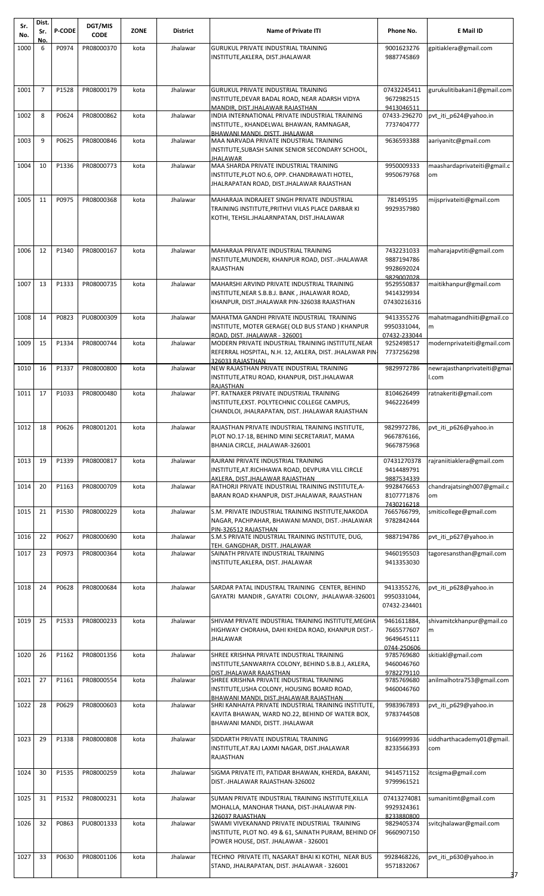| Sr. No. | Dist. Sr. No. | P-CODE | DGT/MIS CODE | ZONE | District | Name of Private ITI | Phone No. | E Mail ID |
|---|---|---|---|---|---|---|---|---|
| 1000 | 6 | P0974 | PR08000370 | kota | Jhalawar | GURUKUL PRIVATE INDUSTRIAL TRAINING INSTITUTE,AKLERA, DIST.JHALAWAR | 9001623276 9887745869 | gpitiaklera@gmail.com |
| 1001 | 7 | P1528 | PR08000179 | kota | Jhalawar | GURUKUL PRIVATE INDUSTRIAL TRAINING INSTITUTE,DEVAR BADAL ROAD, NEAR ADARSH VIDYA MANDIR, DIST.JHALAWAR RAJASTHAN | 07432245411 9672982515 9413046511 | gurukulitibakani1@gmail.com |
| 1002 | 8 | P0624 | PR08000862 | kota | Jhalawar | INDIA INTERNATIONAL PRIVATE INDUSTRIAL TRAINING INSTITUTE., KHANDELWAL BHAWAN, RAMNAGAR, BHAWANI MANDI, DISTT. JHALAWAR | 07433-296270 7737404777 | pvt_iti_p624@yahoo.in |
| 1003 | 9 | P0625 | PR08000846 | kota | Jhalawar | MAA NARVADA PRIVATE INDUSTRIAL TRAINING INSTITUTE,SUBASH SAINIK SENIOR SECONDARY SCHOOL, JHALAWAR | 9636593388 | aariyanitc@gmail.com |
| 1004 | 10 | P1336 | PR08000773 | kota | Jhalawar | MAA SHARDA PRIVATE INDUSTRIAL TRAINING INSTITUTE,PLOT NO.6, OPP. CHANDRAWATI HOTEL, JHALRAPATAN ROAD, DIST.JHALAWAR RAJASTHAN | 9950009333 9950679768 | maashardaprivateiti@gmail.com |
| 1005 | 11 | P0975 | PR08000368 | kota | Jhalawar | MAHARAJA INDRAJEET SINGH PRIVATE INDUSTRIAL TRAINING INSTITUTE,PRITHVI VILAS PLACE DARBAR KI KOTHI, TEHSIL.JHALARNPATAN, DIST.JHALAWAR | 781495195 9929357980 | mijsprivateiti@gmail.com |
| 1006 | 12 | P1340 | PR08000167 | kota | Jhalawar | MAHARAJA PRIVATE INDUSTRIAL TRAINING INSTITUTE,MUNDERI, KHANPUR ROAD, DIST.-JHALAWAR RAJASTHAN | 7432231033 9887194786 9928692024 9829007028 | maharajapvtiti@gmail.com |
| 1007 | 13 | P1333 | PR08000735 | kota | Jhalawar | MAHARSHI ARVIND PRIVATE INDUSTRIAL TRAINING INSTITUTE,NEAR S.B.B.J. BANK , JHALAWAR ROAD, KHANPUR, DIST.JHALAWAR PIN-326038 RAJASTHAN | 9529550837 9414329934 07430216316 | maitikhanpur@gmail.com |
| 1008 | 14 | P0823 | PU08000309 | kota | Jhalawar | MAHATMA GANDHI PRIVATE INDUSTRIAL TRAINING INSTITUTE, MOTER GERAGE( OLD BUS STAND ) KHANPUR ROAD, DIST. JHALAWAR - 326001 | 9413355276 9950331044, 07432-233044 | mahatmagandhiiti@gmail.com |
| 1009 | 15 | P1334 | PR08000744 | kota | Jhalawar | MODERN PRIVATE INDUSTRIAL TRAINING INSTITUTE,NEAR REFERRAL HOSPITAL, N.H. 12, AKLERA, DIST. JHALAWAR PIN-326033 RAJASTHAN | 9252498517 7737256298 | modernprivateiti@gmail.com |
| 1010 | 16 | P1337 | PR08000800 | kota | Jhalawar | NEW RAJASTHAN PRIVATE INDUSTRIAL TRAINING INSTITUTE,ATRU ROAD, KHANPUR, DIST.JHALAWAR RAJASTHAN | 9829972786 | newrajasthanprivateiti@gmail.com |
| 1011 | 17 | P1033 | PR08000480 | kota | Jhalawar | PT. RATNAKER PRIVATE INDUSTRIAL TRAINING INSTITUTE,EXST. POLYTECHNIC COLLEGE CAMPUS, CHANDLOI, JHALRAPATAN, DIST. JHALAWAR RAJASTHAN | 8104626499 9462226499 | ratnakeriti@gmail.com |
| 1012 | 18 | P0626 | PR08001201 | kota | Jhalawar | RAJASTHAN PRIVATE INDUSTRIAL TRAINING INSTITUTE, PLOT NO.17-18, BEHIND MINI SECRETARIAT, MAMA BHANJA CIRCLE, JHALAWAR-326001 | 9829972786, 9667876166, 9667875968 | pvt_iti_p626@yahoo.in |
| 1013 | 19 | P1339 | PR08000817 | kota | Jhalawar | RAJRANI PRIVATE INDUSTRIAL TRAINING INSTITUTE,AT.RICHHAWA ROAD, DEVPURA VILL CIRCLE AKLERA, DIST.JHALAWAR RAJASTHAN | 07431270378 9414489791 9887534339 | rajraniitiaklera@gmail.com |
| 1014 | 20 | P1163 | PR08000709 | kota | Jhalawar | RATHORJI PRIVATE INDUSTRIAL TRAINING INSTITUTE,A-BARAN ROAD KHANPUR, DIST.JHALAWAR, RAJASTHAN | 9928476653 8107771876 7430216218 | chandrajatsingh007@gmail.com |
| 1015 | 21 | P1530 | PR08000229 | kota | Jhalawar | S.M. PRIVATE INDUSTRIAL TRAINING INSTITUTE,NAKODA NAGAR, PACHPAHAR, BHAWANI MANDI, DIST.-JHALAWAR PIN-326512 RAJASTHAN | 7665766799, 9782842444 | smiticollege@gmail.com |
| 1016 | 22 | P0627 | PR08000690 | kota | Jhalawar | S.M.S PRIVATE INDUSTRIAL TRAINING INSTITUTE, DUG, TEH. GANGDHAR, DISTT. JHALAWAR | 9887194786 | pvt_iti_p627@yahoo.in |
| 1017 | 23 | P0973 | PR08000364 | kota | Jhalawar | SAINATH PRIVATE INDUSTRIAL TRAINING INSTITUTE,AKLERA, DIST. JHALAWAR | 9460195503 9413353030 | tagoresansthan@gmail.com |
| 1018 | 24 | P0628 | PR08000684 | kota | Jhalawar | SARDAR PATAL INDUSTRAL TRAINING CENTER, BEHIND GAYATRI MANDIR , GAYATRI COLONY, JHALAWAR-326001 | 9413355276, 9950331044, 07432-234401 | pvt_iti_p628@yahoo.in |
| 1019 | 25 | P1533 | PR08000233 | kota | Jhalawar | SHIVAM PRIVATE INDUSTRIAL TRAINING INSTITUTE,MEGHA HIGHWAY CHORAHA, DAHI KHEDA ROAD, KHANPUR DIST.-JHALAWAR | 9461611884, 7665577607 9649645111 0744-250606 | shivamitckhanpur@gmail.com |
| 1020 | 26 | P1162 | PR08001356 | kota | Jhalawar | SHREE KRISHNA PRIVATE INDUSTRIAL TRAINING INSTITUTE,SANWARIYA COLONY, BEHIND S.B.B.J, AKLERA, DIST.JHALAWAR RAJASTHAN | 9785769680 9460046760 9782279110 | skitiakl@gmail.com |
| 1021 | 27 | P1161 | PR08000554 | kota | Jhalawar | SHREE KRISHNA PRIVATE INDUSTRIAL TRAINING INSTITUTE,USHA COLONY, HOUSING BOARD ROAD, BHAWANI MANDI, DIST.JHALAWAR RAJASTHAN | 9785769680 9460046760 | anilmalhotra753@gmail.com |
| 1022 | 28 | P0629 | PR08000603 | kota | Jhalawar | SHRI KANHAIYA PRIVATE INDUSTRIAL TRAINING INSTITUTE, KAVITA BHAWAN, WARD NO.22, BEHIND OF WATER BOX, BHAWANI MANDI, DISTT. JHALAWAR | 9983967893 9783744508 | pvt_iti_p629@yahoo.in |
| 1023 | 29 | P1338 | PR08000808 | kota | Jhalawar | SIDDARTH PRIVATE INDUSTRIAL TRAINING INSTITUTE,AT.RAJ LAXMI NAGAR, DIST.JHALAWAR RAJASTHAN | 9166999936 8233566393 | siddharthacademy01@gmail.com |
| 1024 | 30 | P1535 | PR08000259 | kota | Jhalawar | SIGMA PRIVATE ITI, PATIDAR BHAWAN, KHERDA, BAKANI, DIST.-JHALAWAR RAJASTHAN-326002 | 9414571152 9799961521 | itcsigma@gmail.com |
| 1025 | 31 | P1532 | PR08000231 | kota | Jhalawar | SUMAN PRIVATE INDUSTRIAL TRAINING INSTITUTE,KILLA MOHALLA, MANOHAR THANA, DIST-JHALAWAR PIN-326037 RAJASTHAN | 07413274081 9929324361 8233880800 | sumanitimt@gmail.com |
| 1026 | 32 | P0863 | PU08001333 | kota | Jhalawar | SWAMI VIVEKANAND PRIVATE INDUSTRIAL TRAINING INSTITUTE, PLOT NO. 49 & 61, SAINATH PURAM, BEHIND OF POWER HOUSE, DIST. JHALAWAR - 326001 | 9829405374 9660907150 | svitcjhalawar@gmail.com |
| 1027 | 33 | P0630 | PR08001106 | kota | Jhalawar | TECHNO PRIVATE ITI, NASARAT BHAI KI KOTHI, NEAR BUS STAND, JHALRAPATAN, DIST. JHALAWAR - 326001 | 9928468226, 9571832067 | pvt_iti_p630@yahoo.in |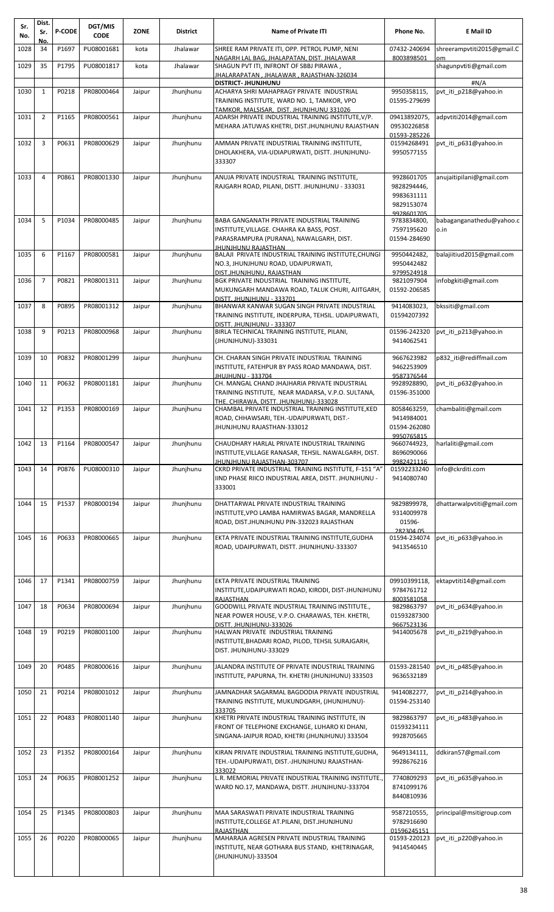| Sr. No. | Dist. Sr. No. | P-CODE | DGT/MIS CODE | ZONE | District | Name of Private ITI | Phone No. | E Mail ID |
|---|---|---|---|---|---|---|---|---|
| 1028 | 34 | P1697 | PU08001681 | kota | Jhalawar | SHREE RAM PRIVATE ITI, OPP. PETROL PUMP, NENI NAGARH LAL BAG, JHALAPATAN, DIST. JHALAWAR | 07432-240694 8003898501 | shreerampvtiti2015@gmail.com |
| 1029 | 35 | P1795 | PU08001817 | kota | Jhalawar | SHAGUN PVT ITI, INFRONT OF SBBJ PIRAWA, JHALARAPATAN, JHALAWAR, RAJASTHAN-326034 | | shagunpvtiti@gmail.com |
| | | | | | | **DISTRICT- JHUNJHUNU** | | #N/A |
| 1030 | 1 | P0218 | PR08000464 | Jaipur | Jhunjhunu | ACHARYA SHRI MAHAPRAGY PRIVATE INDUSTRIAL TRAINING INSTITUTE, WARD NO. 1, TAMKOR, VPO TAMKOR, MALSISAR, DIST. JHUNJHUNU 331026 | 9950358115, 01595-279699 | pvt_iti_p218@yahoo.in |
| 1031 | 2 | P1165 | PR08000561 | Jaipur | Jhunjhunu | ADARSH PRIVATE INDUSTRIAL TRAINING INSTITUTE,V/P. MEHARA JATUWAS KHETRI, DIST.JHUNJHUNU RAJASTHAN | 09413892075, 09530226858 01593-285226 | adpvtiti2014@gmail.com |
| 1032 | 3 | P0631 | PR08000629 | Jaipur | Jhunjhunu | AMMAN PRIVATE INDUSTRIAL TRAINING INSTITUTE, DHOLAKHERA, VIA-UDIAPURWATI, DISTT. JHUNJHUNU-333307 | 01594268491 9950577155 | pvt_iti_p631@yahoo.in |
| 1033 | 4 | P0861 | PR08001330 | Jaipur | Jhunjhunu | ANUJA PRIVATE INDUSTRIAL TRAINING INSTITUTE, RAJGARH ROAD, PILANI, DISTT. JHUNJHUNU - 333031 | 9928601705 9828294446, 9983631111 9829153074 9928601705 | anujaitipilani@gmail.com |
| 1034 | 5 | P1034 | PR08000485 | Jaipur | Jhunjhunu | BABA GANGANATH PRIVATE INDUSTRIAL TRAINING INSTITUTE,VILLAGE. CHAHRA KA BASS, POST. PARASRAMPURA (PURANA), NAWALGARH, DIST. JHUNJHUNU RAJASTHAN | 9783834800, 7597195620 01594-284690 | babaganganathedu@yahoo.co.in |
| 1035 | 6 | P1167 | PR08000581 | Jaipur | Jhunjhunu | BALAJI PRIVATE INDUSTRIAL TRAINING INSTITUTE,CHUNGI NO.3, JHUNJHUNU ROAD, UDAIPURWATI, DIST.JHUNJHUNU, RAJASTHAN | 9950442482, 9950442482 9799524918 | balajiitiud2015@gmail.com |
| 1036 | 7 | P0821 | PR08001311 | Jaipur | Jhunjhunu | BGK PRIVATE INDUSTRIAL TRAINING INSTITUTE, MUKUNGARH MANDAWA ROAD, TALUK CHURI, AJITGARH, DISTT. JHUNJHUNU - 333701 | 9821097904 01592-206585 | infobgkiti@gmail.com |
| 1037 | 8 | P0895 | PR08001312 | Jaipur | Jhunjhunu | BHANWAR KANWAR SUGAN SINGH PRIVATE INDUSTRIAL TRAINING INSTITUTE, INDERPURA, TEHSIL. UDAIPURWATI, DISTT. JHUNJHUNU - 333307 | 9414083023, 01594207392 | bkssiti@gmail.com |
| 1038 | 9 | P0213 | PR08000968 | Jaipur | Jhunjhunu | BIRLA TECHNICAL TRAINING INSTITUTE, PILANI, (JHUNJHUNU)-333031 | 01596-242320 9414062541 | pvt_iti_p213@yahoo.in |
| 1039 | 10 | P0832 | PR08001299 | Jaipur | Jhunjhunu | CH. CHARAN SINGH PRIVATE INDUSTRIAL TRAINING INSTITUTE, FATEHPUR BY PASS ROAD MANDAWA, DIST. JHUJHUNU - 333704 | 9667623982 9462253909 9587376544 | p832_iti@rediffmail.com |
| 1040 | 11 | P0632 | PR08001181 | Jaipur | Jhunjhunu | CH. MANGAL CHAND JHAJHARIA PRIVATE INDUSTRIAL TRAINING INSTITUTE, NEAR MADARSA, V.P.O. SULTANA, THE. CHIRAWA, DISTT. JHUNJHUNU-333028 | 9928928890, 01596-351000 | pvt_iti_p632@yahoo.in |
| 1041 | 12 | P1353 | PR08000169 | Jaipur | Jhunjhunu | CHAMBAL PRIVATE INDUSTRIAL TRAINING INSTITUTE,KED ROAD, CHHAWSARI, TEH.-UDAIPURWATI, DIST.-JHUNJHUNU RAJASTHAN-333012 | 8058463259, 9414984001 01594-262080 9950765815 | chambaliti@gmail.com |
| 1042 | 13 | P1164 | PR08000547 | Jaipur | Jhunjhunu | CHAUDHARY HARLAL PRIVATE INDUSTRIAL TRAINING INSTITUTE,VILLAGE RANASAR, TEHSIL. NAWALGARH, DIST. JHUNJHUNU RAJASTHAN-303707 | 9660744923, 8696090066 9982421116 | harlaliti@gmail.com |
| 1043 | 14 | P0876 | PU08000310 | Jaipur | Jhunjhunu | CKRD PRIVATE INDUSTRIAL TRAINING INSTITUTE, F-151 "A" IIND PHASE RIICO INDUSTRIAL AREA, DISTT. JHUNJHUNU - 333001 | 01592233240 9414080740 | info@ckrditi.com |
| 1044 | 15 | P1537 | PR08000194 | Jaipur | Jhunjhunu | DHATTARWAL PRIVATE INDUSTRIAL TRAINING INSTITUTE,VPO LAMBA HAMIRWAS BAGAR, MANDRELLA ROAD, DIST.JHUNJHUNU PIN-332023 RAJASTHAN | 9829899978, 9314009978 01596-282304 05 | dhattarwalpvtiti@gmail.com |
| 1045 | 16 | P0633 | PR08000665 | Jaipur | Jhunjhunu | EKTA PRIVATE INDUSTRIAL TRAINING INSTITUTE,GUDHA ROAD, UDAIPURWATI, DISTT. JHUNJHUNU-333307 | 01594-234074 9413546510 | pvt_iti_p633@yahoo.in |
| 1046 | 17 | P1341 | PR08000759 | Jaipur | Jhunjhunu | EKTA PRIVATE INDUSTRIAL TRAINING INSTITUTE,UDAIPURWATI ROAD, KIRODI, DIST-JHUNJHUNU RAJASTHAN | 09910399118, 9784761712 8003581058 | ektapvtiti14@gmail.com |
| 1047 | 18 | P0634 | PR08000694 | Jaipur | Jhunjhunu | GOODWILL PRIVATE INDUSTRIAL TRAINING INSTITUTE., NEAR POWER HOUSE, V.P.O. CHARAWAS, TEH. KHETRI, DISTT. JHUNJHUNU-333026 | 9829863797 01593287300 9667523136 | pvt_iti_p634@yahoo.in |
| 1048 | 19 | P0219 | PR08001100 | Jaipur | Jhunjhunu | HALWAN PRIVATE INDUSTRIAL TRAINING INSTITUTE,BHADARI ROAD, PILOD, TEHSIL SURAJGARH, DIST. JHUNJHUNU-333029 | 9414005678 | pvt_iti_p219@yahoo.in |
| 1049 | 20 | P0485 | PR08000616 | Jaipur | Jhunjhunu | JALANDRA INSTITUTE OF PRIVATE INDUSTRIAL TRAINING INSTITUTE, PAPURNA, TH. KHETRI (JHUNJHUNU) 333503 | 01593-281540 9636532189 | pvt_iti_p485@yahoo.in |
| 1050 | 21 | P0214 | PR08001012 | Jaipur | Jhunjhunu | JAMNADHAR SAGARMAL BAGDODIA PRIVATE INDUSTRIAL TRAINING INSTITUTE, MUKUNDGARH, (JHUNJHUNU)-333705 | 9414082277, 01594-253140 | pvt_iti_p214@yahoo.in |
| 1051 | 22 | P0483 | PR08001140 | Jaipur | Jhunjhunu | KHETRI PRIVATE INDUSTRIAL TRAINING INSTITUTE, IN FRONT OF TELEPHONE EXCHANGE, LUHARO KI DHANI, SINGANA-JAIPUR ROAD, KHETRI (JHUNJHUNU) 333504 | 9829863797 01593234111 9928705665 | pvt_iti_p483@yahoo.in |
| 1052 | 23 | P1352 | PR08000164 | Jaipur | Jhunjhunu | KIRAN PRIVATE INDUSTRIAL TRAINING INSTITUTE,GUDHA, TEH.-UDAIPURWATI, DIST.-JHUNJHUNU RAJASTHAN-333022 | 9649134111, 9928676216 | ddkiran57@gmail.com |
| 1053 | 24 | P0635 | PR08001252 | Jaipur | Jhunjhunu | L.R. MEMORIAL PRIVATE INDUSTRIAL TRAINING INSTITUTE., WARD NO.17, MANDAWA, DISTT. JHUNJHUNU-333704 | 7740809293 8741099176 8440810936 | pvt_iti_p635@yahoo.in |
| 1054 | 25 | P1345 | PR08000803 | Jaipur | Jhunjhunu | MAA SARASWATI PRIVATE INDUSTRIAL TRAINING INSTITUTE,COLLEGE AT.PILANI, DIST.JHUNJHUNU RAJASTHAN | 9587210555, 9782916690 01596245151 | principal@msitigroup.com |
| 1055 | 26 | P0220 | PR08000065 | Jaipur | Jhunjhunu | MAHARAJA AGRESEN PRIVATE INDUSTRIAL TRAINING INSTITUTE, NEAR GOTHARA BUS STAND, KHETRINAGAR, (JHUNJHUNU)-333504 | 01593-220123 9414540445 | pvt_iti_p220@yahoo.in |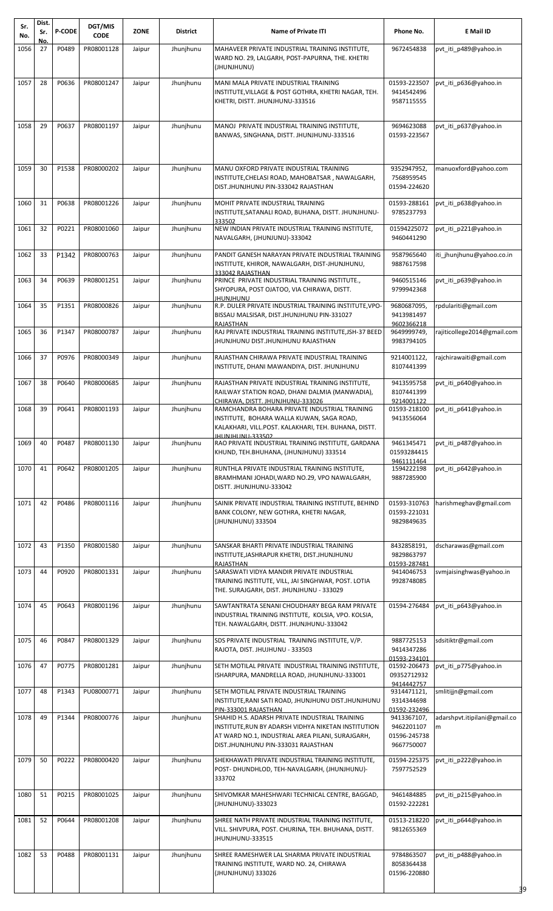| Sr. No. | Dist. Sr. No. | P-CODE | DGT/MIS CODE | ZONE | District | Name of Private ITI | Phone No. | E Mail ID |
|---|---|---|---|---|---|---|---|---|
| 1056 | 27 | P0489 | PR08001128 | Jaipur | Jhunjhunu | MAHAVEER PRIVATE INDUSTRIAL TRAINING INSTITUTE, WARD NO. 29, LALGARH, POST-PAPURNA, THE. KHETRI (JHUNJHUNU) | 9672454838 | pvt_iti_p489@yahoo.in |
| 1057 | 28 | P0636 | PR08001247 | Jaipur | Jhunjhunu | MANI MALA PRIVATE INDUSTRIAL TRAINING INSTITUTE,VILLAGE & POST GOTHRA, KHETRI NAGAR, TEH. KHETRI, DISTT. JHUNJHUNU-333516 | 01593-223507 9414542496 9587115555 | pvt_iti_p636@yahoo.in |
| 1058 | 29 | P0637 | PR08001197 | Jaipur | Jhunjhunu | MANOJ PRIVATE INDUSTRIAL TRAINING INSTITUTE, BANWAS, SINGHANA, DISTT. JHUNJHUNU-333516 | 9694623088 01593-223567 | pvt_iti_p637@yahoo.in |
| 1059 | 30 | P1538 | PR08000202 | Jaipur | Jhunjhunu | MANU OXFORD PRIVATE INDUSTRIAL TRAINING INSTITUTE,CHELASI ROAD, MAHOBATSAR , NAWALGARH, DIST.JHUNJHUNU PIN-333042 RAJASTHAN | 9352947952, 7568959545 01594-224620 | manuoxford@yahoo.com |
| 1060 | 31 | P0638 | PR08001226 | Jaipur | Jhunjhunu | MOHIT PRIVATE INDUSTRIAL TRAINING INSTITUTE,SATANALI ROAD, BUHANA, DISTT. JHUNJHUNU-333502 | 01593-288161 9785237793 | pvt_iti_p638@yahoo.in |
| 1061 | 32 | P0221 | PR08001060 | Jaipur | Jhunjhunu | NEW INDIAN PRIVATE INDUSTRIAL TRAINING INSTITUTE, NAVALGARH, (JHUNJUNU)-333042 | 01594225072 9460441290 | pvt_iti_p221@yahoo.in |
| 1062 | 33 | P1342 | PR08000763 | Jaipur | Jhunjhunu | PANDIT GANESH NARAYAN PRIVATE INDUSTRIAL TRAINING INSTITUTE, KHIROR, NAWALGARH, DIST-JHUNJHUNU, 333042 RAJASTHAN | 9587965640 9887617598 | iti_jhunjhunu@yahoo.co.in |
| 1063 | 34 | P0639 | PR08001251 | Jaipur | Jhunjhunu | PRINCE PRIVATE INDUSTRIAL TRAINING INSTITUTE., SHYOPURA, POST OJATOO, VIA CHIRAWA, DISTT. JHUNJHUNU | 9460515146 9799942368 | pvt_iti_p639@yahoo.in |
| 1064 | 35 | P1351 | PR08000826 | Jaipur | Jhunjhunu | R.P. DULER PRIVATE INDUSTRIAL TRAINING INSTITUTE,VPO-BISSAU MALSISAR, DIST.JHUNJHUNU PIN-331027 RAJASTHAN | 9680687095, 9413981497 9602366218 | rpdulariti@gmail.com |
| 1065 | 36 | P1347 | PR08000787 | Jaipur | Jhunjhunu | RAJ PRIVATE INDUSTRIAL TRAINING INSTITUTE,ISH-37 BEED JHUNJHUNU DIST.JHUNJHUNU RAJASTHAN | 9649999749, 9983794105 | rajiticollege2014@gmail.com |
| 1066 | 37 | P0976 | PR08000349 | Jaipur | Jhunjhunu | RAJASTHAN CHIRAWA PRIVATE INDUSTRIAL TRAINING INSTITUTE, DHANI MAWANDIYA, DIST. JHUNJHUNU | 9214001122, 8107441399 | rajchirawaiti@gmail.com |
| 1067 | 38 | P0640 | PR08000685 | Jaipur | Jhunjhunu | RAJASTHAN PRIVATE INDUSTRIAL TRAINING INSTITUTE, RAILWAY STATION ROAD, DHANI DALMIA (MANWADIA), CHIRAWA, DISTT. JHUNJHUNU-333026 | 9413595758 8107441399 9214001122 | pvt_iti_p640@yahoo.in |
| 1068 | 39 | P0641 | PR08001193 | Jaipur | Jhunjhunu | RAMCHANDRA BOHARA PRIVATE INDUSTRIAL TRAINING INSTITUTE, BOHARA WALLA KUWAN, SAGA ROAD, KALAKHARI, VILL.POST. KALAKHARI, TEH. BUHANA, DISTT. JHUNJHUNU-333502 | 01593-218100 9413556064 | pvt_iti_p641@yahoo.in |
| 1069 | 40 | P0487 | PR08001130 | Jaipur | Jhunjhunu | RAO PRIVATE INDUSTRIAL TRAINING INSTITUTE, GARDANA KHUND, TEH.BHUHANA, (JHUNJHUNU) 333514 | 9461345471 01593284415 9461111464 | pvt_iti_p487@yahoo.in |
| 1070 | 41 | P0642 | PR08001205 | Jaipur | Jhunjhunu | RUNTHLA PRIVATE INDUSTRIAL TRAINING INSTITUTE, BRAMHMANI JOHADI,WARD NO.29, VPO NAWALGARH, DISTT. JHUNJHUNU-333042 | 1594222198 9887285900 | pvt_iti_p642@yahoo.in |
| 1071 | 42 | P0486 | PR08001116 | Jaipur | Jhunjhunu | SAINIK PRIVATE INDUSTRIAL TRAINING INSTITUTE, BEHIND BANK COLONY, NEW GOTHRA, KHETRI NAGAR, (JHUNJHUNU) 333504 | 01593-310763 01593-221031 9829849635 | harishmeghav@gmail.com |
| 1072 | 43 | P1350 | PR08001580 | Jaipur | Jhunjhunu | SANSKAR BHARTI PRIVATE INDUSTRIAL TRAINING INSTITUTE,JASHRAPUR KHETRI, DIST.JHUNJHUNU RAJASTHAN | 8432858191, 9829863797 01593-287481 | dscharawas@gmail.com |
| 1073 | 44 | P0920 | PR08001331 | Jaipur | Jhunjhunu | SARASWATI VIDYA MANDIR PRIVATE INDUSTRIAL TRAINING INSTITUTE, VILL, JAI SINGHWAR, POST. LOTIA THE. SURAJGARH, DIST. JHUNJHUNU - 333029 | 9414046753 9928748085 | svmjaisinghwas@yahoo.in |
| 1074 | 45 | P0643 | PR08001196 | Jaipur | Jhunjhunu | SAWTANTRATA SENANI CHOUDHARY BEGA RAM PRIVATE INDUSTRIAL TRAINING INSTITUTE, KOLSIA, VPO. KOLSIA, TEH. NAWALGARH, DISTT. JHUNJHUNU-333042 | 01594-276484 | pvt_iti_p643@yahoo.in |
| 1075 | 46 | P0847 | PR08001329 | Jaipur | Jhunjhunu | SDS PRIVATE INDUSTRIAL TRAINING INSTITUTE, V/P. RAJOTA, DIST. JHUJHUNU - 333503 | 9887725153 9414347286 01593-234101 | sdsitiktr@gmail.com |
| 1076 | 47 | P0775 | PR08001281 | Jaipur | Jhunjhunu | SETH MOTILAL PRIVATE INDUSTRIAL TRAINING INSTITUTE, ISHARPURA, MANDRELLA ROAD, JHUNJHUNU-333001 | 01592-206473 09352712932 9414442757 | pvt_iti_p775@yahoo.in |
| 1077 | 48 | P1343 | PU08000771 | Jaipur | Jhunjhunu | SETH MOTILAL PRIVATE INDUSTRIAL TRAINING INSTITUTE,RANI SATI ROAD, JHUNJHUNU DIST.JHUNJHUNU PIN-333001 RAJASTHAN | 9314471121, 9314344698 01592-232496 | smlitijjn@gmail.com |
| 1078 | 49 | P1344 | PR08000776 | Jaipur | Jhunjhunu | SHAHID H.S. ADARSH PRIVATE INDUSTRIAL TRAINING INSTITUTE,RUN BY ADARSH VIDHYA NIKETAN INSTITUTION AT WARD NO.1, INDUSTRIAL AREA PILANI, SURAJGARH, DIST.JHUNJHUNU PIN-333031 RAJASTHAN | 9413367107, 9462201107 01596-245738 9667750007 | adarshpvt.itipilani@gmail.com |
| 1079 | 50 | P0222 | PR08000420 | Jaipur | Jhunjhunu | SHEKHAWATI PRIVATE INDUSTRIAL TRAINING INSTITUTE, POST- DHUNDHLOD, TEH-NAVALGARH, (JHUNJHUNU)-333702 | 01594-225375 7597752529 | pvt_iti_p222@yahoo.in |
| 1080 | 51 | P0215 | PR08001025 | Jaipur | Jhunjhunu | SHIVOMKAR MAHESHWARI TECHNICAL CENTRE, BAGGAD, (JHUNJHUNU)-333023 | 9461484885 01592-222281 | pvt_iti_p215@yahoo.in |
| 1081 | 52 | P0644 | PR08001208 | Jaipur | Jhunjhunu | SHREE NATH PRIVATE INDUSTRIAL TRAINING INSTITUTE, VILL. SHIVPURA, POST. CHURINA, TEH. BHUHANA, DISTT. JHUNJHUNU-333515 | 01513-218220 9812655369 | pvt_iti_p644@yahoo.in |
| 1082 | 53 | P0488 | PR08001131 | Jaipur | Jhunjhunu | SHREE RAMESHWER LAL SHARMA PRIVATE INDUSTRIAL TRAINING INSTITUTE, WARD NO. 24, CHIRAWA (JHUNJHUNU) 333026 | 9784863507 8058364438 01596-220880 | pvt_iti_p488@yahoo.in |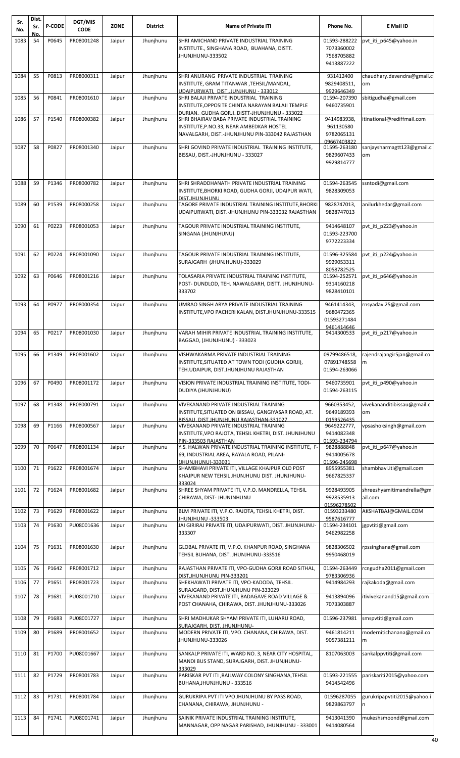| Sr. No. | Dist. Sr. No. | P-CODE | DGT/MIS CODE | ZONE | District | Name of Private ITI | Phone No. | E Mail ID |
|---|---|---|---|---|---|---|---|---|
| 1083 | 54 | P0645 | PR08001248 | Jaipur | Jhunjhunu | SHRI AMICHAND PRIVATE INDUSTRIAL TRAINING INSTITUTE., SINGHANA ROAD, BUAHANA, DISTT. JHUNJHUNU-333502 | 01593-288222 7073360002 7568705882 9413887222 | pvt_iti_p645@yahoo.in |
| 1084 | 55 | P0813 | PR08000311 | Jaipur | Jhunjhunu | SHRI ANURANG PRIVATE INDUSTRIAL TRAINING INSTITUTE, GRAM TITANWAR ,TEHSIL/MANDAL, UDAIPURWATI, DIST.JJUNJHUNU - 333012 | 931412400 9829408511, 9929646349 | chaudhary.devendra@gmail.com |
| 1085 | 56 | P0841 | PR08001610 | Jaipur | Jhunjhunu | SHRI BALAJI PRIVATE INDUSTRIAL TRAINING INSTITUTE,OPPOSITE CHINTA NARAYAN BALAJI TEMPLE DURIAN, GUDHA GORJI, DISTT-JHUNJHUNU - 333022 | 01594-207390 9460735901 | sbitigudha@gmail.com |
| 1086 | 57 | P1540 | PR08000382 | Jaipur | Jhunjhunu | SHRI BHAIRAV BABA PRIVATE INDUSTRIAL TRAINING INSTITUTE,P.NO.33, NEAR AMBEDKAR HOSTEL NAVALGARH, DIST.-JHUNJHUNU PIN-333042 RAJASTHAN | 9414983938, 961130580 9782065131 09667403822 | itinational@rediffmail.com |
| 1087 | 58 | P0827 | PR08001340 | Jaipur | Jhunjhunu | SHRI GOVIND PRIVATE INDUSTRIAL TRAINING INSTITUTE, BISSAU, DIST.-JHUNJHUNU - 333027 | 01595-263180 9829607433 9929814777 | sanjaysharmagtt123@gmail.com |
| 1088 | 59 | P1346 | PR08000782 | Jaipur | Jhunjhunu | SHRI SHRADDHANATH PRIVATE INDUSTRIAL TRAINING INSTITUTE,BHORKI ROAD, GUDHA GORJI, UDAIPUR WATI, DIST.JHUNJHUNU | 01594-263545 9828309053 | ssntodi@gmail.com |
| 1089 | 60 | P1539 | PR08000258 | Jaipur | Jhunjhunu | TAGORE PRIVATE INDUSTRIAL TRAINING INSTITUTE,BHORKI UDAIPURWATI, DIST.-JHUNJHUNU PIN-333032 RAJASTHAN | 9828747013, 9828747013 | anilurkhedar@gmail.com |
| 1090 | 61 | P0223 | PR08001053 | Jaipur | Jhunjhunu | TAGOUR PRIVATE INDUSTRIAL TRAINING INSTITUTE, SINGANA (JHUNJHUNU) | 9414648107 01593-223700 9772223334 | pvt_iti_p223@yahoo.in |
| 1091 | 62 | P0224 | PR08001090 | Jaipur | Jhunjhunu | TAGOUR PRIVATE INDUSTRIAL TRAINING INSTITUTE, SURAJGARH (JHUNJHUNU)-333029 | 01596-325584 9929053311 8058782525 | pvt_iti_p224@yahoo.in |
| 1092 | 63 | P0646 | PR08001216 | Jaipur | Jhunjhunu | TOLASARIA PRIVATE INDUSTRIAL TRAINING INSTITUTE, POST- DUNDLOD, TEH. NAWALGARH, DISTT. JHUNJHUNU-333702 | 01594-252571 9314160218 9828410101 | pvt_iti_p646@yahoo.in |
| 1093 | 64 | P0977 | PR08000354 | Jaipur | Jhunjhunu | UMRAO SINGH ARYA PRIVATE INDUSTRIAL TRAINING INSTITUTE,VPO PACHERI KALAN, DIST.JHUNJHUNU-333515 | 9461414343, 9680472365 01593271484 9461414646 | rnsyadav.25@gmail.com |
| 1094 | 65 | P0217 | PR08001030 | Jaipur | Jhunjhunu | VARAH MIHIR PRIVATE INDUSTRIAL TRAINING INSTITUTE, BAGGAD, (JHUNJHUNU) - 333023 | 9414300533 | pvt_iti_p217@yahoo.in |
| 1095 | 66 | P1349 | PR08001602 | Jaipur | Jhunjhunu | VISHWAKARMA PRIVATE INDUSTRIAL TRAINING INSTITUTE,SITUATED AT TOWN TODI (GUDHA GORJI), TEH.UDAIPUR, DIST.JHUNJHUNU RAJASTHAN | 09799486518, 07891748558 01594-263066 | rajendrajangir5jan@gmail.com |
| 1096 | 67 | P0490 | PR08001172 | Jaipur | Jhunjhunu | VISION PRIVATE INDUSTRIAL TRAINING INSTITUTE, TODI-DUDIYA (JHUNJHUNU) | 9460735901 01594-263115 | pvt_iti_p490@yahoo.in |
| 1097 | 68 | P1348 | PR08000791 | Jaipur | Jhunjhunu | VIVEKANAND PRIVATE INDUSTRIAL TRAINING INSTITUTE,SITUATED ON BISSAU, GANGIYASAR ROAD, AT. BISSAU, DIST.JHUNJHUNU RAJASTHAN-331027 | 9660353452, 9649189393 0159526435 | vivekananditibissau@gmail.com |
| 1098 | 69 | P1166 | PR08000567 | Jaipur | Jhunjhunu | VIVEKANAND PRIVATE INDUSTRIAL TRAINING INSTITUTE,VPO RAJOTA, TEHSIL KHETRI, DIST. JHUNJHUNU PIN-333503 RAJASTHAN | 9649222777, 9414082348 01593-234794 | vpsashoksingh@gmail.com |
| 1099 | 70 | P0647 | PR08001134 | Jaipur | Jhunjhunu | Y.S. HALWAN PRIVATE INDUSTRIAL TRAINING INSTITUTE, F-69, INDUSTRIAL AREA, RAYALA ROAD, PILANI-(JHUNJHUNU)-333031 | 9828888848 9414005678 01596-245698 | pvt_iti_p647@yahoo.in |
| 1100 | 71 | P1622 | PR08001674 | Jaipur | Jhunjhunu | SHAMBHAVI PRIVATE ITI, VILLAGE KHAJPUR OLD POST KHAJPUR NEW TEHSIL JHUNJHUNU DIST. JHUNJHUNU-333024 | 8955955381 9667825337 | shambhavi.iti@gmail.com |
| 1101 | 72 | P1624 | PR08001682 | Jaipur | Jhunjhunu | SHREE SHYAM PRIVATE ITI, V.P.O. MANDRELLA, TEHSIL CHIRAWA, DIST- JHUNJHUNU | 9928493905 9928535913 01596278502 | shreeshyamitimandrella@gmail.com |
| 1102 | 73 | P1629 | PR08001622 | Jaipur | Jhunjhunu | BLM PRIVATE ITI, V.P.O. RAJOTA, TEHSIL KHETRI, DIST. JHUNJHUNU -333503 | 01593233480 9587616777 | AKSHATBAJ@GMAIL.COM |
| 1103 | 74 | P1630 | PU08001636 | Jaipur | Jhunjhunu | JAI GIRIRAJ PRIVATE ITI, UDAIPURWATI, DIST. JHUNJHUNU-333307 | 01594-234101 9462982258 | jgpvtiti@gmail.com |
| 1104 | 75 | P1631 | PR08001630 | Jaipur | Jhunjhunu | GLOBAL PRIVATE ITI, V.P.O. KHANPUR ROAD, SINGHANA TEHSIL BUHANA, DIST. JHUNJHUNU-333516 | 9828306502 9950468019 | rpssinghana@gmail.com |
| 1105 | 76 | P1642 | PR08001712 | Jaipur | Jhunjhunu | RAJASTHAN PRIVATE ITI, VPO-GUDHA GORJI ROAD SITHAL, DIST.JHUNJHUNU PIN-333201 | 01594-263449 9783306936 | rcngudha2011@gmail.com |
| 1106 | 77 | P1651 | PR08001723 | Jaipur | Jhunjhunu | SHEKHAWATI PRIVATE ITI, VPO-KADODA, TEHSIL. SURAJGARD, DIST.JHUNJHUNU PIN-333029 | 9414984293 | rajkakoda@gmail.com |
| 1107 | 78 | P1681 | PU08001710 | Jaipur | Jhunjhunu | VIVEKANAND PRIVATE ITI, BADAGAVE ROAD VILLAGE & POST CHANAHA, CHIRAWA, DIST. JHUNJHUNU-333026 | 9413894096 7073303887 | itivivekanand15@gmail.com |
| 1108 | 79 | P1683 | PU08001727 | Jaipur | Jhunjhunu | SHRI MADHUKAR SHYAM PRIVATE ITI, LUHARU ROAD, SURAJGARH, DIST. JHUNJHUNU- | 01596-237981 | smspvtiti@gmail.com |
| 1109 | 80 | P1689 | PR08001652 | Jaipur | Jhunjhunu | MODERN PRIVATE ITI, VPO. CHANANA, CHIRAWA, DIST. JHUNJHUNU-333026 | 9461814211 9057381211 | modernitichanana@gmail.com |
| 1110 | 81 | P1700 | PU08001667 | Jaipur | Jhunjhunu | SANKALP PRIVATE ITI, WARD NO. 3, NEAR CITY HOSPITAL, MANDI BUS STAND, SURAJGARH, DIST. JHUNJHUNU-333029 | 8107063003 | sankalppvtiti@gmail.com |
| 1111 | 82 | P1729 | PR08001783 | Jaipur | Jhunjhunu | PARISKAR PVT ITI ,RAILWAY COLONY SINGHANA,TEHSIL BUHANA,JHUNJHUNU - 333516 | 01593-221555 9414542496 | pariskariti2015@yahoo.com |
| 1112 | 83 | P1731 | PR08001784 | Jaipur | Jhunjhunu | GURUKRIPA PVT ITI VPO JHUNJHUNU BY PASS ROAD, CHANANA, CHIRAWA, JHUNJHUNU - | 01596287055 9829863797 | gurukripapvtiti2015@yahoo.in |
| 1113 | 84 | P1741 | PU08001741 | Jaipur | Jhunjhunu | SAINIK PRIVATE INDUSTRIAL TRAINING INSTITUTE, MANNAGAR, OPP NAGAR PARISHAD, JHUNJHUNU - 333001 | 9413041390 9414080564 | mukeshsmoond@gmail.com |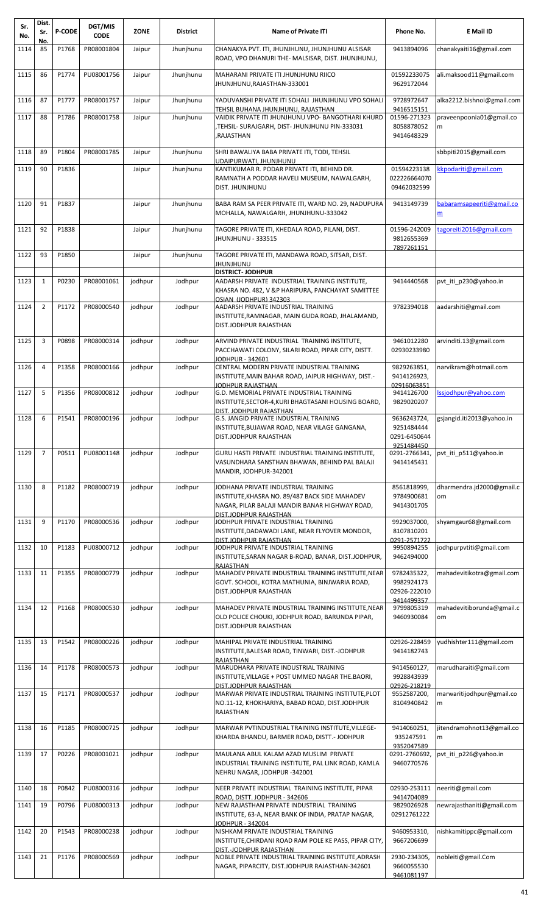| Sr. No. | Dist. Sr. No. | P-CODE | DGT/MIS CODE | ZONE | District | Name of Private ITI | Phone No. | E Mail ID |
|---|---|---|---|---|---|---|---|---|
| 1114 | 85 | P1768 | PR08001804 | Jaipur | Jhunjhunu | CHANAKYA PVT. ITI, JHUNJHUNU, JHUNJHUNU ALSISAR ROAD, VPO DHANURI THE- MALSISAR, DIST. JHUNJHUNU, | 9413894096 | chanakyaiti16@gmail.com |
| 1115 | 86 | P1774 | PU08001756 | Jaipur | Jhunjhunu | MAHARANI PRIVATE ITI JHUNJHUNU RIICO JHUNJHUNU,RAJASTHAN-333001 | 01592233075 9629172044 | ali.maksood11@gmail.com |
| 1116 | 87 | P1777 | PR08001757 | Jaipur | Jhunjhunu | YADUVANSHI PRIVATE ITI SOHALI JHUNJHUNU VPO SOHALI TEHSIL BUHANA JHUNJHUNU, RAJASTHAN | 9728972647 9416515151 | alka2212.bishnoi@gmail.com |
| 1117 | 88 | P1786 | PR08001758 | Jaipur | Jhunjhunu | VAIDIK PRIVATE ITI JHUNJHUNU VPO- BANGOTHARI KHURD ,TEHSIL- SURAJGARH, DIST- JHUNJHUNU PIN-333031 ,RAJASTHAN | 01596-271323 8058878052 9414648329 | praveenpoonia01@gmail.com |
| 1118 | 89 | P1804 | PR08001785 | Jaipur | Jhunjhunu | SHRI BAWALIYA BABA PRIVATE ITI, TODI, TEHSIL UDAIPURWATI, JHUNJHUNU | | sbbpiti2015@gmail.com |
| 1119 | 90 | P1836 | | Jaipur | Jhunjhunu | KANTIKUMAR R. PODAR PRIVATE ITI, BEHIND DR. RAMNATH A PODDAR HAVELI MUSEUM, NAWALGARH, DIST. JHUNJHUNU | 01594223138 022226664070 09462032599 | kkpodariti@gmail.com |
| 1120 | 91 | P1837 | | Jaipur | Jhunjhunu | BABA RAM SA PEER PRIVATE ITI, WARD NO. 29, NADUPURA MOHALLA, NAWALGARH, JHUNJHUNU-333042 | 9413149739 | babaramsapeeriti@gmail.com |
| 1121 | 92 | P1838 | | Jaipur | Jhunjhunu | TAGORE PRIVATE ITI, KHEDALA ROAD, PILANI, DIST. JHUNJHUNU - 333515 | 01596-242009 9812655369 7897261151 | tagoreiti2016@gmail.com |
| 1122 | 93 | P1850 | | Jaipur | Jhunjhunu | TAGORE PRIVATE ITI, MANDAWA ROAD, SITSAR, DIST. JHUNJHUNU | | |
| | | | | | | **DISTRICT- JODHPUR** | | |
| 1123 | 1 | P0230 | PR08001061 | jodhpur | Jodhpur | AADARSH PRIVATE INDUSTRIAL TRAINING INSTITUTE, KHASRA NO. 482, V &P HARIPURA, PANCHAYAT SAMITTEE OSIAN (JODHPUR) 342303 | 9414440568 | pvt_iti_p230@yahoo.in |
| 1124 | 2 | P1172 | PR08000540 | jodhpur | Jodhpur | AADARSH PRIVATE INDUSTRIAL TRAINING INSTITUTE,RAMNAGAR, MAIN GUDA ROAD, JHALAMAND, DIST.JODHPUR RAJASTHAN | 9782394018 | aadarshiti@gmail.com |
| 1125 | 3 | P0898 | PR08000314 | jodhpur | Jodhpur | ARVIND PRIVATE INDUSTRIAL TRAINING INSTITUTE, PACCHAWATI COLONY, SILARI ROAD, PIPAR CITY, DISTT. JODHPUR - 342601 | 9461012280 02930233980 | arvinditi.13@gmail.com |
| 1126 | 4 | P1358 | PR08000166 | jodhpur | Jodhpur | CENTRAL MODERN PRIVATE INDUSTRIAL TRAINING INSTITUTE,MAIN BAHAR ROAD, JAIPUR HIGHWAY, DIST.-JODHPUR RAJASTHAN | 9829263851, 9414126923, 02916063851 | narvikram@hotmail.com |
| 1127 | 5 | P1356 | PR08000812 | jodhpur | Jodhpur | G.D. MEMORIAL PRIVATE INDUSTRIAL TRAINING INSTITUTE,SECTOR-4,KURI BHAGTASANI HOUSING BOARD, DIST. JODHPUR RAJASTHAN | 9414126700 9829020207 | lssjodhpur@yahoo.com |
| 1128 | 6 | P1541 | PR08000196 | jodhpur | Jodhpur | G.S. JANGID PRIVATE INDUSTRIAL TRAINING INSTITUTE,BUJAWAR ROAD, NEAR VILAGE GANGANA, DIST.JODHPUR RAJASTHAN | 9636243724, 9251484444 0291-6450644 9251484450 | gsjangid.iti2013@yahoo.in |
| 1129 | 7 | P0511 | PU08001148 | jodhpur | Jodhpur | GURU HASTI PRIVATE INDUSTRIAL TRAINING INSTITUTE, VASUNDHARA SANSTHAN BHAWAN, BEHIND PAL BALAJI MANDIR, JODHPUR-342001 | 0291-2766341, 9414145431 | pvt_iti_p511@yahoo.in |
| 1130 | 8 | P1182 | PR08000719 | jodhpur | Jodhpur | JODHANA PRIVATE INDUSTRIAL TRAINING INSTITUTE,KHASRA NO. 89/487 BACK SIDE MAHADEV NAGAR, PILAR BALAJI MANDIR BANAR HIGHWAY ROAD, DIST.JODHPUR RAJASTHAN | 8561818999, 9784900681 9414301705 | dharmendra.jd2000@gmail.com |
| 1131 | 9 | P1170 | PR08000536 | jodhpur | Jodhpur | JODHPUR PRIVATE INDUSTRIAL TRAINING INSTITUTE,DADAWADI LANE, NEAR FLYOVER MONDOR, DIST.JODHPUR RAJASTHAN | 9929037000, 8107810201 0291-2571722 | shyamgaur68@gmail.com |
| 1132 | 10 | P1183 | PU08000712 | jodhpur | Jodhpur | JODHPUR PRIVATE INDUSTRIAL TRAINING INSTITUTE,SARAN NAGAR B-ROAD, BANAR, DIST.JODHPUR, RAJASTHAN | 9950894255 9462494000 | jodhpurpvtiti@gmail.com |
| 1133 | 11 | P1355 | PR08000779 | jodhpur | Jodhpur | MAHADEV PRIVATE INDUSTRIAL TRAINING INSTITUTE,NEAR GOVT. SCHOOL, KOTRA MATHUNIA, BINJWARIA ROAD, DIST.JODHPUR RAJASTHAN | 9782435322, 9982924173 02926-222010 9414499357 | mahadevitikotra@gmail.com |
| 1134 | 12 | P1168 | PR08000530 | jodhpur | Jodhpur | MAHADEV PRIVATE INDUSTRIAL TRAINING INSTITUTE,NEAR OLD POLICE CHOUKI, JODHPUR ROAD, BARUNDA PIPAR, DIST.JODHPUR RAJASTHAN | 9799805319 9460930084 | mahadevitiborunda@gmail.com |
| 1135 | 13 | P1542 | PR08000226 | jodhpur | Jodhpur | MAHIPAL PRIVATE INDUSTRIAL TRAINING INSTITUTE,BALESAR ROAD, TINWARI, DIST.-JODHPUR RAJASTHAN | 02926-228459 9414182743 | yudhishter111@gmail.com |
| 1136 | 14 | P1178 | PR08000573 | jodhpur | Jodhpur | MARUDHARA PRIVATE INDUSTRIAL TRAINING INSTITUTE,VILLAGE + POST UMMED NAGAR THE.BAORI, DIST.JODHPUR RAJASTHAN | 9414560127, 9928843939 02926-218219 | marudharaiti@gmail.com |
| 1137 | 15 | P1171 | PR08000537 | jodhpur | Jodhpur | MARWAR PRIVATE INDUSTRIAL TRAINING INSTITUTE,PLOT NO.11-12, KHOKHARIYA, BABAD ROAD, DIST.JODHPUR RAJASTHAN | 9552587200, 8104940842 | marwaritijodhpur@gmail.com |
| 1138 | 16 | P1185 | PR08000725 | jodhpur | Jodhpur | MARWAR PVTINDUSTRIAL TRAINING INSTITUTE,VILLEGE-KHARDA BHANDU, BARMER ROAD, DISTT.- JODHPUR | 9414060251, 935247591 9352047589 | jitendramohnot13@gmail.com |
| 1139 | 17 | P0226 | PR08001021 | jodhpur | Jodhpur | MAULANA ABUL KALAM AZAD MUSLIM PRIVATE INDUSTRIAL TRAINING INSTITUTE, PAL LINK ROAD, KAMLA NEHRU NAGAR, JODHPUR -342001 | 0291-2760692, 9460770576 | pvt_iti_p226@yahoo.in |
| 1140 | 18 | P0842 | PU08000316 | jodhpur | Jodhpur | NEER PRIVATE INDUSTRIAL TRAINING INSTITUTE, PIPAR ROAD, DISTT. JODHPUR - 342606 | 02930-253111 9414704089 | neeriti@gmail.com |
| 1141 | 19 | P0796 | PU08000313 | jodhpur | Jodhpur | NEW RAJASTHAN PRIVATE INDUSTRIAL TRAINING INSTITUTE, 63-A, NEAR BANK OF INDIA, PRATAP NAGAR, JODHPUR - 342004 | 9829026928 02912761222 | newrajasthaniti@gmail.com |
| 1142 | 20 | P1543 | PR08000238 | jodhpur | Jodhpur | NISHKAM PRIVATE INDUSTRIAL TRAINING INSTITUTE,CHIRDANI ROAD RAM POLE KE PASS, PIPAR CITY, DIST.-JODHPUR RAJASTHAN | 9460953310, 9667206699 | nishkamitippc@gmail.com |
| 1143 | 21 | P1176 | PR08000569 | jodhpur | Jodhpur | NOBLE PRIVATE INDUSTRIAL TRAINING INSTITUTE,ADRASH NAGAR, PIPARCITY, DIST.JODHPUR RAJASTHAN-342601 | 2930-234305, 9660055530 9461081197 | nobleiti@gmail.Com |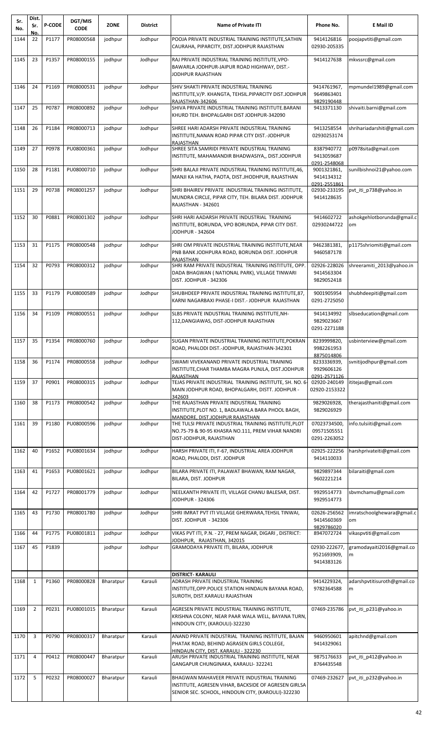| Sr. No. | Dist. Sr. No. | P-CODE | DGT/MIS CODE | ZONE | District | Name of Private ITI | Phone No. | E Mail ID |
|---|---|---|---|---|---|---|---|---|
| 1144 | 22 | P1177 | PR08000568 | jodhpur | Jodhpur | POOJA PRIVATE INDUSTRIAL TRAINING INSTITUTE,SATHIN CAURAHA, PIPARCITY, DIST.JODHPUR RAJASTHAN | 9414126816 02930-205335 | poojapvtiti@gmail.com |
| 1145 | 23 | P1357 | PR08000155 | jodhpur | Jodhpur | RAJ PRIVATE INDUSTRIAL TRAINING INSTITUTE,VPO-BAWARLA JODHPUR-JAIPUR ROAD HIGHWAY, DIST.-JODHPUR RAJASTHAN | 9414127638 | mkvssrc@gmail.com |
| 1146 | 24 | P1169 | PR08000531 | jodhpur | Jodhpur | SHIV SHAKTI PRIVATE INDUSTRIAL TRAINING INSTITUTE,V/P. KHANGTA, TEHSIL.PIPARCITY DIST.JODHPUR RAJASTHAN-342606 | 9414761967, 9649863401 9829190448 | mpmundel1989@gmail.com |
| 1147 | 25 | P0787 | PR08000892 | jodhpur | Jodhpur | SHIVA PRIVATE INDUSTRIAL TRAINING INSTITUTE.BARANI KHURD TEH. BHOPALGARH DIST JODHPUR-342090 | 9413371130 | shivaiti.barni@gmail.com |
| 1148 | 26 | P1184 | PR08000713 | jodhpur | Jodhpur | SHREE HARI ADARSH PRIVATE INDUSTRIAL TRAINING INSTITUTE,NANAN ROAD PIPAR CITY DIST.-JODHPUR RAJASTHAN | 9413258554 02930253174 | shrihariadarshiti@gmail.com |
| 1149 | 27 | P0978 | PU08000361 | jodhpur | Jodhpur | SHREE SITA SAMRIDI PRIVATE INDUSTRIAL TRAINING INSTITUTE, MAHAMANDIR BHADWASIYA,, DIST.JODHPUR | 8387940772 9413059687 0291-2548068 | p0978sita@gmail.com |
| 1150 | 28 | P1181 | PU08000710 | jodhpur | Jodhpur | SHRI BALAJI PRIVATE INDUSTRIAL TRAINING INSTITUTE,46, MANJI KA HATHA, PAOTA, DIST.JHODHPUR, RAJASTHAN | 9001321861, 9414134312 0291-2551861 | sunilbishnoi21@yahoo.com |
| 1151 | 29 | P0738 | PR08001257 | jodhpur | Jodhpur | SHRI BHAIREV PRIVATE INDUSTRIAL TRAINING INSTITUTE, MUNDRA CIRCLE, PIPAR CITY, TEH. BILARA DIST. JODHPUR RAJASTHAN - 342601 | 02930-233195 9414128635 | pvt_iti_p738@yahoo.in |
| 1152 | 30 | P0881 | PR08001302 | jodhpur | Jodhpur | SHRI HARI AADARSH PRIVATE INDUSTRIAL TRAINING INSTITUTE, BORUNDA, VPO BORUNDA, PIPAR CITY DIST. JODHPUR - 342604 | 9414602722 02930244722 | ashokgehlotborunda@gmail.com |
| 1153 | 31 | P1175 | PR08000548 | jodhpur | Jodhpur | SHRI OM PRIVATE INDUSTRIAL TRAINING INSTITUTE,NEAR PNB BANK JODHPURA ROAD, BORUNDA DIST. JODHPUR RAJASTHAN | 9462381381, 9460587178 | p1175shriomiti@gmail.com |
| 1154 | 32 | P0793 | PR08000312 | jodhpur | Jodhpur | SHRI RAM PRIVATE INDUSTRIAL TRAINING INSTITUTE, OPP. DADA BHAGWAN ( NATIONAL PARK), VILLAGE TINWARI DIST. JODHPUR - 342306 | 02926-228026 9414563304 9829052418 | shreeramiti_2013@yahoo.in |
| 1155 | 33 | P1179 | PU08000589 | jodhpur | Jodhpur | SHUBHDEEP PRIVATE INDUSTRIAL TRAINING INSTITUTE,87, KARNI NAGARBAXI PHASE-I DIST.- JODHPUR RAJASTHAN | 9001905954 0291-2725050 | shubhdeepiti@gmail.com |
| 1156 | 34 | P1109 | PR08000551 | jodhpur | Jodhpur | SLBS PRIVATE INDUSTRIAL TRAINING INSTITUTE,NH-112,DANGIAWAS, DIST-JODHPUR RAJASTHAN | 9414134992 9829023667 0291-2271188 | slbseducation@gmail.com |
| 1157 | 35 | P1354 | PR08000760 | jodhpur | Jodhpur | SUGAN PRIVATE INDUSTRIAL TRAINING INSTITUTE,POKRAN ROAD, PHALODI DIST.-JODHPUR, RAJASTHAN-342301 | 8239999820, 9982261953 8875014806 | usbinterview@gmail.com |
| 1158 | 36 | P1174 | PR08000558 | jodhpur | Jodhpur | SWAMI VIVEKANAND PRIVATE INDUSTRIAL TRAINING INSTITUTE,CHAR THAMBA MAGRA PUNJLA, DIST.JODHPUR RAJASTHAN | 8233336939, 9929606126 0291-2571126 | svnitijodhpur@gmail.com |
| 1159 | 37 | P0901 | PR08000315 | jodhpur | Jodhpur | TEJAS PRIVATE INDUSTRIAL TRAINING INSTITUTE, SH. NO. 6- MAIN JODHPUR ROAD, BHOPALGARH, DISTT. JODHPUR - 342603 | 02920-240149 02920-2153322 | ititejas@gmail.com |
| 1160 | 38 | P1173 | PR08000542 | jodhpur | Jodhpur | THE RAJASTHAN PRIVATE INDUSTRIAL TRAINING INSTITUTE,PLOT NO. 1, BADLAWALA BARA PHOOL BAGH, MANDORE, DIST.JODHPUR RAJASTHAN | 9829026928, 9829026929 | therajasthaniti@gmail.com |
| 1161 | 39 | P1180 | PU08000596 | jodhpur | Jodhpur | THE TULSI PRIVATE INDUSTRIAL TRAINING INSTITUTE,PLOT NO.75-79 & 90-95 KHASRA NO.111, PREM VIHAR NANDRI DIST-JODHPUR, RAJASTHAN | 07023734500, 09571505551 0291-2263052 | info.tulsiiti@gmail.com |
| 1162 | 40 | P1652 | PU08001634 | jodhpur | Jodhpur | HARSH PRIVATE ITI, F-67, INDUSTRIAL AREA JODHPUR ROAD, PHALODI, DIST. JODHPUR | 02925-222256 9414110033 | harshprivateiti@gmail.com |
| 1163 | 41 | P1653 | PU08001621 | jodhpur | Jodhpur | BILARA PRIVATE ITI, PALAWAT BHAWAN, RAM NAGAR, BILARA, DIST. JODHPUR | 9829897344 9602221214 | bilaraiti@gmail.com |
| 1164 | 42 | P1727 | PR08001779 | jodhpur | Jodhpur | NEELKANTH PRIVATE ITI, VILLAGE CHANU BALESAR, DIST. JODHPUR - 324306 | 9929514773 9929514773 | sbvmchamu@gmail.com |
| 1165 | 43 | P1730 | PR08001780 | jodhpur | Jodhpur | SHRI IMRAT PVT ITI VILLAGE GHERWARA,TEHSIL TINWAI, DIST. JODHPUR - 342306 | 02626-256562 9414560369 9829786020 | imratschoolghewara@gmail.com |
| 1166 | 44 | P1775 | PU08001811 | jodhpur | Jodhpur | VIKAS PVT ITI, P.N. - 27, PREM NAGAR, DIGARI , DISTRICT: JODHPUR, RAJASTHAN, 342015 | 8947072724 | vikaspvtiti@gmail.com |
| 1167 | 45 | P1839 | | jodhpur | Jodhpur | GRAMODAYA PRIVATE ITI, BILARA, JODHPUR | 02930-222677, 9521693909, 9414383126 | gramodayaiti2016@gmail.com |
| | | | | | | **DISTRICT- KARAULI** | | |
| 1168 | 1 | P1360 | PR08000828 | Bharatpur | Karauli | ADRASH PRIVATE INDUSTRIAL TRAINING INSTITUTE,OPP.POLICE STATION HINDAUN BAYANA ROAD, SUROTH, DIST.KARAULI RAJASTHAN | 9414229324, 9782364588 | adarshpvtitisuroth@gmail.com |
| 1169 | 2 | P0231 | PU08001015 | Bharatpur | Karauli | AGRESEN PRIVATE INDUSTRIAL TRAINING INSTITUTE, KRISHNA COLONY, NEAR PAAR WALA WELL, BAYANA TURN, HINDOUN CITY, (KAROULI)-322230 | 07469-235786 | pvt_iti_p231@yahoo.in |
| 1170 | 3 | P0790 | PR08000317 | Bharatpur | Karauli | ANAND PRIVATE INDUSTRIAL TRAINING INSTITUTE, BAJAN PHATAK ROAD, BEHIND AGRASEN GIRLS COLLEGE, HINDAUN CITY, DIST. KARAULI - 322230 | 9460950601 9414329061 | apitchnd@gmail.com |
| 1171 | 4 | P0412 | PR08000447 | Bharatpur | Karauli | ARUSH PRIVATE INDUSTRIAL TRAINING INSTITUTE, NEAR GANGAPUR CHUNGINAKA, KARAULI- 322241 | 9875176633 8764435548 | pvt_iti_p412@yahoo.in |
| 1172 | 5 | P0232 | PR08000027 | Bharatpur | Karauli | BHAGWAN MAHAVEER PRIVATE INDUSTRIAL TRAINING INSTITUTE, AGRESEN VIHAR, BACKSIDE OF AGRESEN GIRLSA SENIOR SEC. SCHOOL, HINDOUN CITY, (KAROULI)-322230 | 07469-232627 | pvt_iti_p232@yahoo.in |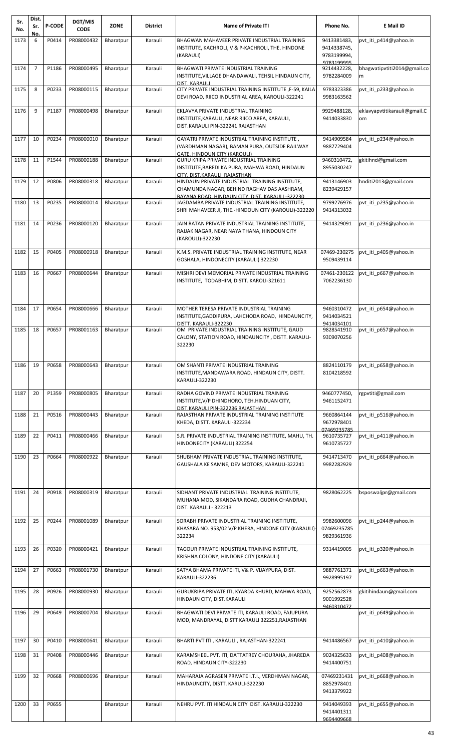| Sr. No. | Dist. Sr. No. | P-CODE | DGT/MIS CODE | ZONE | District | Name of Private ITI | Phone No. | E Mail ID |
|---|---|---|---|---|---|---|---|---|
| 1173 | 6 | P0414 | PR08000432 | Bharatpur | Karauli | BHAGWAN MAHAVEER PRIVATE INDUSTRIAL TRAINING INSTITUTE, KACHROLI, V & P-KACHROLI, THE. HINDONE (KARAULI) | 9413381483, 9414338745, 9783199994, 9783199995 | pvt_iti_p414@yahoo.in |
| 1174 | 7 | P1186 | PR08000495 | Bharatpur | Karauli | BHAGWATI PRIVATE INDUSTRIAL TRAINING INSTITUTE,VILLAGE DHANDAWALI, TEHSIL HINDAUN CITY, DIST. KARAULI | 9214432228, 9782284009 | bhagwatipvtiti2014@gmail.com |
| 1175 | 8 | P0233 | PR08000115 | Bharatpur | Karauli | CITY PRIVATE INDUSTRIAL TRAINING INSTITUTE ,F-59, KAILA DEVI ROAD, RIICO INDUSTRIAL AREA, KAROULI-322241 | 9783323386 9983163562 | pvt_iti_p233@yahoo.in |
| 1176 | 9 | P1187 | PR08000498 | Bharatpur | Karauli | EKLAVYA PRIVATE INDUSTRIAL TRAINING INSTITUTE,KARAULI, NEAR RIICO AREA, KARAULI, DIST.KARAULI PIN-322241 RAJASTHAN | 9929488128, 9414033830 | eklavyapvtitikarauli@gmail.Com |
| 1177 | 10 | P0234 | PR08000010 | Bharatpur | Karauli | GAYATRI PRIVATE INDUSTRIAL TRAINING INSTITUTE , (VARDHMAN NAGAR), BAMAN PURA, OUTSIDE RAILWAY GATE, HINDOUN CITY (KAROULI) | 9414909584 9887729404 | pvt_iti_p234@yahoo.in |
| 1178 | 11 | P1544 | PR08000188 | Bharatpur | Karauli | GURU KRIPA PRIVATE INDUSTRIAL TRAINING INSTITUTE,BAREDI KA PURA, MAHWA ROAD, HINDAUN CITY, DIST.KARAULI RAJASTHAN | 9460310472, 8955030247 | gkitihnd@gmail.com |
| 1179 | 12 | P0806 | PR08000318 | Bharatpur | Karauli | HINDAUN PRIVATE INDUSTRIAL TRAINING INSTITUTE, CHAMUNDA NAGAR, BEHIND RAGHAV DAS AASHRAM, BAYANA ROAD, HINDAUN CITY, DIST. KARAULI -322230 | 9413146903 8239429157 | hnditi2013@gmail.com |
| 1180 | 13 | P0235 | PR08000014 | Bharatpur | Karauli | JAGDAMBA PRIVATE INDUSTRIAL TRAINING INSTITUTE, SHRI MAHAVEER JI, THE.-HINDOUN CITY (KAROULI)-322220 | 9799276976 9414313032 | pvt_iti_p235@yahoo.in |
| 1181 | 14 | P0236 | PR08000120 | Bharatpur | Karauli | JAIN RATAN PRIVATE INDUSTRIAL TRAINING INSTITUTE, RAJJAK NAGAR, NEAR NAYA THANA, HINDOUN CITY (KAROULI)-322230 | 9414329091 | pvt_iti_p236@yahoo.in |
| 1182 | 15 | P0405 | PR08000918 | Bharatpur | Karauli | K.M.S. PRIVATE INDUSTRIAL TRAINING INSTITUTE, NEAR GOSHALA, HINDONECITY (KARAULI) 322230 | 07469-230275 9509439114 | pvt_iti_p405@yahoo.in |
| 1183 | 16 | P0667 | PR08000644 | Bharatpur | Karauli | MISHRI DEVI MEMORIAL PRIVATE INDUSTRIAL TRAINING INSTITUTE, TODABHIM, DISTT. KAROLI-321611 | 07461-230122 7062236130 | pvt_iti_p667@yahoo.in |
| 1184 | 17 | P0654 | PR08000666 | Bharatpur | Karauli | MOTHER TERESA PRIVATE INDUSTRIAL TRAINING INSTITUTE,GADDIPURA, LAHCHODA ROAD, HINDAUNCITY, DISTT. KARAULI-322230 | 9460310472 9414034521 9414034101 | pvt_iti_p654@yahoo.in |
| 1185 | 18 | P0657 | PR08001163 | Bharatpur | Karauli | OM PRIVATE INDUSTRIAL TRAINING INSTITUTE, GAUD CALONY, STATION ROAD, HINDAUNCITY , DISTT. KARAULI-322230 | 9828541910 9309070256 | pvt_iti_p657@yahoo.in |
| 1186 | 19 | P0658 | PR08000643 | Bharatpur | Karauli | OM SHANTI PRIVATE INDUSTRIAL TRAINING INSTITUTE,MANDAWARA ROAD, HINDAUN CITY, DISTT. KARAULI-322230 | 8824110179 8104218592 | pvt_iti_p658@yahoo.in |
| 1187 | 20 | P1359 | PR08000805 | Bharatpur | Karauli | RADHA GOVIND PRIVATE INDUSTRIAL TRAINING INSTITUTE,V/P DHINDHORO, TEH.HINDUAN CITY, DIST.KARAULI PIN-322236 RAJASTHAN | 9460777450, 9461152471 | rgpvtiti@gmail.com |
| 1188 | 21 | P0516 | PR08000443 | Bharatpur | Karauli | RAJASTHAN PRIVATE INDUSTRIAL TRAINING INSTITUTE KHEDA, DISTT. KARAULI-322234 | 9660864144 9672978401 07469235785 | pvt_iti_p516@yahoo.in |
| 1189 | 22 | P0411 | PR08000466 | Bharatpur | Karauli | S.R. PRIVATE INDUSTRIAL TRAINING INSTITUTE, MAHU, TH. HINDONECITY (KARAULI) 322254 | 9610735727 9610735727 | pvt_iti_p411@yahoo.in |
| 1190 | 23 | P0664 | PR08000922 | Bharatpur | Karauli | SHUBHAM PRIVATE INDUSTRIAL TRAINING INSTITUTE, GAUSHALA KE SAMNE, DEV MOTORS, KARAULI-322241 | 9414713470 9982282929 | pvt_iti_p664@yahoo.in |
| 1191 | 24 | P0918 | PR08000319 | Bharatpur | Karauli | SIDHANT PRIVATE INDUSTRIAL TRAINING INSTITUTE, MUHANA MOD, SIKANDARA ROAD, GUDHA CHANDRAJI, DIST. KARAULI - 322213 | 9828062225 | bsposwaljpr@gmail.com |
| 1192 | 25 | P0244 | PR08001089 | Bharatpur | Karauli | SORABH PRIVATE INDUSTRIAL TRAINING INSTITUTE, KHASARA NO. 953/02 V/P KHERA, HINDONE CITY (KARAULI)-322234 | 9982600096 07469235785 9829361936 | pvt_iti_p244@yahoo.in |
| 1193 | 26 | P0320 | PR08000421 | Bharatpur | Karauli | TAGOUR PRIVATE INDUSTRIAL TRAINING INSTITUTE, KRISHNA COLONY, HINDONE CITY (KARAULI) | 9314419005 | pvt_iti_p320@yahoo.in |
| 1194 | 27 | P0663 | PR08001730 | Bharatpur | Karauli | SATYA BHAMA PRIVATE ITI, V& P. VIJAYPURA, DIST. KARAULI-322236 | 9887761371 9928995197 | pvt_iti_p663@yahoo.in |
| 1195 | 28 | P0926 | PR08000930 | Bharatpur | Karauli | GURUKRIPA PRIVATE ITI, KYARDA KHURD, MAHWA ROAD, HINDAUN CITY, DIST.KARAULI | 9252562873 9001992528 9460310472 | gkitihindaun@gmail.com |
| 1196 | 29 | P0649 | PR08000704 | Bharatpur | Karauli | BHAGWATI DEVI PRIVATE ITI, KARAULI ROAD, FAJUPURA MOD, MANDRAYAL, DISTT KARAULI 322251,RAJASTHAN | | pvt_iti_p649@yahoo.in |
| 1197 | 30 | P0410 | PR08000641 | Bharatpur | Karauli | BHARTI PVT ITI , KARAULI , RAJASTHAN-322241 | 9414486567 | pvt_iti_p410@yahoo.in |
| 1198 | 31 | P0408 | PR08000446 | Bharatpur | Karauli | KARAMSHEEL PVT. ITI, DATTATREY CHOURAHA, JHAREDA ROAD, HINDAUN CITY-322230 | 9024325633 9414400751 | pvt_iti_p408@yahoo.in |
| 1199 | 32 | P0668 | PR08000696 | Bharatpur | Karauli | MAHARAJA AGRASEN PRIVATE I.T.I., VERDHMAN NAGAR, HINDAUNCITY, DISTT. KARULI-322230 | 07469231431 8852978401 9413379922 | pvt_iti_p668@yahoo.in |
| 1200 | 33 | P0655 | | Bharatpur | Karauli | NEHRU PVT. ITI HINDAUN CITY DIST. KARAULI-322230 | 9414049393 9414401311 9694409668 | pvt_iti_p655@yahoo.in |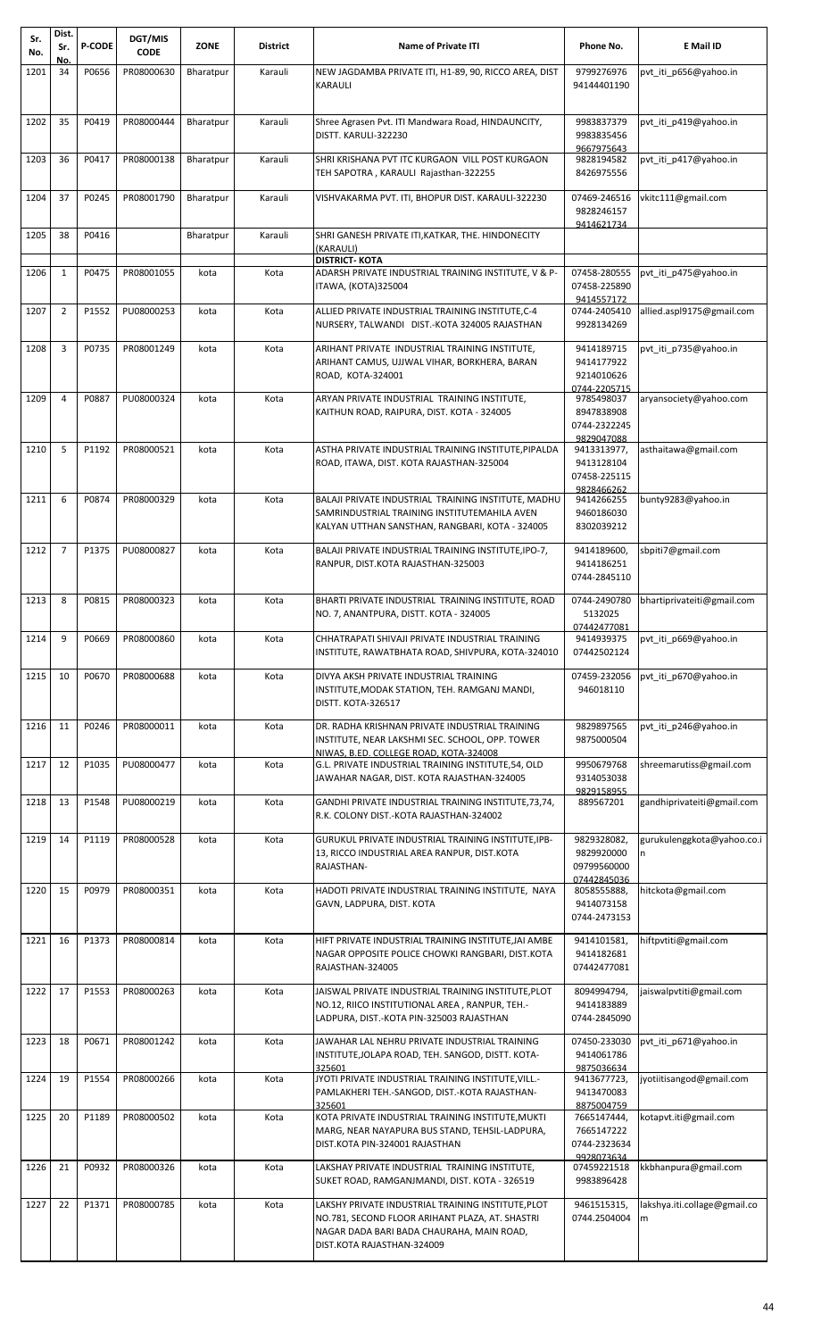| Sr. No. | Dist. Sr. No. | P-CODE | DGT/MIS CODE | ZONE | District | Name of Private ITI | Phone No. | E Mail ID |
|---|---|---|---|---|---|---|---|---|
| 1201 | 34 | P0656 | PR08000630 | Bharatpur | Karauli | NEW JAGDAMBA PRIVATE ITI, H1-89, 90, RICCO AREA, DIST KARAULI | 9799276976 94144401190 | pvt_iti_p656@yahoo.in |
| 1202 | 35 | P0419 | PR08000444 | Bharatpur | Karauli | Shree Agrasen Pvt. ITI Mandwara Road, HINDAUNCITY, DISTT. KARULI-322230 | 9983837379 9983835456 9667975643 | pvt_iti_p419@yahoo.in |
| 1203 | 36 | P0417 | PR08000138 | Bharatpur | Karauli | SHRI KRISHANA PVT ITC KURGAON VILL POST KURGAON TEH SAPOTRA , KARAULI Rajasthan-322255 | 9828194582 8426975556 | pvt_iti_p417@yahoo.in |
| 1204 | 37 | P0245 | PR08001790 | Bharatpur | Karauli | VISHVAKARMA PVT. ITI, BHOPUR DIST. KARAULI-322230 | 07469-246516 9828246157 9414621734 | vkitc111@gmail.com |
| 1205 | 38 | P0416 | | Bharatpur | Karauli | SHRI GANESH PRIVATE ITI,KATKAR, THE. HINDONECITY (KARAULI) | | |
| | | | | | | **DISTRICT- KOTA** | | |
| 1206 | 1 | P0475 | PR08001055 | kota | Kota | ADARSH PRIVATE INDUSTRIAL TRAINING INSTITUTE, V & P-ITAWA, (KOTA)325004 | 07458-280555 07458-225890 9414557172 | pvt_iti_p475@yahoo.in |
| 1207 | 2 | P1552 | PU08000253 | kota | Kota | ALLIED PRIVATE INDUSTRIAL TRAINING INSTITUTE,C-4 NURSERY, TALWANDI DIST.-KOTA 324005 RAJASTHAN | 0744-2405410 9928134269 | allied.aspl9175@gmail.com |
| 1208 | 3 | P0735 | PR08001249 | kota | Kota | ARIHANT PRIVATE INDUSTRIAL TRAINING INSTITUTE, ARIHANT CAMUS, UJJWAL VIHAR, BORKHERA, BARAN ROAD, KOTA-324001 | 9414189715 9414177922 9214010626 0744-2205715 | pvt_iti_p735@yahoo.in |
| 1209 | 4 | P0887 | PU08000324 | kota | Kota | ARYAN PRIVATE INDUSTRIAL TRAINING INSTITUTE, KAITHUN ROAD, RAIPURA, DIST. KOTA - 324005 | 9785498037 8947838908 0744-2322245 9829047088 | aryansociety@yahoo.com |
| 1210 | 5 | P1192 | PR08000521 | kota | Kota | ASTHA PRIVATE INDUSTRIAL TRAINING INSTITUTE,PIPALDA ROAD, ITAWA, DIST. KOTA RAJASTHAN-325004 | 9413313977, 9413128104 07458-225115 9828466262 | asthaitawa@gmail.com |
| 1211 | 6 | P0874 | PR08000329 | kota | Kota | BALAJI PRIVATE INDUSTRIAL TRAINING INSTITUTE, MADHU SAMRINDUSTRIAL TRAINING INSTITUTEMAHILA AVEN KALYAN UTTHAN SANSTHAN, RANGBARI, KOTA - 324005 | 9414266255 9460186030 8302039212 | bunty9283@yahoo.in |
| 1212 | 7 | P1375 | PU08000827 | kota | Kota | BALAJI PRIVATE INDUSTRIAL TRAINING INSTITUTE,IPO-7, RANPUR, DIST.KOTA RAJASTHAN-325003 | 9414189600, 9414186251 0744-2845110 | sbpiti7@gmail.com |
| 1213 | 8 | P0815 | PR08000323 | kota | Kota | BHARTI PRIVATE INDUSTRIAL TRAINING INSTITUTE, ROAD NO. 7, ANANTPURA, DISTT. KOTA - 324005 | 0744-2490780 5132025 07442477081 | bhartiprivateiti@gmail.com |
| 1214 | 9 | P0669 | PR08000860 | kota | Kota | CHHATRAPATI SHIVAJI PRIVATE INDUSTRIAL TRAINING INSTITUTE, RAWATBHATA ROAD, SHIVPURA, KOTA-324010 | 9414939375 07442502124 | pvt_iti_p669@yahoo.in |
| 1215 | 10 | P0670 | PR08000688 | kota | Kota | DIVYA AKSH PRIVATE INDUSTRIAL TRAINING INSTITUTE,MODAK STATION, TEH. RAMGANJ MANDI, DISTT. KOTA-326517 | 07459-232056 946018110 | pvt_iti_p670@yahoo.in |
| 1216 | 11 | P0246 | PR08000011 | kota | Kota | DR. RADHA KRISHNAN PRIVATE INDUSTRIAL TRAINING INSTITUTE, NEAR LAKSHMI SEC. SCHOOL, OPP. TOWER NIWAS, B.ED. COLLEGE ROAD, KOTA-324008 | 9829897565 9875000504 | pvt_iti_p246@yahoo.in |
| 1217 | 12 | P1035 | PU08000477 | kota | Kota | G.L. PRIVATE INDUSTRIAL TRAINING INSTITUTE,54, OLD JAWAHAR NAGAR, DIST. KOTA RAJASTHAN-324005 | 9950679768 9314053038 9829158955 | shreemarutiss@gmail.com |
| 1218 | 13 | P1548 | PU08000219 | kota | Kota | GANDHI PRIVATE INDUSTRIAL TRAINING INSTITUTE,73,74, R.K. COLONY DIST.-KOTA RAJASTHAN-324002 | 889567201 | gandhiprivateiti@gmail.com |
| 1219 | 14 | P1119 | PR08000528 | kota | Kota | GURUKUL PRIVATE INDUSTRIAL TRAINING INSTITUTE,IPB-13, RICCO INDUSTRIAL AREA RANPUR, DIST.KOTA RAJASTHAN- | 9829328082, 9829920000 09799560000 07442845036 | gurukulenggkota@yahoo.co.in |
| 1220 | 15 | P0979 | PR08000351 | kota | Kota | HADOTI PRIVATE INDUSTRIAL TRAINING INSTITUTE, NAYA GAVN, LADPURA, DIST. KOTA | 8058555888, 9414073158 0744-2473153 | hitckota@gmail.com |
| 1221 | 16 | P1373 | PR08000814 | kota | Kota | HIFT PRIVATE INDUSTRIAL TRAINING INSTITUTE,JAI AMBE NAGAR OPPOSITE POLICE CHOWKI RANGBARI, DIST.KOTA RAJASTHAN-324005 | 9414101581, 9414182681 07442477081 | hiftpvtiti@gmail.com |
| 1222 | 17 | P1553 | PR08000263 | kota | Kota | JAISWAL PRIVATE INDUSTRIAL TRAINING INSTITUTE,PLOT NO.12, RIICO INSTITUTIONAL AREA , RANPUR, TEH.-LADPURA, DIST.-KOTA PIN-325003 RAJASTHAN | 8094994794, 9414183889 0744-2845090 | jaiswalpvtiti@gmail.com |
| 1223 | 18 | P0671 | PR08001242 | kota | Kota | JAWAHAR LAL NEHRU PRIVATE INDUSTRIAL TRAINING INSTITUTE,JOLAPA ROAD, TEH. SANGOD, DISTT. KOTA-325601 | 07450-233030 9414061786 9875036634 | pvt_iti_p671@yahoo.in |
| 1224 | 19 | P1554 | PR08000266 | kota | Kota | JYOTI PRIVATE INDUSTRIAL TRAINING INSTITUTE,VILL.-PAMLAKHERI TEH.-SANGOD, DIST.-KOTA RAJASTHAN-325601 | 9413677723, 9413470083 8875004759 | jyotiitisangod@gmail.com |
| 1225 | 20 | P1189 | PR08000502 | kota | Kota | KOTA PRIVATE INDUSTRIAL TRAINING INSTITUTE,MUKTI MARG, NEAR NAYAPURA BUS STAND, TEHSIL-LADPURA, DIST.KOTA PIN-324001 RAJASTHAN | 7665147444, 7665147222 0744-2323634 9928073634 | kotapvt.iti@gmail.com |
| 1226 | 21 | P0932 | PR08000326 | kota | Kota | LAKSHAY PRIVATE INDUSTRIAL TRAINING INSTITUTE, SUKET ROAD, RAMGANJMANDI, DIST. KOTA - 326519 | 07459221518 9983896428 | kkbhanpura@gmail.com |
| 1227 | 22 | P1371 | PR08000785 | kota | Kota | LAKSHY PRIVATE INDUSTRIAL TRAINING INSTITUTE,PLOT NO.781, SECOND FLOOR ARIHANT PLAZA, AT. SHASTRI NAGAR DADA BARI BADA CHAURAHA, MAIN ROAD, DIST.KOTA RAJASTHAN-324009 | 9461515315, 0744.2504004 | lakshya.iti.collage@gmail.com |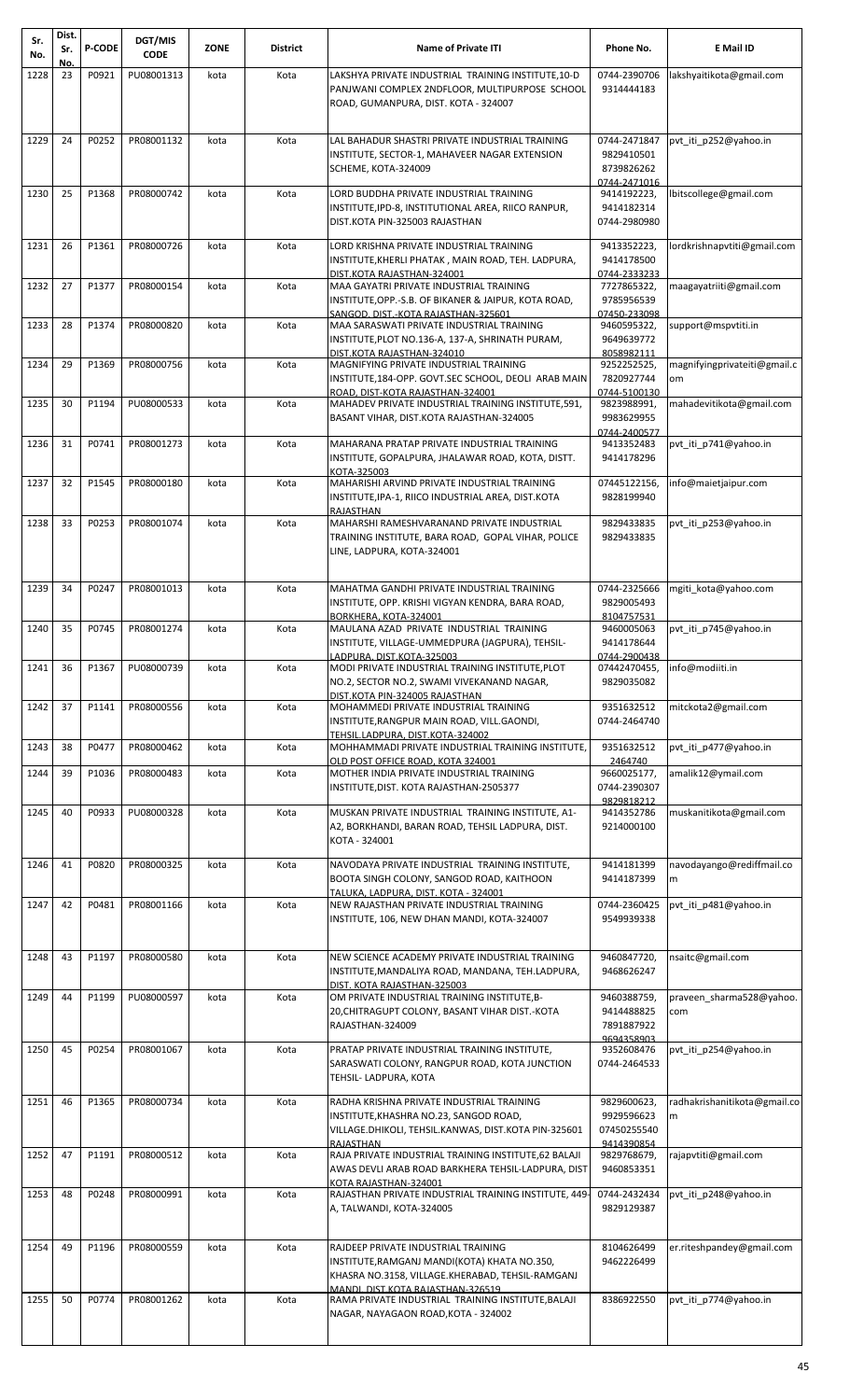| Sr. No. | Dist. Sr. No. | P-CODE | DGT/MIS CODE | ZONE | District | Name of Private ITI | Phone No. | E Mail ID |
|---|---|---|---|---|---|---|---|---|
| 1228 | 23 | P0921 | PU08001313 | kota | Kota | LAKSHYA PRIVATE INDUSTRIAL TRAINING INSTITUTE,10-D PANJWANI COMPLEX 2NDFLOOR, MULTIPURPOSE SCHOOL ROAD, GUMANPURA, DIST. KOTA - 324007 | 0744-2390706 9314444183 | lakshyaitikota@gmail.com |
| 1229 | 24 | P0252 | PR08001132 | kota | Kota | LAL BAHADUR SHASTRI PRIVATE INDUSTRIAL TRAINING INSTITUTE, SECTOR-1, MAHAVEER NAGAR EXTENSION SCHEME, KOTA-324009 | 0744-2471847 9829410501 8739826262 0744-2471016 | pvt_iti_p252@yahoo.in |
| 1230 | 25 | P1368 | PR08000742 | kota | Kota | LORD BUDDHA PRIVATE INDUSTRIAL TRAINING INSTITUTE,IPD-8, INSTITUTIONAL AREA, RIICO RANPUR, DIST.KOTA PIN-325003 RAJASTHAN | 9414192223, 9414182314 0744-2980980 | lbitscollege@gmail.com |
| 1231 | 26 | P1361 | PR08000726 | kota | Kota | LORD KRISHNA PRIVATE INDUSTRIAL TRAINING INSTITUTE,KHERLI PHATAK , MAIN ROAD, TEH. LADPURA, DIST.KOTA RAJASTHAN-324001 | 9413352223, 9414178500 0744-2333233 | lordkrishnapvtiti@gmail.com |
| 1232 | 27 | P1377 | PR08000154 | kota | Kota | MAA GAYATRI PRIVATE INDUSTRIAL TRAINING INSTITUTE,OPP.-S.B. OF BIKANER & JAIPUR, KOTA ROAD, SANGOD. DIST.-KOTA RAJASTHAN-325601 | 7727865322, 9785956539 07450-233098 | maagayatriiti@gmail.com |
| 1233 | 28 | P1374 | PR08000820 | kota | Kota | MAA SARASWATI PRIVATE INDUSTRIAL TRAINING INSTITUTE,PLOT NO.136-A, 137-A, SHRINATH PURAM, DIST.KOTA RAJASTHAN-324010 | 9460595322, 9649639772 8058982111 | support@mspvtiti.in |
| 1234 | 29 | P1369 | PR08000756 | kota | Kota | MAGNIFYING PRIVATE INDUSTRIAL TRAINING INSTITUTE,184-OPP. GOVT.SEC SCHOOL, DEOLI ARAB MAIN ROAD, DIST-KOTA RAJASTHAN-324001 | 9252252525, 7820927744 0744-5100130 | magnifyingprivateiti@gmail.com |
| 1235 | 30 | P1194 | PU08000533 | kota | Kota | MAHADEV PRIVATE INDUSTRIAL TRAINING INSTITUTE,591, BASANT VIHAR, DIST.KOTA RAJASTHAN-324005 | 9823988991, 9983629955 0744-2400577 | mahadevitikota@gmail.com |
| 1236 | 31 | P0741 | PR08001273 | kota | Kota | MAHARANA PRATAP PRIVATE INDUSTRIAL TRAINING INSTITUTE, GOPALPURA, JHALAWAR ROAD, KOTA, DISTT. KOTA-325003 | 9413352483 9414178296 | pvt_iti_p741@yahoo.in |
| 1237 | 32 | P1545 | PR08000180 | kota | Kota | MAHARISHI ARVIND PRIVATE INDUSTRIAL TRAINING INSTITUTE,IPA-1, RIICO INDUSTRIAL AREA, DIST.KOTA RAJASTHAN | 07445122156, 9828199940 | info@maietjaipur.com |
| 1238 | 33 | P0253 | PR08001074 | kota | Kota | MAHARSHI RAMESHVARANAND PRIVATE INDUSTRIAL TRAINING INSTITUTE, BARA ROAD, GOPAL VIHAR, POLICE LINE, LADPURA, KOTA-324001 | 9829433835 9829433835 | pvt_iti_p253@yahoo.in |
| 1239 | 34 | P0247 | PR08001013 | kota | Kota | MAHATMA GANDHI PRIVATE INDUSTRIAL TRAINING INSTITUTE, OPP. KRISHI VIGYAN KENDRA, BARA ROAD, BORKHERA, KOTA-324001 | 0744-2325666 9829005493 8104757531 | mgiti_kota@yahoo.com |
| 1240 | 35 | P0745 | PR08001274 | kota | Kota | MAULANA AZAD PRIVATE INDUSTRIAL TRAINING INSTITUTE, VILLAGE-UMMEDPURA (JAGPURA), TEHSIL-LADPURA, DIST.KOTA-325003 | 9460005063 9414178644 0744-2900438 | pvt_iti_p745@yahoo.in |
| 1241 | 36 | P1367 | PU08000739 | kota | Kota | MODI PRIVATE INDUSTRIAL TRAINING INSTITUTE,PLOT NO.2, SECTOR NO.2, SWAMI VIVEKANAND NAGAR, DIST.KOTA PIN-324005 RAJASTHAN | 07442470455, 9829035082 | info@modiiti.in |
| 1242 | 37 | P1141 | PR08000556 | kota | Kota | MOHAMMEDI PRIVATE INDUSTRIAL TRAINING INSTITUTE,RANGPUR MAIN ROAD, VILL.GAONDI, TEHSIL.LADPURA, DIST.KOTA-324002 | 9351632512 0744-2464740 | mitckota2@gmail.com |
| 1243 | 38 | P0477 | PR08000462 | kota | Kota | MOHHAMMADI PRIVATE INDUSTRIAL TRAINING INSTITUTE, OLD POST OFFICE ROAD, KOTA 324001 | 9351632512 2464740 | pvt_iti_p477@yahoo.in |
| 1244 | 39 | P1036 | PR08000483 | kota | Kota | MOTHER INDIA PRIVATE INDUSTRIAL TRAINING INSTITUTE,DIST. KOTA RAJASTHAN-2505377 | 9660025177, 0744-2390307 9829818212 | amalik12@ymail.com |
| 1245 | 40 | P0933 | PU08000328 | kota | Kota | MUSKAN PRIVATE INDUSTRIAL TRAINING INSTITUTE, A1-A2, BORKHANDI, BARAN ROAD, TEHSIL LADPURA, DIST. KOTA - 324001 | 9414352786 9214000100 | muskanitikota@gmail.com |
| 1246 | 41 | P0820 | PR08000325 | kota | Kota | NAVODAYA PRIVATE INDUSTRIAL TRAINING INSTITUTE, BOOTA SINGH COLONY, SANGOD ROAD, KAITHOON TALUKA, LADPURA, DIST. KOTA - 324001 | 9414181399 9414187399 | navodayango@rediffmail.com |
| 1247 | 42 | P0481 | PR08001166 | kota | Kota | NEW RAJASTHAN PRIVATE INDUSTRIAL TRAINING INSTITUTE, 106, NEW DHAN MANDI, KOTA-324007 | 0744-2360425 9549939338 | pvt_iti_p481@yahoo.in |
| 1248 | 43 | P1197 | PR08000580 | kota | Kota | NEW SCIENCE ACADEMY PRIVATE INDUSTRIAL TRAINING INSTITUTE,MANDALIYA ROAD, MANDANA, TEH.LADPURA, DIST. KOTA RAJASTHAN-325003 | 9460847720, 9468626247 | nsaitc@gmail.com |
| 1249 | 44 | P1199 | PU08000597 | kota | Kota | OM PRIVATE INDUSTRIAL TRAINING INSTITUTE,B-20,CHITRAGUPT COLONY, BASANT VIHAR DIST.-KOTA RAJASTHAN-324009 | 9460388759, 9414488825 7891887922 9694358903 | praveen_sharma528@yahoo.com |
| 1250 | 45 | P0254 | PR08001067 | kota | Kota | PRATAP PRIVATE INDUSTRIAL TRAINING INSTITUTE, SARASWATI COLONY, RANGPUR ROAD, KOTA JUNCTION TEHSIL- LADPURA, KOTA | 9352608476 0744-2464533 | pvt_iti_p254@yahoo.in |
| 1251 | 46 | P1365 | PR08000734 | kota | Kota | RADHA KRISHNA PRIVATE INDUSTRIAL TRAINING INSTITUTE,KHASHRA NO.23, SANGOD ROAD, VILLAGE.DHIKOLI, TEHSIL.KANWAS, DIST.KOTA PIN-325601 RAJASTHAN | 9829600623, 9929596623 07450255540 9414390854 | radhakrishanitikota@gmail.com |
| 1252 | 47 | P1191 | PR08000512 | kota | Kota | RAJA PRIVATE INDUSTRIAL TRAINING INSTITUTE,62 BALAJI AWAS DEVLI ARAB ROAD BARKHERA TEHSIL-LADPURA, DIST KOTA RAJASTHAN-324001 | 9829768679, 9460853351 | rajapvtiti@gmail.com |
| 1253 | 48 | P0248 | PR08000991 | kota | Kota | RAJASTHAN PRIVATE INDUSTRIAL TRAINING INSTITUTE, 449-A, TALWANDI, KOTA-324005 | 0744-2432434 9829129387 | pvt_iti_p248@yahoo.in |
| 1254 | 49 | P1196 | PR08000559 | kota | Kota | RAJDEEP PRIVATE INDUSTRIAL TRAINING INSTITUTE,RAMGANJ MANDI(KOTA) KHATA NO.350, KHASRA NO.3158, VILLAGE.KHERABAD, TEHSIL-RAMGANJ MANDI, DIST.KOTA RAJASTHAN-326519 | 8104626499 9462226499 | er.riteshpandey@gmail.com |
| 1255 | 50 | P0774 | PR08001262 | kota | Kota | RAMA PRIVATE INDUSTRIAL TRAINING INSTITUTE,BALAJI NAGAR, NAYAGAON ROAD,KOTA - 324002 | 8386922550 | pvt_iti_p774@yahoo.in |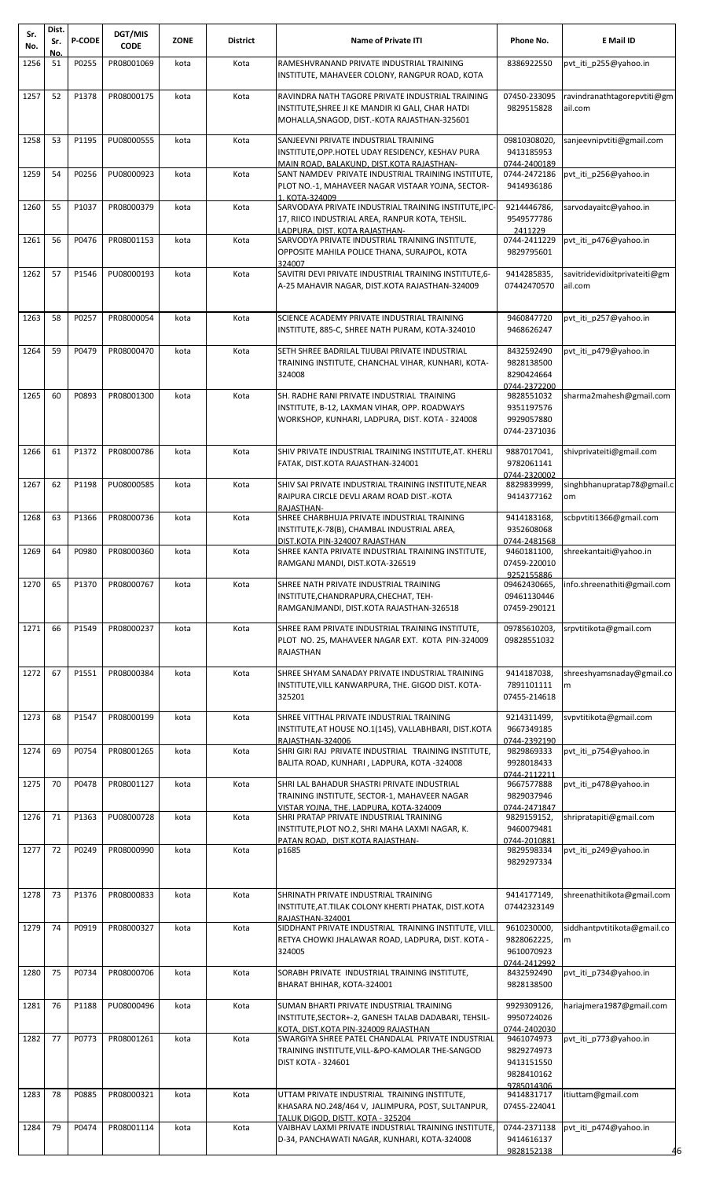| Sr. No. | Dist. Sr. No. | P-CODE | DGT/MIS CODE | ZONE | District | Name of Private ITI | Phone No. | E Mail ID |
|---|---|---|---|---|---|---|---|---|
| 1256 | 51 | P0255 | PR08001069 | kota | Kota | RAMESHVRANAND PRIVATE INDUSTRIAL TRAINING INSTITUTE, MAHAVEER COLONY, RANGPUR ROAD, KOTA | 8386922550 | pvt_iti_p255@yahoo.in |
| 1257 | 52 | P1378 | PR08000175 | kota | Kota | RAVINDRA NATH TAGORE PRIVATE INDUSTRIAL TRAINING INSTITUTE,SHREE JI KE MANDIR KI GALI, CHAR HATDI MOHALLA,SNAGOD, DIST.-KOTA RAJASTHAN-325601 | 07450-233095 9829515828 | ravindranathtagorepvtiti@gmail.com |
| 1258 | 53 | P1195 | PU08000555 | kota | Kota | SANJEEVNI PRIVATE INDUSTRIAL TRAINING INSTITUTE,OPP.HOTEL UDAY RESIDENCY, KESHAV PURA MAIN ROAD, BALAKUND, DIST.KOTA RAJASTHAN- | 09810308020, 9413185953 0744-2400189 | sanjeevnipvtiti@gmail.com |
| 1259 | 54 | P0256 | PU08000923 | kota | Kota | SANT NAMDEV PRIVATE INDUSTRIAL TRAINING INSTITUTE, PLOT NO.-1, MAHAVEER NAGAR VISTAAR YOJNA, SECTOR-1, KOTA-324009 | 0744-2472186 9414936186 | pvt_iti_p256@yahoo.in |
| 1260 | 55 | P1037 | PR08000379 | kota | Kota | SARVODAYA PRIVATE INDUSTRIAL TRAINING INSTITUTE,IPC-17, RIICO INDUSTRIAL AREA, RANPUR KOTA, TEHSIL. LADPURA, DIST. KOTA RAJASTHAN- | 9214446786, 9549577786 2411229 | sarvodayaitc@yahoo.in |
| 1261 | 56 | P0476 | PR08001153 | kota | Kota | SARVODYA PRIVATE INDUSTRIAL TRAINING INSTITUTE, OPPOSITE MAHILA POLICE THANA, SURAJPOL, KOTA 324007 | 0744-2411229 9829795601 | pvt_iti_p476@yahoo.in |
| 1262 | 57 | P1546 | PU08000193 | kota | Kota | SAVITRI DEVI PRIVATE INDUSTRIAL TRAINING INSTITUTE,6-A-25 MAHAVIR NAGAR, DIST.KOTA RAJASTHAN-324009 | 9414285835, 07442470570 | savitridevidixitprivateiti@gmail.com |
| 1263 | 58 | P0257 | PR08000054 | kota | Kota | SCIENCE ACADEMY PRIVATE INDUSTRIAL TRAINING INSTITUTE, 885-C, SHREE NATH PURAM, KOTA-324010 | 9460847720 9468626247 | pvt_iti_p257@yahoo.in |
| 1264 | 59 | P0479 | PR08000470 | kota | Kota | SETH SHREE BADRILAL TIJUBAI PRIVATE INDUSTRIAL TRAINING INSTITUTE, CHANCHAL VIHAR, KUNHARI, KOTA-324008 | 8432592490 9828138500 8290424664 0744-2372200 | pvt_iti_p479@yahoo.in |
| 1265 | 60 | P0893 | PR08001300 | kota | Kota | SH. RADHE RANI PRIVATE INDUSTRIAL TRAINING INSTITUTE, B-12, LAXMAN VIHAR, OPP. ROADWAYS WORKSHOP, KUNHARI, LADPURA, DIST. KOTA - 324008 | 9828551032 9351197576 9929057880 0744-2371036 | sharma2mahesh@gmail.com |
| 1266 | 61 | P1372 | PR08000786 | kota | Kota | SHIV PRIVATE INDUSTRIAL TRAINING INSTITUTE,AT. KHERLI FATAK, DIST.KOTA RAJASTHAN-324001 | 9887017041, 9782061141 0744-2320002 | shivprivateiti@gmail.com |
| 1267 | 62 | P1198 | PU08000585 | kota | Kota | SHIV SAI PRIVATE INDUSTRIAL TRAINING INSTITUTE,NEAR RAIPURA CIRCLE DEVLI ARAM ROAD DIST.-KOTA RAJASTHAN- | 8829839999, 9414377162 | singhbhanupratap78@gmail.com |
| 1268 | 63 | P1366 | PR08000736 | kota | Kota | SHREE CHARBHUJA PRIVATE INDUSTRIAL TRAINING INSTITUTE,K-78(B), CHAMBAL INDUSTRIAL AREA, DIST.KOTA PIN-324007 RAJASTHAN | 9414183168, 9352608068 0744-2481568 | scbpvtiti1366@gmail.com |
| 1269 | 64 | P0980 | PR08000360 | kota | Kota | SHREE KANTA PRIVATE INDUSTRIAL TRAINING INSTITUTE, RAMGANJ MANDI, DIST.KOTA-326519 | 9460181100, 07459-220010 9252155886 | shreekantaiti@yahoo.in |
| 1270 | 65 | P1370 | PR08000767 | kota | Kota | SHREE NATH PRIVATE INDUSTRIAL TRAINING INSTITUTE,CHANDRAPURA,CHECHAT, TEH-RAMGANJMANDI, DIST.KOTA RAJASTHAN-326518 | 09462430665, 09461130446 07459-290121 | info.shreenathiti@gmail.com |
| 1271 | 66 | P1549 | PR08000237 | kota | Kota | SHREE RAM PRIVATE INDUSTRIAL TRAINING INSTITUTE, PLOT NO. 25, MAHAVEER NAGAR EXT. KOTA PIN-324009 RAJASTHAN | 09785610203, 09828551032 | srpvtitikota@gmail.com |
| 1272 | 67 | P1551 | PR08000384 | kota | Kota | SHREE SHYAM SANADAY PRIVATE INDUSTRIAL TRAINING INSTITUTE,VILL KANWARPURA, THE. GIGOD DIST. KOTA-325201 | 9414187038, 7891101111 07455-214618 | shreeshyamsnaday@gmail.com |
| 1273 | 68 | P1547 | PR08000199 | kota | Kota | SHREE VITTHAL PRIVATE INDUSTRIAL TRAINING INSTITUTE,AT HOUSE NO.1(145), VALLABHBARI, DIST.KOTA RAJASTHAN-324006 | 9214311499, 9667349185 0744-2392190 | svpvtitikota@gmail.com |
| 1274 | 69 | P0754 | PR08001265 | kota | Kota | SHRI GIRI RAJ PRIVATE INDUSTRIAL TRAINING INSTITUTE, BALITA ROAD, KUNHARI , LADPURA, KOTA -324008 | 9829869333 9928018433 0744-2112211 | pvt_iti_p754@yahoo.in |
| 1275 | 70 | P0478 | PR08001127 | kota | Kota | SHRI LAL BAHADUR SHASTRI PRIVATE INDUSTRIAL TRAINING INSTITUTE, SECTOR-1, MAHAVEER NAGAR VISTAR YOJNA, THE. LADPURA, KOTA-324009 | 9667577888 9829037946 0744-2471847 | pvt_iti_p478@yahoo.in |
| 1276 | 71 | P1363 | PU08000728 | kota | Kota | SHRI PRATAP PRIVATE INDUSTRIAL TRAINING INSTITUTE,PLOT NO.2, SHRI MAHA LAXMI NAGAR, K. PATAN ROAD, DIST.KOTA RAJASTHAN- | 9829159152, 9460079481 0744-2010881 | shripratapiti@gmail.com |
| 1277 | 72 | P0249 | PR08000990 | kota | Kota | p1685 | 9829598334 9829297334 | pvt_iti_p249@yahoo.in |
| 1278 | 73 | P1376 | PR08000833 | kota | Kota | SHRINATH PRIVATE INDUSTRIAL TRAINING INSTITUTE,AT.TILAK COLONY KHERTI PHATAK, DIST.KOTA RAJASTHAN-324001 | 9414177149, 07442323149 | shreenathitikota@gmail.com |
| 1279 | 74 | P0919 | PR08000327 | kota | Kota | SIDDHANT PRIVATE INDUSTRIAL TRAINING INSTITUTE, VILL. RETYA CHOWKI JHALAWAR ROAD, LADPURA, DIST. KOTA - 324005 | 9610230000, 9828062225, 9610070923 0744-2412992 | siddhantpvtitikota@gmail.com |
| 1280 | 75 | P0734 | PR08000706 | kota | Kota | SORABH PRIVATE INDUSTRIAL TRAINING INSTITUTE, BHARAT BHIHAR, KOTA-324001 | 8432592490 9828138500 | pvt_iti_p734@yahoo.in |
| 1281 | 76 | P1188 | PU08000496 | kota | Kota | SUMAN BHARTI PRIVATE INDUSTRIAL TRAINING INSTITUTE,SECTOR+-2, GANESH TALAB DADABARI, TEHSIL-KOTA, DIST.KOTA PIN-324009 RAJASTHAN | 9929309126, 9950724026 0744-2402030 | hariajmera1987@gmail.com |
| 1282 | 77 | P0773 | PR08001261 | kota | Kota | SWARGIYA SHREE PATEL CHANDALAL PRIVATE INDUSTRIAL TRAINING INSTITUTE,VILL-&PO-KAMOLAR THE-SANGOD DIST KOTA - 324601 | 9461074973 9829274973 9413151550 9828410162 9785014306 | pvt_iti_p773@yahoo.in |
| 1283 | 78 | P0885 | PR08000321 | kota | Kota | UTTAM PRIVATE INDUSTRIAL TRAINING INSTITUTE, KHASARA NO.248/464 V, JALIMPURA, POST, SULTANPUR, TALUK DIGOD, DISTT. KOTA - 325204 | 9414831717 07455-224041 | itiuttam@gmail.com |
| 1284 | 79 | P0474 | PR08001114 | kota | Kota | VAIBHAV LAXMI PRIVATE INDUSTRIAL TRAINING INSTITUTE, D-34, PANCHAWATI NAGAR, KUNHARI, KOTA-324008 | 0744-2371138 9414616137 9828152138 | pvt_iti_p474@yahoo.in |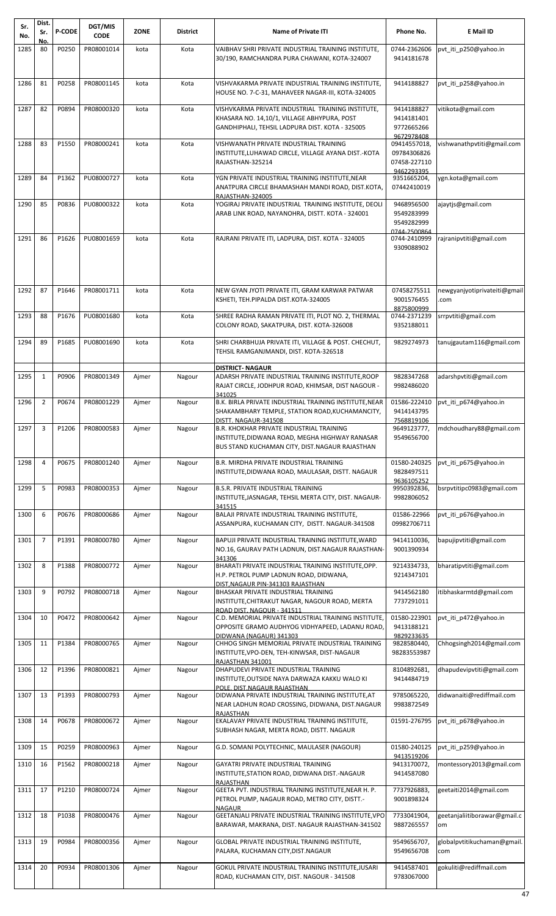| Sr. No. | Dist. Sr. No. | P-CODE | DGT/MIS CODE | ZONE | District | Name of Private ITI | Phone No. | E Mail ID |
|---|---|---|---|---|---|---|---|---|
| 1285 | 80 | P0250 | PR08001014 | kota | Kota | VAIBHAV SHRI PRIVATE INDUSTRIAL TRAINING INSTITUTE, 30/190, RAMCHANDRA PURA CHAWANI, KOTA-324007 | 0744-2362606 9414181678 | pvt_iti_p250@yahoo.in |
| 1286 | 81 | P0258 | PR08001145 | kota | Kota | VISHVAKARMA PRIVATE INDUSTRIAL TRAINING INSTITUTE, HOUSE NO. 7-C-31, MAHAVEER NAGAR-III, KOTA-324005 | 9414188827 | pvt_iti_p258@yahoo.in |
| 1287 | 82 | P0894 | PR08000320 | kota | Kota | VISHVKARMA PRIVATE INDUSTRIAL TRAINING INSTITUTE, KHASARA NO. 14,10/1, VILLAGE ABHYPURA, POST GANDHIPHALI, TEHSIL LADPURA DIST. KOTA - 325005 | 9414188827 9414181401 9772665266 9672978408 | vitikota@gmail.com |
| 1288 | 83 | P1550 | PR08000241 | kota | Kota | VISHWANATH PRIVATE INDUSTRIAL TRAINING INSTITUTE,LUHAWAD CIRCLE, VILLAGE AYANA DIST.-KOTA RAJASTHAN-325214 | 09414557018, 09784306826 07458-227110 9462293395 | vishwanathpvtiti@gmail.com |
| 1289 | 84 | P1362 | PU08000727 | kota | Kota | YGN PRIVATE INDUSTRIAL TRAINING INSTITUTE,NEAR ANATPURA CIRCLE BHAMASHAH MANDI ROAD, DIST.KOTA, RAJASTHAN-324005 | 9351665204, 07442410019 | ygn.kota@gmail.com |
| 1290 | 85 | P0836 | PU08000322 | kota | Kota | YOGIRAJ PRIVATE INDUSTRIAL TRAINING INSTITUTE, DEOLI ARAB LINK ROAD, NAYANOHRA, DISTT. KOTA - 324001 | 9468956500 9549283999 9549282999 0744-2500864 | ajaytjs@gmail.com |
| 1291 | 86 | P1626 | PU08001659 | kota | Kota | RAJRANI PRIVATE ITI, LADPURA, DIST. KOTA - 324005 | 0744-2410999 9309088902 | rajranipvtiti@gmail.com |
| 1292 | 87 | P1646 | PR08001711 | kota | Kota | NEW GYAN JYOTI PRIVATE ITI, GRAM KARWAR PATWAR KSHETI, TEH.PIPALDA DIST.KOTA-324005 | 07458275511 9001576455 8875800999 | newgyanjyotiprivateiti@gmail.com |
| 1293 | 88 | P1676 | PU08001680 | kota | Kota | SHREE RADHA RAMAN PRIVATE ITI, PLOT NO. 2, THERMAL COLONY ROAD, SAKATPURA, DIST. KOTA-326008 | 0744-2371239 9352188011 | srrpvtiti@gmail.com |
| 1294 | 89 | P1685 | PU08001690 | kota | Kota | SHRI CHARBHUJA PRIVATE ITI, VILLAGE & POST. CHECHUT, TEHSIL RAMGANJMANDI, DIST. KOTA-326518 | 9829274973 | tanujgautam116@gmail.com |
| | | | | | | **DISTRICT- NAGAUR** | | |
| 1295 | 1 | P0906 | PR08001349 | Ajmer | Nagour | ADARSH PRIVATE INDUSTRIAL TRAINING INSTITUTE,ROOP RAJAT CIRCLE, JODHPUR ROAD, KHIMSAR, DIST NAGOUR - 341025 | 9828347268 9982486020 | adarshpvtiti@gmail.com |
| 1296 | 2 | P0674 | PR08001229 | Ajmer | Nagour | B.K. BIRLA PRIVATE INDUSTRIAL TRAINING INSTITUTE,NEAR SHAKAMBHARY TEMPLE, STATION ROAD,KUCHAMANCITY, DISTT. NAGAUR-341508 | 01586-222410 9414143795 7568819106 | pvt_iti_p674@yahoo.in |
| 1297 | 3 | P1206 | PR08000583 | Ajmer | Nagour | B.R. KHOKHAR PRIVATE INDUSTRIAL TRAINING INSTITUTE,DIDWANA ROAD, MEGHA HIGHWAY RANASAR BUS STAND KUCHAMAN CITY, DIST.NAGAUR RAJASTHAN | 9649123777, 9549656700 | mdchoudhary88@gmail.com |
| 1298 | 4 | P0675 | PR08001240 | Ajmer | Nagour | B.R. MIRDHA PRIVATE INDUSTRIAL TRAINING INSTITUTE,DIDWANA ROAD, MAULASAR, DISTT. NAGAUR | 01580-240325 9828497511 9636105252 | pvt_iti_p675@yahoo.in |
| 1299 | 5 | P0983 | PR08000353 | Ajmer | Nagour | B.S.R. PRIVATE INDUSTRIAL TRAINING INSTITUTE,JASNAGAR, TEHSIL MERTA CITY, DIST. NAGAUR-341515 | 9950392836, 9982806052 | bsrpvtitipc0983@gmail.com |
| 1300 | 6 | P0676 | PR08000686 | Ajmer | Nagour | BALAJI PRIVATE INDUSTRIAL TRAINING INSTITUTE, ASSANPURA, KUCHAMAN CITY, DISTT. NAGAUR-341508 | 01586-22966 09982706711 | pvt_iti_p676@yahoo.in |
| 1301 | 7 | P1391 | PR08000780 | Ajmer | Nagour | BAPUJI PRIVATE INDUSTRIAL TRAINING INSTITUTE,WARD NO.16, GAURAV PATH LADNUN, DIST.NAGAUR RAJASTHAN-341306 | 9414110036, 9001390934 | bapujipvtiti@gmail.com |
| 1302 | 8 | P1388 | PR08000772 | Ajmer | Nagour | BHARATI PRIVATE INDUSTRIAL TRAINING INSTITUTE,OPP. H.P. PETROL PUMP LADNUN ROAD, DIDWANA, DIST,NAGAUR PIN-341303 RAJASTHAN | 9214334733, 9214347101 | bharatipvtiti@gmail.com |
| 1303 | 9 | P0792 | PR08000718 | Ajmer | Nagour | BHASKAR PRIVATE INDUSTRIAL TRAINING INSTITUTE,CHITRAKUT NAGAR, NAGOUR ROAD, MERTA ROAD DIST. NAGOUR - 341511 | 9414562180 7737291011 | itibhaskarmtd@gmail.com |
| 1304 | 10 | P0472 | PR08000642 | Ajmer | Nagour | C.D. MEMORIAL PRIVATE INDUSTRIAL TRAINING INSTITUTE, OPPOSITE GRAMO AUDHYOG VIDHYAPEED, LADANU ROAD, DIDWANA (NAGAUR) 341303 | 01580-223901 9413188121 9829233635 | pvt_iti_p472@yahoo.in |
| 1305 | 11 | P1384 | PR08000765 | Ajmer | Nagour | CHHOG SINGH MEMORIAL PRIVATE INDUSTRIAL TRAINING INSTITUTE,VPO-DEN, TEH-KINWSAR, DIST-NAGAUR RAJASTHAN 341001 | 9828580440, 98283553987 | Chhogsingh2014@gmail.com |
| 1306 | 12 | P1396 | PR08000821 | Ajmer | Nagour | DHAPUDEVI PRIVATE INDUSTRIAL TRAINING INSTITUTE,OUTSIDE NAYA DARWAZA KAKKU WALO KI POLE, DIST.NAGAUR RAJASTHAN | 8104892681, 9414484719 | dhapudevipvtiti@gmail.com |
| 1307 | 13 | P1393 | PR08000793 | Ajmer | Nagour | DIDWANA PRIVATE INDUSTRIAL TRAINING INSTITUTE,AT NEAR LADHUN ROAD CROSSING, DIDWANA, DIST.NAGAUR RAJASTHAN | 9785065220, 9983872549 | didwanaiti@rediffmail.com |
| 1308 | 14 | P0678 | PR08000672 | Ajmer | Nagour | EKALAVAY PRIVATE INDUSTRIAL TRAINING INSTITUTE, SUBHASH NAGAR, MERTA ROAD, DISTT. NAGAUR | 01591-276795 | pvt_iti_p678@yahoo.in |
| 1309 | 15 | P0259 | PR08000963 | Ajmer | Nagour | G.D. SOMANI POLYTECHNIC, MAULASER (NAGOUR) | 01580-240125 9413519206 | pvt_iti_p259@yahoo.in |
| 1310 | 16 | P1562 | PR08000218 | Ajmer | Nagour | GAYATRI PRIVATE INDUSTRIAL TRAINING INSTITUTE,STATION ROAD, DIDWANA DIST.-NAGAUR RAJASTHAN | 9413170072, 9414587080 | montessory2013@gmail.com |
| 1311 | 17 | P1210 | PR08000724 | Ajmer | Nagour | GEETA PVT. INDUSTRIAL TRAINING INSTITUTE,NEAR H. P. PETROL PUMP, NAGAUR ROAD, METRO CITY, DISTT.-NAGAUR | 7737926883, 9001898324 | geetaiti2014@gmail.com |
| 1312 | 18 | P1038 | PR08000476 | Ajmer | Nagour | GEETANJALI PRIVATE INDUSTRIAL TRAINING INSTITUTE,VPO BARAWAR, MAKRANA, DIST. NAGAUR RAJASTHAN-341502 | 7733041904, 9887265557 | geetanjaliitiborawar@gmail.com |
| 1313 | 19 | P0984 | PR08000356 | Ajmer | Nagour | GLOBAL PRIVATE INDUSTRIAL TRAINING INSTITUTE, PALARA, KUCHAMAN CITY,DIST.NAGAUR | 9549656707, 9549656708 | globalpvtitikuchaman@gmail.com |
| 1314 | 20 | P0934 | PR08001306 | Ajmer | Nagour | GOKUL PRIVATE INDUSTRIAL TRAINING INSTITUTE,JUSARI ROAD, KUCHAMAN CITY, DIST. NAGOUR - 341508 | 9414587401 9783067000 | gokuliti@rediffmail.com |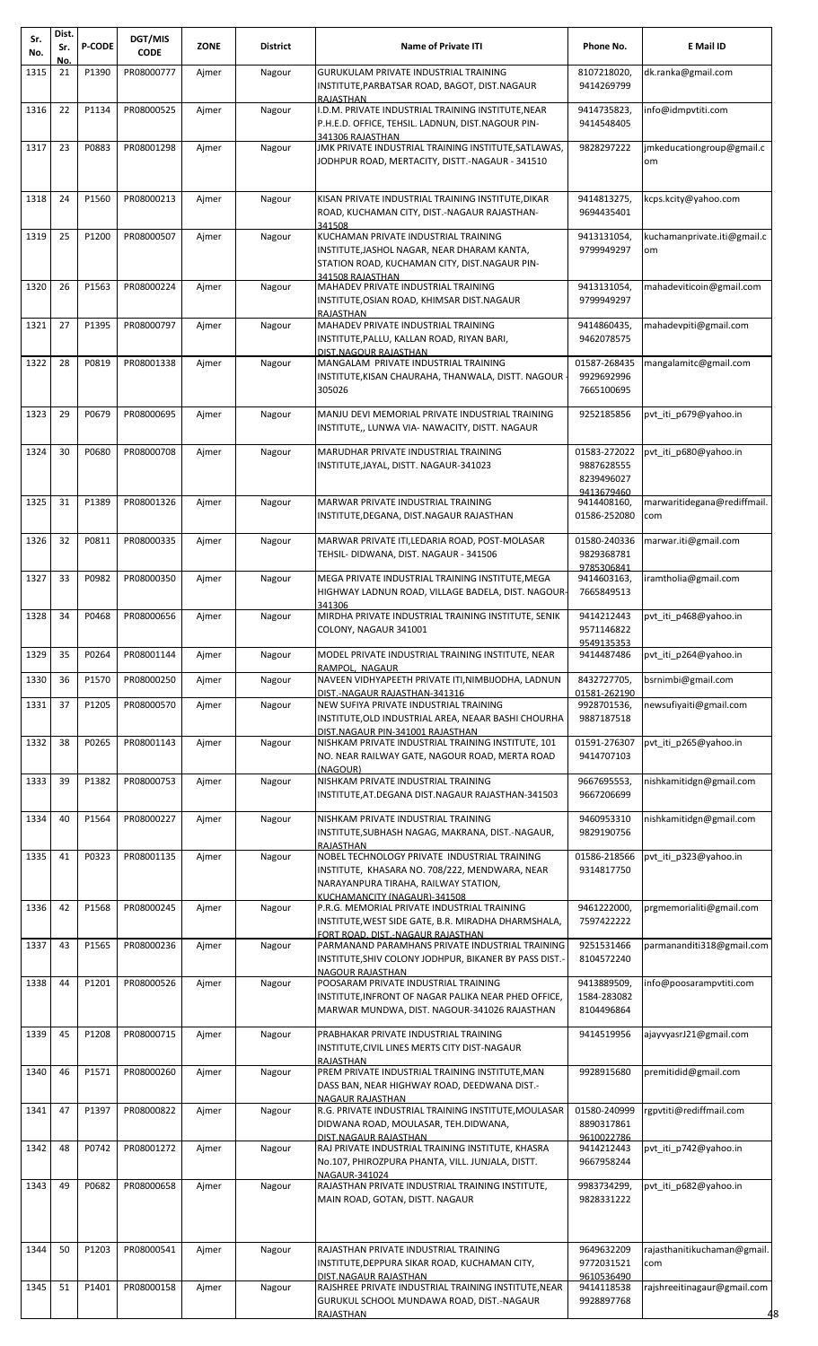| Sr. No. | Dist. Sr. No. | P-CODE | DGT/MIS CODE | ZONE | District | Name of Private ITI | Phone No. | E Mail ID |
|---|---|---|---|---|---|---|---|---|
| 1315 | 21 | P1390 | PR08000777 | Ajmer | Nagour | GURUKULAM PRIVATE INDUSTRIAL TRAINING INSTITUTE,PARBATSAR ROAD, BAGOT, DIST.NAGAUR RAJASTHAN | 8107218020, 9414269799 | dk.ranka@gmail.com |
| 1316 | 22 | P1134 | PR08000525 | Ajmer | Nagour | I.D.M. PRIVATE INDUSTRIAL TRAINING INSTITUTE,NEAR P.H.E.D. OFFICE, TEHSIL. LADNUN, DIST.NAGOUR PIN-341306 RAJASTHAN | 9414735823, 9414548405 | info@idmpvtiti.com |
| 1317 | 23 | P0883 | PR08001298 | Ajmer | Nagour | JMK PRIVATE INDUSTRIAL TRAINING INSTITUTE,SATLAWAS, JODHPUR ROAD, MERTACITY, DISTT.-NAGAUR - 341510 | 9828297222 | jmkeducationgroup@gmail.com |
| 1318 | 24 | P1560 | PR08000213 | Ajmer | Nagour | KISAN PRIVATE INDUSTRIAL TRAINING INSTITUTE,DIKAR ROAD, KUCHAMAN CITY, DIST.-NAGAUR RAJASTHAN-341508 | 9414813275, 9694435401 | kcps.kcity@yahoo.com |
| 1319 | 25 | P1200 | PR08000507 | Ajmer | Nagour | KUCHAMAN PRIVATE INDUSTRIAL TRAINING INSTITUTE,JASHOL NAGAR, NEAR DHARAM KANTA, STATION ROAD, KUCHAMAN CITY, DIST.NAGAUR PIN-341508 RAJASTHAN | 9413131054, 9799949297 | kuchamanprivate.iti@gmail.com |
| 1320 | 26 | P1563 | PR08000224 | Ajmer | Nagour | MAHADEV PRIVATE INDUSTRIAL TRAINING INSTITUTE,OSIAN ROAD, KHIMSAR DIST.NAGAUR RAJASTHAN | 9413131054, 9799949297 | mahadeviticoin@gmail.com |
| 1321 | 27 | P1395 | PR08000797 | Ajmer | Nagour | MAHADEV PRIVATE INDUSTRIAL TRAINING INSTITUTE,PALLU, KALLAN ROAD, RIYAN BARI, DIST.NAGOUR RAJASTHAN | 9414860435, 9462078575 | mahadevpiti@gmail.com |
| 1322 | 28 | P0819 | PR08001338 | Ajmer | Nagour | MANGALAM PRIVATE INDUSTRIAL TRAINING INSTITUTE,KISAN CHAURAHA, THANWALA, DISTT. NAGOUR - 305026 | 01587-268435 9929692996 7665100695 | mangalamitc@gmail.com |
| 1323 | 29 | P0679 | PR08000695 | Ajmer | Nagour | MANJU DEVI MEMORIAL PRIVATE INDUSTRIAL TRAINING INSTITUTE,, LUNWA VIA- NAWACITY, DISTT. NAGAUR | 9252185856 | pvt_iti_p679@yahoo.in |
| 1324 | 30 | P0680 | PR08000708 | Ajmer | Nagour | MARUDHAR PRIVATE INDUSTRIAL TRAINING INSTITUTE,JAYAL, DISTT. NAGAUR-341023 | 01583-272022 9887628555 8239496027 9413679460 | pvt_iti_p680@yahoo.in |
| 1325 | 31 | P1389 | PR08001326 | Ajmer | Nagour | MARWAR PRIVATE INDUSTRIAL TRAINING INSTITUTE,DEGANA, DIST.NAGAUR RAJASTHAN | 9414408160, 01586-252080 | marwaritidegana@rediffmail.com |
| 1326 | 32 | P0811 | PR08000335 | Ajmer | Nagour | MARWAR PRIVATE ITI,LEDARIA ROAD, POST-MOLASAR TEHSIL- DIDWANA, DIST. NAGAUR - 341506 | 01580-240336 9829368781 9785306841 | marwar.iti@gmail.com |
| 1327 | 33 | P0982 | PR08000350 | Ajmer | Nagour | MEGA PRIVATE INDUSTRIAL TRAINING INSTITUTE,MEGA HIGHWAY LADNUN ROAD, VILLAGE BADELA, DIST. NAGOUR-341306 | 9414603163, 7665849513 | iramtholia@gmail.com |
| 1328 | 34 | P0468 | PR08000656 | Ajmer | Nagour | MIRDHA PRIVATE INDUSTRIAL TRAINING INSTITUTE, SENIK COLONY, NAGAUR 341001 | 9414212443 9571146822 9549135353 | pvt_iti_p468@yahoo.in |
| 1329 | 35 | P0264 | PR08001144 | Ajmer | Nagour | MODEL PRIVATE INDUSTRIAL TRAINING INSTITUTE, NEAR RAMPOL, NAGAUR | 9414487486 | pvt_iti_p264@yahoo.in |
| 1330 | 36 | P1570 | PR08000250 | Ajmer | Nagour | NAVEEN VIDHYAPEETH PRIVATE ITI,NIMBIJODHA, LADNUN DIST.-NAGAUR RAJASTHAN-341316 | 8432727705, 01581-262190 | bsrnimbi@gmail.com |
| 1331 | 37 | P1205 | PR08000570 | Ajmer | Nagour | NEW SUFIYA PRIVATE INDUSTRIAL TRAINING INSTITUTE,OLD INDUSTRIAL AREA, NEAAR BASHI CHOURHA DIST.NAGAUR PIN-341001 RAJASTHAN | 9928701536, 9887187518 | newsufiyaiti@gmail.com |
| 1332 | 38 | P0265 | PR08001143 | Ajmer | Nagour | NISHKAM PRIVATE INDUSTRIAL TRAINING INSTITUTE, 101 NO. NEAR RAILWAY GATE, NAGOUR ROAD, MERTA ROAD (NAGOUR) | 01591-276307 9414707103 | pvt_iti_p265@yahoo.in |
| 1333 | 39 | P1382 | PR08000753 | Ajmer | Nagour | NISHKAM PRIVATE INDUSTRIAL TRAINING INSTITUTE,AT.DEGANA DIST.NAGAUR RAJASTHAN-341503 | 9667695553, 9667206699 | nishkamitidgn@gmail.com |
| 1334 | 40 | P1564 | PR08000227 | Ajmer | Nagour | NISHKAM PRIVATE INDUSTRIAL TRAINING INSTITUTE,SUBHASH NAGAG, MAKRANA, DIST.-NAGAUR, RAJASTHAN | 9460953310 9829190756 | nishkamitidgn@gmail.com |
| 1335 | 41 | P0323 | PR08001135 | Ajmer | Nagour | NOBEL TECHNOLOGY PRIVATE INDUSTRIAL TRAINING INSTITUTE, KHASARA NO. 708/222, MENDWARA, NEAR NARAYANPURA TIRAHA, RAILWAY STATION, KUCHAMANCITY (NAGAUR)-341508 | 01586-218566 9314817750 | pvt_iti_p323@yahoo.in |
| 1336 | 42 | P1568 | PR08000245 | Ajmer | Nagour | P.R.G. MEMORIAL PRIVATE INDUSTRIAL TRAINING INSTITUTE,WEST SIDE GATE, B.R. MIRADHA DHARMSHALA, FORT ROAD, DIST.-NAGAUR RAJASTHAN | 9461222000, 7597422222 | prgmemorialiti@gmail.com |
| 1337 | 43 | P1565 | PR08000236 | Ajmer | Nagour | PARMANAND PARAMHANS PRIVATE INDUSTRIAL TRAINING INSTITUTE,SHIV COLONY JODHPUR, BIKANER BY PASS DIST.-NAGOUR RAJASTHAN | 9251531466 8104572240 | parmananditi318@gmail.com |
| 1338 | 44 | P1201 | PR08000526 | Ajmer | Nagour | POOSARAM PRIVATE INDUSTRIAL TRAINING INSTITUTE,INFRONT OF NAGAR PALIKA NEAR PHED OFFICE, MARWAR MUNDWA, DIST. NAGOUR-341026 RAJASTHAN | 9413889509, 1584-283082 8104496864 | info@poosarampvtiti.com |
| 1339 | 45 | P1208 | PR08000715 | Ajmer | Nagour | PRABHAKAR PRIVATE INDUSTRIAL TRAINING INSTITUTE,CIVIL LINES MERTS CITY DIST-NAGAUR RAJASTHAN | 9414519956 | ajayvyasrJ21@gmail.com |
| 1340 | 46 | P1571 | PR08000260 | Ajmer | Nagour | PREM PRIVATE INDUSTRIAL TRAINING INSTITUTE,MAN DASS BAN, NEAR HIGHWAY ROAD, DEEDWANA DIST.-NAGAUR RAJASTHAN | 9928915680 | premitidid@gmail.com |
| 1341 | 47 | P1397 | PR08000822 | Ajmer | Nagour | R.G. PRIVATE INDUSTRIAL TRAINING INSTITUTE,MOULASAR DIDWANA ROAD, MOULASAR, TEH.DIDWANA, DIST.NAGAUR RAJASTHAN | 01580-240999 8890317861 9610022786 | rgpvtiti@rediffmail.com |
| 1342 | 48 | P0742 | PR08001272 | Ajmer | Nagour | RAJ PRIVATE INDUSTRIAL TRAINING INSTITUTE, KHASRA No.107, PHIROZPURA PHANTA, VILL. JUNJALA, DISTT. NAGAUR-341024 | 9414212443 9667958244 | pvt_iti_p742@yahoo.in |
| 1343 | 49 | P0682 | PR08000658 | Ajmer | Nagour | RAJASTHAN PRIVATE INDUSTRIAL TRAINING INSTITUTE, MAIN ROAD, GOTAN, DISTT. NAGAUR | 9983734299, 9828331222 | pvt_iti_p682@yahoo.in |
| 1344 | 50 | P1203 | PR08000541 | Ajmer | Nagour | RAJASTHAN PRIVATE INDUSTRIAL TRAINING INSTITUTE,DEPPURA SIKAR ROAD, KUCHAMAN CITY, DIST.NAGAUR RAJASTHAN | 9649632209 9772031521 9610536490 | rajasthanitikuchaman@gmail.com |
| 1345 | 51 | P1401 | PR08000158 | Ajmer | Nagour | RAJSHREE PRIVATE INDUSTRIAL TRAINING INSTITUTE,NEAR GURUKUL SCHOOL MUNDAWA ROAD, DIST.-NAGAUR RAJASTHAN | 9414118538 9928897768 | rajshreeitinagaur@gmail.com |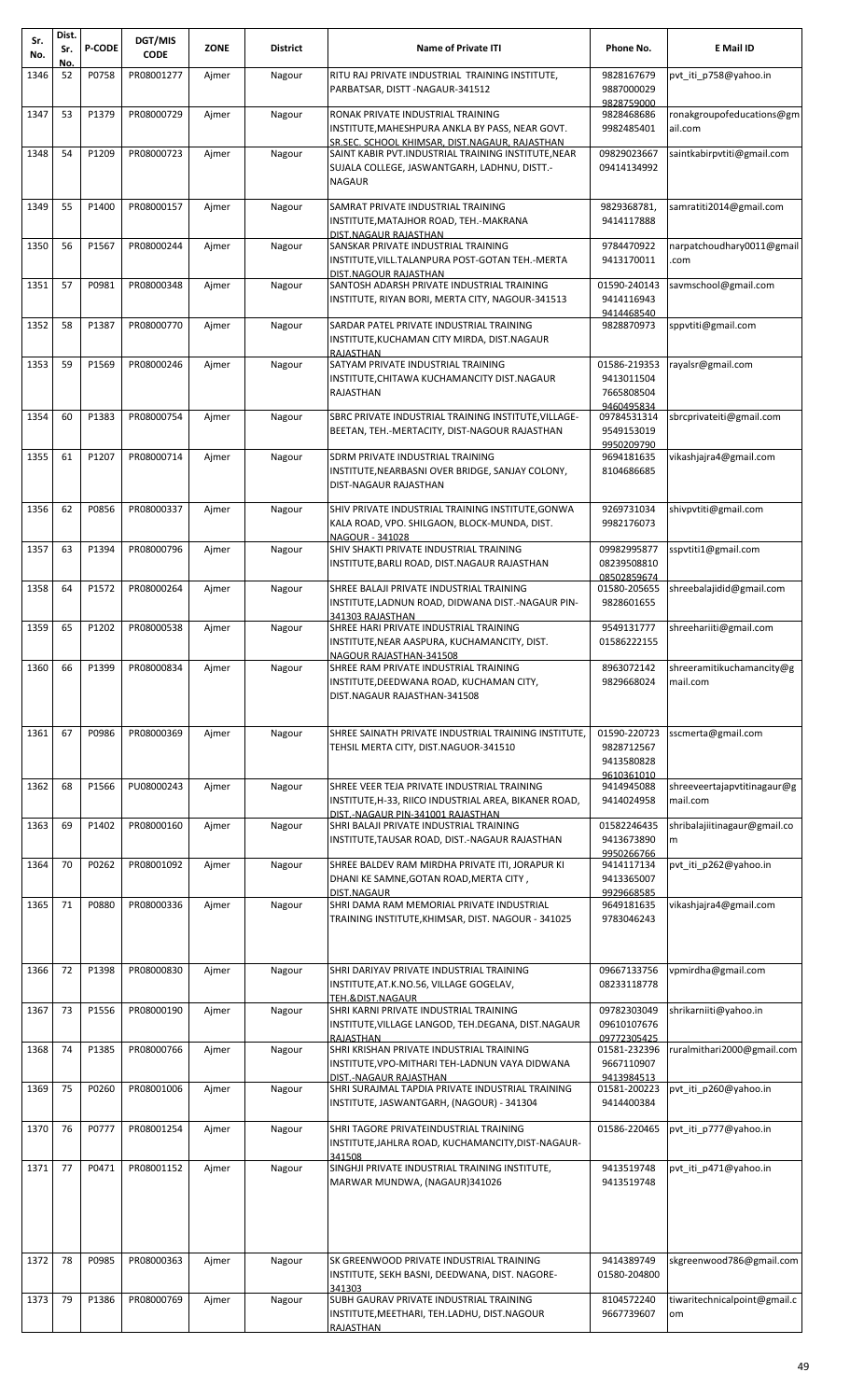| Sr. No. | Dist. Sr. No. | P-CODE | DGT/MIS CODE | ZONE | District | Name of Private ITI | Phone No. | E Mail ID |
|---|---|---|---|---|---|---|---|---|
| 1346 | 52 | P0758 | PR08001277 | Ajmer | Nagour | RITU RAJ PRIVATE INDUSTRIAL TRAINING INSTITUTE, PARBATSAR, DISTT -NAGAUR-341512 | 9828167679 9887000029 9828759000 | pvt_iti_p758@yahoo.in |
| 1347 | 53 | P1379 | PR08000729 | Ajmer | Nagour | RONAK PRIVATE INDUSTRIAL TRAINING INSTITUTE,MAHESHPURA ANKLA BY PASS, NEAR GOVT. SR.SEC. SCHOOL KHIMSAR, DIST.NAGAUR, RAJASTHAN | 9828468686 9982485401 | ronakgroupofeducations@gmail.com |
| 1348 | 54 | P1209 | PR08000723 | Ajmer | Nagour | SAINT KABIR PVT.INDUSTRIAL TRAINING INSTITUTE,NEAR SUJALA COLLEGE, JASWANTGARH, LADHNU, DISTT.-NAGAUR | 09829023667 09414134992 | saintkabirpvtiti@gmail.com |
| 1349 | 55 | P1400 | PR08000157 | Ajmer | Nagour | SAMRAT PRIVATE INDUSTRIAL TRAINING INSTITUTE,MATAJHOR ROAD, TEH.-MAKRANA DIST.NAGAUR RAJASTHAN | 9829368781, 9414117888 | samratiti2014@gmail.com |
| 1350 | 56 | P1567 | PR08000244 | Ajmer | Nagour | SANSKAR PRIVATE INDUSTRIAL TRAINING INSTITUTE,VILL.TALANPURA POST-GOTAN TEH.-MERTA DIST.NAGOUR RAJASTHAN | 9784470922 9413170011 | narpatchoudhary0011@gmail.com |
| 1351 | 57 | P0981 | PR08000348 | Ajmer | Nagour | SANTOSH ADARSH PRIVATE INDUSTRIAL TRAINING INSTITUTE, RIYAN BORI, MERTA CITY, NAGOUR-341513 | 01590-240143 9414116943 9414468540 | savmschool@gmail.com |
| 1352 | 58 | P1387 | PR08000770 | Ajmer | Nagour | SARDAR PATEL PRIVATE INDUSTRIAL TRAINING INSTITUTE,KUCHAMAN CITY MIRDA, DIST.NAGAUR RAJASTHAN | 9828870973 | sppvtiti@gmail.com |
| 1353 | 59 | P1569 | PR08000246 | Ajmer | Nagour | SATYAM PRIVATE INDUSTRIAL TRAINING INSTITUTE,CHITAWA KUCHAMANCITY DIST.NAGAUR RAJASTHAN | 01586-219353 9413011504 7665808504 9460495834 | rayalsr@gmail.com |
| 1354 | 60 | P1383 | PR08000754 | Ajmer | Nagour | SBRC PRIVATE INDUSTRIAL TRAINING INSTITUTE,VILLAGE-BEETAN, TEH.-MERTACITY, DIST-NAGOUR RAJASTHAN | 09784531314 9549153019 9950209790 | sbrcprivateiti@gmail.com |
| 1355 | 61 | P1207 | PR08000714 | Ajmer | Nagour | SDRM PRIVATE INDUSTRIAL TRAINING INSTITUTE,NEARBASNI OVER BRIDGE, SANJAY COLONY, DIST-NAGAUR RAJASTHAN | 9694181635 8104686685 | vikashjajra4@gmail.com |
| 1356 | 62 | P0856 | PR08000337 | Ajmer | Nagour | SHIV PRIVATE INDUSTRIAL TRAINING INSTITUTE,GONWA KALA ROAD, VPO. SHILGAON, BLOCK-MUNDA, DIST. NAGOUR - 341028 | 9269731034 9982176073 | shivpvtiti@gmail.com |
| 1357 | 63 | P1394 | PR08000796 | Ajmer | Nagour | SHIV SHAKTI PRIVATE INDUSTRIAL TRAINING INSTITUTE,BARLI ROAD, DIST.NAGAUR RAJASTHAN | 09982995877 08239508810 08502859674 | sspvtiti1@gmail.com |
| 1358 | 64 | P1572 | PR08000264 | Ajmer | Nagour | SHREE BALAJI PRIVATE INDUSTRIAL TRAINING INSTITUTE,LADNUN ROAD, DIDWANA DIST.-NAGAUR PIN-341303 RAJASTHAN | 01580-205655 9828601655 | shreebalajidid@gmail.com |
| 1359 | 65 | P1202 | PR08000538 | Ajmer | Nagour | SHREE HARI PRIVATE INDUSTRIAL TRAINING INSTITUTE,NEAR AASPURA, KUCHAMANCITY, DIST. NAGOUR RAJASTHAN-341508 | 9549131777 01586222155 | shreehariiti@gmail.com |
| 1360 | 66 | P1399 | PR08000834 | Ajmer | Nagour | SHREE RAM PRIVATE INDUSTRIAL TRAINING INSTITUTE,DEEDWANA ROAD, KUCHAMAN CITY, DIST.NAGAUR RAJASTHAN-341508 | 8963072142 9829668024 | shreeramitikuchamancity@gmail.com |
| 1361 | 67 | P0986 | PR08000369 | Ajmer | Nagour | SHREE SAINATH PRIVATE INDUSTRIAL TRAINING INSTITUTE, TEHSIL MERTA CITY, DIST.NAGUOR-341510 | 01590-220723 9828712567 9413580828 9610361010 | sscmerta@gmail.com |
| 1362 | 68 | P1566 | PU08000243 | Ajmer | Nagour | SHREE VEER TEJA PRIVATE INDUSTRIAL TRAINING INSTITUTE,H-33, RIICO INDUSTRIAL AREA, BIKANER ROAD, DIST.-NAGAUR PIN-341001 RAJASTHAN | 9414945088 9414024958 | shreeveertajapvtitinagaur@gmail.com |
| 1363 | 69 | P1402 | PR08000160 | Ajmer | Nagour | SHRI BALAJI PRIVATE INDUSTRIAL TRAINING INSTITUTE,TAUSAR ROAD, DIST.-NAGAUR RAJASTHAN | 01582246435 9413673890 9950266766 | shribalajiitinagaur@gmail.com |
| 1364 | 70 | P0262 | PR08001092 | Ajmer | Nagour | SHREE BALDEV RAM MIRDHA PRIVATE ITI, JORAPUR KI DHANI KE SAMNE,GOTAN ROAD,MERTA CITY , DIST.NAGAUR | 9414117134 9413365007 9929668585 | pvt_iti_p262@yahoo.in |
| 1365 | 71 | P0880 | PR08000336 | Ajmer | Nagour | SHRI DAMA RAM MEMORIAL PRIVATE INDUSTRIAL TRAINING INSTITUTE,KHIMSAR, DIST. NAGOUR - 341025 | 9649181635 9783046243 | vikashjajra4@gmail.com |
| 1366 | 72 | P1398 | PR08000830 | Ajmer | Nagour | SHRI DARIYAV PRIVATE INDUSTRIAL TRAINING INSTITUTE,AT.K.NO.56, VILLAGE GOGELAV, TEH.&DIST.NAGAUR | 09667133756 08233118778 | vpmirdha@gmail.com |
| 1367 | 73 | P1556 | PR08000190 | Ajmer | Nagour | SHRI KARNI PRIVATE INDUSTRIAL TRAINING INSTITUTE,VILLAGE LANGOD, TEH.DEGANA, DIST.NAGAUR RAJASTHAN | 09782303049 09610107676 09772305425 | shrikarniiti@yahoo.in |
| 1368 | 74 | P1385 | PR08000766 | Ajmer | Nagour | SHRI KRISHAN PRIVATE INDUSTRIAL TRAINING INSTITUTE,VPO-MITHARI TEH-LADNUN VAYA DIDWANA DIST.-NAGAUR RAJASTHAN | 01581-232396 9667110907 9413984513 | ruralmithari2000@gmail.com |
| 1369 | 75 | P0260 | PR08001006 | Ajmer | Nagour | SHRI SURAJMAL TAPDIA PRIVATE INDUSTRIAL TRAINING INSTITUTE, JASWANTGARH, (NAGOUR) - 341304 | 01581-200223 9414400384 | pvt_iti_p260@yahoo.in |
| 1370 | 76 | P0777 | PR08001254 | Ajmer | Nagour | SHRI TAGORE PRIVATEINDUSTRIAL TRAINING INSTITUTE,JAHLRA ROAD, KUCHAMANCITY,DIST-NAGAUR-341508 | 01586-220465 | pvt_iti_p777@yahoo.in |
| 1371 | 77 | P0471 | PR08001152 | Ajmer | Nagour | SINGHJI PRIVATE INDUSTRIAL TRAINING INSTITUTE, MARWAR MUNDWA, (NAGAUR)341026 | 9413519748 9413519748 | pvt_iti_p471@yahoo.in |
| 1372 | 78 | P0985 | PR08000363 | Ajmer | Nagour | SK GREENWOOD PRIVATE INDUSTRIAL TRAINING INSTITUTE, SEKH BASNI, DEEDWANA, DIST. NAGORE-341303 | 9414389749 01580-204800 | skgreenwood786@gmail.com |
| 1373 | 79 | P1386 | PR08000769 | Ajmer | Nagour | SUBH GAURAV PRIVATE INDUSTRIAL TRAINING INSTITUTE,MEETHARI, TEH.LADHU, DIST.NAGOUR RAJASTHAN | 8104572240 9667739607 | tiwaritechnicalpoint@gmail.com |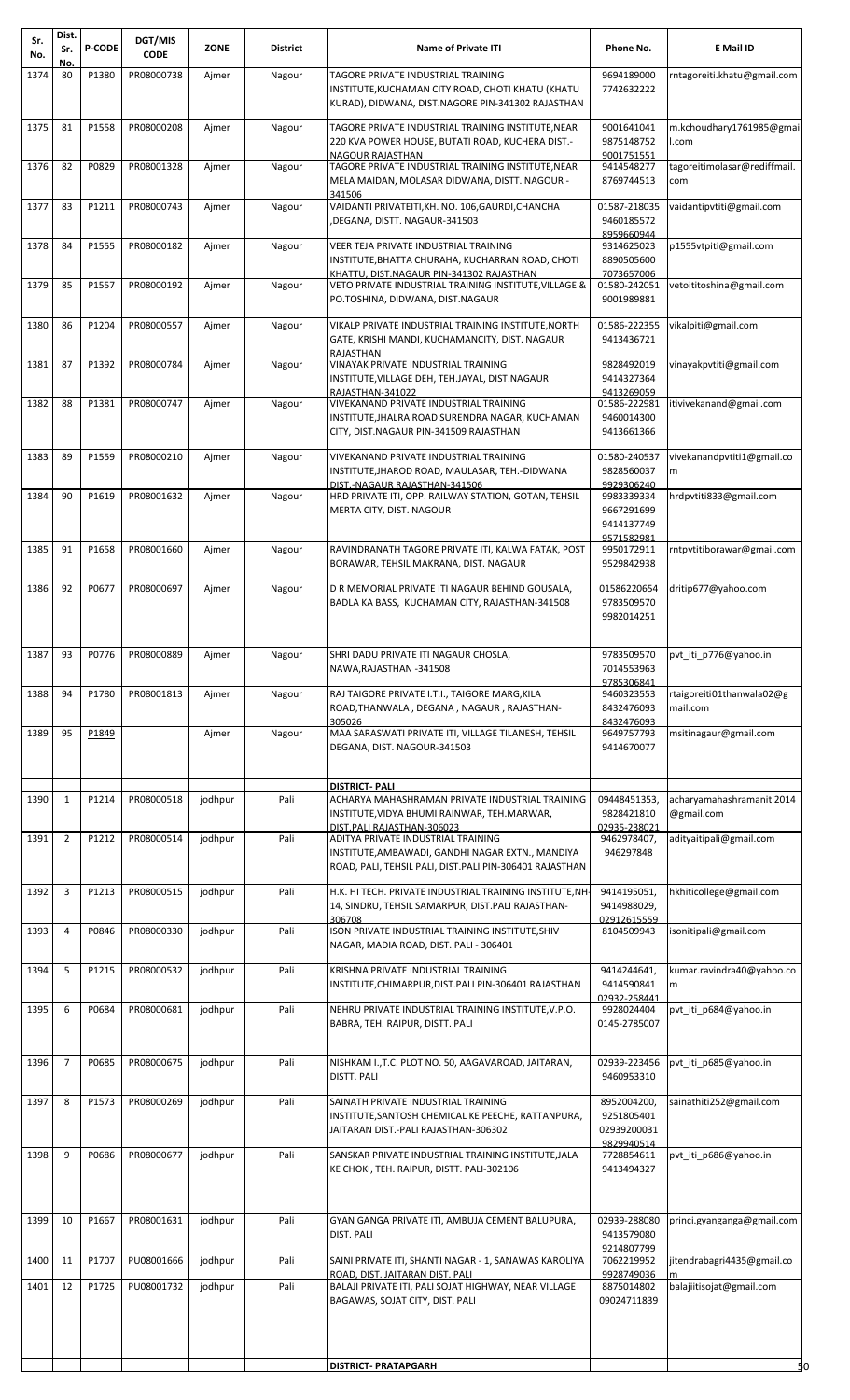| Sr. No. | Dist. Sr. No. | P-CODE | DGT/MIS CODE | ZONE | District | Name of Private ITI | Phone No. | E Mail ID |
|---|---|---|---|---|---|---|---|---|
| 1374 | 80 | P1380 | PR08000738 | Ajmer | Nagour | TAGORE PRIVATE INDUSTRIAL TRAINING INSTITUTE,KUCHAMAN CITY ROAD, CHOTI KHATU (KHATU KURAD), DIDWANA, DIST.NAGORE PIN-341302 RAJASTHAN | 9694189000 7742632222 | rntagoreiti.khatu@gmail.com |
| 1375 | 81 | P1558 | PR08000208 | Ajmer | Nagour | TAGORE PRIVATE INDUSTRIAL TRAINING INSTITUTE,NEAR 220 KVA POWER HOUSE, BUTATI ROAD, KUCHERA DIST.-NAGOUR RAJASTHAN | 9001641041 9875148752 9001751551 | m.kchoudhary1761985@gmail.com |
| 1376 | 82 | P0829 | PR08001328 | Ajmer | Nagour | TAGORE PRIVATE INDUSTRIAL TRAINING INSTITUTE,NEAR MELA MAIDAN, MOLASAR DIDWANA, DISTT. NAGOUR - 341506 | 9414548277 8769744513 | tagoreitimolasar@rediffmail.com |
| 1377 | 83 | P1211 | PR08000743 | Ajmer | Nagour | VAIDANTI PRIVATEITI,KH. NO. 106,GAURDI,CHANCHA ,DEGANA, DISTT. NAGAUR-341503 | 01587-218035 9460185572 8959660944 | vaidantipvtiti@gmail.com |
| 1378 | 84 | P1555 | PR08000182 | Ajmer | Nagour | VEER TEJA PRIVATE INDUSTRIAL TRAINING INSTITUTE,BHATTA CHURAHA, KUCHARRAN ROAD, CHOTI KHATTU, DIST.NAGAUR PIN-341302 RAJASTHAN | 9314625023 8890505600 7073657006 | p1555vtpiti@gmail.com |
| 1379 | 85 | P1557 | PR08000192 | Ajmer | Nagour | VETO PRIVATE INDUSTRIAL TRAINING INSTITUTE,VILLAGE & PO.TOSHINA, DIDWANA, DIST.NAGAUR | 01580-242051 9001989881 | vetotitoshina@gmail.com |
| 1380 | 86 | P1204 | PR08000557 | Ajmer | Nagour | VIKALP PRIVATE INDUSTRIAL TRAINING INSTITUTE,NORTH GATE, KRISHI MANDI, KUCHAMANCITY, DIST. NAGAUR RAJASTHAN | 01586-222355 9413436721 | vikalpiti@gmail.com |
| 1381 | 87 | P1392 | PR08000784 | Ajmer | Nagour | VINAYAK PRIVATE INDUSTRIAL TRAINING INSTITUTE,VILLAGE DEH, TEH.JAYAL, DIST.NAGAUR RAJASTHAN-341022 | 9828492019 9414327364 9413269059 | vinayakpvtiti@gmail.com |
| 1382 | 88 | P1381 | PR08000747 | Ajmer | Nagour | VIVEKANAND PRIVATE INDUSTRIAL TRAINING INSTITUTE,JHALRA ROAD SURENDRA NAGAR, KUCHAMAN CITY, DIST.NAGAUR PIN-341509 RAJASTHAN | 01586-222981 9460014300 9413661366 | itivivekanand@gmail.com |
| 1383 | 89 | P1559 | PR08000210 | Ajmer | Nagour | VIVEKANAND PRIVATE INDUSTRIAL TRAINING INSTITUTE,JHAROD ROAD, MAULASAR, TEH.-DIDWANA DIST.-NAGAUR RAJASTHAN-341506 | 01580-240537 9828560037 9929306240 | vivekanandpvtiti1@gmail.com |
| 1384 | 90 | P1619 | PR08001632 | Ajmer | Nagour | HRD PRIVATE ITI, OPP. RAILWAY STATION, GOTAN, TEHSIL MERTA CITY, DIST. NAGOUR | 9983339334 9667291699 9414137749 9571582981 | hrdpvtiti833@gmail.com |
| 1385 | 91 | P1658 | PR08001660 | Ajmer | Nagour | RAVINDRANATH TAGORE PRIVATE ITI, KALWA FATAK, POST BORAWAR, TEHSIL MAKRANA, DIST. NAGAUR | 9950172911 9529842938 | rntpvtitiborawar@gmail.com |
| 1386 | 92 | P0677 | PR08000697 | Ajmer | Nagour | D R MEMORIAL PRIVATE ITI NAGAUR BEHIND GOUSALA, BADLA KA BASS, KUCHAMAN CITY, RAJASTHAN-341508 | 01586220654 9783509570 9982014251 | dritip677@yahoo.com |
| 1387 | 93 | P0776 | PR08000889 | Ajmer | Nagour | SHRI DADU PRIVATE ITI NAGAUR CHOSLA, NAWA,RAJASTHAN -341508 | 9783509570 7014553963 9785306841 | pvt_iti_p776@yahoo.in |
| 1388 | 94 | P1780 | PR08001813 | Ajmer | Nagour | RAJ TAIGORE PRIVATE I.T.I., TAIGORE MARG,KILA ROAD,THANWALA , DEGANA , NAGAUR , RAJASTHAN-305026 | 9460323553 8432476093 8432476093 | rtaigoreiti01thanwala02@gmail.com |
| 1389 | 95 | P1849 | | Ajmer | Nagour | MAA SARASWATI PRIVATE ITI, VILLAGE TILANESH, TEHSIL DEGANA, DIST. NAGOUR-341503 | 9649757793 9414670077 | msitinagaur@gmail.com |
| | | | | | | **DISTRICT- PALI** | | |
| 1390 | 1 | P1214 | PR08000518 | jodhpur | Pali | ACHARYA MAHASHRAMAN PRIVATE INDUSTRIAL TRAINING INSTITUTE,VIDYA BHUMI RAINWAR, TEH.MARWAR, DIST.PALI RAJASTHAN-306023 | 09448451353, 9828421810 02935-238021 | acharyamahashramaniti2014@gmail.com |
| 1391 | 2 | P1212 | PR08000514 | jodhpur | Pali | ADITYA PRIVATE INDUSTRIAL TRAINING INSTITUTE,AMBAWADI, GANDHI NAGAR EXTN., MANDIYA ROAD, PALI, TEHSIL PALI, DIST.PALI PIN-306401 RAJASTHAN | 9462978407, 946297848 | adityaitipali@gmail.com |
| 1392 | 3 | P1213 | PR08000515 | jodhpur | Pali | H.K. HI TECH. PRIVATE INDUSTRIAL TRAINING INSTITUTE,NH-14, SINDRU, TEHSIL SAMARPUR, DIST.PALI RAJASTHAN-306708 | 9414195051, 9414988029, 02912615559 | hkhiticollege@gmail.com |
| 1393 | 4 | P0846 | PR08000330 | jodhpur | Pali | ISON PRIVATE INDUSTRIAL TRAINING INSTITUTE,SHIV NAGAR, MADIA ROAD, DIST. PALI - 306401 | 8104509943 | isonitipali@gmail.com |
| 1394 | 5 | P1215 | PR08000532 | jodhpur | Pali | KRISHNA PRIVATE INDUSTRIAL TRAINING INSTITUTE,CHIMARPUR,DIST.PALI PIN-306401 RAJASTHAN | 9414244641, 9414590841 02932-258441 | kumar.ravindra40@yahoo.com |
| 1395 | 6 | P0684 | PR08000681 | jodhpur | Pali | NEHRU PRIVATE INDUSTRIAL TRAINING INSTITUTE,V.P.O. BABRA, TEH. RAIPUR, DISTT. PALI | 9928024404 0145-2785007 | pvt_iti_p684@yahoo.in |
| 1396 | 7 | P0685 | PR08000675 | jodhpur | Pali | NISHKAM I.,T.C. PLOT NO. 50, AAGAVAROAD, JAITARAN, DISTT. PALI | 02939-223456 9460953310 | pvt_iti_p685@yahoo.in |
| 1397 | 8 | P1573 | PR08000269 | jodhpur | Pali | SAINATH PRIVATE INDUSTRIAL TRAINING INSTITUTE,SANTOSH CHEMICAL KE PEECHE, RATTANPURA, JAITARAN DIST.-PALI RAJASTHAN-306302 | 8952004200, 9251805401 02939200031 9829940514 | sainathiti252@gmail.com |
| 1398 | 9 | P0686 | PR08000677 | jodhpur | Pali | SANSKAR PRIVATE INDUSTRIAL TRAINING INSTITUTE,JALA KE CHOKI, TEH. RAIPUR, DISTT. PALI-302106 | 7728854611 9413494327 | pvt_iti_p686@yahoo.in |
| 1399 | 10 | P1667 | PR08001631 | jodhpur | Pali | GYAN GANGA PRIVATE ITI, AMBUJA CEMENT BALUPURA, DIST. PALI | 02939-288080 9413579080 9214807799 | princi.gyanganga@gmail.com |
| 1400 | 11 | P1707 | PU08001666 | jodhpur | Pali | SAINI PRIVATE ITI, SHANTI NAGAR - 1, SANAWAS KAROLIYA ROAD, DIST. JAITARAN DIST. PALI | 7062219952 9928749036 | jitendrabagri4435@gmail.com |
| 1401 | 12 | P1725 | PU08001732 | jodhpur | Pali | BALAJI PRIVATE ITI, PALI SOJAT HIGHWAY, NEAR VILLAGE BAGAWAS, SOJAT CITY, DIST. PALI | 8875014802 09024711839 | balajiitisojat@gmail.com |
| | | | | | | **DISTRICT- PRATAPGARH** | | |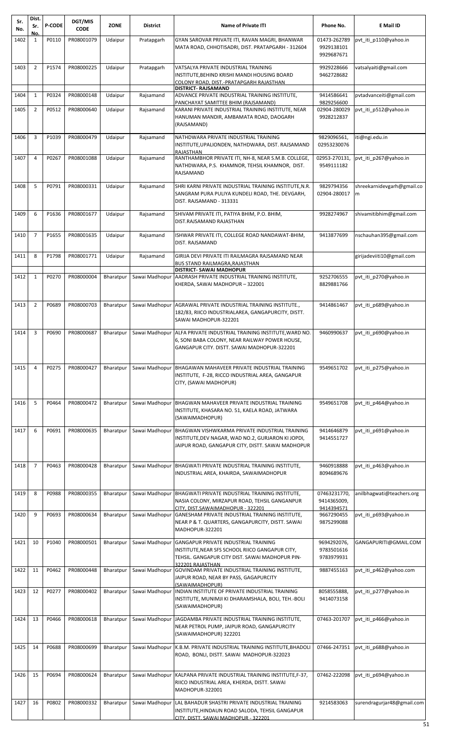| Sr. No. | Dist. Sr. No. | P-CODE | DGT/MIS CODE | ZONE | District | Name of Private ITI | Phone No. | E Mail ID |
|---|---|---|---|---|---|---|---|---|
| 1402 | 1 | P0110 | PR08001079 | Udaipur | Pratapgarh | GYAN SAROVAR PRIVATE ITI, RAVAN MAGRI, BHANWAR MATA ROAD, CHHOTISADRI, DIST. PRATAPGARH - 312604 | 01473-262789 9929138101 9929687671 | pvt_iti_p110@yahoo.in |
| 1403 | 2 | P1574 | PR08000225 | Udaipur | Pratapgarh | VATSALYA PRIVATE INDUSTRIAL TRAINING INSTITUTE,BEHIND KRISHI MANDI HOUSING BOARD COLONY ROAD, DIST.-PRATAPGARH RAJASTHAN | 9929228666 9462728682 | vatsalyaiti@gmail.com |
| | | | | | | **DISTRICT- RAJSAMAND** | | |
| 1404 | 1 | P0324 | PR08000148 | Udaipur | Rajsamand | ADVANCE PRIVATE INDUSTRIAL TRAINING INSTITUTE, PANCHAYAT SAMITTEE BHIM (RAJSAMAND) | 9414586641 9829256600 | pvtadvanceiti@gmail.com |
| 1405 | 2 | P0512 | PR08000640 | Udaipur | Rajsamand | KARANI PRIVATE INDUSTRIAL TRAINING INSTITUTE, NEAR HANUMAN MANDIR, AMBAMATA ROAD, DAOGARH (RAJSAMAND) | 02904-280029 9928212837 | pvt_iti_p512@yahoo.in |
| 1406 | 3 | P1039 | PR08000479 | Udaipur | Rajsamand | NATHDWARA PRIVATE INDUSTRIAL TRAINING INSTITUTE,UPALIONDEN, NATHDWARA, DIST. RAJSAMAND RAJASTHAN | 9829096561, 02953230076 | iti@ngi.edu.in |
| 1407 | 4 | P0267 | PR08001088 | Udaipur | Rajsamand | RANTHAMBHOR PRIVATE ITI, NH-8, NEAR S.M.B. COLLEGE, NATHDWARA, P.S. KHAMNOR, TEHSIL KHAMNOR, DIST. RAJSAMAND | 02953-270131, 9549111182 | pvt_iti_p267@yahoo.in |
| 1408 | 5 | P0791 | PR08000331 | Udaipur | Rajsamand | SHRI KARNI PRIVATE INDUSTRIAL TRAINING INSTITUTE,N.R. SANGRAM PURA PULIYA KUNDELI ROAD, THE. DEVGARH, DIST. RAJSAMAND - 313331 | 9829794356 02904-280017 | shreekarnidevgarh@gmail.com |
| 1409 | 6 | P1636 | PR08001677 | Udaipur | Rajsamand | SHIVAM PRIVATE ITI, PATIYA BHIM, P.O. BHIM, DIST.RAJSAMAND RAJASTHAN | 9928274967 | shivamitibhim@gmail.com |
| 1410 | 7 | P1655 | PR08001635 | Udaipur | Rajsamand | ISHWAR PRIVATE ITI, COLLEGE ROAD NANDAWAT-BHIM, DIST. RAJSAMAND | 9413877699 | nschauhan395@gmail.com |
| 1411 | 8 | P1798 | PR08001771 | Udaipur | Rajsamand | GIRIJA DEVI PRIVATE ITI RAILMAGRA RAJSAMAND NEAR BUS STAND RAILMAGRA,RAJASTHAN | | girijadeviiti10@gmail.com |
| | | | | | | **DISTRICT- SAWAI MADHOPUR** | | |
| 1412 | 1 | P0270 | PR08000004 | Bharatpur | Sawai Madhopur | AADRASH PRIVATE INDUSTRIAL TRAINING INSTITUTE, KHERDA, SAWAI MADHOPUR – 322001 | 9252706555 8829881766 | pvt_iti_p270@yahoo.in |
| 1413 | 2 | P0689 | PR08000703 | Bharatpur | Sawai Madhopur | AGRAWAL PRIVATE INDUSTRIAL TRAINING INSTITUTE., 182/83, RIICO INDUSTRIALAREA, GANGAPURCITY, DISTT. SAWAI MADHOPUR-322201 | 9414861467 | pvt_iti_p689@yahoo.in |
| 1414 | 3 | P0690 | PR08000687 | Bharatpur | Sawai Madhopur | ALFA PRIVATE INDUSTRIAL TRAINING INSTITUTE,WARD NO. 6, SONI BABA COLONY, NEAR RAILWAY POWER HOUSE, GANGAPUR CITY. DISTT. SAWAI MADHOPUR-322201 | 9460990637 | pvt_iti_p690@yahoo.in |
| 1415 | 4 | P0275 | PR08000427 | Bharatpur | Sawai Madhopur | BHAGAWAN MAHAVEER PRIVATE INDUSTRIAL TRAINING INSTITUTE, F-28, RICCO INDUSTRIAL AREA, GANGAPUR CITY, (SAWAI MADHOPUR) | 9549651702 | pvt_iti_p275@yahoo.in |
| 1416 | 5 | P0464 | PR08000472 | Bharatpur | Sawai Madhopur | BHAGWAN MAHAVEER PRIVATE INDUSTRIAL TRAINING INSTITUTE, KHASARA NO. 51, KAELA ROAD, JATWARA (SAWAIMADHOPUR) | 9549651708 | pvt_iti_p464@yahoo.in |
| 1417 | 6 | P0691 | PR08000635 | Bharatpur | Sawai Madhopur | BHAGWAN VISHWKARMA PRIVATE INDUSTRIAL TRAINING INSTITUTE,DEV NAGAR, WAD NO.2, GURJARON KI JOPDI, JAIPUR ROAD, GANGAPUR CITY, DISTT. SAWAI MADHOPUR | 9414646879 9414551727 | pvt_iti_p691@yahoo.in |
| 1418 | 7 | P0463 | PR08000428 | Bharatpur | Sawai Madhopur | BHAGWATI PRIVATE INDUSTRIAL TRAINING INSTITUTE, INDUSTRIAL AREA, KHAIRDA, SAWAIMADHOPUR | 9460918888 8094689676 | pvt_iti_p463@yahoo.in |
| 1419 | 8 | P0988 | PR08000355 | Bharatpur | Sawai Madhopur | BHAGWATI PRIVATE INDUSTRIAL TRAINING INSTITUTE, NASIA COLONY, MIRZAPUR ROAD, TEHSIL GANGANPUR CITY, DIST.SAWAIMADHOPUR - 322201 | 07463231770, 9414365009, 9414394571 | anilbhagwati@teachers.org |
| 1420 | 9 | P0693 | PR08000634 | Bharatpur | Sawai Madhopur | GANESHAM PRIVATE INDUSTRIAL TRAINING INSTITUTE, NEAR P & T. QUARTERS, GANGAPURCITY, DISTT. SAWAI MADHOPUR-322201 | 9667290455 9875299088 | pvt_iti_p693@yahoo.in |
| 1421 | 10 | P1040 | PR08000501 | Bharatpur | Sawai Madhopur | GANGAPUR PRIVATE INDUSTRIAL TRAINING INSTITUTE,NEAR SFS SCHOOL RIICO GANGAPUR CITY, TEHSIL. GANGAPUR CITY DIST. SAWAI MADHOPUR PIN-322201 RAJASTHAN | 9694292076, 9783501616 9783979931 | GANGAPURITI@GMAIL.COM |
| 1422 | 11 | P0462 | PR08000448 | Bharatpur | Sawai Madhopur | GOVINDAM PRIVATE INDUSTRIAL TRAINING INSTITUTE, JAIPUR ROAD, NEAR BY PASS, GAGAPURCITY (SAWAIMADHOPUR) | 9887455163 | pvt_iti_p462@yahoo.com |
| 1423 | 12 | P0277 | PR08000402 | Bharatpur | Sawai Madhopur | INDIAN INSTITUTE OF PRIVATE INDUSTRIAL TRAINING INSTITUTE, MUNIMJI KI DHARAMSHALA, BOLI, TEH.-BOLI (SAWAIMADHOPUR) | 8058555888, 9414073158 | pvt_iti_p277@yahoo.in |
| 1424 | 13 | P0466 | PR08000618 | Bharatpur | Sawai Madhopur | JAGDAMBA PRIVATE INDUSTRIAL TRAINING INSTITUTE, NEAR PETROL PUMP, JAIPUR ROAD, GANGAPURCITY (SAWAIMADHOPUR) 322201 | 07463-201707 | pvt_iti_p466@yahoo.in |
| 1425 | 14 | P0688 | PR08000699 | Bharatpur | Sawai Madhopur | K.B.M. PRIVATE INDUSTRIAL TRAINING INSTITUTE,BHADOLI ROAD, BONLI, DISTT. SAWAI MADHOPUR-322023 | 07466-247351 | pvt_iti_p688@yahoo.in |
| 1426 | 15 | P0694 | PR08000624 | Bharatpur | Sawai Madhopur | KALPANA PRIVATE INDUSTRIAL TRAINING INSTITUTE,F-37, RIICO INDUSTRIAL AREA, KHERDA, DISTT. SAWAI MADHOPUR-322001 | 07462-222098 | pvt_iti_p694@yahoo.in |
| 1427 | 16 | P0802 | PR08000332 | Bharatpur | Sawai Madhopur | LAL BAHADUR SHASTRI PRIVATE INDUSTRIAL TRAINING INSTITUTE,HINDAUN ROAD SALODA, TEHSIL GANGAPUR CITY, DISTT. SAWAI MADHOPUR - 322201 | 9214583063 | surendragurjar48@gmail.com |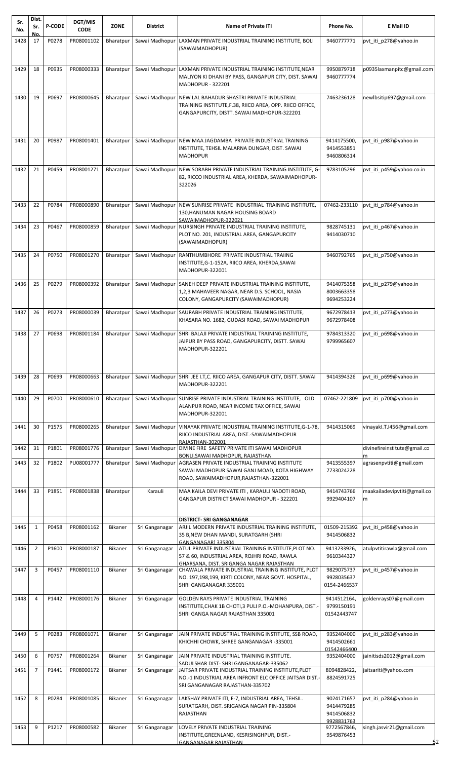| Sr. No. | Dist. Sr. No. | P-CODE | DGT/MIS CODE | ZONE | District | Name of Private ITI | Phone No. | E Mail ID |
|---|---|---|---|---|---|---|---|---|
| 1428 | 17 | P0278 | PR08001102 | Bharatpur | Sawai Madhopur | LAXMAN PRIVATE INDUSTRIAL TRAINING INSTITUTE, BOLI (SAWAIMADHOPUR) | 9460777771 | pvt_iti_p278@yahoo.in |
| 1429 | 18 | P0935 | PR08000333 | Bharatpur | Sawai Madhopur | LAXMAN PRIVATE INDUSTRIAL TRAINING INSTITUTE,NEAR MALIYON KI DHANI BY PASS, GANGAPUR CITY, DIST. SAWAI MADHOPUR - 322201 | 9950879718 9460777774 | p0935laxmanpitc@gmail.com |
| 1430 | 19 | P0697 | PR08000645 | Bharatpur | Sawai Madhopur | NEW LAL BAHADUR SHASTRI PRIVATE INDUSTRIAL TRAINING INSTITUTE,F.38, RIICO AREA, OPP. RIICO OFFICE, GANGAPURCITY, DISTT. SAWAI MADHOPUR-322201 | 7463236128 | newlbsitip697@gmail.com |
| 1431 | 20 | P0987 | PR08001401 | Bharatpur | Sawai Madhopur | NEW MAA JAGDAMBA PRIVATE INDUSTRIAL TRAINING INSTITUTE, TEHSIL MALARNA DUNGAR, DIST. SAWAI MADHOPUR | 9414175500, 9414553851 9460806314 | pvt_iti_p987@yahoo.in |
| 1432 | 21 | P0459 | PR08001271 | Bharatpur | Sawai Madhopur | NEW SORABH PRIVATE INDUSTRIAL TRAINING INSTITUTE, G-82, RICCO INDUSTRIAL AREA, KHERDA, SAWAIMADHOPUR-322026 | 9783105296 | pvt_iti_p459@yahoo.co.in |
| 1433 | 22 | P0784 | PR08000890 | Bharatpur | Sawai Madhopur | NEW SUNRISE PRIVATE INDUSTRIAL TRAINING INSTITUTE, 130,HANUMAN NAGAR HOUSING BOARD SAWAIMADHOPUR-322021 | 07462-233110 | pvt_iti_p784@yahoo.in |
| 1434 | 23 | P0467 | PR08000859 | Bharatpur | Sawai Madhopur | NURSINGH PRIVATE INDUSTRIAL TRAINING INSTITUTE, PLOT NO. 201, INDUSTRIAL AREA, GANGAPURCITY (SAWAIMADHOPUR) | 9828745131 9414030710 | pvt_iti_p467@yahoo.in |
| 1435 | 24 | P0750 | PR08001270 | Bharatpur | Sawai Madhopur | RANTHUMBHORE PRIVATE INDUSTRIAL TRAIING INSTITUTE,G-1-152A, RIICO AREA, KHERDA,SAWAI MADHOPUR-322001 | 9460792765 | pvt_iti_p750@yahoo.in |
| 1436 | 25 | P0279 | PR08000392 | Bharatpur | Sawai Madhopur | SANEH DEEP PRIVATE INDUSTRIAL TRAINING INSTITUTE, 1,2,3 MAHAVEER NAGAR, NEAR D.S. SCHOOL, NASIA COLONY, GANGAPURCITY (SAWAIMADHOPUR) | 9414075358 8003663358 9694253224 | pvt_iti_p279@yahoo.in |
| 1437 | 26 | P0273 | PR08000039 | Bharatpur | Sawai Madhopur | SAURABH PRIVATE INDUSTRIAL TRAINING INSTITUTE, KHASARA NO. 1682, GUDASI ROAD, SAWAI MADHOPUR | 9672978413 9672978408 | pvt_iti_p273@yahoo.in |
| 1438 | 27 | P0698 | PR08001184 | Bharatpur | Sawai Madhopur | SHRI BALAJI PRIVATE INDUSTRIAL TRAINING INSTITUTE, JAIPUR BY PASS ROAD, GANGAPURCITY, DISTT. SAWAI MADHOPUR-322201 | 9784313320 9799965607 | pvt_iti_p698@yahoo.in |
| 1439 | 28 | P0699 | PR08000663 | Bharatpur | Sawai Madhopur | SHRI JEE I.T,C. RIICO AREA, GANGAPUR CITY, DISTT. SAWAI MADHOPUR-322201 | 9414394326 | pvt_iti_p699@yahoo.in |
| 1440 | 29 | P0700 | PR08000610 | Bharatpur | Sawai Madhopur | SUNRISE PRIVATE INDUSTRIAL TRAINING INSTITUTE, OLD ALANPUR ROAD, NEAR INCOME TAX OFFICE, SAWAI MADHOPUR-322001 | 07462-221809 | pvt_iti_p700@yahoo.in |
| 1441 | 30 | P1575 | PR08000265 | Bharatpur | Sawai Madhopur | VINAYAK PRIVATE INDUSTRIAL TRAINING INSTITUTE,G-1-78, RIICO INDUSTRIAL AREA, DIST.-SAWAIMADHOPUR RAJASTHAN-302001 | 9414315069 | vinayakI.T.I456@gmail.com |
| 1442 | 31 | P1801 | PR08001776 | Bharatpur | Sawai Madhopur | DIVINE FIRE SAFETY PRIVATE ITI SAWAI MADHOPUR BONLI,SAWAI MADHOPUR, RAJASTHAN | | divinefireinstitute@gmail.com |
| 1443 | 32 | P1802 | PU08001777 | Bharatpur | Sawai Madhopur | AGRASEN PRIVATE INDUSTRIAL TRAINING INSTITUTE SAWAI MADHOPUR SAWAI GANJ MOAD, KOTA HIGHWAY ROAD, SAWAIMADHOPUR,RAJASTHAN-322001 | 9413555397 7733024228 | agrasenpvtiti@gmail.com |
| 1444 | 33 | P1851 | PR08001838 | Bharatpur | Karauli | MAA KAILA DEVI PRIVATE ITI , KARAULI NADOTI ROAD, GANGAPUR DISTRICT SAWAI MADHOPUR - 322201 | 9414743766 9929404107 | maakailadevipvtiti@gmail.com |
| | | | | | | **DISTRICT- SRI GANGANAGAR** | | |
| 1445 | 1 | P0458 | PR08001162 | Bikaner | Sri Ganganagar | ARJIL MODERN PRIVATE INDUSTRIAL TRAINING INSTITUTE, 35 B,NEW DHAN MANDI, SURATGARH (SHRI GANGANAGAR) 335804 | 01509-215392 9414506832 | pvt_iti_p458@yahoo.in |
| 1446 | 2 | P1600 | PR08000187 | Bikaner | Sri Ganganagar | ATUL PRIVATE INDUSTRIAL TRAINING INSTITUTE,PLOT NO. 57 & 60, INDUSTRIAL AREA, ROJHRI ROAD, RAWLA GHARSANA, DIST. SRIGANGA NAGAR RAJASTHAN | 9413233926, 9610344327 | atulpvtitirawla@gmail.com |
| 1447 | 3 | P0457 | PR08001110 | Bikaner | Sri Ganganagar | CHAWALA PRIVATE INDUSTRIAL TRAINING INSTITUTE, PLOT NO. 197,198,199, KIRTI COLONY, NEAR GOVT. HOSPITAL, SHRI GANGANAGAR 335001 | 9829075737 9928035637 0154-2466537 | pvt_iti_p457@yahoo.in |
| 1448 | 4 | P1442 | PR08000176 | Bikaner | Sri Ganganagar | GOLDEN RAYS PRIVATE INDUSTRIAL TRAINING INSTITUTE,CHAK 1B CHOTI,3 PULI P.O.-MOHANPURA, DIST.-SHRI GANGA NAGAR RAJASTHAN 335001 | 9414512164, 9799150191 01542443747 | goldenrays07@gmail.com |
| 1449 | 5 | P0283 | PR08001071 | Bikaner | Sri Ganganagar | JAIN PRIVATE INDUSTRIAL TRAINING INSTITUTE, SSB ROAD, KHICHHI CHOWK, SHREE GANGANAGAR -335001 | 9352404000 9414502661 01542466400 | pvt_iti_p283@yahoo.in |
| 1450 | 6 | P0757 | PR08001264 | Bikaner | Sri Ganganagar | JAIN PRIVATE INDUSTRIAL TRAINING INSTITUTE. SADULSHAR DIST- SHRI GANGANAGAR-335062 | 9352404000 | jainitisds2012@gmail.com |
| 1451 | 7 | P1441 | PR08000172 | Bikaner | Sri Ganganagar | JAITSAR PRIVATE INDUSTRIAL TRAINING INSTITUTE,PLOT NO.-1 INDUSTRIAL AREA INFRONT ELC OFFICE JAITSAR DIST.-SRI GANGANAGAR RAJASTHAN-335702 | 8094828422, 8824591725 | jaitsariti@yahoo.com |
| 1452 | 8 | P0284 | PR08001085 | Bikaner | Sri Ganganagar | LAKSHAY PRIVATE ITI, E-7, INDUSTRIAL AREA, TEHSIL. SURATGARH, DIST. SRIGANGA NAGAR PIN-335804 RAJASTHAN | 9024171657 9414479285 9414506832 9928831763 | pvt_iti_p284@yahoo.in |
| 1453 | 9 | P1217 | PR08000582 | Bikaner | Sri Ganganagar | LOVELY PRIVATE INDUSTRIAL TRAINING INSTITUTE,GREENLAND, KESRISINGHPUR, DIST.-GANGANAGAR RAJASTHAN | 9772567846, 9549876453 | singh.jasvir21@gmail.com |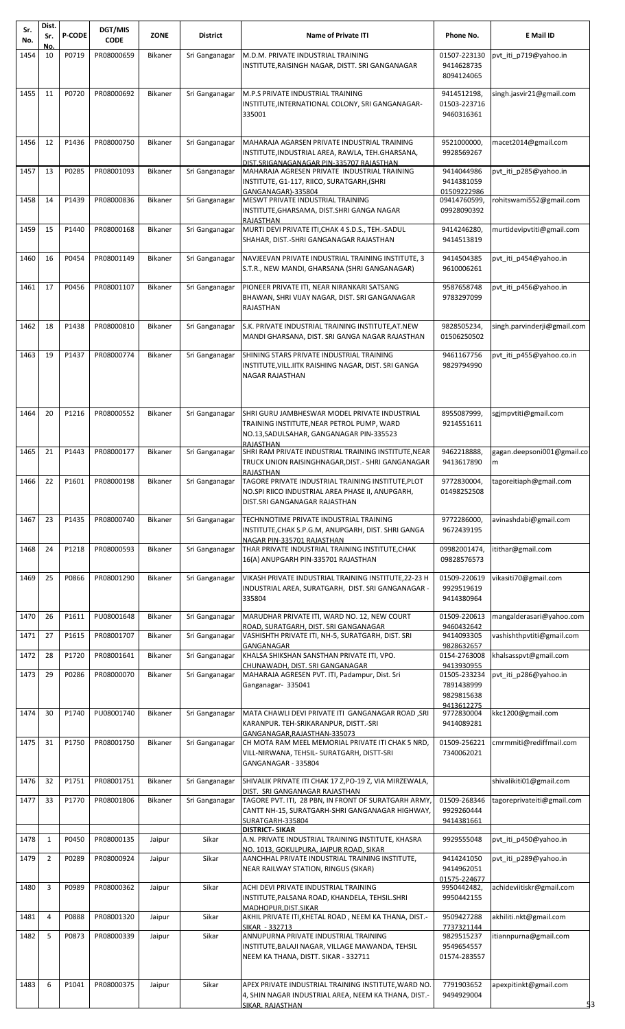| Sr. No. | Dist. Sr. No. | P-CODE | DGT/MIS CODE | ZONE | District | Name of Private ITI | Phone No. | E Mail ID |
|---|---|---|---|---|---|---|---|---|
| 1454 | 10 | P0719 | PR08000659 | Bikaner | Sri Ganganagar | M.D.M. PRIVATE INDUSTRIAL TRAINING INSTITUTE,RAISINGH NAGAR, DISTT. SRI GANGANAGAR | 01507-223130 9414628735 8094124065 | pvt_iti_p719@yahoo.in |
| 1455 | 11 | P0720 | PR08000692 | Bikaner | Sri Ganganagar | M.P.S PRIVATE INDUSTRIAL TRAINING INSTITUTE,INTERNATIONAL COLONY, SRI GANGANAGAR-335001 | 9414512198, 01503-223716 9460316361 | singh.jasvir21@gmail.com |
| 1456 | 12 | P1436 | PR08000750 | Bikaner | Sri Ganganagar | MAHARAJA AGARSEN PRIVATE INDUSTRIAL TRAINING INSTITUTE,INDUSTRIAL AREA, RAWLA, TEH.GHARSANA, DIST.SRIGANAGANAGAR PIN-335707 RAJASTHAN | 9521000000, 9928569267 | macet2014@gmail.com |
| 1457 | 13 | P0285 | PR08001093 | Bikaner | Sri Ganganagar | MAHARAJA AGRESEN PRIVATE INDUSTRIAL TRAINING INSTITUTE, G1-117, RIICO, SURATGARH,(SHRI GANGANAGAR)-335804 | 9414044986 9414381059 01509222986 | pvt_iti_p285@yahoo.in |
| 1458 | 14 | P1439 | PR08000836 | Bikaner | Sri Ganganagar | MESWT PRIVATE INDUSTRIAL TRAINING INSTITUTE,GHARSAMA, DIST.SHRI GANGA NAGAR RAJASTHAN | 09414760599, 09928090392 | rohitswami552@gmail.com |
| 1459 | 15 | P1440 | PR08000168 | Bikaner | Sri Ganganagar | MURTI DEVI PRIVATE ITI,CHAK 4 S.D.S., TEH.-SADUL SHAHAR, DIST.-SHRI GANGANAGAR RAJASTHAN | 9414246280, 9414513819 | murtidevipvtiti@gmail.com |
| 1460 | 16 | P0454 | PR08001149 | Bikaner | Sri Ganganagar | NAVJEEVAN PRIVATE INDUSTRIAL TRAINING INSTITUTE, 3 S.T.R., NEW MANDI, GHARSANA (SHRI GANGANAGAR) | 9414504385 9610006261 | pvt_iti_p454@yahoo.in |
| 1461 | 17 | P0456 | PR08001107 | Bikaner | Sri Ganganagar | PIONEER PRIVATE ITI, NEAR NIRANKARI SATSANG BHAWAN, SHRI VIJAY NAGAR, DIST. SRI GANGANAGAR RAJASTHAN | 9587658748 9783297099 | pvt_iti_p456@yahoo.in |
| 1462 | 18 | P1438 | PR08000810 | Bikaner | Sri Ganganagar | S.K. PRIVATE INDUSTRIAL TRAINING INSTITUTE,AT.NEW MANDI GHARSANA, DIST. SRI GANGA NAGAR RAJASTHAN | 9828505234, 01506250502 | singh.parvinderji@gmail.com |
| 1463 | 19 | P1437 | PR08000774 | Bikaner | Sri Ganganagar | SHINING STARS PRIVATE INDUSTRIAL TRAINING INSTITUTE,VILL.IITK RAISHING NAGAR, DIST. SRI GANGA NAGAR RAJASTHAN | 9461167756 9829794990 | pvt_iti_p455@yahoo.co.in |
| 1464 | 20 | P1216 | PR08000552 | Bikaner | Sri Ganganagar | SHRI GURU JAMBHESWAR MODEL PRIVATE INDUSTRIAL TRAINING INSTITUTE,NEAR PETROL PUMP, WARD NO.13,SADULSAHAR, GANGANAGAR PIN-335523 RAJASTHAN | 8955087999, 9214551611 | sgjmpvtiti@gmail.com |
| 1465 | 21 | P1443 | PR08000177 | Bikaner | Sri Ganganagar | SHRI RAM PRIVATE INDUSTRIAL TRAINING INSTITUTE,NEAR TRUCK UNION RAISINGHNAGAR,DIST.- SHRI GANGANAGAR RAJASTHAN | 9462218888, 9413617890 | gagan.deepsoni001@gmail.com |
| 1466 | 22 | P1601 | PR08000198 | Bikaner | Sri Ganganagar | TAGORE PRIVATE INDUSTRIAL TRAINING INSTITUTE,PLOT NO.SPI RIICO INDUSTRIAL AREA PHASE II, ANUPGARH, DIST.SRI GANGANAGAR RAJASTHAN | 9772830004, 01498252508 | tagoreitiaph@gmail.com |
| 1467 | 23 | P1435 | PR08000740 | Bikaner | Sri Ganganagar | TECHNNOTIME PRIVATE INDUSTRIAL TRAINING INSTITUTE,CHAK S.P.G.M, ANUPGARH, DIST. SHRI GANGA NAGAR PIN-335701 RAJASTHAN | 9772286000, 9672439195 | avinashdabi@gmail.com |
| 1468 | 24 | P1218 | PR08000593 | Bikaner | Sri Ganganagar | THAR PRIVATE INDUSTRIAL TRAINING INSTITUTE,CHAK 16(A) ANUPGARH PIN-335701 RAJASTHAN | 09982001474, 09828576573 | itithar@gmail.com |
| 1469 | 25 | P0866 | PR08001290 | Bikaner | Sri Ganganagar | VIKASH PRIVATE INDUSTRIAL TRAINING INSTITUTE,22-23 H INDUSTRIAL AREA, SURATGARH, DIST. SRI GANGANAGAR - 335804 | 01509-220619 9929519619 9414380964 | vikasiti70@gmail.com |
| 1470 | 26 | P1611 | PU08001648 | Bikaner | Sri Ganganagar | MARUDHAR PRIVATE ITI, WARD NO. 12, NEW COURT ROAD, SURATGARH, DIST. SRI GANGANAGAR | 01509-220613 9460432642 | mangalderasari@yahoo.com |
| 1471 | 27 | P1615 | PR08001707 | Bikaner | Sri Ganganagar | VASHISHTH PRIVATE ITI, NH-5, SURATGARH, DIST. SRI GANGANAGAR | 9414093305 9828632657 | vashishthpvtiti@gmail.com |
| 1472 | 28 | P1720 | PR08001641 | Bikaner | Sri Ganganagar | KHALSA SHIKSHAN SANSTHAN PRIVATE ITI, VPO. CHUNAWADH, DIST. SRI GANGANAGAR | 0154-2763008 9413930955 | khalsasspvt@gmail.com |
| 1473 | 29 | P0286 | PR08000070 | Bikaner | Sri Ganganagar | MAHARAJA AGRESEN PVT. ITI, Padampur, Dist. Sri Ganganagar- 335041 | 01505-233234 7891438999 9829815638 9413612275 | pvt_iti_p286@yahoo.in |
| 1474 | 30 | P1740 | PU08001740 | Bikaner | Sri Ganganagar | MATA CHAWLI DEVI PRIVATE ITI GANGANAGAR ROAD ,SRI KARANPUR. TEH-SRIKARANPUR, DISTT.-SRI GANGANAGAR,RAJASTHAN-335073 | 9772830004 9414089281 | kkc1200@gmail.com |
| 1475 | 31 | P1750 | PR08001750 | Bikaner | Sri Ganganagar | CH MOTA RAM MEEL MEMORIAL PRIVATE ITI CHAK 5 NRD, VILL-NIRWANA, TEHSIL- SURATGARH, DISTT-SRI GANGANAGAR - 335804 | 01509-256221 7340062021 | cmrmmiti@rediffmail.com |
| 1476 | 32 | P1751 | PR08001751 | Bikaner | Sri Ganganagar | SHIVALIK PRIVATE ITI CHAK 17 Z,PO-19 Z, VIA MIRZEWALA, DIST. SRI GANGANAGAR RAJASTHAN | | shivalikiti01@gmail.com |
| 1477 | 33 | P1770 | PR08001806 | Bikaner | Sri Ganganagar | TAGORE PVT. ITI, 28 PBN, IN FRONT OF SURATGARH ARMY, CANTT NH-15, SURATGARH-SHRI GANGANAGAR HIGHWAY, SURATGARH-335804 | 01509-268346 9929260444 9414381661 | tagoreprivateiti@gmail.com |
| | | | | | | **DISTRICT- SIKAR** | | |
| 1478 | 1 | P0450 | PR08000135 | Jaipur | Sikar | A.N. PRIVATE INDUSTRIAL TRAINING INSTITUTE, KHASRA NO. 1013, GOKULPURA, JAIPUR ROAD, SIKAR | 9929555048 | pvt_iti_p450@yahoo.in |
| 1479 | 2 | P0289 | PR08000924 | Jaipur | Sikar | AANCHHAL PRIVATE INDUSTRIAL TRAINING INSTITUTE, NEAR RAILWAY STATION, RINGUS (SIKAR) | 9414241050 9414962051 01575-224677 | pvt_iti_p289@yahoo.in |
| 1480 | 3 | P0989 | PR08000362 | Jaipur | Sikar | ACHI DEVI PRIVATE INDUSTRIAL TRAINING INSTITUTE,PALSANA ROAD, KHANDELA, TEHSIL.SHRI MADHOPUR,DIST.SIKAR | 9950442482, 9950442155 | achideviitiskr@gmail.com |
| 1481 | 4 | P0888 | PR08001320 | Jaipur | Sikar | AKHIL PRIVATE ITI,KHETAL ROAD , NEEM KA THANA, DIST.- SIKAR - 332713 | 9509427288 7737321144 | akhiliti.nkt@gmail.com |
| 1482 | 5 | P0873 | PR08000339 | Jaipur | Sikar | ANNUPURNA PRIVATE INDUSTRIAL TRAINING INSTITUTE,BALAJI NAGAR, VILLAGE MAWANDA, TEHSIL NEEM KA THANA, DISTT. SIKAR - 332711 | 9829515237 9549654557 01574-283557 | itiannpurna@gmail.com |
| 1483 | 6 | P1041 | PR08000375 | Jaipur | Sikar | APEX PRIVATE INDUSTRIAL TRAINING INSTITUTE,WARD NO. 4, SHIN NAGAR INDUSTRIAL AREA, NEEM KA THANA, DIST.- SIKAR, RAJASTHAN | 7791903652 9494929004 | apexpitinkt@gmail.com |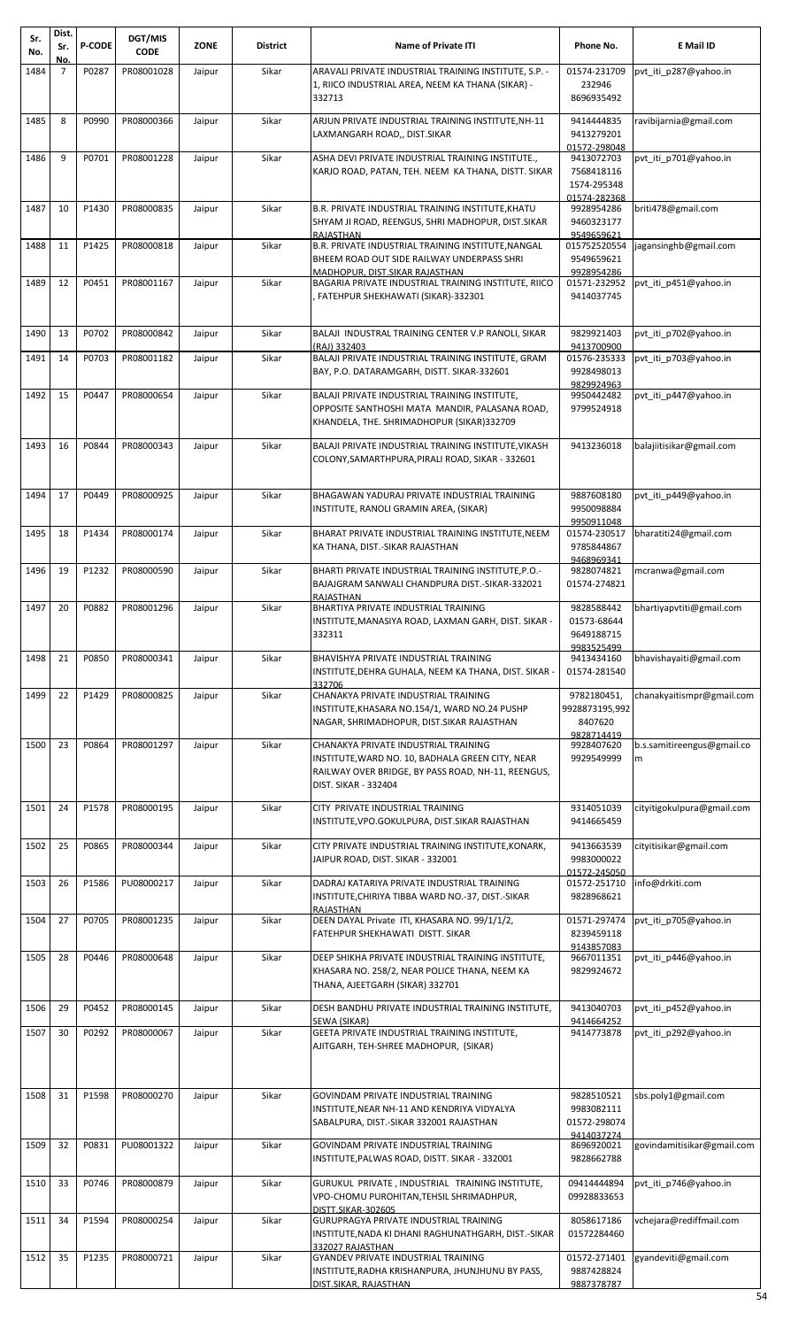| Sr. No. | Dist. Sr. No. | P-CODE | DGT/MIS CODE | ZONE | District | Name of Private ITI | Phone No. | E Mail ID |
|---|---|---|---|---|---|---|---|---|
| 1484 | 7 | P0287 | PR08001028 | Jaipur | Sikar | ARAVALI PRIVATE INDUSTRIAL TRAINING INSTITUTE, S.P. - 1, RIICO INDUSTRIAL AREA, NEEM KA THANA (SIKAR) - 332713 | 01574-231709 232946 8696935492 | pvt_iti_p287@yahoo.in |
| 1485 | 8 | P0990 | PR08000366 | Jaipur | Sikar | ARJUN PRIVATE INDUSTRIAL TRAINING INSTITUTE,NH-11 LAXMANGARH ROAD,, DIST.SIKAR | 9414444835 9413279201 01572-298048 | ravibijarnia@gmail.com |
| 1486 | 9 | P0701 | PR08001228 | Jaipur | Sikar | ASHA DEVI PRIVATE INDUSTRIAL TRAINING INSTITUTE., KARJO ROAD, PATAN, TEH. NEEM KA THANA, DISTT. SIKAR | 9413072703 7568418116 1574-295348 01574-282368 | pvt_iti_p701@yahoo.in |
| 1487 | 10 | P1430 | PR08000835 | Jaipur | Sikar | B.R. PRIVATE INDUSTRIAL TRAINING INSTITUTE,KHATU SHYAM JI ROAD, REENGUS, SHRI MADHOPUR, DIST.SIKAR RAJASTHAN | 9928954286 9460323177 9549659621 | briti478@gmail.com |
| 1488 | 11 | P1425 | PR08000818 | Jaipur | Sikar | B.R. PRIVATE INDUSTRIAL TRAINING INSTITUTE,NANGAL BHEEM ROAD OUT SIDE RAILWAY UNDERPASS SHRI MADHOPUR, DIST.SIKAR RAJASTHAN | 015752520554 9549659621 9928954286 | jagansinghb@gmail.com |
| 1489 | 12 | P0451 | PR08001167 | Jaipur | Sikar | BAGARIA PRIVATE INDUSTRIAL TRAINING INSTITUTE, RIICO , FATEHPUR SHEKHAWATI (SIKAR)-332301 | 01571-232952 9414037745 | pvt_iti_p451@yahoo.in |
| 1490 | 13 | P0702 | PR08000842 | Jaipur | Sikar | BALAJI INDUSTRAL TRAINING CENTER V.P RANOLI, SIKAR (RAJ) 332403 | 9829921403 9413700900 | pvt_iti_p702@yahoo.in |
| 1491 | 14 | P0703 | PR08001182 | Jaipur | Sikar | BALAJI PRIVATE INDUSTRIAL TRAINING INSTITUTE, GRAM BAY, P.O. DATARAMGARH, DISTT. SIKAR-332601 | 01576-235333 9928498013 9829924963 | pvt_iti_p703@yahoo.in |
| 1492 | 15 | P0447 | PR08000654 | Jaipur | Sikar | BALAJI PRIVATE INDUSTRIAL TRAINING INSTITUTE, OPPOSITE SANTHOSHI MATA MANDIR, PALASANA ROAD, KHANDELA, THE. SHRIMADHOPUR (SIKAR)332709 | 9950442482 9799524918 | pvt_iti_p447@yahoo.in |
| 1493 | 16 | P0844 | PR08000343 | Jaipur | Sikar | BALAJI PRIVATE INDUSTRIAL TRAINING INSTITUTE,VIKASH COLONY,SAMARTHPURA,PIRALI ROAD, SIKAR - 332601 | 9413236018 | balajiitisikar@gmail.com |
| 1494 | 17 | P0449 | PR08000925 | Jaipur | Sikar | BHAGAWAN YADURAJ PRIVATE INDUSTRIAL TRAINING INSTITUTE, RANOLI GRAMIN AREA, (SIKAR) | 9887608180 9950098884 9950911048 | pvt_iti_p449@yahoo.in |
| 1495 | 18 | P1434 | PR08000174 | Jaipur | Sikar | BHARAT PRIVATE INDUSTRIAL TRAINING INSTITUTE,NEEM KA THANA, DIST.-SIKAR RAJASTHAN | 01574-230517 9785844867 9468969341 | bharatiti24@gmail.com |
| 1496 | 19 | P1232 | PR08000590 | Jaipur | Sikar | BHARTI PRIVATE INDUSTRIAL TRAINING INSTITUTE,P.O.-BAJAJGRAM SANWALI CHANDPURA DIST.-SIKAR-332021 RAJASTHAN | 9828074821 01574-274821 | mcranwa@gmail.com |
| 1497 | 20 | P0882 | PR08001296 | Jaipur | Sikar | BHARTIYA PRIVATE INDUSTRIAL TRAINING INSTITUTE,MANASIYA ROAD, LAXMAN GARH, DIST. SIKAR - 332311 | 9828588442 01573-68644 9649188715 9983525499 | bhartiyapvtiti@gmail.com |
| 1498 | 21 | P0850 | PR08000341 | Jaipur | Sikar | BHAVISHYA PRIVATE INDUSTRIAL TRAINING INSTITUTE,DEHRA GUHALA, NEEM KA THANA, DIST. SIKAR - 332706 | 9413434160 01574-281540 | bhavishayaiti@gmail.com |
| 1499 | 22 | P1429 | PR08000825 | Jaipur | Sikar | CHANAKYA PRIVATE INDUSTRIAL TRAINING INSTITUTE,KHASARA NO.154/1, WARD NO.24 PUSHP NAGAR, SHRIMADHOPUR, DIST.SIKAR RAJASTHAN | 9782180451, 9928873195,992 8407620 9828714419 | chanakyaitismpr@gmail.com |
| 1500 | 23 | P0864 | PR08001297 | Jaipur | Sikar | CHANAKYA PRIVATE INDUSTRIAL TRAINING INSTITUTE,WARD NO. 10, BADHALA GREEN CITY, NEAR RAILWAY OVER BRIDGE, BY PASS ROAD, NH-11, REENGUS, DIST. SIKAR - 332404 | 9928407620 9929549999 | b.s.samitireengus@gmail.com |
| 1501 | 24 | P1578 | PR08000195 | Jaipur | Sikar | CITY PRIVATE INDUSTRIAL TRAINING INSTITUTE,VPO.GOKULPURA, DIST.SIKAR RAJASTHAN | 9314051039 9414665459 | cityitigokulpura@gmail.com |
| 1502 | 25 | P0865 | PR08000344 | Jaipur | Sikar | CITY PRIVATE INDUSTRIAL TRAINING INSTITUTE,KONARK, JAIPUR ROAD, DIST. SIKAR - 332001 | 9413663539 9983000022 01572-245050 | cityitisikar@gmail.com |
| 1503 | 26 | P1586 | PU08000217 | Jaipur | Sikar | DADRAJ KATARIYA PRIVATE INDUSTRIAL TRAINING INSTITUTE,CHIRIYA TIBBA WARD NO.-37, DIST.-SIKAR RAJASTHAN | 01572-251710 9828968621 | info@drkiti.com |
| 1504 | 27 | P0705 | PR08001235 | Jaipur | Sikar | DEEN DAYAL Private ITI, KHASARA NO. 99/1/1/2, FATEHPUR SHEKHAWATI DISTT. SIKAR | 01571-297474 8239459118 9143857083 | pvt_iti_p705@yahoo.in |
| 1505 | 28 | P0446 | PR08000648 | Jaipur | Sikar | DEEP SHIKHA PRIVATE INDUSTRIAL TRAINING INSTITUTE, KHASARA NO. 258/2, NEAR POLICE THANA, NEEM KA THANA, AJEETGARH (SIKAR) 332701 | 9667011351 9829924672 | pvt_iti_p446@yahoo.in |
| 1506 | 29 | P0452 | PR08000145 | Jaipur | Sikar | DESH BANDHU PRIVATE INDUSTRIAL TRAINING INSTITUTE, SEWA (SIKAR) | 9413040703 9414664252 | pvt_iti_p452@yahoo.in |
| 1507 | 30 | P0292 | PR08000067 | Jaipur | Sikar | GEETA PRIVATE INDUSTRIAL TRAINING INSTITUTE, AJITGARH, TEH-SHREE MADHOPUR, (SIKAR) | 9414773878 | pvt_iti_p292@yahoo.in |
| 1508 | 31 | P1598 | PR08000270 | Jaipur | Sikar | GOVINDAM PRIVATE INDUSTRIAL TRAINING INSTITUTE,NEAR NH-11 AND KENDRIYA VIDYALYA SABALPURA, DIST.-SIKAR 332001 RAJASTHAN | 9828510521 9983082111 01572-298074 9414037274 | sbs.poly1@gmail.com |
| 1509 | 32 | P0831 | PU08001322 | Jaipur | Sikar | GOVINDAM PRIVATE INDUSTRIAL TRAINING INSTITUTE,PALWAS ROAD, DISTT. SIKAR - 332001 | 8696920021 9828662788 | govindamitisikar@gmail.com |
| 1510 | 33 | P0746 | PR08000879 | Jaipur | Sikar | GURUKUL PRIVATE , INDUSTRIAL TRAINING INSTITUTE, VPO-CHOMU PUROHITAN,TEHSIL SHRIMADHPUR, DISTT.SIKAR-302605 | 09414444894 09928833653 | pvt_iti_p746@yahoo.in |
| 1511 | 34 | P1594 | PR08000254 | Jaipur | Sikar | GURUPRAGYA PRIVATE INDUSTRIAL TRAINING INSTITUTE,NADA KI DHANI RAGHUNATHGARH, DIST.-SIKAR 332027 RAJASTHAN | 8058617186 01572284460 | vchejara@rediffmail.com |
| 1512 | 35 | P1235 | PR08000721 | Jaipur | Sikar | GYANDEV PRIVATE INDUSTRIAL TRAINING INSTITUTE,RADHA KRISHANPURA, JHUNJHUNU BY PASS, DIST.SIKAR, RAJASTHAN | 01572-271401 9887428824 9887378787 | gyandeviti@gmail.com |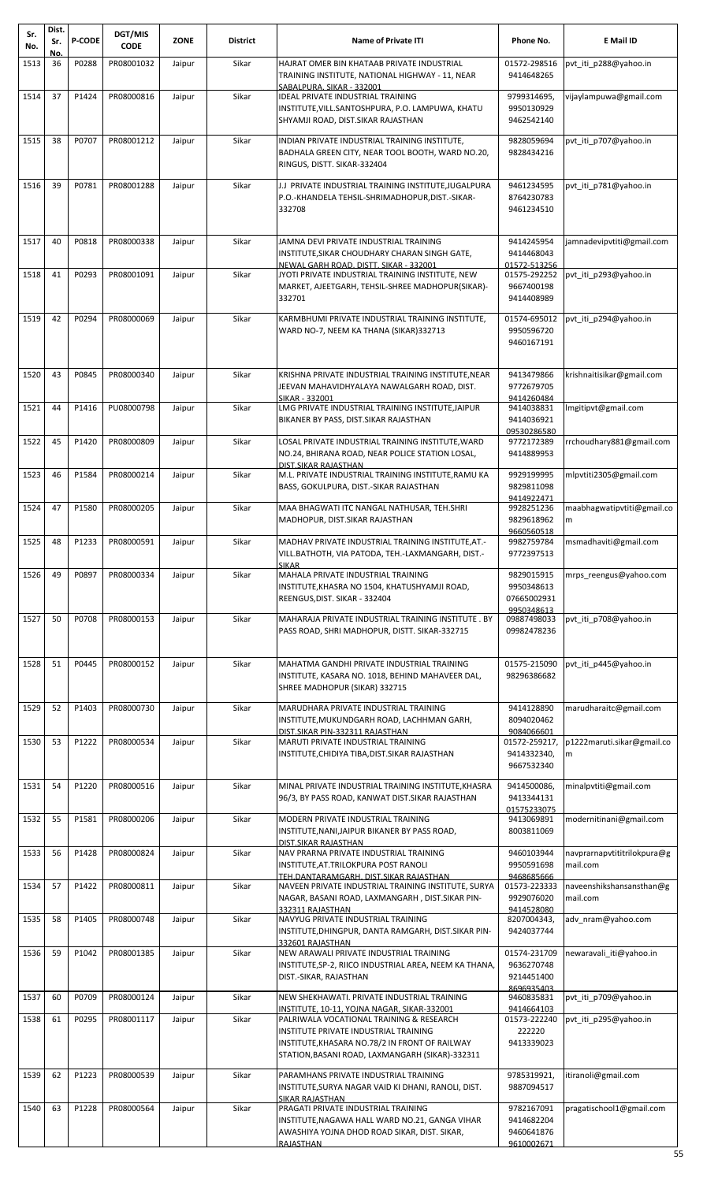| Sr. No. | Dist. Sr. No. | P-CODE | DGT/MIS CODE | ZONE | District | Name of Private ITI | Phone No. | E Mail ID |
|---|---|---|---|---|---|---|---|---|
| 1513 | 36 | P0288 | PR08001032 | Jaipur | Sikar | HAJRAT OMER BIN KHATAAB PRIVATE INDUSTRIAL TRAINING INSTITUTE, NATIONAL HIGHWAY - 11, NEAR SABALPURA, SIKAR - 332001 | 01572-298516 9414648265 | pvt_iti_p288@yahoo.in |
| 1514 | 37 | P1424 | PR08000816 | Jaipur | Sikar | IDEAL PRIVATE INDUSTRIAL TRAINING INSTITUTE,VILL.SANTOSHPURA, P.O. LAMPUWA, KHATU SHYAMJI ROAD, DIST.SIKAR RAJASTHAN | 9799314695, 9950130929 9462542140 | vijaylampuwa@gmail.com |
| 1515 | 38 | P0707 | PR08001212 | Jaipur | Sikar | INDIAN PRIVATE INDUSTRIAL TRAINING INSTITUTE, BADHALA GREEN CITY, NEAR TOOL BOOTH, WARD NO.20, RINGUS, DISTT. SIKAR-332404 | 9828059694 9828434216 | pvt_iti_p707@yahoo.in |
| 1516 | 39 | P0781 | PR08001288 | Jaipur | Sikar | J.J PRIVATE INDUSTRIAL TRAINING INSTITUTE,JUGALPURA P.O.-KHANDELA TEHSIL-SHRIMADHOPUR,DIST.-SIKAR-332708 | 9461234595 8764230783 9461234510 | pvt_iti_p781@yahoo.in |
| 1517 | 40 | P0818 | PR08000338 | Jaipur | Sikar | JAMNA DEVI PRIVATE INDUSTRIAL TRAINING INSTITUTE,SIKAR CHOUDHARY CHARAN SINGH GATE, NEWAL GARH ROAD, DISTT. SIKAR - 332001 | 9414245954 9414468043 01572-513256 | jamnadevipvtiti@gmail.com |
| 1518 | 41 | P0293 | PR08001091 | Jaipur | Sikar | JYOTI PRIVATE INDUSTRIAL TRAINING INSTITUTE, NEW MARKET, AJEETGARH, TEHSIL-SHREE MADHOPUR(SIKAR)-332701 | 01575-292252 9667400198 9414408989 | pvt_iti_p293@yahoo.in |
| 1519 | 42 | P0294 | PR08000069 | Jaipur | Sikar | KARMBHUMI PRIVATE INDUSTRIAL TRAINING INSTITUTE, WARD NO-7, NEEM KA THANA (SIKAR)332713 | 01574-695012 9950596720 9460167191 | pvt_iti_p294@yahoo.in |
| 1520 | 43 | P0845 | PR08000340 | Jaipur | Sikar | KRISHNA PRIVATE INDUSTRIAL TRAINING INSTITUTE,NEAR JEEVAN MAHAVIDHYALAYA NAWALGARH ROAD, DIST. SIKAR - 332001 | 9413479866 9772679705 9414260484 | krishnaitisikar@gmail.com |
| 1521 | 44 | P1416 | PU08000798 | Jaipur | Sikar | LMG PRIVATE INDUSTRIAL TRAINING INSTITUTE,JAIPUR BIKANER BY PASS, DIST.SIKAR RAJASTHAN | 9414038831 9414036921 09530286580 | lmgitipvt@gmail.com |
| 1522 | 45 | P1420 | PR08000809 | Jaipur | Sikar | LOSAL PRIVATE INDUSTRIAL TRAINING INSTITUTE,WARD NO.24, BHIRANA ROAD, NEAR POLICE STATION LOSAL, DIST.SIKAR RAJASTHAN | 9772172389 9414889953 | rrchoudhary881@gmail.com |
| 1523 | 46 | P1584 | PR08000214 | Jaipur | Sikar | M.L. PRIVATE INDUSTRIAL TRAINING INSTITUTE,RAMU KA BASS, GOKULPURA, DIST.-SIKAR RAJASTHAN | 9929199995 9829811098 9414922471 | mlpvtiti2305@gmail.com |
| 1524 | 47 | P1580 | PR08000205 | Jaipur | Sikar | MAA BHAGWATI ITC NANGAL NATHUSAR, TEH.SHRI MADHOPUR, DIST.SIKAR RAJASTHAN | 9928251236 9829618962 9660560518 | maabhagwatipvtiti@gmail.com |
| 1525 | 48 | P1233 | PR08000591 | Jaipur | Sikar | MADHAV PRIVATE INDUSTRIAL TRAINING INSTITUTE,AT.-VILL.BATHOTH, VIA PATODA, TEH.-LAXMANGARH, DIST.-SIKAR | 9982759784 9772397513 | msmadhaviti@gmail.com |
| 1526 | 49 | P0897 | PR08000334 | Jaipur | Sikar | MAHALA PRIVATE INDUSTRIAL TRAINING INSTITUTE,KHASRA NO 1504, KHATUSHYAMJI ROAD, REENGUS,DIST. SIKAR - 332404 | 9829015915 9950348613 07665002931 9950348613 | mrps_reengus@yahoo.com |
| 1527 | 50 | P0708 | PR08000153 | Jaipur | Sikar | MAHARAJA PRIVATE INDUSTRIAL TRAINING INSTITUTE . BY PASS ROAD, SHRI MADHOPUR, DISTT. SIKAR-332715 | 09887498033 09982478236 | pvt_iti_p708@yahoo.in |
| 1528 | 51 | P0445 | PR08000152 | Jaipur | Sikar | MAHATMA GANDHI PRIVATE INDUSTRIAL TRAINING INSTITUTE, KASARA NO. 1018, BEHIND MAHAVEER DAL, SHREE MADHOPUR (SIKAR) 332715 | 01575-215090 98296386682 | pvt_iti_p445@yahoo.in |
| 1529 | 52 | P1403 | PR08000730 | Jaipur | Sikar | MARUDHARA PRIVATE INDUSTRIAL TRAINING INSTITUTE,MUKUNDGARH ROAD, LACHHMAN GARH, DIST.SIKAR PIN-332311 RAJASTHAN | 9414128890 8094020462 9084066601 | marudharaitc@gmail.com |
| 1530 | 53 | P1222 | PR08000534 | Jaipur | Sikar | MARUTI PRIVATE INDUSTRIAL TRAINING INSTITUTE,CHIDIYA TIBA,DIST.SIKAR RAJASTHAN | 01572-259217, 9414332340, 9667532340 | p1222maruti.sikar@gmail.com |
| 1531 | 54 | P1220 | PR08000516 | Jaipur | Sikar | MINAL PRIVATE INDUSTRIAL TRAINING INSTITUTE,KHASRA 96/3, BY PASS ROAD, KANWAT DIST.SIKAR RAJASTHAN | 9414500086, 9413344131 01575233075 | minalpvtiti@gmail.com |
| 1532 | 55 | P1581 | PR08000206 | Jaipur | Sikar | MODERN PRIVATE INDUSTRIAL TRAINING INSTITUTE,NANI,JAIPUR BIKANER BY PASS ROAD, DIST.SIKAR RAJASTHAN | 9413069891 8003811069 | modernitinani@gmail.com |
| 1533 | 56 | P1428 | PR08000824 | Jaipur | Sikar | NAV PRARNA PRIVATE INDUSTRIAL TRAINING INSTITUTE,AT.TRILOKPURA POST RANOLI TEH.DANTARAMGARH, DIST.SIKAR RAJASTHAN | 9460103944 9950591698 9468685666 | navprarnapvtititrilokpura@gmail.com |
| 1534 | 57 | P1422 | PR08000811 | Jaipur | Sikar | NAVEEN PRIVATE INDUSTRIAL TRAINING INSTITUTE, SURYA NAGAR, BASANI ROAD, LAXMANGARH , DIST.SIKAR PIN-332311 RAJASTHAN | 01573-223333 9929076020 9414528080 | naveenshikshansansthan@gmail.com |
| 1535 | 58 | P1405 | PR08000748 | Jaipur | Sikar | NAVYUG PRIVATE INDUSTRIAL TRAINING INSTITUTE,DHINGPUR, DANTA RAMGARH, DIST.SIKAR PIN-332601 RAJASTHAN | 8207004343, 9424037744 | adv_nram@yahoo.com |
| 1536 | 59 | P1042 | PR08001385 | Jaipur | Sikar | NEW ARAWALI PRIVATE INDUSTRIAL TRAINING INSTITUTE,SP-2, RIICO INDUSTRIAL AREA, NEEM KA THANA, DIST.-SIKAR, RAJASTHAN | 01574-231709 9636270748 9214451400 8696935403 | newaravali_iti@yahoo.in |
| 1537 | 60 | P0709 | PR08000124 | Jaipur | Sikar | NEW SHEKHAWATI. PRIVATE INDUSTRIAL TRAINING INSTITUTE, 10-11, YOJNA NAGAR, SIKAR-332001 | 9460835831 9414664103 | pvt_iti_p709@yahoo.in |
| 1538 | 61 | P0295 | PR08001117 | Jaipur | Sikar | PALRIWALA VOCATIONAL TRAINING & RESEARCH INSTITUTE PRIVATE INDUSTRIAL TRAINING INSTITUTE,KHASARA NO.78/2 IN FRONT OF RAILWAY STATION,BASANI ROAD, LAXMANGARH (SIKAR)-332311 | 01573-222240 222220 9413339023 | pvt_iti_p295@yahoo.in |
| 1539 | 62 | P1223 | PR08000539 | Jaipur | Sikar | PARAMHANS PRIVATE INDUSTRIAL TRAINING INSTITUTE,SURYA NAGAR VAID KI DHANI, RANOLI, DIST. SIKAR RAJASTHAN | 9785319921, 9887094517 | itiranoli@gmail.com |
| 1540 | 63 | P1228 | PR08000564 | Jaipur | Sikar | PRAGATI PRIVATE INDUSTRIAL TRAINING INSTITUTE,NAGAWA HALL WARD NO.21, GANGA VIHAR AWASHIYA YOJNA DHOD ROAD SIKAR, DIST. SIKAR, RAJASTHAN | 9782167091 9414682204 9460641876 9610002671 | pragatischool1@gmail.com |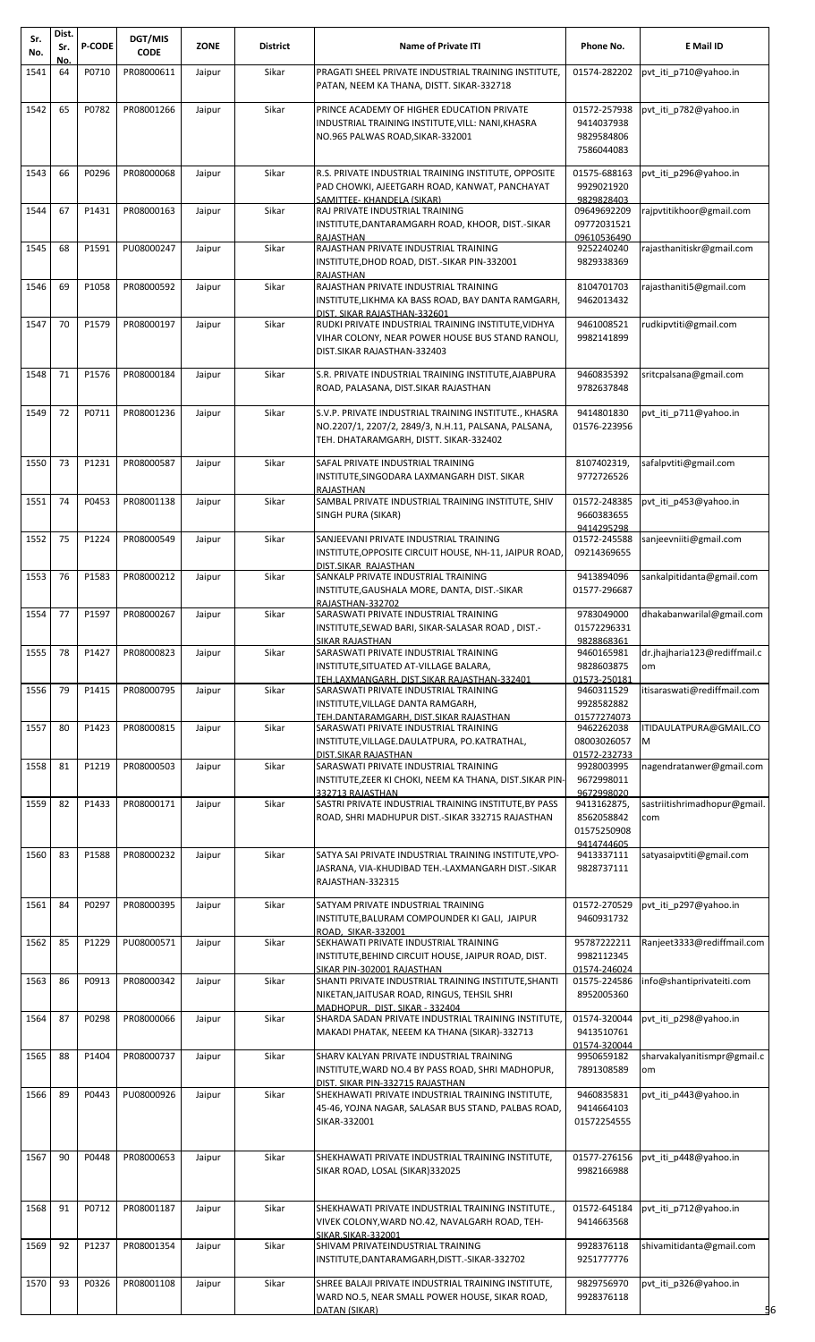| Sr. No. | Dist. Sr. No. | P-CODE | DGT/MIS CODE | ZONE | District | Name of Private ITI | Phone No. | E Mail ID |
|---|---|---|---|---|---|---|---|---|
| 1541 | 64 | P0710 | PR08000611 | Jaipur | Sikar | PRAGATI SHEEL PRIVATE INDUSTRIAL TRAINING INSTITUTE, PATAN, NEEM KA THANA, DISTT. SIKAR-332718 | 01574-282202 | pvt_iti_p710@yahoo.in |
| 1542 | 65 | P0782 | PR08001266 | Jaipur | Sikar | PRINCE ACADEMY OF HIGHER EDUCATION PRIVATE INDUSTRIAL TRAINING INSTITUTE,VILL: NANI,KHASRA NO.965 PALWAS ROAD,SIKAR-332001 | 01572-257938 9414037938 9829584806 7586044083 | pvt_iti_p782@yahoo.in |
| 1543 | 66 | P0296 | PR08000068 | Jaipur | Sikar | R.S. PRIVATE INDUSTRIAL TRAINING INSTITUTE, OPPOSITE PAD CHOWKI, AJEETGARH ROAD, KANWAT, PANCHAYAT SAMITTEE- KHANDELA (SIKAR) | 01575-688163 9929021920 9829828403 | pvt_iti_p296@yahoo.in |
| 1544 | 67 | P1431 | PR08000163 | Jaipur | Sikar | RAJ PRIVATE INDUSTRIAL TRAINING INSTITUTE,DANTARAMGARH ROAD, KHOOR, DIST.-SIKAR RAJASTHAN | 09649692209 09772031521 09610536490 | rajpvtitikhoor@gmail.com |
| 1545 | 68 | P1591 | PU08000247 | Jaipur | Sikar | RAJASTHAN PRIVATE INDUSTRIAL TRAINING INSTITUTE,DHOD ROAD, DIST.-SIKAR PIN-332001 RAJASTHAN | 9252240240 9829338369 | rajasthanitiskr@gmail.com |
| 1546 | 69 | P1058 | PR08000592 | Jaipur | Sikar | RAJASTHAN PRIVATE INDUSTRIAL TRAINING INSTITUTE,LIKHMA KA BASS ROAD, BAY DANTA RAMGARH, DIST. SIKAR RAJASTHAN-332601 | 8104701703 9462013432 | rajasthaniti5@gmail.com |
| 1547 | 70 | P1579 | PR08000197 | Jaipur | Sikar | RUDKI PRIVATE INDUSTRIAL TRAINING INSTITUTE,VIDHYA VIHAR COLONY, NEAR POWER HOUSE BUS STAND RANOLI, DIST.SIKAR RAJASTHAN-332403 | 9461008521 9982141899 | rudkipvtiti@gmail.com |
| 1548 | 71 | P1576 | PR08000184 | Jaipur | Sikar | S.R. PRIVATE INDUSTRIAL TRAINING INSTITUTE,AJABPURA ROAD, PALASANA, DIST.SIKAR RAJASTHAN | 9460835392 9782637848 | sritcpalsana@gmail.com |
| 1549 | 72 | P0711 | PR08001236 | Jaipur | Sikar | S.V.P. PRIVATE INDUSTRIAL TRAINING INSTITUTE., KHASRA NO.2207/1, 2207/2, 2849/3, N.H.11, PALSANA, PALSANA, TEH. DHATARAMGARH, DISTT. SIKAR-332402 | 9414801830 01576-223956 | pvt_iti_p711@yahoo.in |
| 1550 | 73 | P1231 | PR08000587 | Jaipur | Sikar | SAFAL PRIVATE INDUSTRIAL TRAINING INSTITUTE,SINGODARA LAXMANGARH DIST. SIKAR RAJASTHAN | 8107402319, 9772726526 | safalpvtiti@gmail.com |
| 1551 | 74 | P0453 | PR08001138 | Jaipur | Sikar | SAMBAL PRIVATE INDUSTRIAL TRAINING INSTITUTE, SHIV SINGH PURA (SIKAR) | 01572-248385 9660383655 9414295298 | pvt_iti_p453@yahoo.in |
| 1552 | 75 | P1224 | PR08000549 | Jaipur | Sikar | SANJEEVANI PRIVATE INDUSTRIAL TRAINING INSTITUTE,OPPOSITE CIRCUIT HOUSE, NH-11, JAIPUR ROAD, DIST.SIKAR RAJASTHAN | 01572-245588 09214369655 | sanjeevniiti@gmail.com |
| 1553 | 76 | P1583 | PR08000212 | Jaipur | Sikar | SANKALP PRIVATE INDUSTRIAL TRAINING INSTITUTE,GAUSHALA MORE, DANTA, DIST.-SIKAR RAJASTHAN-332702 | 9413894096 01577-296687 | sankalpitidanta@gmail.com |
| 1554 | 77 | P1597 | PR08000267 | Jaipur | Sikar | SARASWATI PRIVATE INDUSTRIAL TRAINING INSTITUTE,SEWAD BARI, SIKAR-SALASAR ROAD , DIST.-SIKAR RAJASTHAN | 9783049000 01572296331 9828868361 | dhakabanwarilal@gmail.com |
| 1555 | 78 | P1427 | PR08000823 | Jaipur | Sikar | SARASWATI PRIVATE INDUSTRIAL TRAINING INSTITUTE,SITUATED AT-VILLAGE BALARA, TEH.LAXMANGARH, DIST.SIKAR RAJASTHAN-332401 | 9460165981 9828603875 01573-250181 | dr.jhajharia123@rediffmail.com |
| 1556 | 79 | P1415 | PR08000795 | Jaipur | Sikar | SARASWATI PRIVATE INDUSTRIAL TRAINING INSTITUTE,VILLAGE DANTA RAMGARH, TEH.DANTARAMGARH, DIST.SIKAR RAJASTHAN | 9460311529 9928582882 01577274073 | itisaraswati@rediffmail.com |
| 1557 | 80 | P1423 | PR08000815 | Jaipur | Sikar | SARASWATI PRIVATE INDUSTRIAL TRAINING INSTITUTE,VILLAGE.DAULATPURA, PO.KATRATHAL, DIST.SIKAR RAJASTHAN | 9462262038 08003026057 01572-232733 | ITIDAULATPURA@GMAIL.COM |
| 1558 | 81 | P1219 | PR08000503 | Jaipur | Sikar | SARASWATI PRIVATE INDUSTRIAL TRAINING INSTITUTE,ZEER KI CHOKI, NEEM KA THANA, DIST.SIKAR PIN-332713 RAJASTHAN | 9928003995 9672998011 9672998020 | nagendratanwer@gmail.com |
| 1559 | 82 | P1433 | PR08000171 | Jaipur | Sikar | SASTRI PRIVATE INDUSTRIAL TRAINING INSTITUTE,BY PASS ROAD, SHRI MADHUPUR DIST.-SIKAR 332715 RAJASTHAN | 9413162875, 8562058842 01575250908 9414744605 | sastriitishrimadhopur@gmail.com |
| 1560 | 83 | P1588 | PR08000232 | Jaipur | Sikar | SATYA SAI PRIVATE INDUSTRIAL TRAINING INSTITUTE,VPO-JASRANA, VIA-KHUDIBAD TEH.-LAXMANGARH DIST.-SIKAR RAJASTHAN-332315 | 9413337111 9828737111 | satyasaipvtiti@gmail.com |
| 1561 | 84 | P0297 | PR08000395 | Jaipur | Sikar | SATYAM PRIVATE INDUSTRIAL TRAINING INSTITUTE,BALURAM COMPOUNDER KI GALI, JAIPUR ROAD, SIKAR-332001 | 01572-270529 9460931732 | pvt_iti_p297@yahoo.in |
| 1562 | 85 | P1229 | PU08000571 | Jaipur | Sikar | SEKHAWATI PRIVATE INDUSTRIAL TRAINING INSTITUTE,BEHIND CIRCUIT HOUSE, JAIPUR ROAD, DIST. SIKAR PIN-302001 RAJASTHAN | 95787222211 9982112345 01574-246024 | Ranjeet3333@rediffmail.com |
| 1563 | 86 | P0913 | PR08000342 | Jaipur | Sikar | SHANTI PRIVATE INDUSTRIAL TRAINING INSTITUTE,SHANTI NIKETAN,JAITUSAR ROAD, RINGUS, TEHSIL SHRI MADHOPUR, DIST. SIKAR - 332404 | 01575-224586 8952005360 | info@shantiprivateiti.com |
| 1564 | 87 | P0298 | PR08000066 | Jaipur | Sikar | SHARDA SADAN PRIVATE INDUSTRIAL TRAINING INSTITUTE, MAKADI PHATAK, NEEEM KA THANA (SIKAR)-332713 | 01574-320044 9413510761 01574-320044 | pvt_iti_p298@yahoo.in |
| 1565 | 88 | P1404 | PR08000737 | Jaipur | Sikar | SHARV KALYAN PRIVATE INDUSTRIAL TRAINING INSTITUTE,WARD NO.4 BY PASS ROAD, SHRI MADHOPUR, DIST. SIKAR PIN-332715 RAJASTHAN | 9950659182 7891308589 | sharvakalyanitismpr@gmail.com |
| 1566 | 89 | P0443 | PU08000926 | Jaipur | Sikar | SHEKHAWATI PRIVATE INDUSTRIAL TRAINING INSTITUTE, 45-46, YOJNA NAGAR, SALASAR BUS STAND, PALBAS ROAD, SIKAR-332001 | 9460835831 9414664103 01572254555 | pvt_iti_p443@yahoo.in |
| 1567 | 90 | P0448 | PR08000653 | Jaipur | Sikar | SHEKHAWATI PRIVATE INDUSTRIAL TRAINING INSTITUTE, SIKAR ROAD, LOSAL (SIKAR)332025 | 01577-276156 9982166988 | pvt_iti_p448@yahoo.in |
| 1568 | 91 | P0712 | PR08001187 | Jaipur | Sikar | SHEKHAWATI PRIVATE INDUSTRIAL TRAINING INSTITUTE., VIVEK COLONY,WARD NO.42, NAVALGARH ROAD, TEH-SIKAR,SIKAR-332001 | 01572-645184 9414663568 | pvt_iti_p712@yahoo.in |
| 1569 | 92 | P1237 | PR08001354 | Jaipur | Sikar | SHIVAM PRIVATEINDUSTRIAL TRAINING INSTITUTE,DANTARAMGARH,DISTT.-SIKAR-332702 | 9928376118 9251777776 | shivamitidanta@gmail.com |
| 1570 | 93 | P0326 | PR08001108 | Jaipur | Sikar | SHREE BALAJI PRIVATE INDUSTRIAL TRAINING INSTITUTE, WARD NO.5, NEAR SMALL POWER HOUSE, SIKAR ROAD, DATAN (SIKAR) | 9829756970 9928376118 | pvt_iti_p326@yahoo.in |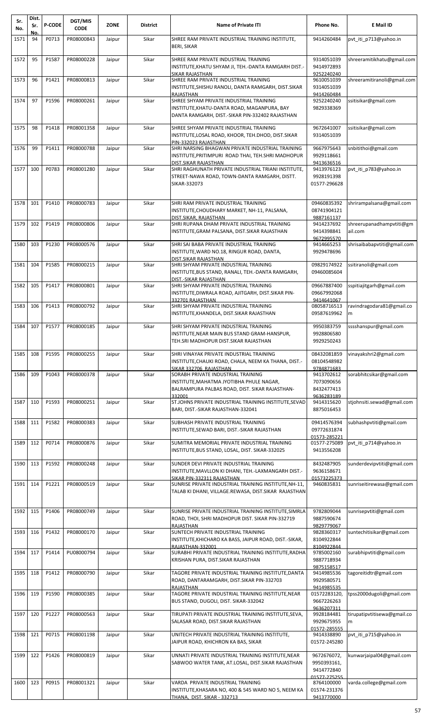| Sr. No. | Dist. Sr. No. | P-CODE | DGT/MIS CODE | ZONE | District | Name of Private ITI | Phone No. | E Mail ID |
|---|---|---|---|---|---|---|---|---|
| 1571 | 94 | P0713 | PR08000843 | Jaipur | Sikar | SHREE RAM PRIVATE INDUSTRIAL TRAINING INSTITUTE, BERI, SIKAR | 9414260484 | pvt_iti_p713@yahoo.in |
| 1572 | 95 | P1587 | PR08000228 | Jaipur | Sikar | SHREE RAM PRIVATE INDUSTRIAL TRAINING INSTITUTE,KHATU SHYAM JI, TEH.-DANTA RAMGARH DIST.-SIKAR RAJASTHAN | 9314051039 9414972893 9252240240 | shreeramitikhatu@gmail.com |
| 1573 | 96 | P1421 | PR08000813 | Jaipur | Sikar | SHREE RAM PRIVATE INDUSTRIAL TRAINING INSTITUTE,SHISHU RANOLI, DANTA RAMGARH, DIST.SIKAR RAJASTHAN | 9610051039 9314051039 9414260484 | shreeramitiranoli@gmail.com |
| 1574 | 97 | P1596 | PR08000261 | Jaipur | Sikar | SHREE SHYAM PRIVATE INDUSTRIAL TRAINING INSTITUTE,KHATU-DANTA ROAD, MAGANPURA, BAY DANTA RAMGARH, DIST.-SIKAR PIN-332402 RAJASTHAN | 9252240240 9829338369 | ssitisikar@gmail.com |
| 1575 | 98 | P1418 | PR08001358 | Jaipur | Sikar | SHREE SHYAM PRIVATE INDUSTRIAL TRAINING INSTITUTE,LOSAL ROAD, KHOOR, TEH.DHOD, DIST.SIKAR PIN-332023 RAJASTHAN | 9672641007 9314051039 | ssitisikar@gmail.com |
| 1576 | 99 | P1411 | PR08000788 | Jaipur | Sikar | SHRI NARSING BHAGWAN PRIVATE INDUSTRIAL TRAINING INSTITUTE,PRITIMPURI ROAD THAI, TEH.SHRI MADHOPUR DIST.SIKAR RAJASTHAN | 9667975643 9929118661 9413636516 | snbitithoi@gmail.com |
| 1577 | 100 | P0783 | PR08001280 | Jaipur | Sikar | SHRI RAGHUNATH PRIVATE INDUSTRIAL TRIANI INSTITUTE, STREET-NAWA ROAD, TOWN-DANTA RAMGARH, DISTT. SIKAR-332073 | 9413976123 9928191398 01577-296628 | pvt_iti_p783@yahoo.in |
| 1578 | 101 | P1410 | PR08000783 | Jaipur | Sikar | SHRI RAM PRIVATE INDUSTRIAL TRAINING INSTITUTE,CHOUDHARY MARKET, NH-11, PALSANA, DIST.SIKAR, RAJASTHAN | 09460835392 08741904121 9887161137 | shrirampalsana@gmail.com |
| 1579 | 102 | P1419 | PR08000806 | Jaipur | Sikar | SHRI RUPANA DHAM PRIVATE INDUSTRIAL TRAINING INSTITUTE,GRAM PALSANA, DIST.SIKAR RAJASTHAN | 9414237692 9414398841 9672995570 | shreerupanadhampvtiti@gmail.com |
| 1580 | 103 | P1230 | PR08000576 | Jaipur | Sikar | SHRI SAI BABA PRIVATE INDUSTRIAL TRAINING INSTITUTE,WARD NO.18, RINGUR ROAD, DANTA, DIST.SIKAR RAJASTHAN | 9414665253 9929478696 | shrisaibabapvtiti@gmail.com |
| 1581 | 104 | P1585 | PR08000215 | Jaipur | Sikar | SHRI SHYAM PRIVATE INDUSTRIAL TRAINING INSTITUTE,BUS STAND, RANALI, TEH.-DANTA RAMGARH, DIST.-SIKAR RAJASTHAN | 09829174922 09460085604 | ssitiranoli@gmail.com |
| 1582 | 105 | P1417 | PR08000801 | Jaipur | Sikar | SHRI SHYAM PRIVATE INDUSTRIAL TRAINING INSTITUTE,DIWRALA ROAD, AJITGARH, DIST.SIKAR PIN-332701 RAJASTHAN | 09667887400 09667992068 9414641067 | sspitiajitgarh@gmail.com |
| 1583 | 106 | P1413 | PR08000792 | Jaipur | Sikar | SHRI SHYAM PRIVATE INDUSTRIAL TRAINING INSTITUTE,KHANDELA, DIST.SIKAR RAJASTHAN | 08058716513 09587619962 | ravindragodara81@gmail.com |
| 1584 | 107 | P1577 | PR08000185 | Jaipur | Sikar | SHRI SHYAM PRIVATE INDUSTRIAL TRAINING INSTITUTE,NEAR MAIN BUS STAND GRAM-HANSPUR, TEH.SRI MADHOPUR DIST.SIKAR RAJASTHAN | 9950383759 9928806580 9929250243 | sssshanspur@gmail.com |
| 1585 | 108 | P1595 | PR08000255 | Jaipur | Sikar | SHRI VINAYAK PRIVATE INDUSTRIAL TRAINING INSTITUTE,CHAUKI ROAD, CHALA, NEEM KA THANA, DIST.-SIKAR 332706 RAJASTHAN | 08432081859 08104548982 9784871683 | vinayakshri2@gmail.com |
| 1586 | 109 | P1043 | PR08000378 | Jaipur | Sikar | SORABH PRIVATE INDUSTRIAL TRAINING INSTITUTE,MAHATMA JYOTIBHA PHULE NAGAR, BALRAMPURA PALBAS ROAD, DIST. SIKAR RAJASTHAN-332001 | 9413702612 7073090656 8432477413 9636283189 | sorabhitcsikar@gmail.com |
| 1587 | 110 | P1593 | PR08000251 | Jaipur | Sikar | ST.JOHNS PRIVATE INDUSTRIAL TRAINING INSTITUTE,SEVAD BARI, DIST.-SIKAR RAJASTHAN-332041 | 9414315620 8875016453 | stjohnsiti.sewad@gmail.com |
| 1588 | 111 | P1582 | PR08000383 | Jaipur | Sikar | SUBHASH PRIVATE INDUSTRIAL TRAINING INSTITUTE,SEWAD BARI, DIST.-SIKAR RAJASTHAN | 09414576394 09772631874 01573-285221 | subhashpvtiti@gmail.com |
| 1589 | 112 | P0714 | PR08000876 | Jaipur | Sikar | SUMITRA MEMORIAL PRIVATE INDUSTRIAL TRAINING INSTITUTE,BUS STAND, LOSAL, DIST. SIKAR-332025 | 01577-275089 9413556208 | pvt_iti_p714@yahoo.in |
| 1590 | 113 | P1592 | PR08000248 | Jaipur | Sikar | SUNDER DEVI PRIVATE INDUSTRIAL TRAINING INSTITUTE,MAVLLON KI DHANI, TEH.-LAXMANGARH DIST.-SIKAR PIN-332311 RAJASTHAN | 8432487905 9636158671 01573225373 | sunderdevipvtiti@gmail.com |
| 1591 | 114 | P1221 | PR08000519 | Jaipur | Sikar | SUNRISE PRIVATE INDUSTRIAL TRAINING INSTITUTE,NH-11, TALAB KI DHANI, VILLAGE.REWASA, DIST.SIKAR RAJASTHAN | 9460835831 | sunriseitirewasa@gmail.com |
| 1592 | 115 | P1406 | PR08000749 | Jaipur | Sikar | SUNRISE PRIVATE INDUSTRIAL TRAINING INSTITUTE,SIMRLA ROAD, THOI, SHRI MADHOPUR DIST. SIKAR PIN-332719 RAJASTHAN | 9782809044 9887590674 9829779067 | sunrisepvtiti@gmail.com |
| 1593 | 116 | P1432 | PR08000170 | Jaipur | Sikar | SUNTECH PRIVATE INDUSTRIAL TRAINING INSTITUTE,KHICHARO KA BASS, JAIPUR ROAD, DIST.-SIKAR, RAJASTHAN-332001 | 9828360317 8104922844 8104922844 | suntechitisikar@gmail.com |
| 1594 | 117 | P1414 | PU08000794 | Jaipur | Sikar | SURABHI PRIVATE INDUSTRIAL TRAINING INSTITUTE,RADHA KRISHAN PURA, DIST.SIKAR RAJASTHAN | 9785002160 9887718934 9875158517 | surabhipvtiti@gmail.com |
| 1595 | 118 | P1412 | PR08000790 | Jaipur | Sikar | TAGORE PRIVATE INDUSTRIAL TRAINING INSTITUTE,DANTA ROAD, DANTARAMGARH, DIST.SIKAR PIN-332703 RAJASTHAN | 9414985536 9929580571 9414985535 | tagoreitidtr@gmail.com |
| 1596 | 119 | P1590 | PR08000385 | Jaipur | Sikar | TAGORE PRIVATE INDUSTRIAL TRAINING INSTITUTE,NEAR BUS STAND, DUGOLI, DIST. SIKAR-332042 | 01572283120, 9667226263 9636207311 | tpss2000dugoli@gmail.com |
| 1597 | 120 | P1227 | PR08000563 | Jaipur | Sikar | TIRUPATI PRIVATE INDUSTRIAL TRAINING INSTITUTE,SEVA, SALASAR ROAD, DIST.SIKAR RAJASTHAN | 9928184481 9929675955 01572-285555 | tirupatipvtitisewa@gmail.com |
| 1598 | 121 | P0715 | PR08001198 | Jaipur | Sikar | UNITECH PRIVATE INDUSTRIAL TRAINING INSTITUTE, JAIPUR ROAD, KHICHRON KA BAS, SIKAR | 9414338890 01572-245280 | pvt_iti_p715@yahoo.in |
| 1599 | 122 | P1426 | PR08000819 | Jaipur | Sikar | UNNATI PRIVATE INDUSTRIAL TRAINING INSTITUTE,NEAR SABWOO WATER TANK, AT.LOSAL, DIST.SIKAR RAJASTHAN | 9672676072, 9950393161, 9414772840 01577-275255 | kunwarjaipal04@gmail.com |
| 1600 | 123 | P0915 | PR08001321 | Jaipur | Sikar | VARDA PRIVATE INDUSTRIAL TRAINING INSTITUTE,KHASARA NO, 400 & 545 WARD NO 5, NEEM KA THANA, DIST. SIKAR - 332713 | 8764100000 01574-231376 9413770000 | varda.college@gmail.com |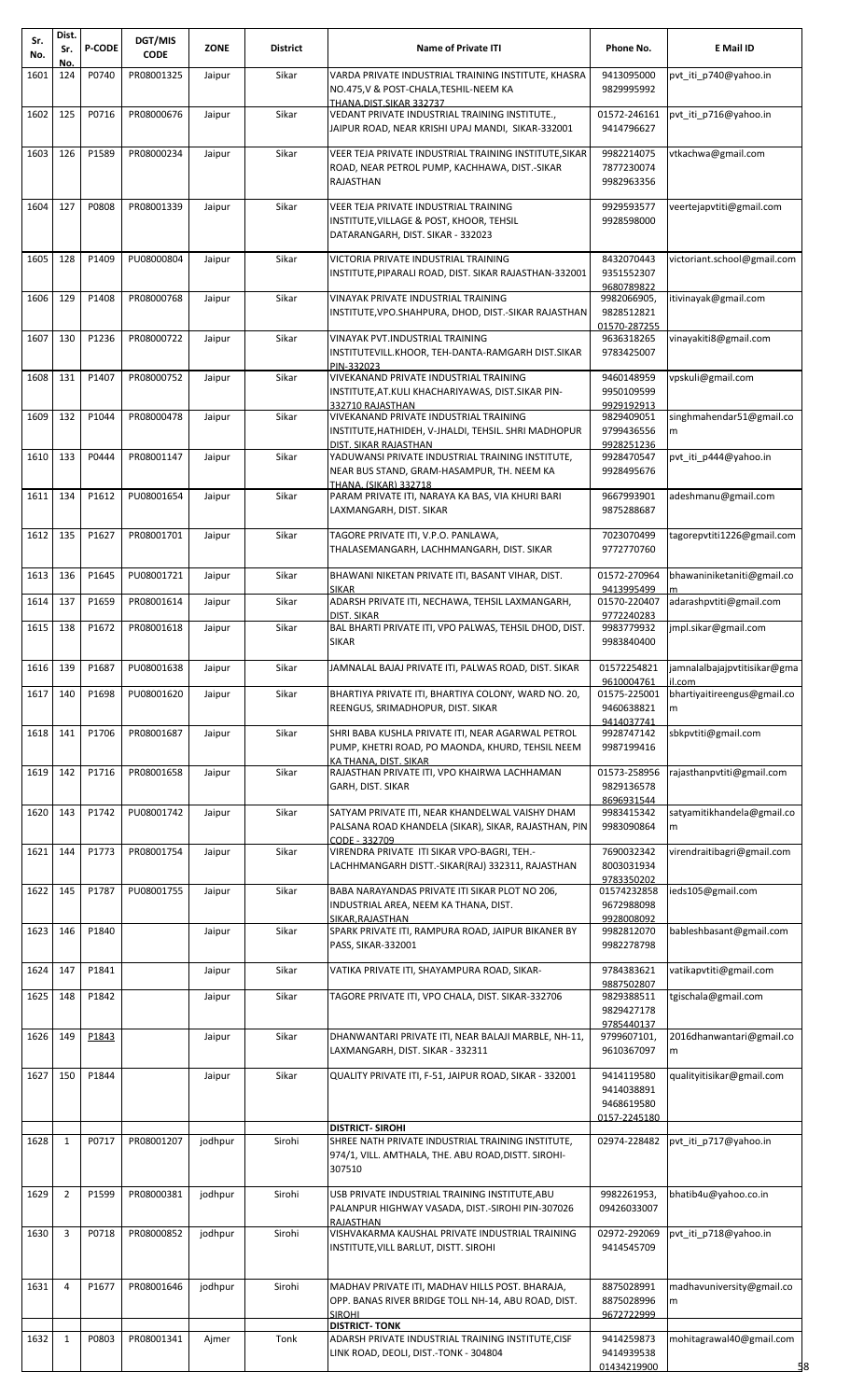| Sr. No. | Dist. Sr. No. | P-CODE | DGT/MIS CODE | ZONE | District | Name of Private ITI | Phone No. | E Mail ID |
|---|---|---|---|---|---|---|---|---|
| 1601 | 124 | P0740 | PR08001325 | Jaipur | Sikar | VARDA PRIVATE INDUSTRIAL TRAINING INSTITUTE, KHASRA NO.475,V & POST-CHALA,TESHIL-NEEM KA THANA,DIST.SIKAR 332737 | 9413095000 9829995992 | pvt_iti_p740@yahoo.in |
| 1602 | 125 | P0716 | PR08000676 | Jaipur | Sikar | VEDANT PRIVATE INDUSTRIAL TRAINING INSTITUTE., JAIPUR ROAD, NEAR KRISHI UPAJ MANDI, SIKAR-332001 | 01572-246161 9414796627 | pvt_iti_p716@yahoo.in |
| 1603 | 126 | P1589 | PR08000234 | Jaipur | Sikar | VEER TEJA PRIVATE INDUSTRIAL TRAINING INSTITUTE,SIKAR ROAD, NEAR PETROL PUMP, KACHHAWA, DIST.-SIKAR RAJASTHAN | 9982214075 7877230074 9982963356 | vtkachwa@gmail.com |
| 1604 | 127 | P0808 | PR08001339 | Jaipur | Sikar | VEER TEJA PRIVATE INDUSTRIAL TRAINING INSTITUTE,VILLAGE & POST, KHOOR, TEHSIL DATARANGARH, DIST. SIKAR - 332023 | 9929593577 9928598000 | veertejapvtiti@gmail.com |
| 1605 | 128 | P1409 | PU08000804 | Jaipur | Sikar | VICTORIA PRIVATE INDUSTRIAL TRAINING INSTITUTE,PIPARALI ROAD, DIST. SIKAR RAJASTHAN-332001 | 8432070443 9351552307 9680789822 | victoriant.school@gmail.com |
| 1606 | 129 | P1408 | PR08000768 | Jaipur | Sikar | VINAYAK PRIVATE INDUSTRIAL TRAINING INSTITUTE,VPO.SHAHPURA, DHOD, DIST.-SIKAR RAJASTHAN | 9982066905, 9828512821 01570-287255 | itivinayak@gmail.com |
| 1607 | 130 | P1236 | PR08000722 | Jaipur | Sikar | VINAYAK PVT.INDUSTRIAL TRAINING INSTITUTEVILL.KHOOR, TEH-DANTA-RAMGARH DIST.SIKAR PIN-332023 | 9636318265 9783425007 | vinayakiti8@gmail.com |
| 1608 | 131 | P1407 | PR08000752 | Jaipur | Sikar | VIVEKANAND PRIVATE INDUSTRIAL TRAINING INSTITUTE,AT.KULI KHACHARIYAWAS, DIST.SIKAR PIN-332710 RAJASTHAN | 9460148959 9950109599 9929192913 | vpskuli@gmail.com |
| 1609 | 132 | P1044 | PR08000478 | Jaipur | Sikar | VIVEKANAND PRIVATE INDUSTRIAL TRAINING INSTITUTE,HATHIDEH, V-JHALDI, TEHSIL. SHRI MADHOPUR DIST. SIKAR RAJASTHAN | 9829409051 9799436556 9928251236 | singhmahendar51@gmail.com |
| 1610 | 133 | P0444 | PR08001147 | Jaipur | Sikar | YADUWANSI PRIVATE INDUSTRIAL TRAINING INSTITUTE, NEAR BUS STAND, GRAM-HASAMPUR, TH. NEEM KA THANA, (SIKAR) 332718 | 9928470547 9928495676 | pvt_iti_p444@yahoo.in |
| 1611 | 134 | P1612 | PU08001654 | Jaipur | Sikar | PARAM PRIVATE ITI, NARAYA KA BAS, VIA KHURI BARI LAXMANGARH, DIST. SIKAR | 9667993901 9875288687 | adeshmanu@gmail.com |
| 1612 | 135 | P1627 | PR08001701 | Jaipur | Sikar | TAGORE PRIVATE ITI, V.P.O. PANLAWA, THALASEMANGARH, LACHHMANGARH, DIST. SIKAR | 7023070499 9772770760 | tagorepvtiti1226@gmail.com |
| 1613 | 136 | P1645 | PU08001721 | Jaipur | Sikar | BHAWANI NIKETAN PRIVATE ITI, BASANT VIHAR, DIST. SIKAR | 01572-270964 9413995499 | bhawaniniketaniti@gmail.com |
| 1614 | 137 | P1659 | PR08001614 | Jaipur | Sikar | ADARSH PRIVATE ITI, NECHAWA, TEHSIL LAXMANGARH, DIST. SIKAR | 01570-220407 9772240283 | adarashpvtiti@gmail.com |
| 1615 | 138 | P1672 | PR08001618 | Jaipur | Sikar | BAL BHARTI PRIVATE ITI, VPO PALWAS, TEHSIL DHOD, DIST. SIKAR | 9983779932 9983840400 | jmpl.sikar@gmail.com |
| 1616 | 139 | P1687 | PU08001638 | Jaipur | Sikar | JAMNALAL BAJAJ PRIVATE ITI, PALWAS ROAD, DIST. SIKAR | 01572254821 9610004761 | jamnalalbajajpvtitisikar@gmail.com |
| 1617 | 140 | P1698 | PU08001620 | Jaipur | Sikar | BHARTIYA PRIVATE ITI, BHARTIYA COLONY, WARD NO. 20, REENGUS, SRIMADHOPUR, DIST. SIKAR | 01575-225001 9460638821 9414037741 | bhartiyaitireengus@gmail.com |
| 1618 | 141 | P1706 | PR08001687 | Jaipur | Sikar | SHRI BABA KUSHLA PRIVATE ITI, NEAR AGARWAL PETROL PUMP, KHETRI ROAD, PO MAONDA, KHURD, TEHSIL NEEM KA THANA, DIST. SIKAR | 9928747142 9987199416 | sbkpvtiti@gmail.com |
| 1619 | 142 | P1716 | PR08001658 | Jaipur | Sikar | RAJASTHAN PRIVATE ITI, VPO KHAIRWA LACHHAMAN GARH, DIST. SIKAR | 01573-258956 9829136578 8696931544 | rajasthanpvtiti@gmail.com |
| 1620 | 143 | P1742 | PU08001742 | Jaipur | Sikar | SATYAM PRIVATE ITI, NEAR KHANDELWAL VAISHY DHAM PALSANA ROAD KHANDELA (SIKAR), SIKAR, RAJASTHAN, PIN CODE - 332709 | 9983415342 9983090864 | satyamitikhandela@gmail.com |
| 1621 | 144 | P1773 | PR08001754 | Jaipur | Sikar | VIRENDRA PRIVATE ITI SIKAR VPO-BAGRI, TEH.-LACHHMANGARH DISTT.-SIKAR(RAJ) 332311, RAJASTHAN | 7690032342 8003031934 9783350202 | virendraitibagri@gmail.com |
| 1622 | 145 | P1787 | PU08001755 | Jaipur | Sikar | BABA NARAYANDAS PRIVATE ITI SIKAR PLOT NO 206, INDUSTRIAL AREA, NEEM KA THANA, DIST. SIKAR,RAJASTHAN | 01574232858 9672988098 9928008092 | ieds105@gmail.com |
| 1623 | 146 | P1840 | | Jaipur | Sikar | SPARK PRIVATE ITI, RAMPURA ROAD, JAIPUR BIKANER BY PASS, SIKAR-332001 | 9982812070 9982278798 | bableshbasant@gmail.com |
| 1624 | 147 | P1841 | | Jaipur | Sikar | VATIKA PRIVATE ITI, SHAYAMPURA ROAD, SIKAR- | 9784383621 9887502807 | vatikapvtiti@gmail.com |
| 1625 | 148 | P1842 | | Jaipur | Sikar | TAGORE PRIVATE ITI, VPO CHALA, DIST. SIKAR-332706 | 9829388511 9829427178 9785440137 | tgischala@gmail.com |
| 1626 | 149 | P1843 | | Jaipur | Sikar | DHANWANTARI PRIVATE ITI, NEAR BALAJI MARBLE, NH-11, LAXMANGARH, DIST. SIKAR - 332311 | 9799607101, 9610367097 | 2016dhanwantari@gmail.com |
| 1627 | 150 | P1844 | | Jaipur | Sikar | QUALITY PRIVATE ITI, F-51, JAIPUR ROAD, SIKAR - 332001 | 9414119580 9414038891 9468619580 0157-2245180 | qualityitisikar@gmail.com |
| | | | | | | **DISTRICT- SIROHI** | | |
| 1628 | 1 | P0717 | PR08001207 | jodhpur | Sirohi | SHREE NATH PRIVATE INDUSTRIAL TRAINING INSTITUTE, 974/1, VILL. AMTHALA, THE. ABU ROAD,DISTT. SIROHI-307510 | 02974-228482 | pvt_iti_p717@yahoo.in |
| 1629 | 2 | P1599 | PR08000381 | jodhpur | Sirohi | USB PRIVATE INDUSTRIAL TRAINING INSTITUTE,ABU PALANPUR HIGHWAY VASADA, DIST.-SIROHI PIN-307026 RAJASTHAN | 9982261953, 09426033007 | bhatib4u@yahoo.co.in |
| 1630 | 3 | P0718 | PR08000852 | jodhpur | Sirohi | VISHVAKARMA KAUSHAL PRIVATE INDUSTRIAL TRAINING INSTITUTE,VILL BARLUT, DISTT. SIROHI | 02972-292069 9414545709 | pvt_iti_p718@yahoo.in |
| 1631 | 4 | P1677 | PR08001646 | jodhpur | Sirohi | MADHAV PRIVATE ITI, MADHAV HILLS POST. BHARAJA, OPP. BANAS RIVER BRIDGE TOLL NH-14, ABU ROAD, DIST. SIROHI | 8875028991 8875028996 9672722999 | madhavuniversity@gmail.com |
| | | | | | | **DISTRICT- TONK** | | |
| 1632 | 1 | P0803 | PR08001341 | Ajmer | Tonk | ADARSH PRIVATE INDUSTRIAL TRAINING INSTITUTE,CISF LINK ROAD, DEOLI, DIST.-TONK - 304804 | 9414259873 9414939538 01434219900 | mohitagrawal40@gmail.com |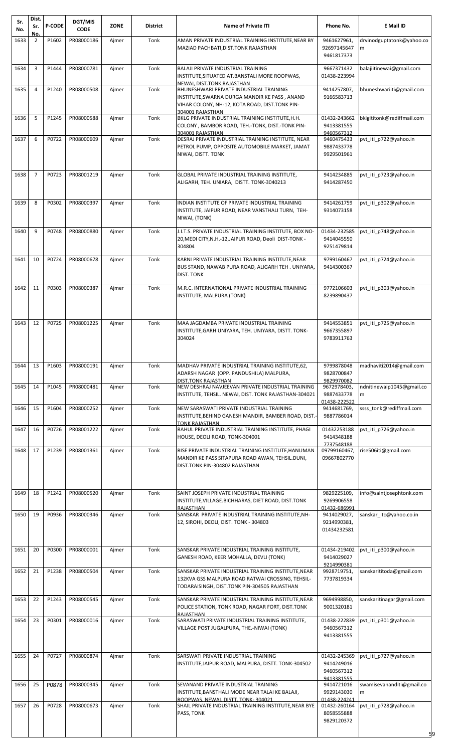| Sr. No. | Dist. Sr. No. | P-CODE | DGT/MIS CODE | ZONE | District | Name of Private ITI | Phone No. | E Mail ID |
|---|---|---|---|---|---|---|---|---|
| 1633 | 2 | P1602 | PR08000186 | Ajmer | Tonk | AMAN PRIVATE INDUSTRIAL TRAINING INSTITUTE,NEAR BY MAZIAD PACHBATI,DIST.TONK RAJASTHAN | 9461627961, 92697145647 9461817373 | drvinodguptatonk@yahoo.com |
| 1634 | 3 | P1444 | PR08000781 | Ajmer | Tonk | BALAJI PRIVATE INDUSTRIAL TRAINING INSTITUTE,SITUATED AT.BANSTALI MORE ROOPWAS, NEWAI, DIST.TONK RAJASTHAN | 9667371432 01438-223994 | balajiitinewai@gmail.com |
| 1635 | 4 | P1240 | PR08000508 | Ajmer | Tonk | BHUNESHWARI PRIVATE INDUSTRIAL TRAINING INSTITUTE,SWARNA DURGA MANDIR KE PASS , ANAND VIHAR COLONY, NH-12, KOTA ROAD, DIST.TONK PIN-304001 RAJASTHAN | 9414257807, 9166583713 | bhuneshwariiti@gmail.com |
| 1636 | 5 | P1245 | PR08000588 | Ajmer | Tonk | BKLG PRIVATE INDUSTRIAL TRAINING INSTITUTE,H.H. COLONY , BAMBOR ROAD, TEH.-TONK, DIST.-TONK PIN-304001 RAJASTHAN | 01432-243662 9413381555 9460567312 | bklgititonk@rediffmail.com |
| 1637 | 6 | P0722 | PR08000609 | Ajmer | Tonk | DESRAJ PRIVATE INDUSTRIAL TRAINING INSTITUTE, NEAR PETROL PUMP, OPPOSITE AUTOMOBILE MARKET, JAMAT NIWAI, DISTT. TONK | 9460475433 9887433778 9929501961 | pvt_iti_p722@yahoo.in |
| 1638 | 7 | P0723 | PR08001219 | Ajmer | Tonk | GLOBAL PRIVATE INDUSTRIAL TRAINING INSTITUTE, ALIGARH, TEH. UNIARA, DISTT. TONK-3040213 | 9414234885 9414287450 | pvt_iti_p723@yahoo.in |
| 1639 | 8 | P0302 | PR08000397 | Ajmer | Tonk | INDIAN INSTITUTE OF PRIVATE INDUSTRIAL TRAINING INSTITUTE, JAIPUR ROAD, NEAR VANSTHALI TURN, TEH-NIWAI, (TONK) | 9414261759 9314073158 | pvt_iti_p302@yahoo.in |
| 1640 | 9 | P0748 | PR08000880 | Ajmer | Tonk | J.I.T.S. PRIVATE INDUSTRIAL TRAINING INSTITUTE, BOX NO-20,MEDI CITY,N.H.-12,JAIPUR ROAD, Deoli DIST-TONK - 304804 | 01434-232585 9414045550 9251479814 | pvt_iti_p748@yahoo.in |
| 1641 | 10 | P0724 | PR08000678 | Ajmer | Tonk | KARNI PRIVATE INDUSTRIAL TRAINING INSTITUTE,NEAR BUS STAND, NAWAB PURA ROAD, ALIGARH TEH . UNIYARA, DIST. TONK | 9799160467 9414300367 | pvt_iti_p724@yahoo.in |
| 1642 | 11 | P0303 | PR08000387 | Ajmer | Tonk | M.R.C. INTERNATIONAL PRIVATE INDUSTRIAL TRAINING INSTITUTE, MALPURA (TONK) | 9772106603 8239890437 | pvt_iti_p303@yahoo.in |
| 1643 | 12 | P0725 | PR08001225 | Ajmer | Tonk | MAA JAGDAMBA PRIVATE INDUSTRIAL TRAINING INSTITUTE,GARH UNIYARA, TEH. UNIYARA, DISTT. TONK-304024 | 9414553851 9667355897 9783911763 | pvt_iti_p725@yahoo.in |
| 1644 | 13 | P1603 | PR08000191 | Ajmer | Tonk | MADHAV PRIVATE INDUSTRIAL TRAINING INSTITUTE,62, ADARSH NAGAR (OPP. PANDUSHILA) MALPURA, DIST.TONK RAJASTHAN | 9799878048 9828700847 9829970082 | madhaviti2014@gmail.com |
| 1645 | 14 | P1045 | PR08000481 | Ajmer | Tonk | NEW DESHRAJ NAVJEEVAN PRIVATE INDUSTRIAL TRAINING INSTITUTE, TEHSIL. NEWAI, DIST. TONK RAJASTHAN-304021 | 9672978403, 9887433778 01438-222522 | ndnitinewaip1045@gmail.com |
| 1646 | 15 | P1604 | PR08000252 | Ajmer | Tonk | NEW SARASWATI PRIVATE INDUSTRIAL TRAINING INSTITUTE,BEHIND GANESH MANDIR, BAMBER ROAD, DIST.-TONK RAJASTHAN | 9414681769, 9887786014 | ssss_tonk@rediffmail.com |
| 1647 | 16 | P0726 | PR08001222 | Ajmer | Tonk | RAHUL PRIVATE INDUSTRIAL TRAINING INSTITUTE, PHAGI HOUSE, DEOLI ROAD, TONK-304001 | 01432253188 9414348188 7737548188 | pvt_iti_p726@yahoo.in |
| 1648 | 17 | P1239 | PR08001361 | Ajmer | Tonk | RISE PRIVATE INDUSTRIAL TRAINING INSTITUTE,HANUMAN MANDIR KE PASS SITAPURA ROAD AWAN, TEHSIL.DUNI, DIST.TONK PIN-304802 RAJASTHAN | 09799160467, 09667802770 | rise506iti@gmail.com |
| 1649 | 18 | P1242 | PR08000520 | Ajmer | Tonk | SAINT JOSEPH PRIVATE INDUSTRIAL TRAINING INSTITUTE,VILLAGE.BICHHARAS, DIET ROAD, DIST.TONK RAJASTHAN | 9829225109, 9269906558 01432-686991 | info@saintjosephtonk.com |
| 1650 | 19 | P0936 | PR08000346 | Ajmer | Tonk | SANSKAR PRIVATE INDUSTRIAL TRAINING INSTITUTE,NH-12, SIROHI, DEOLI, DIST. TONK - 304803 | 9414029027, 9214990381, 01434232581 | sanskar_itc@yahoo.co.in |
| 1651 | 20 | P0300 | PR08000001 | Ajmer | Tonk | SANSKAR PRIVATE INDUSTRIAL TRAINING INSTITUTE, GANESH ROAD, KEER MOHALLA, DEVLI (TONK) | 01434-219402 9414029027 9214990381 | pvt_iti_p300@yahoo.in |
| 1652 | 21 | P1238 | PR08000504 | Ajmer | Tonk | SANSKAR PRIVATE INDUSTRIAL TRAINING INSTITUTE,NEAR 132KVA GSS MALPURA ROAD RATWAI CROSSING, TEHSIL-TODARAISINGH, DIST.TONK PIN-304505 RAJASTHAN | 9928719751, 7737819334 | sanskarititoda@gmail.com |
| 1653 | 22 | P1243 | PR08000545 | Ajmer | Tonk | SANSKAR PRIVATE INDUSTRIAL TRAINING INSTITUTE,NEAR POLICE STATION, TONK ROAD, NAGAR FORT, DIST.TONK RAJASTHAN | 9694998850, 9001320181 | sanskaritinagar@gmail.com |
| 1654 | 23 | P0301 | PR08000016 | Ajmer | Tonk | SARASWATI PRIVATE INDUSTRIAL TRAINING INSTITUTE, VILLAGE POST JUGALPURA, THE.-NIWAI (TONK) | 01438-222839 9460567312 9413381555 | pvt_iti_p301@yahoo.in |
| 1655 | 24 | P0727 | PR08000874 | Ajmer | Tonk | SARSWATI PRIVATE INDUSTRIAL TRAINING INSTITUTE,JAIPUR ROAD, MALPURA, DISTT. TONK-304502 | 01432-245369 9414249016 9460567312 9413381555 | pvt_iti_p727@yahoo.in |
| 1656 | 25 | P0878 | PR08000345 | Ajmer | Tonk | SEVANAND PRIVATE INDUSTRIAL TRAINING INSTITUTE,BANSTHALI MODE NEAR TALAI KE BALAJI, ROOPWAS, NEWAI, DISTT. TONK- 304021 | 9414721016 9929143030 01438-224241 | swamisevananditi@gmail.com |
| 1657 | 26 | P0728 | PR08000673 | Ajmer | Tonk | SHAIL PRIVATE INDUSTRIAL TRAINING INSTITUTE,NEAR BYE PASS, TONK | 01432-260164 8058555888 9829120372 | pvt_iti_p728@yahoo.in |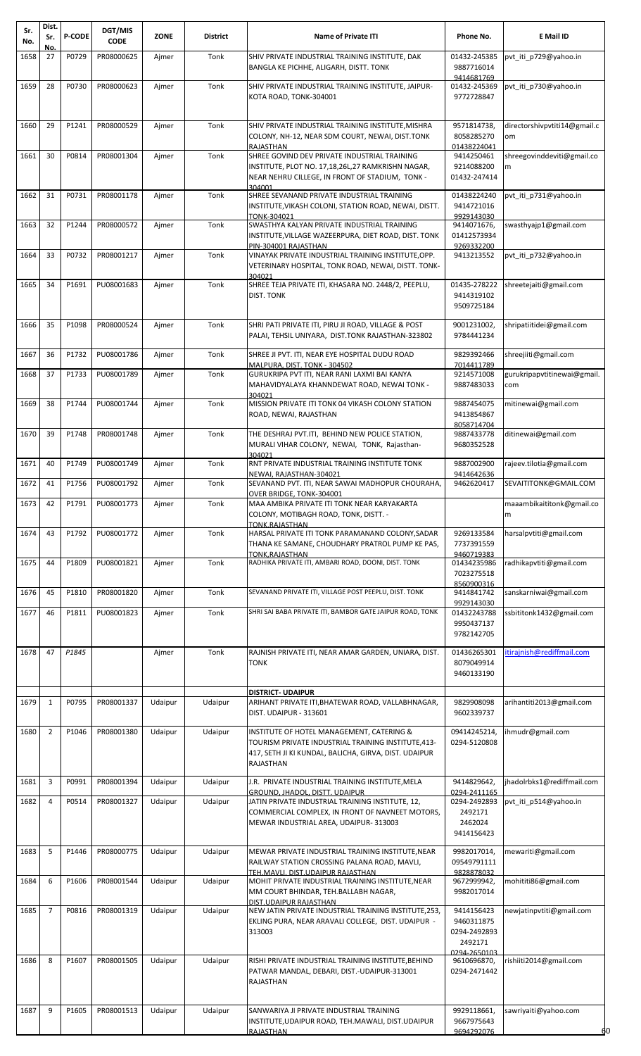| Sr. No. | Dist. Sr. No. | P-CODE | DGT/MIS CODE | ZONE | District | Name of Private ITI | Phone No. | E Mail ID |
|---|---|---|---|---|---|---|---|---|
| 1658 | 27 | P0729 | PR08000625 | Ajmer | Tonk | SHIV PRIVATE INDUSTRIAL TRAINING INSTITUTE, DAK BANGLA KE PICHHE, ALIGARH, DISTT. TONK | 01432-245385 9887716014 9414681769 | pvt_iti_p729@yahoo.in |
| 1659 | 28 | P0730 | PR08000623 | Ajmer | Tonk | SHIV PRIVATE INDUSTRIAL TRAINING INSTITUTE, JAIPUR-KOTA ROAD, TONK-304001 | 01432-245369 9772728847 | pvt_iti_p730@yahoo.in |
| 1660 | 29 | P1241 | PR08000529 | Ajmer | Tonk | SHIV PRIVATE INDUSTRIAL TRAINING INSTITUTE,MISHRA COLONY, NH-12, NEAR SDM COURT, NEWAI, DIST.TONK RAJASTHAN | 9571814738, 8058285270 01438224041 | directorshivpvtiti14@gmail.com |
| 1661 | 30 | P0814 | PR08001304 | Ajmer | Tonk | SHREE GOVIND DEV PRIVATE INDUSTRIAL TRAINING INSTITUTE, PLOT NO. 17,18,26L,27 RAMKRISHN NAGAR, NEAR NEHRU CILLEGE, IN FRONT OF STADIUM, TONK - 304001 | 9414250461 9214088200 01432-247414 | shreegovinddeviti@gmail.com |
| 1662 | 31 | P0731 | PR08001178 | Ajmer | Tonk | SHREE SEVANAND PRIVATE INDUSTRIAL TRAINING INSTITUTE,VIKASH COLONI, STATION ROAD, NEWAI, DISTT. TONK-304021 | 01438224240 9414721016 9929143030 | pvt_iti_p731@yahoo.in |
| 1663 | 32 | P1244 | PR08000572 | Ajmer | Tonk | SWASTHYA KALYAN PRIVATE INDUSTRIAL TRAINING INSTITUTE,VILLAGE WAZEERPURA, DIET ROAD, DIST. TONK PIN-304001 RAJASTHAN | 9414071676, 01412573934 9269332200 | swasthyajp1@gmail.com |
| 1664 | 33 | P0732 | PR08001217 | Ajmer | Tonk | VINAYAK PRIVATE INDUSTRIAL TRAINING INSTITUTE,OPP. VETERINARY HOSPITAL, TONK ROAD, NEWAI, DISTT. TONK-304021 | 9413213552 | pvt_iti_p732@yahoo.in |
| 1665 | 34 | P1691 | PU08001683 | Ajmer | Tonk | SHREE TEJA PRIVATE ITI, KHASARA NO. 2448/2, PEEPLU, DIST. TONK | 01435-278222 9414319102 9509725184 | shreetejaiti@gmail.com |
| 1666 | 35 | P1098 | PR08000524 | Ajmer | Tonk | SHRI PATI PRIVATE ITI, PIRU JI ROAD, VILLAGE & POST PALAI, TEHSIL UNIYARA, DIST.TONK RAJASTHAN-323802 | 9001231002, 9784441234 | shripatiitidei@gmail.com |
| 1667 | 36 | P1732 | PU08001786 | Ajmer | Tonk | SHREE JI PVT. ITI, NEAR EYE HOSPITAL DUDU ROAD MALPURA, DIST. TONK - 304502 | 9829392466 7014411789 | shreejiiti@gmail.com |
| 1668 | 37 | P1733 | PU08001789 | Ajmer | Tonk | GURUKRIPA PVT ITI, NEAR RANI LAXMI BAI KANYA MAHAVIDYALAYA KHANNDEWAT ROAD, NEWAI TONK - 304021 | 9214571008 9887483033 | gurukripapvtitinewai@gmail.com |
| 1669 | 38 | P1744 | PU08001744 | Ajmer | Tonk | MISSION PRIVATE ITI TONK 04 VIKASH COLONY STATION ROAD, NEWAI, RAJASTHAN | 9887454075 9413854867 8058714704 | mitinewai@gmail.com |
| 1670 | 39 | P1748 | PU08001748 | Ajmer | Tonk | THE DESHRAJ PVT.ITI, BEHIND NEW POLICE STATION, MURALI VIHAR COLONY, NEWAI, TONK, Rajasthan-304021 | 9887433778 9680352528 | ditinewai@gmail.com |
| 1671 | 40 | P1749 | PU08001749 | Ajmer | Tonk | RNT PRIVATE INDUSTRIAL TRAINING INSTITUTE TONK NEWAI, RAJASTHAN-304021 | 9887002900 9414642636 | rajeev.tilotia@gmail.com |
| 1672 | 41 | P1756 | PU08001792 | Ajmer | Tonk | SEVANAND PVT. ITI, NEAR SAWAI MADHOPUR CHOURAHA, OVER BRIDGE, TONK-304001 | 9462620417 | SEVAITITONK@GMAIL.COM |
| 1673 | 42 | P1791 | PU08001773 | Ajmer | Tonk | MAA AMBIKA PRIVATE ITI TONK NEAR KARYAKARTA COLONY, MOTIBAGH ROAD, TONK, DISTT. - TONK,RAJASTHAN | | maaambikaititonk@gmail.com |
| 1674 | 43 | P1792 | PU08001772 | Ajmer | Tonk | HARSAL PRIVATE ITI TONK PARAMANAND COLONY,SADAR THANA KE SAMANE, CHOUDHARY PRATROL PUMP KE PAS, TONK,RAJASTHAN | 9269133584 7737391559 9460719383 | harsalpvtiti@gmail.com |
| 1675 | 44 | P1809 | PU08001821 | Ajmer | Tonk | RADHIKA PRIVATE ITI, AMBARI ROAD, DOONI, DIST. TONK | 01434235986 7023275518 8560900316 | radhikapvtiti@gmail.com |
| 1676 | 45 | P1810 | PU08001820 | Ajmer | Tonk | SEVANAND PRIVATE ITI, VILLAGE POST PEEPLU, DIST. TONK | 9414841742 9929143030 | sanskarniwai@gmail.com |
| 1677 | 46 | P1811 | PU08001823 | Ajmer | Tonk | SHRI SAI BABA PRIVATE ITI, BAMBOR GATE JAIPUR ROAD, TONK | 01432243788 9950437137 9782142705 | ssbititonk1432@gmail.com |
| 1678 | 47 | P1845 | | Ajmer | Tonk | RAJNISH PRIVATE ITI, NEAR AMAR GARDEN, UNIARA, DIST. TONK | 01436265301 8079049914 9460133190 | itirajnish@rediffmail.com |
| | | | | | | **DISTRICT- UDAIPUR** | | |
| 1679 | 1 | P0795 | PR08001337 | Udaipur | Udaipur | ARIHANT PRIVATE ITI,BHATEWAR ROAD, VALLABHNAGAR, DIST. UDAIPUR - 313601 | 9829908098 9602339737 | arihantiti2013@gmail.com |
| 1680 | 2 | P1046 | PR08001380 | Udaipur | Udaipur | INSTITUTE OF HOTEL MANAGEMENT, CATERING & TOURISM PRIVATE INDUSTRIAL TRAINING INSTITUTE,413-417, SETH JI KI KUNDAL, BALICHA, GIRVA, DIST. UDAIPUR RAJASTHAN | 09414245214, 0294-5120808 | ihmudr@gmail.com |
| 1681 | 3 | P0991 | PR08001394 | Udaipur | Udaipur | J.R. PRIVATE INDUSTRIAL TRAINING INSTITUTE,MELA GROUND, JHADOL, DISTT. UDAIPUR | 9414829642, 0294-2411165 | jhadolrbks1@rediffmail.com |
| 1682 | 4 | P0514 | PR08001327 | Udaipur | Udaipur | JATIN PRIVATE INDUSTRIAL TRAINING INSTITUTE, 12, COMMERCIAL COMPLEX, IN FRONT OF NAVNEET MOTORS, MEWAR INDUSTRIAL AREA, UDAIPUR- 313003 | 0294-2492893 2492171 2462024 9414156423 | pvt_iti_p514@yahoo.in |
| 1683 | 5 | P1446 | PR08000775 | Udaipur | Udaipur | MEWAR PRIVATE INDUSTRIAL TRAINING INSTITUTE,NEAR RAILWAY STATION CROSSING PALANA ROAD, MAVLI, TEH.MAVLI, DIST.UDAIPUR RAJASTHAN | 9982017014, 09549791111 9828878032 | mewariti@gmail.com |
| 1684 | 6 | P1606 | PR08001544 | Udaipur | Udaipur | MOHIT PRIVATE INDUSTRIAL TRAINING INSTITUTE,NEAR MM COURT BHINDAR, TEH.BALLABH NAGAR, DIST.UDAIPUR RAJASTHAN | 9672999942, 9982017014 | mohititi86@gmail.com |
| 1685 | 7 | P0816 | PR08001319 | Udaipur | Udaipur | NEW JATIN PRIVATE INDUSTRIAL TRAINING INSTITUTE,253, EKLING PURA, NEAR ARAVALI COLLEGE, DIST. UDAIPUR - 313003 | 9414156423 9460311875 0294-2492893 2492171 0294-2650103 | newjatinpvtiti@gmail.com |
| 1686 | 8 | P1607 | PR08001505 | Udaipur | Udaipur | RISHI PRIVATE INDUSTRIAL TRAINING INSTITUTE,BEHIND PATWAR MANDAL, DEBARI, DIST.-UDAIPUR-313001 RAJASTHAN | 9610696870, 0294-2471442 | rishiiti2014@gmail.com |
| 1687 | 9 | P1605 | PR08001513 | Udaipur | Udaipur | SANWARIYA JI PRIVATE INDUSTRIAL TRAINING INSTITUTE,UDAIPUR ROAD, TEH.MAWALI, DIST.UDAIPUR RAJASTHAN | 9929118661, 9667975643 9694292076 | sawriyaiti@yahoo.com |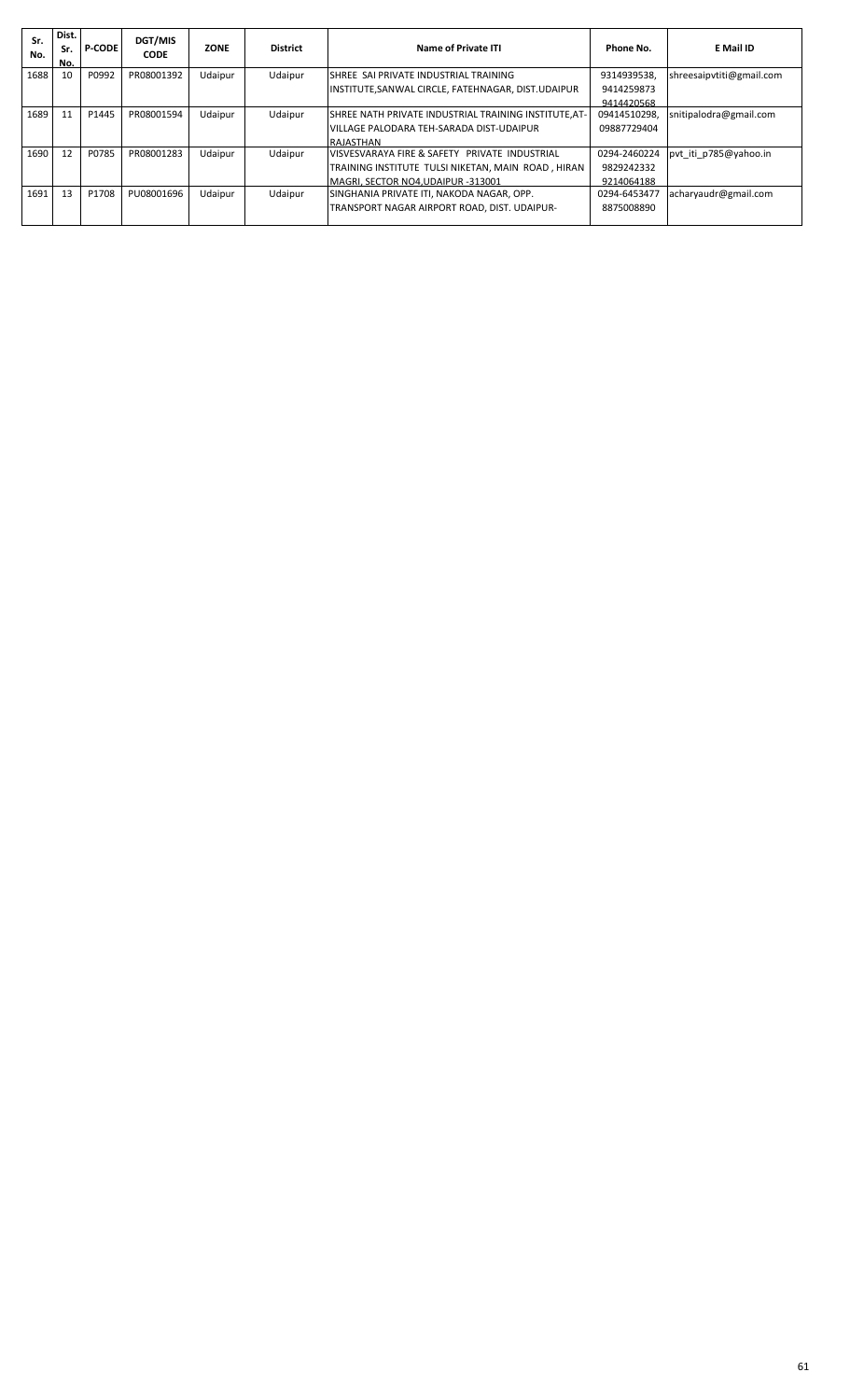| Sr. No. | Dist. Sr. No. | P-CODE | DGT/MIS CODE | ZONE | District | Name of Private ITI | Phone No. | E Mail ID |
|---|---|---|---|---|---|---|---|---|
| 1688 | 10 | P0992 | PR08001392 | Udaipur | Udaipur | SHREE SAI PRIVATE INDUSTRIAL TRAINING INSTITUTE,SANWAL CIRCLE, FATEHNAGAR, DIST.UDAIPUR | 9314939538, 9414259873 9414420568 | shreesaipvtiti@gmail.com |
| 1689 | 11 | P1445 | PR08001594 | Udaipur | Udaipur | SHREE NATH PRIVATE INDUSTRIAL TRAINING INSTITUTE,AT-VILLAGE PALODARA TEH-SARADA DIST-UDAIPUR RAJASTHAN | 09414510298, 09887729404 | snitipalodra@gmail.com |
| 1690 | 12 | P0785 | PR08001283 | Udaipur | Udaipur | VISVESVARAYA FIRE & SAFETY PRIVATE INDUSTRIAL TRAINING INSTITUTE TULSI NIKETAN, MAIN ROAD , HIRAN MAGRI, SECTOR NO4,UDAIPUR -313001 | 0294-2460224 9829242332 9214064188 | pvt_iti_p785@yahoo.in |
| 1691 | 13 | P1708 | PU08001696 | Udaipur | Udaipur | SINGHANIA PRIVATE ITI, NAKODA NAGAR, OPP. TRANSPORT NAGAR AIRPORT ROAD, DIST. UDAIPUR- | 0294-6453477 8875008890 | acharyaudr@gmail.com |